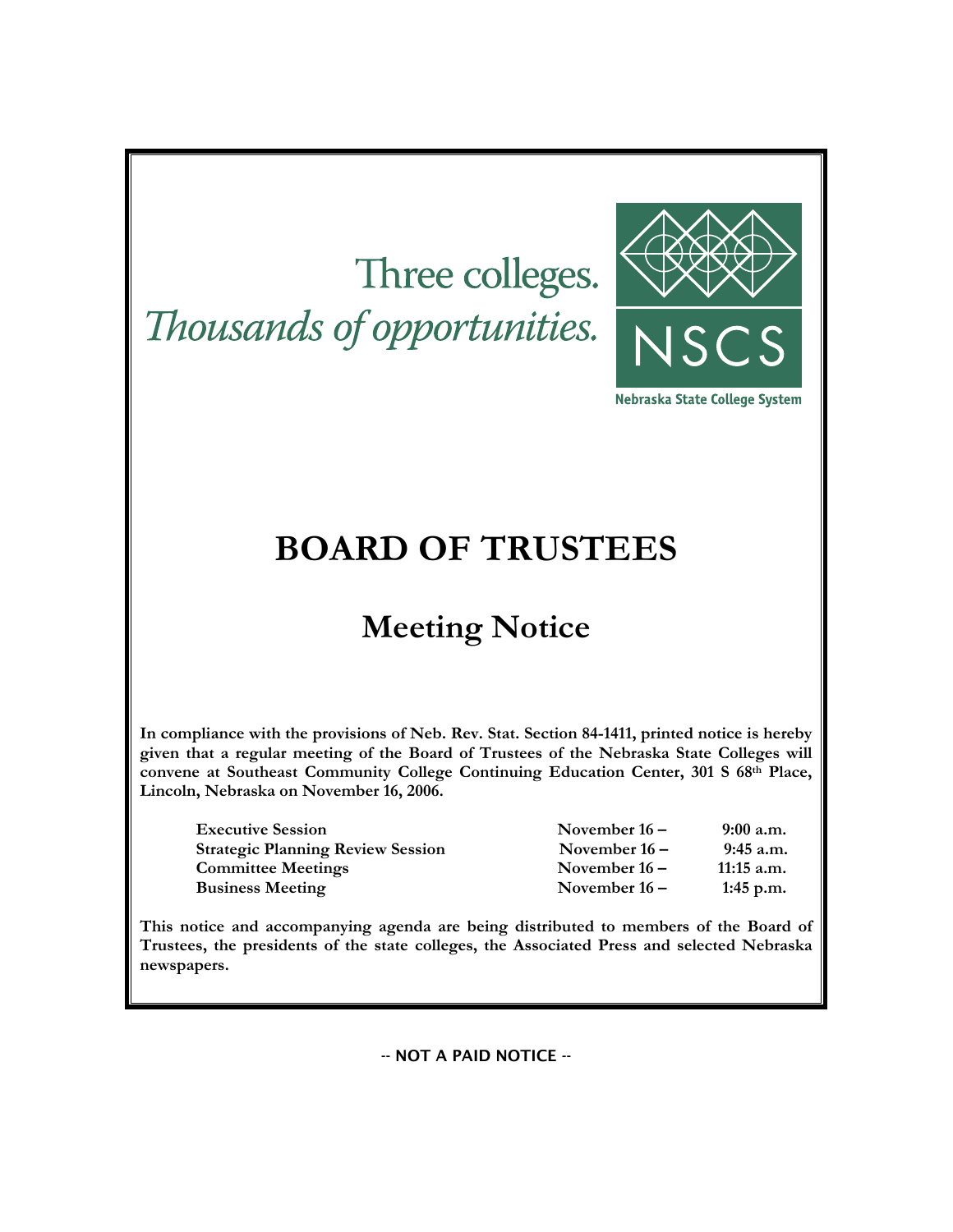Three colleges.
*Thousands of opportunities.*

NSCS

Nebraska State College System

# BOARD OF TRUSTEES

## Meeting Notice

**In compliance with the provisions of Neb. Rev. Stat. Section 84-1411, printed notice is hereby given that a regular meeting of the Board of Trustees of the Nebraska State Colleges will convene at Southeast Community College Continuing Education Center, 301 S 68th Place, Lincoln, Nebraska on November 16, 2006.**

| | | |
|---|---|---|
| **Executive Session** | **November 16 –** | **9:00 a.m.** |
| **Strategic Planning Review Session** | **November 16 –** | **9:45 a.m.** |
| **Committee Meetings** | **November 16 –** | **11:15 a.m.** |
| **Business Meeting** | **November 16 –** | **1:45 p.m.** |

**This notice and accompanying agenda are being distributed to members of the Board of Trustees, the presidents of the state colleges, the Associated Press and selected Nebraska newspapers.**

-- NOT A PAID NOTICE --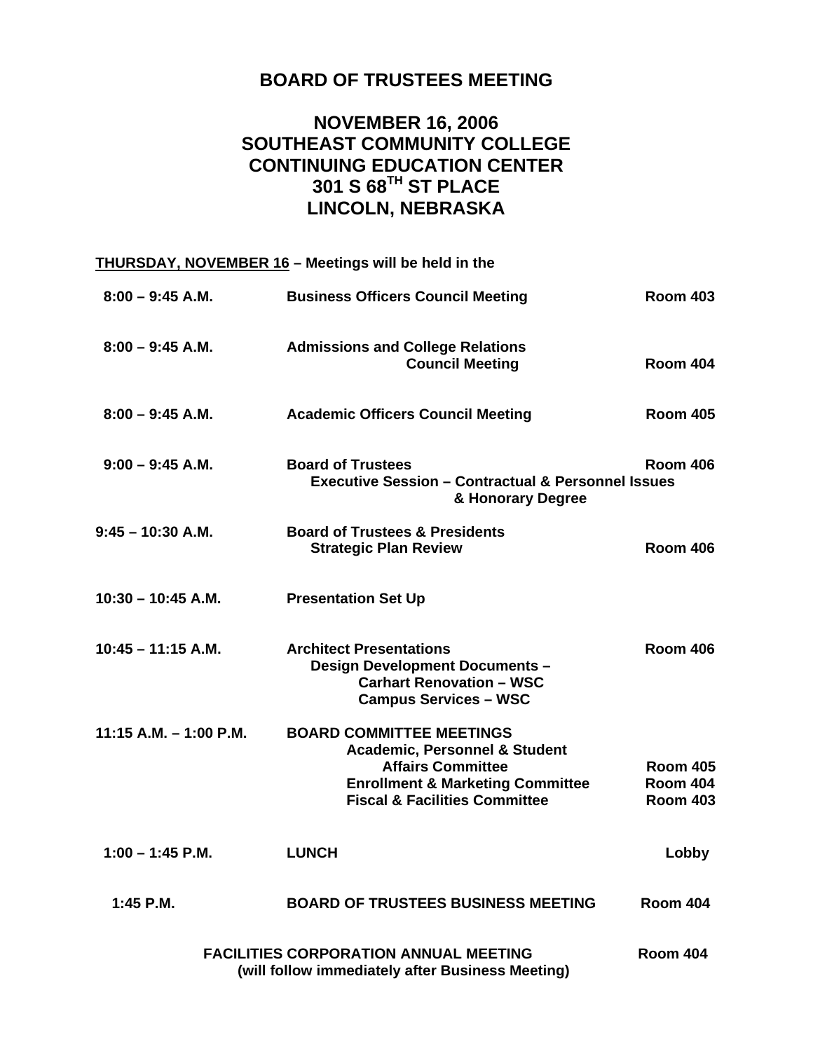# BOARD OF TRUSTEES MEETING

## NOVEMBER 16, 2006
## SOUTHEAST COMMUNITY COLLEGE
## CONTINUING EDUCATION CENTER
## 301 S 68TH ST PLACE
## LINCOLN, NEBRASKA

**THURSDAY, NOVEMBER 16 – Meetings will be held in the**

| | | |
|---|---|---|
| **8:00 – 9:45 A.M.** | **Business Officers Council Meeting** | **Room 403** |
| **8:00 – 9:45 A.M.** | **Admissions and College Relations Council Meeting** | **Room 404** |
| **8:00 – 9:45 A.M.** | **Academic Officers Council Meeting** | **Room 405** |
| **9:00 – 9:45 A.M.** | **Board of Trustees**<br>**Executive Session – Contractual & Personnel Issues & Honorary Degree** | **Room 406** |
| **9:45 – 10:30 A.M.** | **Board of Trustees & Presidents**<br>**Strategic Plan Review** | **Room 406** |
| **10:30 – 10:45 A.M.** | **Presentation Set Up** | |
| **10:45 – 11:15 A.M.** | **Architect Presentations**<br>**Design Development Documents –**<br>**Carhart Renovation – WSC**<br>**Campus Services – WSC** | **Room 406** |
| **11:15 A.M. – 1:00 P.M.** | **BOARD COMMITTEE MEETINGS** | |
| | **Academic, Personnel & Student Affairs Committee** | **Room 405** |
| | **Enrollment & Marketing Committee** | **Room 404** |
| | **Fiscal & Facilities Committee** | **Room 403** |
| **1:00 – 1:45 P.M.** | **LUNCH** | **Lobby** |
| **1:45 P.M.** | **BOARD OF TRUSTEES BUSINESS MEETING** | **Room 404** |

**FACILITIES CORPORATION ANNUAL MEETING** — **Room 404**
**(will follow immediately after Business Meeting)**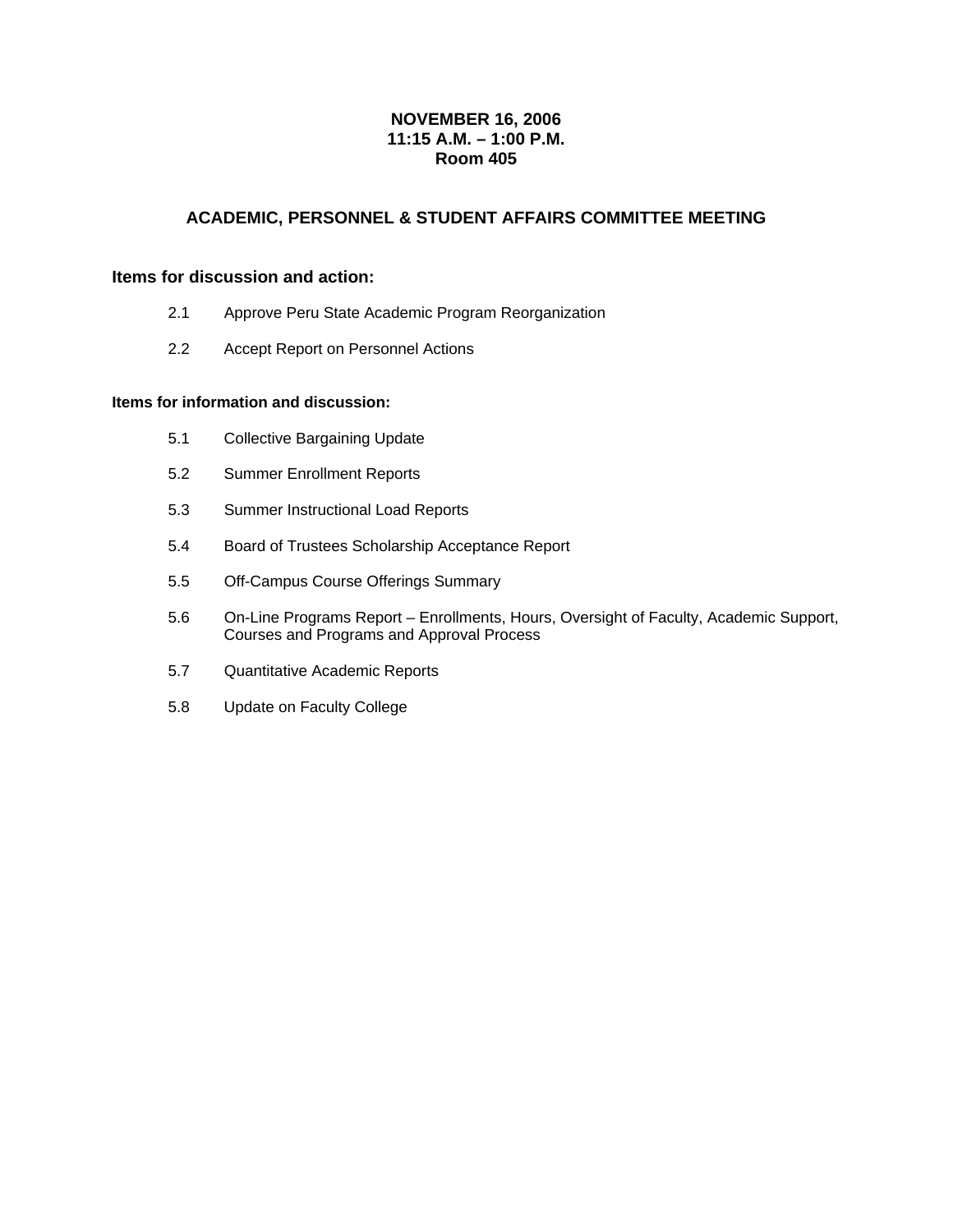**NOVEMBER 16, 2006**
**11:15 A.M. – 1:00 P.M.**
**Room 405**

## ACADEMIC, PERSONNEL & STUDENT AFFAIRS COMMITTEE MEETING

### Items for discussion and action:

2.1 Approve Peru State Academic Program Reorganization

2.2 Accept Report on Personnel Actions

**Items for information and discussion:**

5.1 Collective Bargaining Update

5.2 Summer Enrollment Reports

5.3 Summer Instructional Load Reports

5.4 Board of Trustees Scholarship Acceptance Report

5.5 Off-Campus Course Offerings Summary

5.6 On-Line Programs Report – Enrollments, Hours, Oversight of Faculty, Academic Support, Courses and Programs and Approval Process

5.7 Quantitative Academic Reports

5.8 Update on Faculty College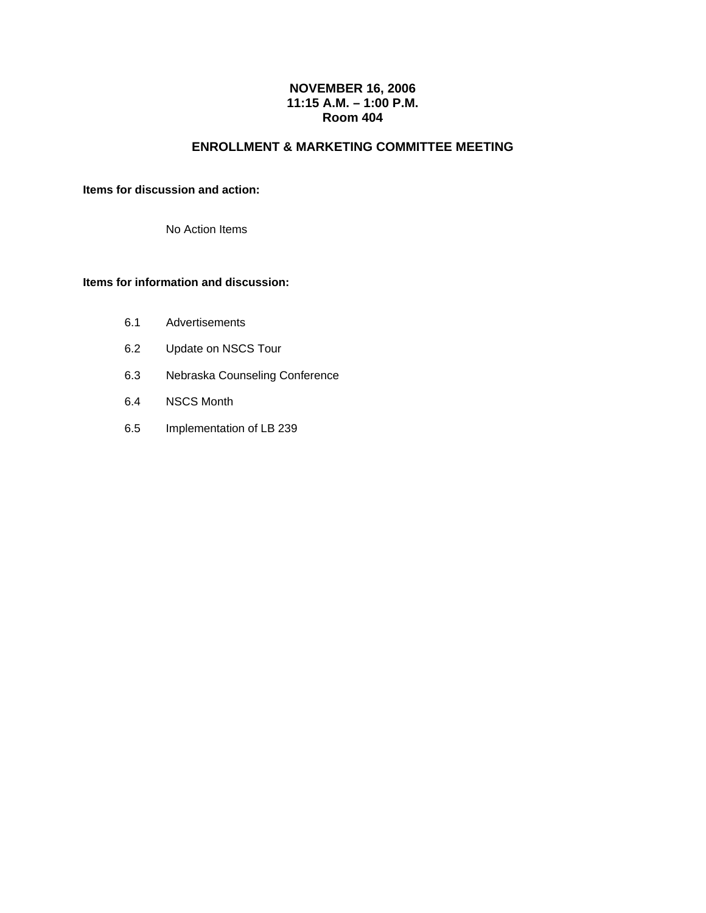**NOVEMBER 16, 2006**
**11:15 A.M. – 1:00 P.M.**
**Room 404**

## ENROLLMENT & MARKETING COMMITTEE MEETING

**Items for discussion and action:**

No Action Items

**Items for information and discussion:**

6.1 Advertisements

6.2 Update on NSCS Tour

6.3 Nebraska Counseling Conference

6.4 NSCS Month

6.5 Implementation of LB 239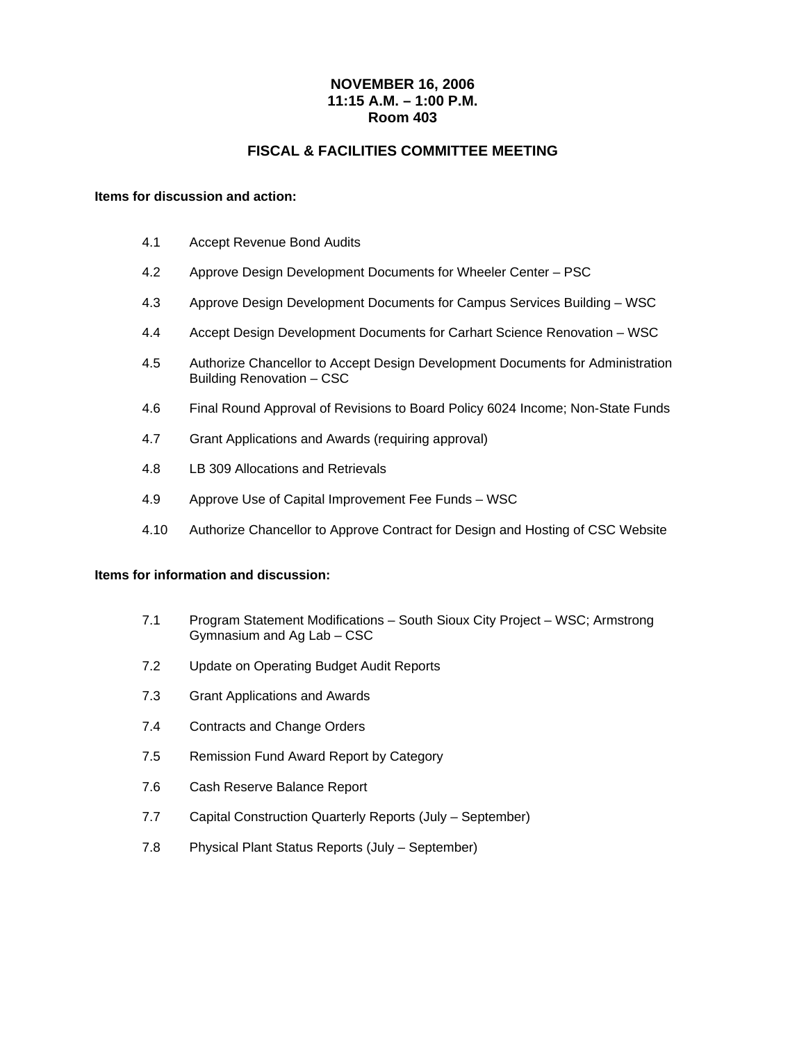**NOVEMBER 16, 2006**
**11:15 A.M. – 1:00 P.M.**
**Room 403**

## FISCAL & FACILITIES COMMITTEE MEETING

**Items for discussion and action:**

4.1 Accept Revenue Bond Audits

4.2 Approve Design Development Documents for Wheeler Center – PSC

4.3 Approve Design Development Documents for Campus Services Building – WSC

4.4 Accept Design Development Documents for Carhart Science Renovation – WSC

4.5 Authorize Chancellor to Accept Design Development Documents for Administration Building Renovation – CSC

4.6 Final Round Approval of Revisions to Board Policy 6024 Income; Non-State Funds

4.7 Grant Applications and Awards (requiring approval)

4.8 LB 309 Allocations and Retrievals

4.9 Approve Use of Capital Improvement Fee Funds – WSC

4.10 Authorize Chancellor to Approve Contract for Design and Hosting of CSC Website

**Items for information and discussion:**

7.1 Program Statement Modifications – South Sioux City Project – WSC; Armstrong Gymnasium and Ag Lab – CSC

7.2 Update on Operating Budget Audit Reports

7.3 Grant Applications and Awards

7.4 Contracts and Change Orders

7.5 Remission Fund Award Report by Category

7.6 Cash Reserve Balance Report

7.7 Capital Construction Quarterly Reports (July – September)

7.8 Physical Plant Status Reports (July – September)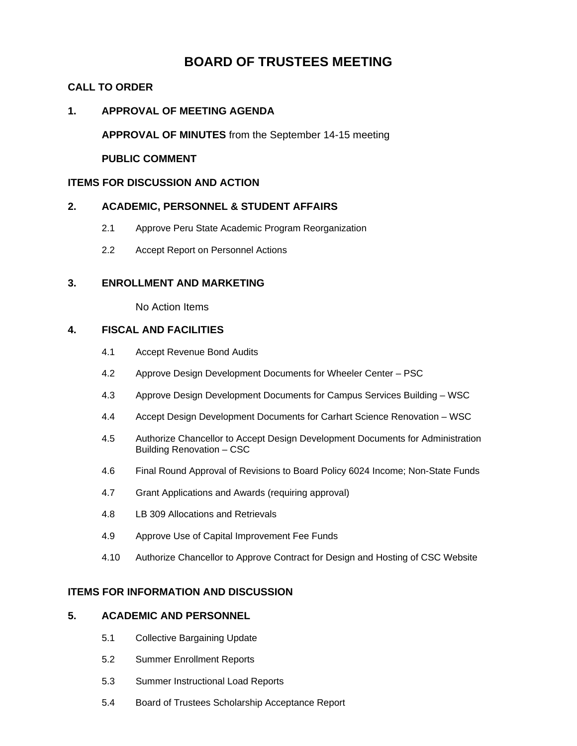# BOARD OF TRUSTEES MEETING

## CALL TO ORDER

## 1. APPROVAL OF MEETING AGENDA

**APPROVAL OF MINUTES** from the September 14-15 meeting

**PUBLIC COMMENT**

## ITEMS FOR DISCUSSION AND ACTION

## 2. ACADEMIC, PERSONNEL & STUDENT AFFAIRS

2.1 Approve Peru State Academic Program Reorganization

2.2 Accept Report on Personnel Actions

## 3. ENROLLMENT AND MARKETING

No Action Items

## 4. FISCAL AND FACILITIES

4.1 Accept Revenue Bond Audits

4.2 Approve Design Development Documents for Wheeler Center – PSC

4.3 Approve Design Development Documents for Campus Services Building – WSC

4.4 Accept Design Development Documents for Carhart Science Renovation – WSC

4.5 Authorize Chancellor to Accept Design Development Documents for Administration Building Renovation – CSC

4.6 Final Round Approval of Revisions to Board Policy 6024 Income; Non-State Funds

4.7 Grant Applications and Awards (requiring approval)

4.8 LB 309 Allocations and Retrievals

4.9 Approve Use of Capital Improvement Fee Funds

4.10 Authorize Chancellor to Approve Contract for Design and Hosting of CSC Website

## ITEMS FOR INFORMATION AND DISCUSSION

## 5. ACADEMIC AND PERSONNEL

5.1 Collective Bargaining Update

5.2 Summer Enrollment Reports

5.3 Summer Instructional Load Reports

5.4 Board of Trustees Scholarship Acceptance Report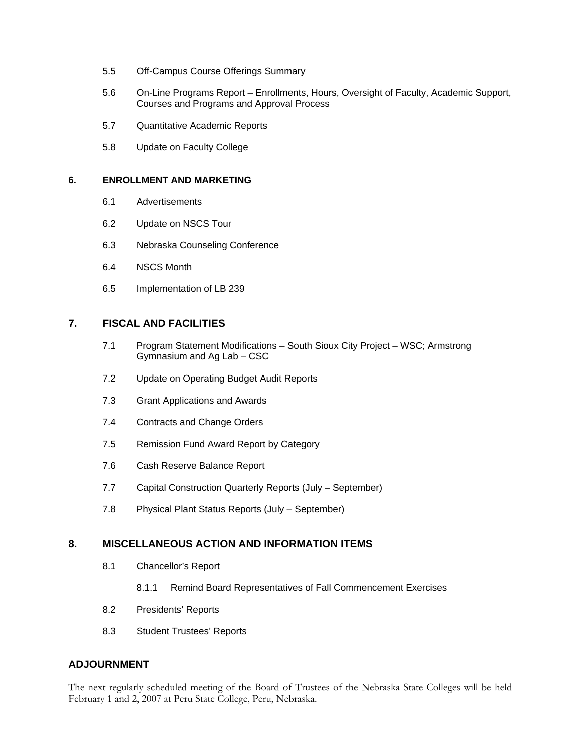5.5 Off-Campus Course Offerings Summary

5.6 On-Line Programs Report – Enrollments, Hours, Oversight of Faculty, Academic Support, Courses and Programs and Approval Process

5.7 Quantitative Academic Reports

5.8 Update on Faculty College

**6. ENROLLMENT AND MARKETING**

6.1 Advertisements

6.2 Update on NSCS Tour

6.3 Nebraska Counseling Conference

6.4 NSCS Month

6.5 Implementation of LB 239

## 7. FISCAL AND FACILITIES

7.1 Program Statement Modifications – South Sioux City Project – WSC; Armstrong Gymnasium and Ag Lab – CSC

7.2 Update on Operating Budget Audit Reports

7.3 Grant Applications and Awards

7.4 Contracts and Change Orders

7.5 Remission Fund Award Report by Category

7.6 Cash Reserve Balance Report

7.7 Capital Construction Quarterly Reports (July – September)

7.8 Physical Plant Status Reports (July – September)

## 8. MISCELLANEOUS ACTION AND INFORMATION ITEMS

8.1 Chancellor's Report

8.1.1 Remind Board Representatives of Fall Commencement Exercises

8.2 Presidents' Reports

8.3 Student Trustees' Reports

## ADJOURNMENT

The next regularly scheduled meeting of the Board of Trustees of the Nebraska State Colleges will be held February 1 and 2, 2007 at Peru State College, Peru, Nebraska.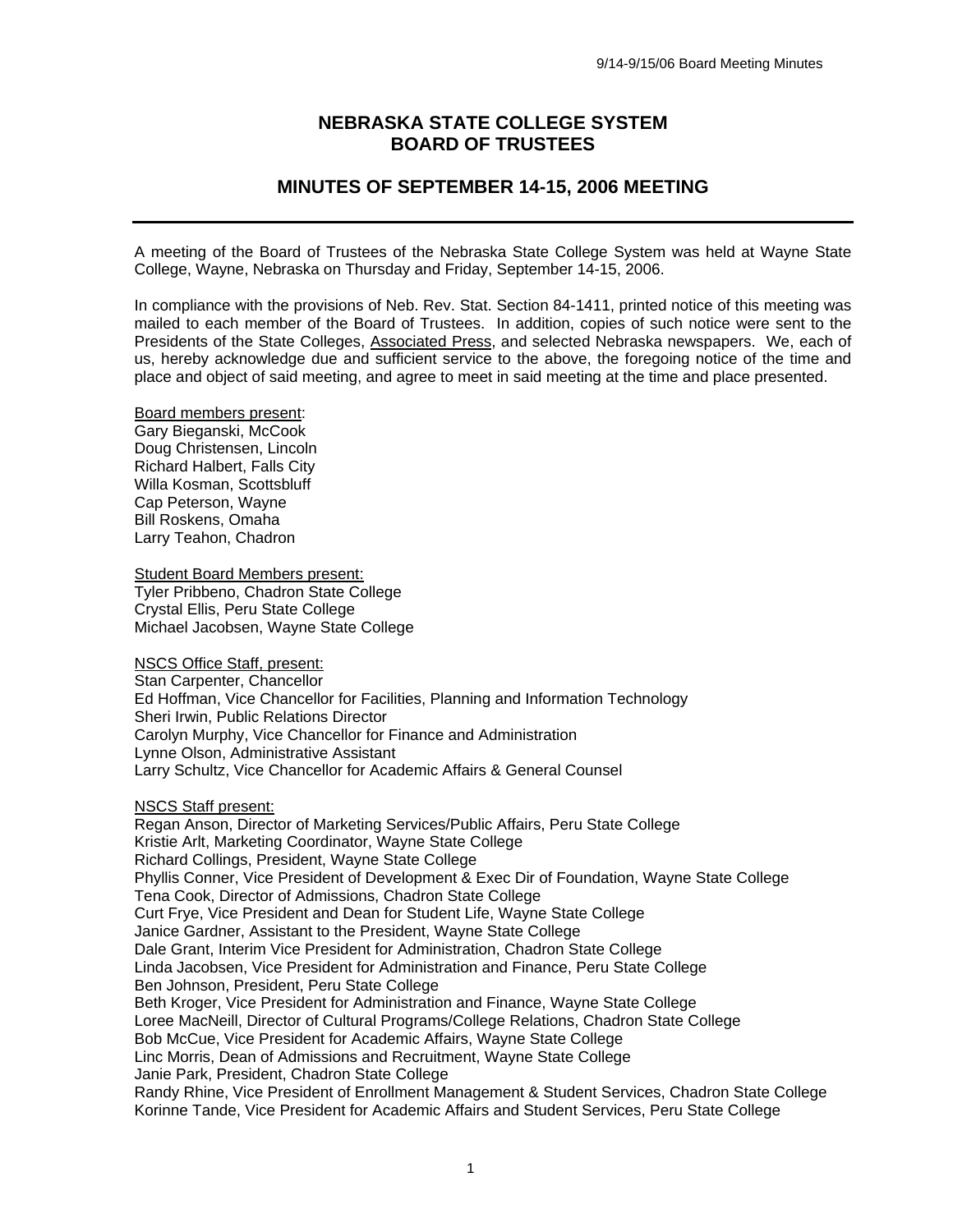# NEBRASKA STATE COLLEGE SYSTEM
# BOARD OF TRUSTEES

## MINUTES OF SEPTEMBER 14-15, 2006 MEETING

---

A meeting of the Board of Trustees of the Nebraska State College System was held at Wayne State College, Wayne, Nebraska on Thursday and Friday, September 14-15, 2006.

In compliance with the provisions of Neb. Rev. Stat. Section 84-1411, printed notice of this meeting was mailed to each member of the Board of Trustees. In addition, copies of such notice were sent to the Presidents of the State Colleges, Associated Press, and selected Nebraska newspapers. We, each of us, hereby acknowledge due and sufficient service to the above, the foregoing notice of the time and place and object of said meeting, and agree to meet in said meeting at the time and place presented.

Board members present:
Gary Bieganski, McCook
Doug Christensen, Lincoln
Richard Halbert, Falls City
Willa Kosman, Scottsbluff
Cap Peterson, Wayne
Bill Roskens, Omaha
Larry Teahon, Chadron

Student Board Members present:
Tyler Pribbeno, Chadron State College
Crystal Ellis, Peru State College
Michael Jacobsen, Wayne State College

NSCS Office Staff, present:
Stan Carpenter, Chancellor
Ed Hoffman, Vice Chancellor for Facilities, Planning and Information Technology
Sheri Irwin, Public Relations Director
Carolyn Murphy, Vice Chancellor for Finance and Administration
Lynne Olson, Administrative Assistant
Larry Schultz, Vice Chancellor for Academic Affairs & General Counsel

NSCS Staff present:
Regan Anson, Director of Marketing Services/Public Affairs, Peru State College
Kristie Arlt, Marketing Coordinator, Wayne State College
Richard Collings, President, Wayne State College
Phyllis Conner, Vice President of Development & Exec Dir of Foundation, Wayne State College
Tena Cook, Director of Admissions, Chadron State College
Curt Frye, Vice President and Dean for Student Life, Wayne State College
Janice Gardner, Assistant to the President, Wayne State College
Dale Grant, Interim Vice President for Administration, Chadron State College
Linda Jacobsen, Vice President for Administration and Finance, Peru State College
Ben Johnson, President, Peru State College
Beth Kroger, Vice President for Administration and Finance, Wayne State College
Loree MacNeill, Director of Cultural Programs/College Relations, Chadron State College
Bob McCue, Vice President for Academic Affairs, Wayne State College
Linc Morris, Dean of Admissions and Recruitment, Wayne State College
Janie Park, President, Chadron State College
Randy Rhine, Vice President of Enrollment Management & Student Services, Chadron State College
Korinne Tande, Vice President for Academic Affairs and Student Services, Peru State College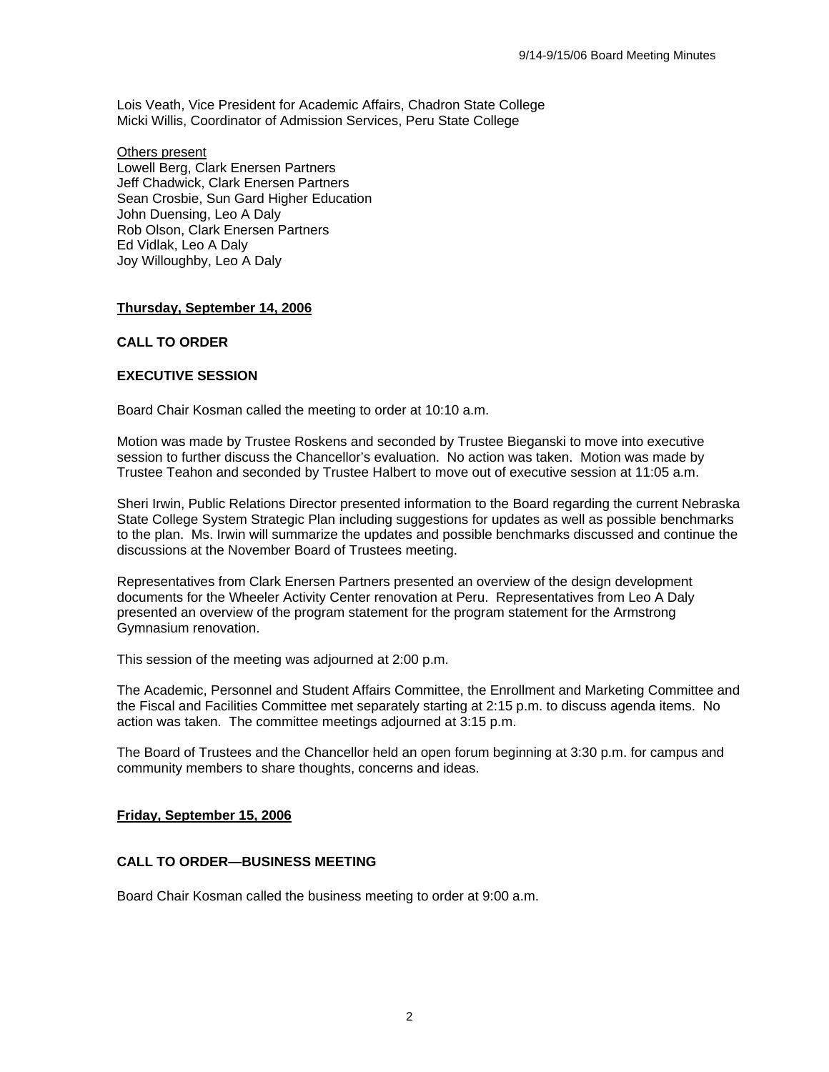Lois Veath, Vice President for Academic Affairs, Chadron State College
Micki Willis, Coordinator of Admission Services, Peru State College

Others present
Lowell Berg, Clark Enersen Partners
Jeff Chadwick, Clark Enersen Partners
Sean Crosbie, Sun Gard Higher Education
John Duensing, Leo A Daly
Rob Olson, Clark Enersen Partners
Ed Vidlak, Leo A Daly
Joy Willoughby, Leo A Daly

**Thursday, September 14, 2006**

**CALL TO ORDER**

**EXECUTIVE SESSION**

Board Chair Kosman called the meeting to order at 10:10 a.m.

Motion was made by Trustee Roskens and seconded by Trustee Bieganski to move into executive session to further discuss the Chancellor's evaluation. No action was taken. Motion was made by Trustee Teahon and seconded by Trustee Halbert to move out of executive session at 11:05 a.m.

Sheri Irwin, Public Relations Director presented information to the Board regarding the current Nebraska State College System Strategic Plan including suggestions for updates as well as possible benchmarks to the plan. Ms. Irwin will summarize the updates and possible benchmarks discussed and continue the discussions at the November Board of Trustees meeting.

Representatives from Clark Enersen Partners presented an overview of the design development documents for the Wheeler Activity Center renovation at Peru. Representatives from Leo A Daly presented an overview of the program statement for the program statement for the Armstrong Gymnasium renovation.

This session of the meeting was adjourned at 2:00 p.m.

The Academic, Personnel and Student Affairs Committee, the Enrollment and Marketing Committee and the Fiscal and Facilities Committee met separately starting at 2:15 p.m. to discuss agenda items. No action was taken. The committee meetings adjourned at 3:15 p.m.

The Board of Trustees and the Chancellor held an open forum beginning at 3:30 p.m. for campus and community members to share thoughts, concerns and ideas.

**Friday, September 15, 2006**

**CALL TO ORDER—BUSINESS MEETING**

Board Chair Kosman called the business meeting to order at 9:00 a.m.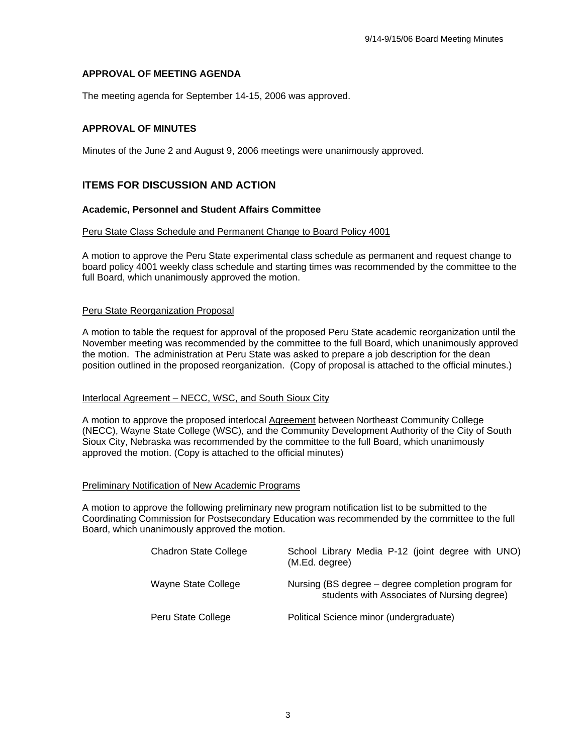**APPROVAL OF MEETING AGENDA**

The meeting agenda for September 14-15, 2006 was approved.

**APPROVAL OF MINUTES**

Minutes of the June 2 and August 9, 2006 meetings were unanimously approved.

## ITEMS FOR DISCUSSION AND ACTION

### Academic, Personnel and Student Affairs Committee

Peru State Class Schedule and Permanent Change to Board Policy 4001

A motion to approve the Peru State experimental class schedule as permanent and request change to board policy 4001 weekly class schedule and starting times was recommended by the committee to the full Board, which unanimously approved the motion.

Peru State Reorganization Proposal

A motion to table the request for approval of the proposed Peru State academic reorganization until the November meeting was recommended by the committee to the full Board, which unanimously approved the motion. The administration at Peru State was asked to prepare a job description for the dean position outlined in the proposed reorganization. (Copy of proposal is attached to the official minutes.)

Interlocal Agreement – NECC, WSC, and South Sioux City

A motion to approve the proposed interlocal Agreement between Northeast Community College (NECC), Wayne State College (WSC), and the Community Development Authority of the City of South Sioux City, Nebraska was recommended by the committee to the full Board, which unanimously approved the motion. (Copy is attached to the official minutes)

Preliminary Notification of New Academic Programs

A motion to approve the following preliminary new program notification list to be submitted to the Coordinating Commission for Postsecondary Education was recommended by the committee to the full Board, which unanimously approved the motion.

| | |
|---|---|
| Chadron State College | School Library Media P-12 (joint degree with UNO) (M.Ed. degree) |
| Wayne State College | Nursing (BS degree – degree completion program for students with Associates of Nursing degree) |
| Peru State College | Political Science minor (undergraduate) |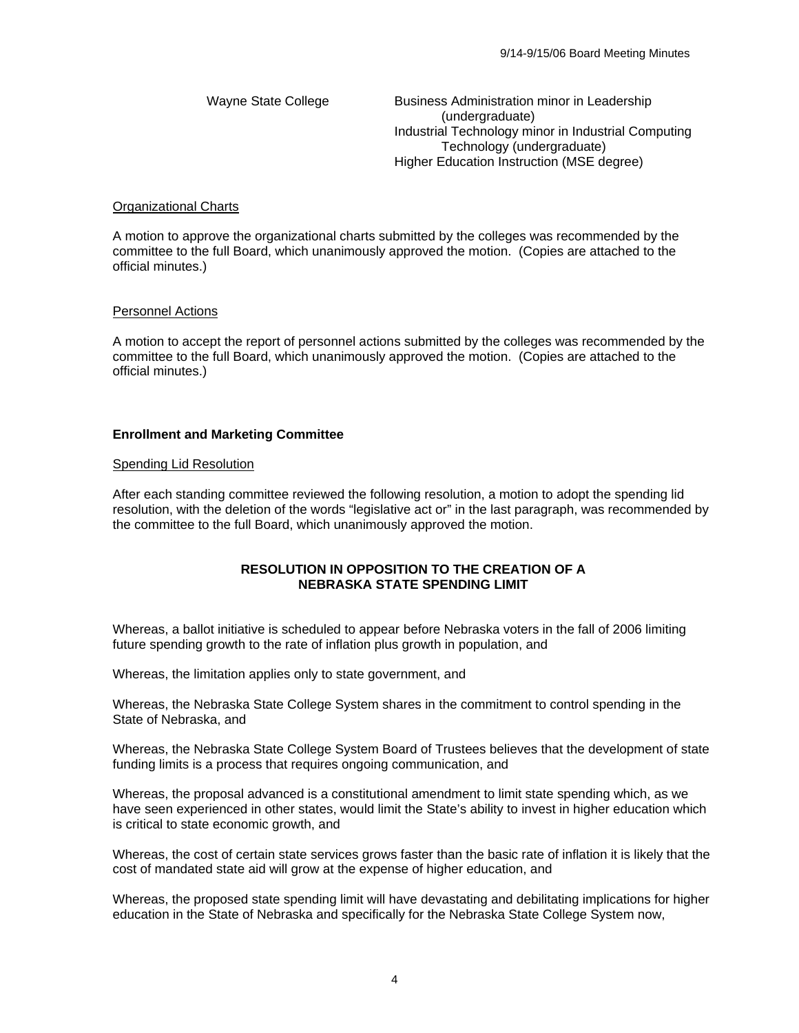| | |
|---|---|
| Wayne State College | Business Administration minor in Leadership (undergraduate) |
| | Industrial Technology minor in Industrial Computing Technology (undergraduate) |
| | Higher Education Instruction (MSE degree) |

Organizational Charts

A motion to approve the organizational charts submitted by the colleges was recommended by the committee to the full Board, which unanimously approved the motion. (Copies are attached to the official minutes.)

Personnel Actions

A motion to accept the report of personnel actions submitted by the colleges was recommended by the committee to the full Board, which unanimously approved the motion. (Copies are attached to the official minutes.)

**Enrollment and Marketing Committee**

Spending Lid Resolution

After each standing committee reviewed the following resolution, a motion to adopt the spending lid resolution, with the deletion of the words "legislative act or" in the last paragraph, was recommended by the committee to the full Board, which unanimously approved the motion.

**RESOLUTION IN OPPOSITION TO THE CREATION OF A NEBRASKA STATE SPENDING LIMIT**

Whereas, a ballot initiative is scheduled to appear before Nebraska voters in the fall of 2006 limiting future spending growth to the rate of inflation plus growth in population, and

Whereas, the limitation applies only to state government, and

Whereas, the Nebraska State College System shares in the commitment to control spending in the State of Nebraska, and

Whereas, the Nebraska State College System Board of Trustees believes that the development of state funding limits is a process that requires ongoing communication, and

Whereas, the proposal advanced is a constitutional amendment to limit state spending which, as we have seen experienced in other states, would limit the State's ability to invest in higher education which is critical to state economic growth, and

Whereas, the cost of certain state services grows faster than the basic rate of inflation it is likely that the cost of mandated state aid will grow at the expense of higher education, and

Whereas, the proposed state spending limit will have devastating and debilitating implications for higher education in the State of Nebraska and specifically for the Nebraska State College System now,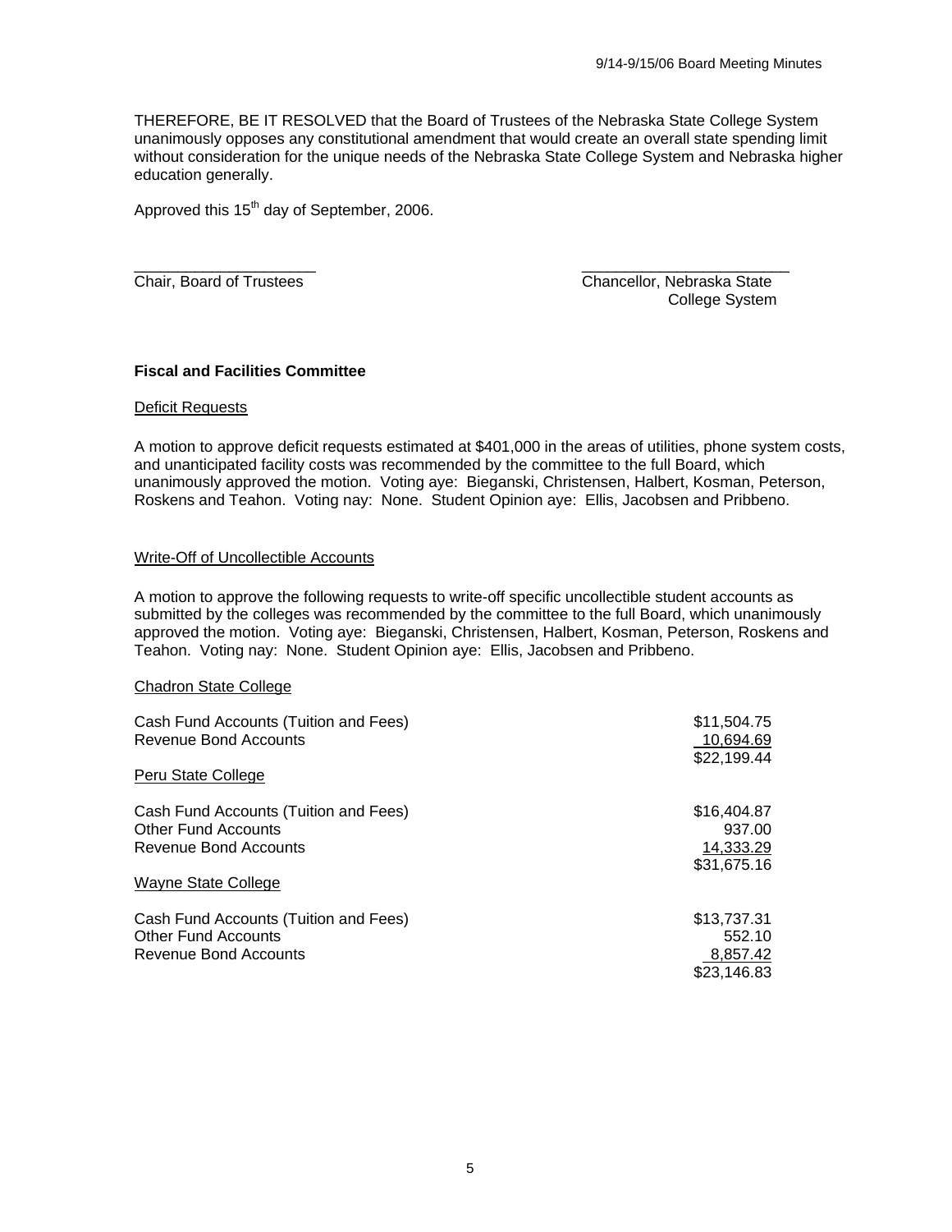THEREFORE, BE IT RESOLVED that the Board of Trustees of the Nebraska State College System unanimously opposes any constitutional amendment that would create an overall state spending limit without consideration for the unique needs of the Nebraska State College System and Nebraska higher education generally.

Approved this 15th day of September, 2006.

\_\_\_\_\_\_\_\_\_\_\_\_\_\_\_\_\_\_\_\_\_\_ 
Chair, Board of Trustees

\_\_\_\_\_\_\_\_\_\_\_\_\_\_\_\_\_\_\_\_\_\_\_\_\_\_ 
Chancellor, Nebraska State College System

**Fiscal and Facilities Committee**

Deficit Requests

A motion to approve deficit requests estimated at $401,000 in the areas of utilities, phone system costs, and unanticipated facility costs was recommended by the committee to the full Board, which unanimously approved the motion. Voting aye: Bieganski, Christensen, Halbert, Kosman, Peterson, Roskens and Teahon. Voting nay: None. Student Opinion aye: Ellis, Jacobsen and Pribbeno.

Write-Off of Uncollectible Accounts

A motion to approve the following requests to write-off specific uncollectible student accounts as submitted by the colleges was recommended by the committee to the full Board, which unanimously approved the motion. Voting aye: Bieganski, Christensen, Halbert, Kosman, Peterson, Roskens and Teahon. Voting nay: None. Student Opinion aye: Ellis, Jacobsen and Pribbeno.

| | |
|---|---|
| Chadron State College | |
| Cash Fund Accounts (Tuition and Fees) | $11,504.75 |
| Revenue Bond Accounts | 10,694.69 |
| | $22,199.44 |
| Peru State College | |
| Cash Fund Accounts (Tuition and Fees) | $16,404.87 |
| Other Fund Accounts | 937.00 |
| Revenue Bond Accounts | 14,333.29 |
| | $31,675.16 |
| Wayne State College | |
| Cash Fund Accounts (Tuition and Fees) | $13,737.31 |
| Other Fund Accounts | 552.10 |
| Revenue Bond Accounts | 8,857.42 |
| | $23,146.83 |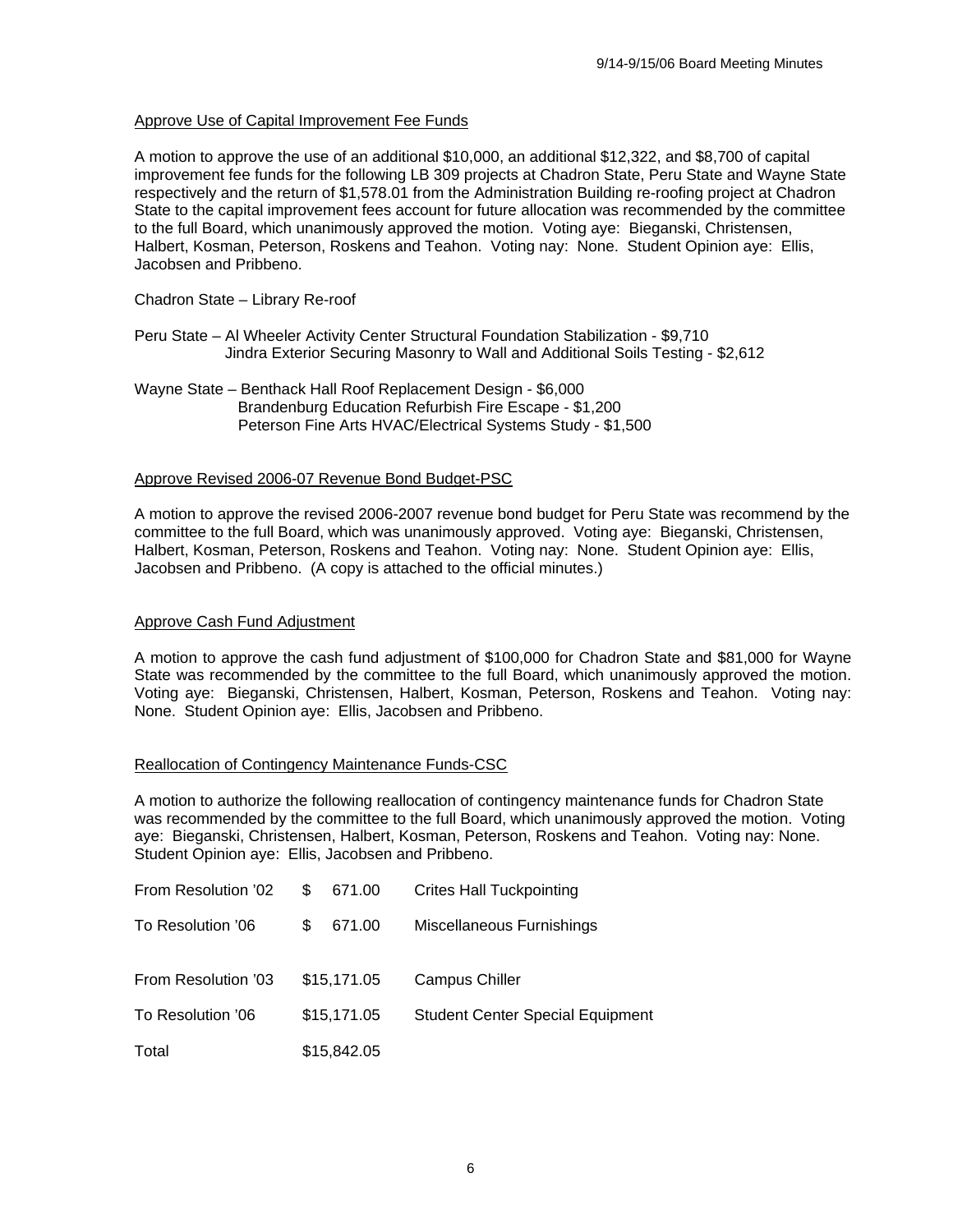Approve Use of Capital Improvement Fee Funds

A motion to approve the use of an additional $10,000, an additional $12,322, and $8,700 of capital improvement fee funds for the following LB 309 projects at Chadron State, Peru State and Wayne State respectively and the return of $1,578.01 from the Administration Building re-roofing project at Chadron State to the capital improvement fees account for future allocation was recommended by the committee to the full Board, which unanimously approved the motion. Voting aye: Bieganski, Christensen, Halbert, Kosman, Peterson, Roskens and Teahon. Voting nay: None. Student Opinion aye: Ellis, Jacobsen and Pribbeno.

Chadron State – Library Re-roof

Peru State – Al Wheeler Activity Center Structural Foundation Stabilization - $9,710
Jindra Exterior Securing Masonry to Wall and Additional Soils Testing - $2,612

Wayne State – Benthack Hall Roof Replacement Design - $6,000
Brandenburg Education Refurbish Fire Escape - $1,200
Peterson Fine Arts HVAC/Electrical Systems Study - $1,500

Approve Revised 2006-07 Revenue Bond Budget-PSC

A motion to approve the revised 2006-2007 revenue bond budget for Peru State was recommend by the committee to the full Board, which was unanimously approved. Voting aye: Bieganski, Christensen, Halbert, Kosman, Peterson, Roskens and Teahon. Voting nay: None. Student Opinion aye: Ellis, Jacobsen and Pribbeno. (A copy is attached to the official minutes.)

Approve Cash Fund Adjustment

A motion to approve the cash fund adjustment of $100,000 for Chadron State and $81,000 for Wayne State was recommended by the committee to the full Board, which unanimously approved the motion. Voting aye: Bieganski, Christensen, Halbert, Kosman, Peterson, Roskens and Teahon. Voting nay: None. Student Opinion aye: Ellis, Jacobsen and Pribbeno.

Reallocation of Contingency Maintenance Funds-CSC

A motion to authorize the following reallocation of contingency maintenance funds for Chadron State was recommended by the committee to the full Board, which unanimously approved the motion. Voting aye: Bieganski, Christensen, Halbert, Kosman, Peterson, Roskens and Teahon. Voting nay: None. Student Opinion aye: Ellis, Jacobsen and Pribbeno.

| | | |
|---|---|---|
| From Resolution '02 | $ 671.00 | Crites Hall Tuckpointing |
| To Resolution '06 | $ 671.00 | Miscellaneous Furnishings |
| From Resolution '03 | $15,171.05 | Campus Chiller |
| To Resolution '06 | $15,171.05 | Student Center Special Equipment |
| Total | $15,842.05 | |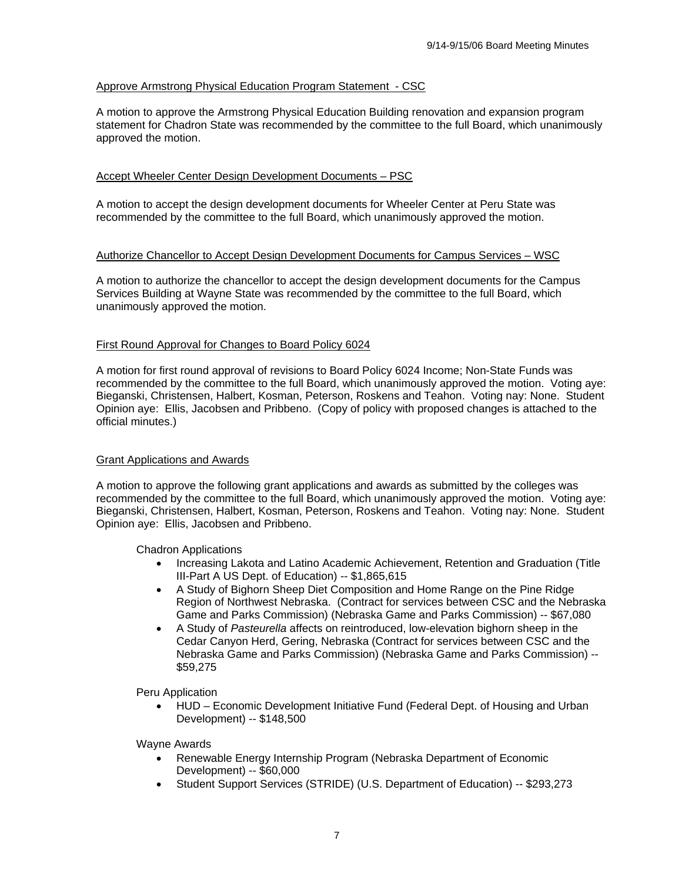Approve Armstrong Physical Education Program Statement - CSC

A motion to approve the Armstrong Physical Education Building renovation and expansion program statement for Chadron State was recommended by the committee to the full Board, which unanimously approved the motion.

Accept Wheeler Center Design Development Documents – PSC

A motion to accept the design development documents for Wheeler Center at Peru State was recommended by the committee to the full Board, which unanimously approved the motion.

Authorize Chancellor to Accept Design Development Documents for Campus Services – WSC

A motion to authorize the chancellor to accept the design development documents for the Campus Services Building at Wayne State was recommended by the committee to the full Board, which unanimously approved the motion.

First Round Approval for Changes to Board Policy 6024

A motion for first round approval of revisions to Board Policy 6024 Income; Non-State Funds was recommended by the committee to the full Board, which unanimously approved the motion. Voting aye: Bieganski, Christensen, Halbert, Kosman, Peterson, Roskens and Teahon. Voting nay: None. Student Opinion aye: Ellis, Jacobsen and Pribbeno. (Copy of policy with proposed changes is attached to the official minutes.)

Grant Applications and Awards

A motion to approve the following grant applications and awards as submitted by the colleges was recommended by the committee to the full Board, which unanimously approved the motion. Voting aye: Bieganski, Christensen, Halbert, Kosman, Peterson, Roskens and Teahon. Voting nay: None. Student Opinion aye: Ellis, Jacobsen and Pribbeno.

Chadron Applications

- Increasing Lakota and Latino Academic Achievement, Retention and Graduation (Title III-Part A US Dept. of Education) -- $1,865,615
- A Study of Bighorn Sheep Diet Composition and Home Range on the Pine Ridge Region of Northwest Nebraska. (Contract for services between CSC and the Nebraska Game and Parks Commission) (Nebraska Game and Parks Commission) -- $67,080
- A Study of *Pasteurella* affects on reintroduced, low-elevation bighorn sheep in the Cedar Canyon Herd, Gering, Nebraska (Contract for services between CSC and the Nebraska Game and Parks Commission) (Nebraska Game and Parks Commission) -- $59,275

Peru Application

- HUD – Economic Development Initiative Fund (Federal Dept. of Housing and Urban Development) -- $148,500

Wayne Awards

- Renewable Energy Internship Program (Nebraska Department of Economic Development) -- $60,000
- Student Support Services (STRIDE) (U.S. Department of Education) -- $293,273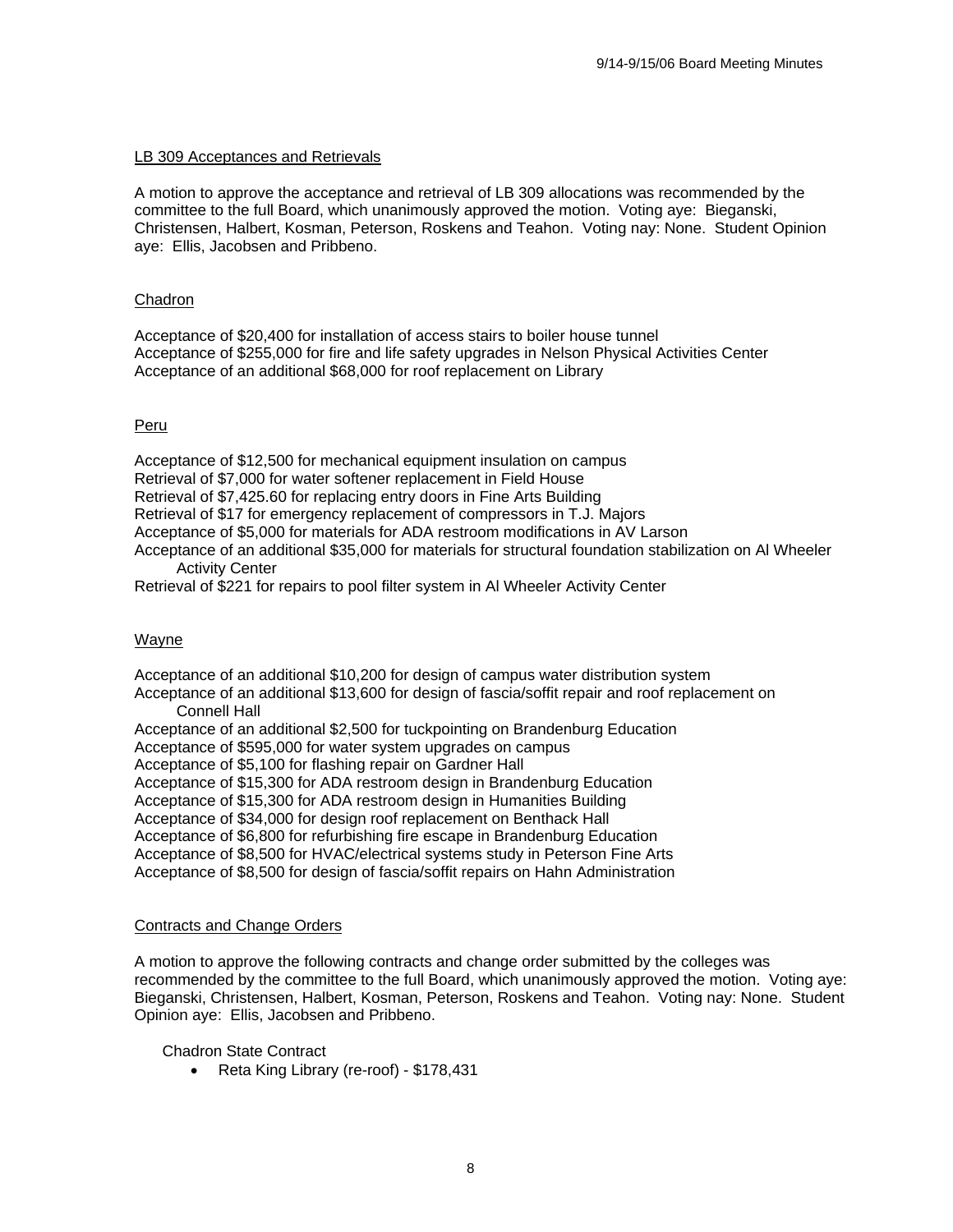LB 309 Acceptances and Retrievals

A motion to approve the acceptance and retrieval of LB 309 allocations was recommended by the committee to the full Board, which unanimously approved the motion. Voting aye: Bieganski, Christensen, Halbert, Kosman, Peterson, Roskens and Teahon. Voting nay: None. Student Opinion aye: Ellis, Jacobsen and Pribbeno.

Chadron

Acceptance of $20,400 for installation of access stairs to boiler house tunnel
Acceptance of $255,000 for fire and life safety upgrades in Nelson Physical Activities Center
Acceptance of an additional $68,000 for roof replacement on Library

Peru

Acceptance of $12,500 for mechanical equipment insulation on campus
Retrieval of $7,000 for water softener replacement in Field House
Retrieval of $7,425.60 for replacing entry doors in Fine Arts Building
Retrieval of $17 for emergency replacement of compressors in T.J. Majors
Acceptance of $5,000 for materials for ADA restroom modifications in AV Larson
Acceptance of an additional $35,000 for materials for structural foundation stabilization on Al Wheeler Activity Center
Retrieval of $221 for repairs to pool filter system in Al Wheeler Activity Center

Wayne

Acceptance of an additional $10,200 for design of campus water distribution system
Acceptance of an additional $13,600 for design of fascia/soffit repair and roof replacement on Connell Hall
Acceptance of an additional $2,500 for tuckpointing on Brandenburg Education
Acceptance of $595,000 for water system upgrades on campus
Acceptance of $5,100 for flashing repair on Gardner Hall
Acceptance of $15,300 for ADA restroom design in Brandenburg Education
Acceptance of $15,300 for ADA restroom design in Humanities Building
Acceptance of $34,000 for design roof replacement on Benthack Hall
Acceptance of $6,800 for refurbishing fire escape in Brandenburg Education
Acceptance of $8,500 for HVAC/electrical systems study in Peterson Fine Arts
Acceptance of $8,500 for design of fascia/soffit repairs on Hahn Administration

Contracts and Change Orders

A motion to approve the following contracts and change order submitted by the colleges was recommended by the committee to the full Board, which unanimously approved the motion. Voting aye: Bieganski, Christensen, Halbert, Kosman, Peterson, Roskens and Teahon. Voting nay: None. Student Opinion aye: Ellis, Jacobsen and Pribbeno.

Chadron State Contract

- Reta King Library (re-roof) - $178,431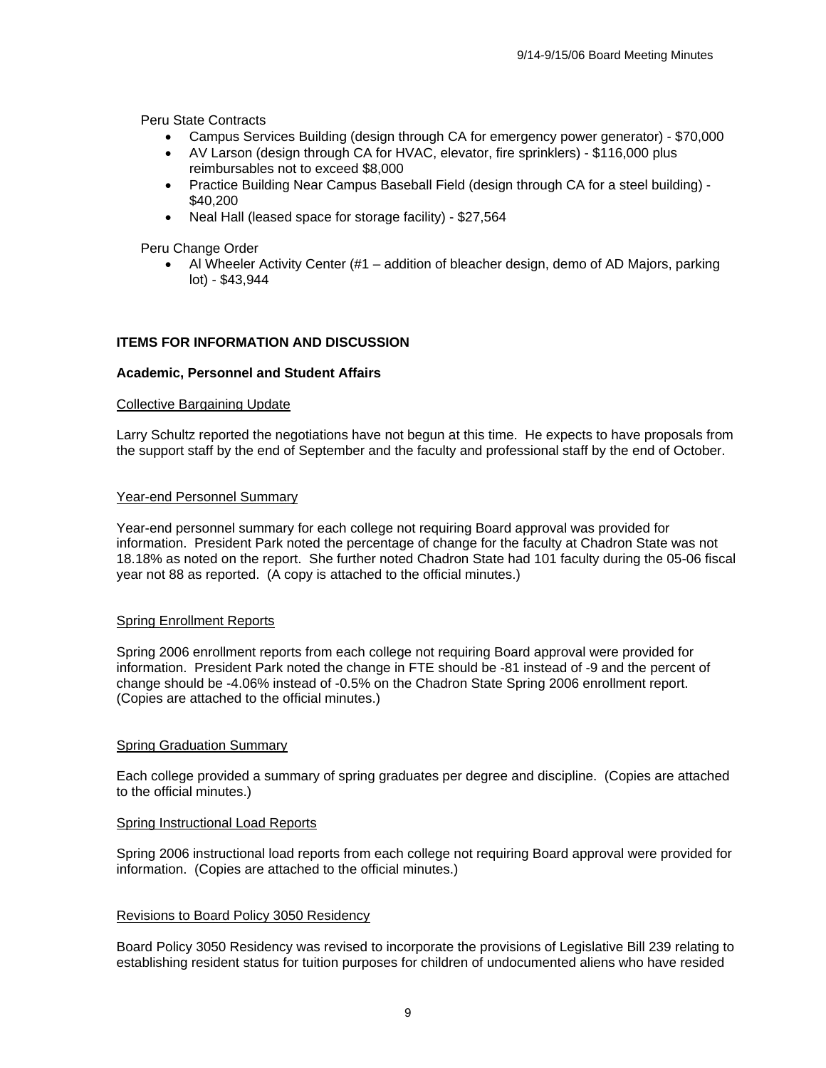Peru State Contracts

- Campus Services Building (design through CA for emergency power generator) - $70,000
- AV Larson (design through CA for HVAC, elevator, fire sprinklers) - $116,000 plus reimbursables not to exceed $8,000
- Practice Building Near Campus Baseball Field (design through CA for a steel building) - $40,200
- Neal Hall (leased space for storage facility) - $27,564

Peru Change Order

- Al Wheeler Activity Center (#1 – addition of bleacher design, demo of AD Majors, parking lot) - $43,944

## ITEMS FOR INFORMATION AND DISCUSSION

### Academic, Personnel and Student Affairs

Collective Bargaining Update

Larry Schultz reported the negotiations have not begun at this time. He expects to have proposals from the support staff by the end of September and the faculty and professional staff by the end of October.

Year-end Personnel Summary

Year-end personnel summary for each college not requiring Board approval was provided for information. President Park noted the percentage of change for the faculty at Chadron State was not 18.18% as noted on the report. She further noted Chadron State had 101 faculty during the 05-06 fiscal year not 88 as reported. (A copy is attached to the official minutes.)

Spring Enrollment Reports

Spring 2006 enrollment reports from each college not requiring Board approval were provided for information. President Park noted the change in FTE should be -81 instead of -9 and the percent of change should be -4.06% instead of -0.5% on the Chadron State Spring 2006 enrollment report. (Copies are attached to the official minutes.)

Spring Graduation Summary

Each college provided a summary of spring graduates per degree and discipline. (Copies are attached to the official minutes.)

Spring Instructional Load Reports

Spring 2006 instructional load reports from each college not requiring Board approval were provided for information. (Copies are attached to the official minutes.)

Revisions to Board Policy 3050 Residency

Board Policy 3050 Residency was revised to incorporate the provisions of Legislative Bill 239 relating to establishing resident status for tuition purposes for children of undocumented aliens who have resided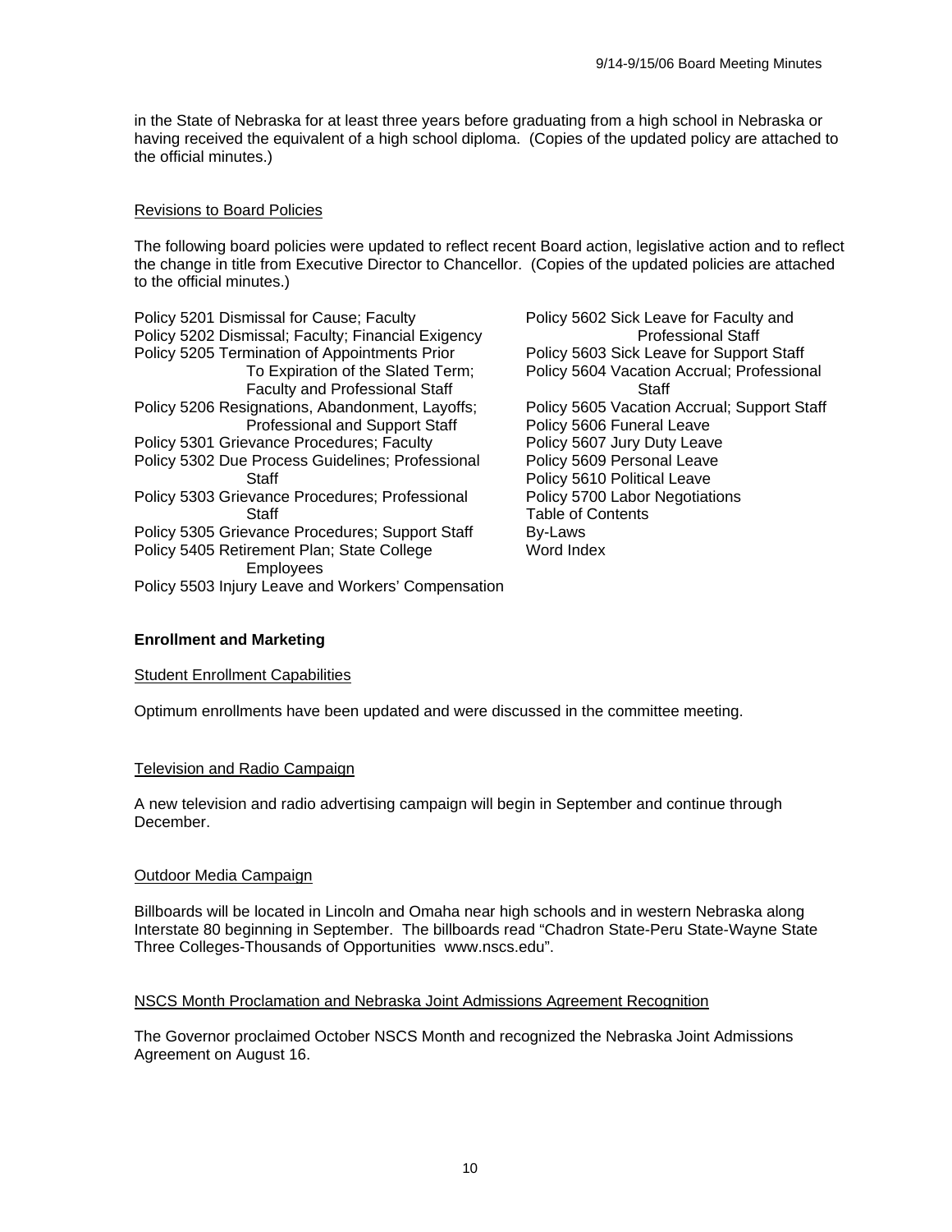in the State of Nebraska for at least three years before graduating from a high school in Nebraska or having received the equivalent of a high school diploma. (Copies of the updated policy are attached to the official minutes.)

Revisions to Board Policies

The following board policies were updated to reflect recent Board action, legislative action and to reflect the change in title from Executive Director to Chancellor. (Copies of the updated policies are attached to the official minutes.)

- Policy 5201 Dismissal for Cause; Faculty
- Policy 5202 Dismissal; Faculty; Financial Exigency
- Policy 5205 Termination of Appointments Prior To Expiration of the Slated Term; Faculty and Professional Staff
- Policy 5206 Resignations, Abandonment, Layoffs; Professional and Support Staff
- Policy 5301 Grievance Procedures; Faculty
- Policy 5302 Due Process Guidelines; Professional Staff
- Policy 5303 Grievance Procedures; Professional Staff
- Policy 5305 Grievance Procedures; Support Staff
- Policy 5405 Retirement Plan; State College Employees
- Policy 5503 Injury Leave and Workers' Compensation
- Policy 5602 Sick Leave for Faculty and Professional Staff
- Policy 5603 Sick Leave for Support Staff
- Policy 5604 Vacation Accrual; Professional Staff
- Policy 5605 Vacation Accrual; Support Staff
- Policy 5606 Funeral Leave
- Policy 5607 Jury Duty Leave
- Policy 5609 Personal Leave
- Policy 5610 Political Leave
- Policy 5700 Labor Negotiations
- Table of Contents
- By-Laws
- Word Index

**Enrollment and Marketing**

Student Enrollment Capabilities

Optimum enrollments have been updated and were discussed in the committee meeting.

Television and Radio Campaign

A new television and radio advertising campaign will begin in September and continue through December.

Outdoor Media Campaign

Billboards will be located in Lincoln and Omaha near high schools and in western Nebraska along Interstate 80 beginning in September. The billboards read "Chadron State-Peru State-Wayne State Three Colleges-Thousands of Opportunities www.nscs.edu".

NSCS Month Proclamation and Nebraska Joint Admissions Agreement Recognition

The Governor proclaimed October NSCS Month and recognized the Nebraska Joint Admissions Agreement on August 16.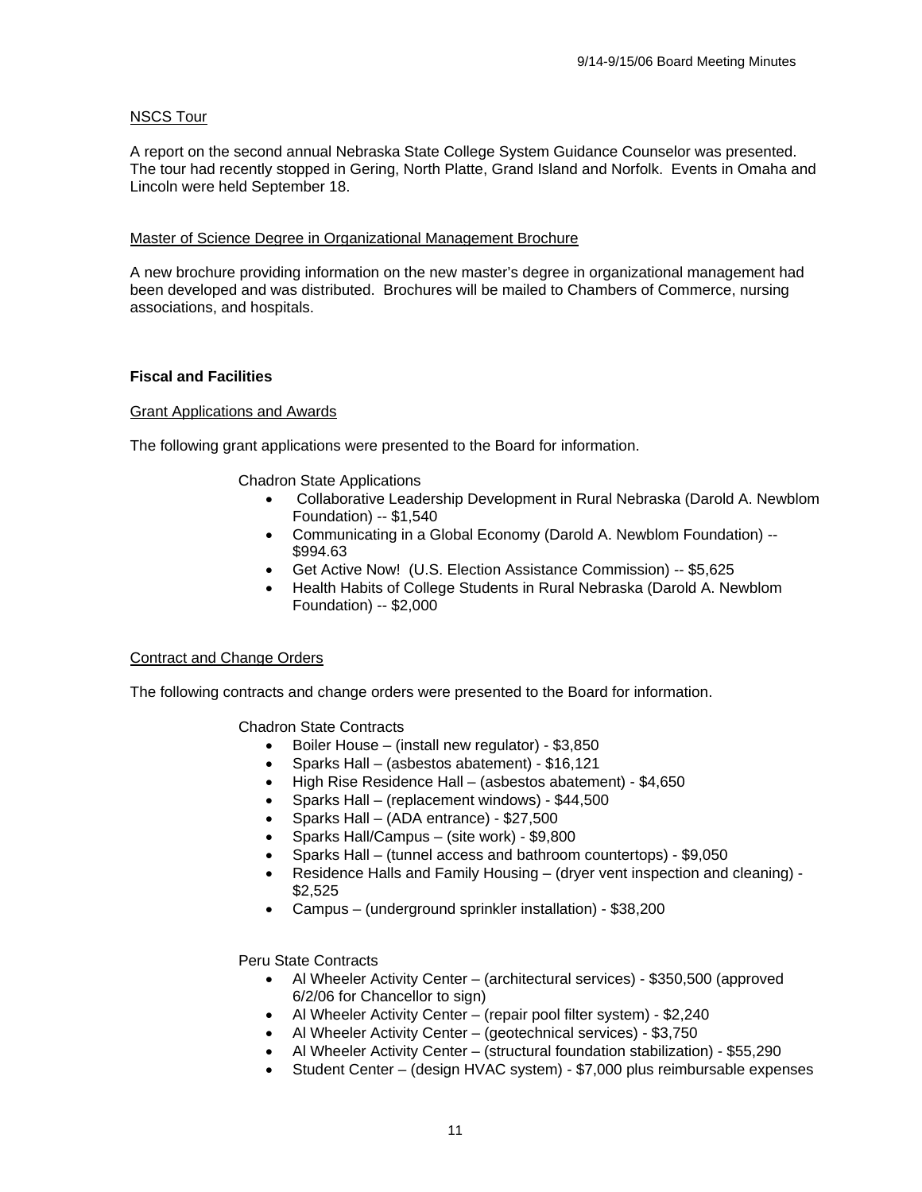<u>NSCS Tour</u>

A report on the second annual Nebraska State College System Guidance Counselor was presented. The tour had recently stopped in Gering, North Platte, Grand Island and Norfolk. Events in Omaha and Lincoln were held September 18.

<u>Master of Science Degree in Organizational Management Brochure</u>

A new brochure providing information on the new master's degree in organizational management had been developed and was distributed. Brochures will be mailed to Chambers of Commerce, nursing associations, and hospitals.

**Fiscal and Facilities**

<u>Grant Applications and Awards</u>

The following grant applications were presented to the Board for information.

Chadron State Applications

- Collaborative Leadership Development in Rural Nebraska (Darold A. Newblom Foundation) -- $1,540
- Communicating in a Global Economy (Darold A. Newblom Foundation) -- $994.63
- Get Active Now! (U.S. Election Assistance Commission) -- $5,625
- Health Habits of College Students in Rural Nebraska (Darold A. Newblom Foundation) -- $2,000

<u>Contract and Change Orders</u>

The following contracts and change orders were presented to the Board for information.

Chadron State Contracts

- Boiler House – (install new regulator) - $3,850
- Sparks Hall – (asbestos abatement) - $16,121
- High Rise Residence Hall – (asbestos abatement) - $4,650
- Sparks Hall – (replacement windows) - $44,500
- Sparks Hall – (ADA entrance) - $27,500
- Sparks Hall/Campus – (site work) - $9,800
- Sparks Hall – (tunnel access and bathroom countertops) - $9,050
- Residence Halls and Family Housing – (dryer vent inspection and cleaning) - $2,525
- Campus – (underground sprinkler installation) - $38,200

Peru State Contracts

- Al Wheeler Activity Center – (architectural services) - $350,500 (approved 6/2/06 for Chancellor to sign)
- Al Wheeler Activity Center – (repair pool filter system) - $2,240
- Al Wheeler Activity Center – (geotechnical services) - $3,750
- Al Wheeler Activity Center – (structural foundation stabilization) - $55,290
- Student Center – (design HVAC system) - $7,000 plus reimbursable expenses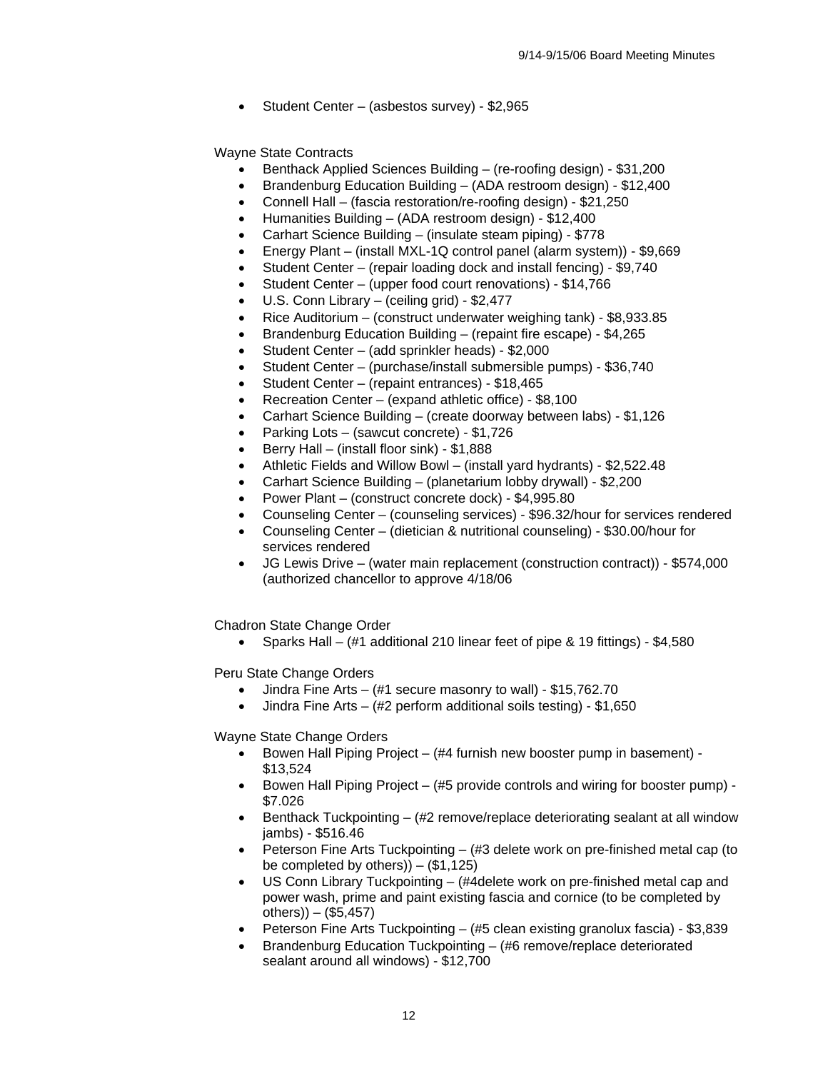- Student Center – (asbestos survey) - $2,965

Wayne State Contracts

- Benthack Applied Sciences Building – (re-roofing design) - $31,200
- Brandenburg Education Building – (ADA restroom design) - $12,400
- Connell Hall – (fascia restoration/re-roofing design) - $21,250
- Humanities Building – (ADA restroom design) - $12,400
- Carhart Science Building – (insulate steam piping) - $778
- Energy Plant – (install MXL-1Q control panel (alarm system)) - $9,669
- Student Center – (repair loading dock and install fencing) - $9,740
- Student Center – (upper food court renovations) - $14,766
- U.S. Conn Library – (ceiling grid) - $2,477
- Rice Auditorium – (construct underwater weighing tank) - $8,933.85
- Brandenburg Education Building – (repaint fire escape) - $4,265
- Student Center – (add sprinkler heads) - $2,000
- Student Center – (purchase/install submersible pumps) - $36,740
- Student Center – (repaint entrances) - $18,465
- Recreation Center – (expand athletic office) - $8,100
- Carhart Science Building – (create doorway between labs) - $1,126
- Parking Lots – (sawcut concrete) - $1,726
- Berry Hall – (install floor sink) - $1,888
- Athletic Fields and Willow Bowl – (install yard hydrants) - $2,522.48
- Carhart Science Building – (planetarium lobby drywall) - $2,200
- Power Plant – (construct concrete dock) - $4,995.80
- Counseling Center – (counseling services) - $96.32/hour for services rendered
- Counseling Center – (dietician & nutritional counseling) - $30.00/hour for services rendered
- JG Lewis Drive – (water main replacement (construction contract)) - $574,000 (authorized chancellor to approve 4/18/06

Chadron State Change Order

- Sparks Hall – (#1 additional 210 linear feet of pipe & 19 fittings) - $4,580

Peru State Change Orders

- Jindra Fine Arts – (#1 secure masonry to wall) - $15,762.70
- Jindra Fine Arts – (#2 perform additional soils testing) - $1,650

Wayne State Change Orders

- Bowen Hall Piping Project – (#4 furnish new booster pump in basement) - $13,524
- Bowen Hall Piping Project – (#5 provide controls and wiring for booster pump) - $7.026
- Benthack Tuckpointing – (#2 remove/replace deteriorating sealant at all window jambs) - $516.46
- Peterson Fine Arts Tuckpointing – (#3 delete work on pre-finished metal cap (to be completed by others)) – ($1,125)
- US Conn Library Tuckpointing – (#4delete work on pre-finished metal cap and power wash, prime and paint existing fascia and cornice (to be completed by others)) – ($5,457)
- Peterson Fine Arts Tuckpointing – (#5 clean existing granolux fascia) - $3,839
- Brandenburg Education Tuckpointing – (#6 remove/replace deteriorated sealant around all windows) - $12,700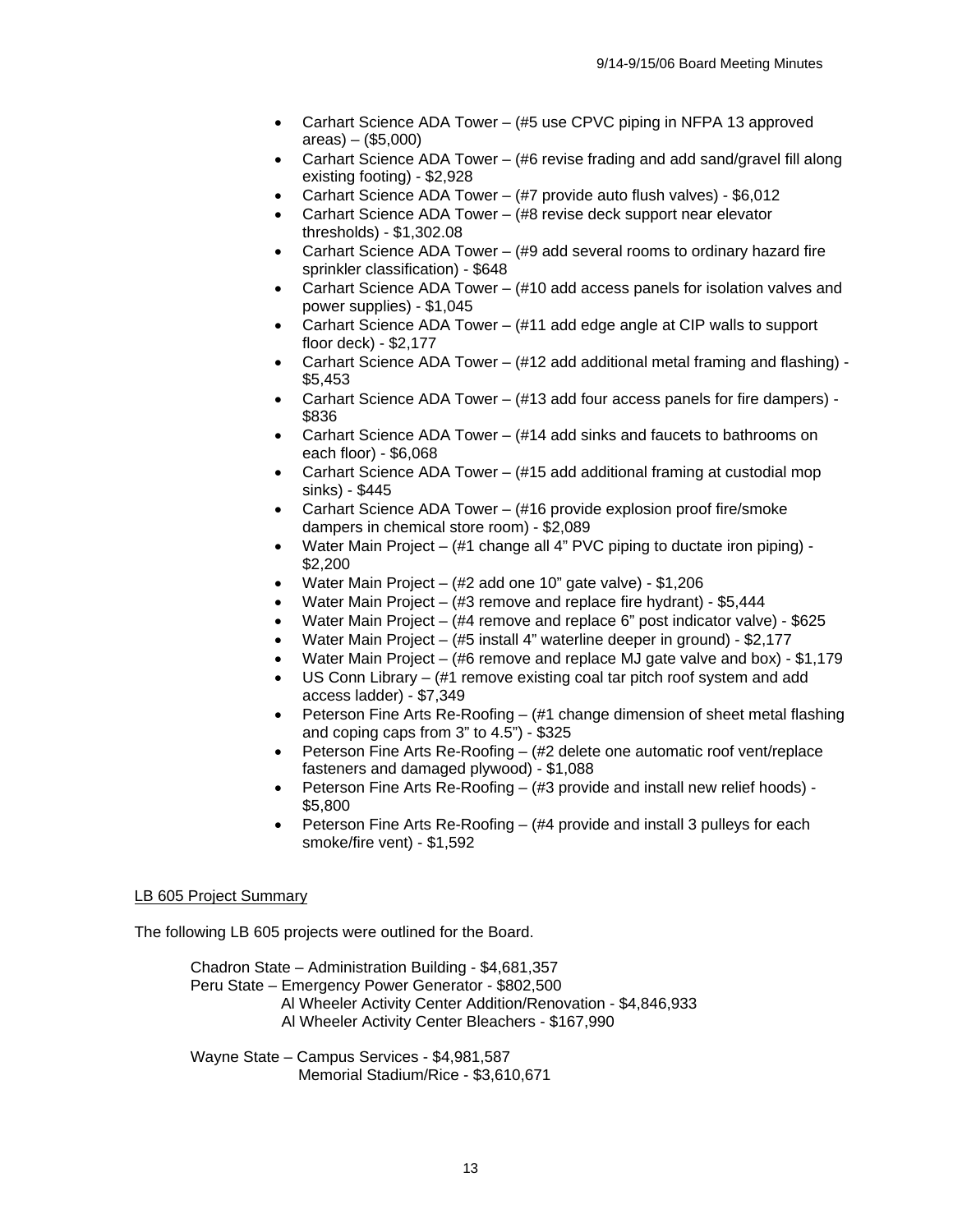- Carhart Science ADA Tower – (#5 use CPVC piping in NFPA 13 approved areas) – ($5,000)
- Carhart Science ADA Tower – (#6 revise frading and add sand/gravel fill along existing footing) - $2,928
- Carhart Science ADA Tower – (#7 provide auto flush valves) - $6,012
- Carhart Science ADA Tower – (#8 revise deck support near elevator thresholds) - $1,302.08
- Carhart Science ADA Tower – (#9 add several rooms to ordinary hazard fire sprinkler classification) - $648
- Carhart Science ADA Tower – (#10 add access panels for isolation valves and power supplies) - $1,045
- Carhart Science ADA Tower – (#11 add edge angle at CIP walls to support floor deck) - $2,177
- Carhart Science ADA Tower – (#12 add additional metal framing and flashing) - $5,453
- Carhart Science ADA Tower – (#13 add four access panels for fire dampers) - $836
- Carhart Science ADA Tower – (#14 add sinks and faucets to bathrooms on each floor) - $6,068
- Carhart Science ADA Tower – (#15 add additional framing at custodial mop sinks) - $445
- Carhart Science ADA Tower – (#16 provide explosion proof fire/smoke dampers in chemical store room) - $2,089
- Water Main Project – (#1 change all 4" PVC piping to ductate iron piping) - $2,200
- Water Main Project – (#2 add one 10" gate valve) - $1,206
- Water Main Project – (#3 remove and replace fire hydrant) - $5,444
- Water Main Project – (#4 remove and replace 6" post indicator valve) - $625
- Water Main Project – (#5 install 4" waterline deeper in ground) - $2,177
- Water Main Project – (#6 remove and replace MJ gate valve and box) - $1,179
- US Conn Library – (#1 remove existing coal tar pitch roof system and add access ladder) - $7,349
- Peterson Fine Arts Re-Roofing – (#1 change dimension of sheet metal flashing and coping caps from 3" to 4.5") - $325
- Peterson Fine Arts Re-Roofing – (#2 delete one automatic roof vent/replace fasteners and damaged plywood) - $1,088
- Peterson Fine Arts Re-Roofing – (#3 provide and install new relief hoods) - $5,800
- Peterson Fine Arts Re-Roofing – (#4 provide and install 3 pulleys for each smoke/fire vent) - $1,592

<u>LB 605 Project Summary</u>

The following LB 605 projects were outlined for the Board.

Chadron State – Administration Building - $4,681,357
Peru State – Emergency Power Generator - $802,500
Al Wheeler Activity Center Addition/Renovation - $4,846,933
Al Wheeler Activity Center Bleachers - $167,990

Wayne State – Campus Services - $4,981,587
Memorial Stadium/Rice - $3,610,671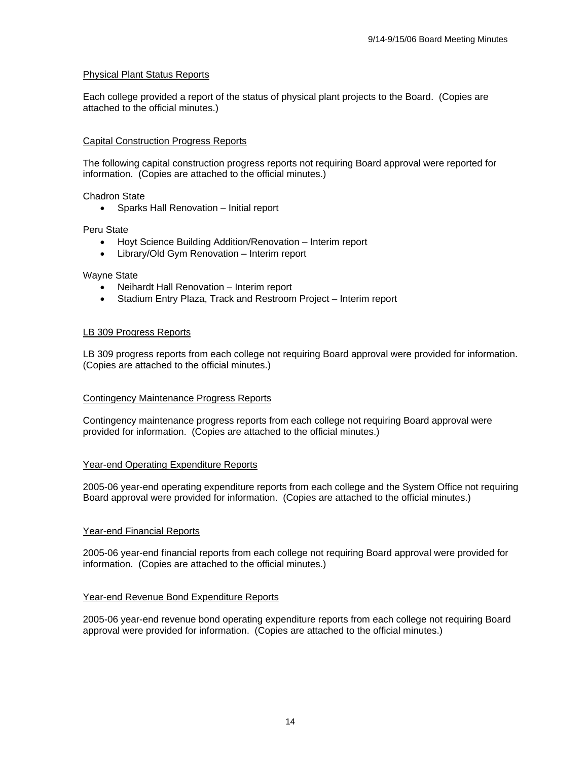Physical Plant Status Reports

Each college provided a report of the status of physical plant projects to the Board. (Copies are attached to the official minutes.)

Capital Construction Progress Reports

The following capital construction progress reports not requiring Board approval were reported for information. (Copies are attached to the official minutes.)

Chadron State

- Sparks Hall Renovation – Initial report

Peru State

- Hoyt Science Building Addition/Renovation – Interim report
- Library/Old Gym Renovation – Interim report

Wayne State

- Neihardt Hall Renovation – Interim report
- Stadium Entry Plaza, Track and Restroom Project – Interim report

LB 309 Progress Reports

LB 309 progress reports from each college not requiring Board approval were provided for information. (Copies are attached to the official minutes.)

Contingency Maintenance Progress Reports

Contingency maintenance progress reports from each college not requiring Board approval were provided for information. (Copies are attached to the official minutes.)

Year-end Operating Expenditure Reports

2005-06 year-end operating expenditure reports from each college and the System Office not requiring Board approval were provided for information. (Copies are attached to the official minutes.)

Year-end Financial Reports

2005-06 year-end financial reports from each college not requiring Board approval were provided for information. (Copies are attached to the official minutes.)

Year-end Revenue Bond Expenditure Reports

2005-06 year-end revenue bond operating expenditure reports from each college not requiring Board approval were provided for information. (Copies are attached to the official minutes.)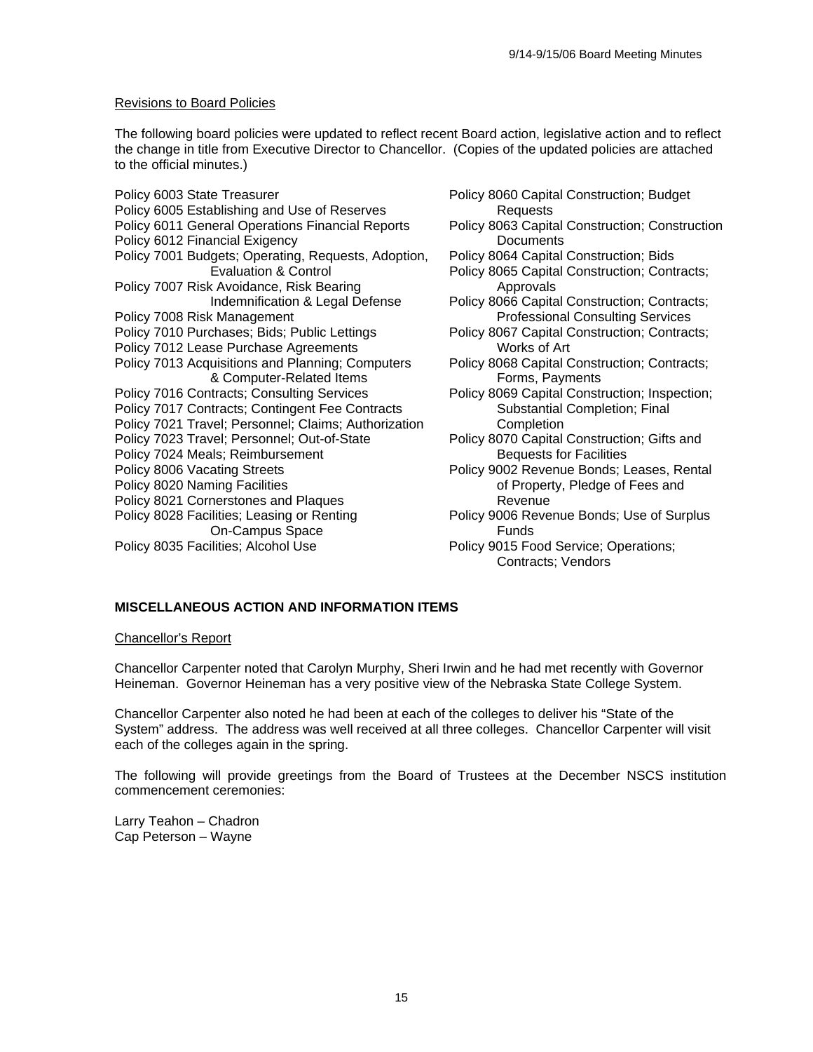Revisions to Board Policies

The following board policies were updated to reflect recent Board action, legislative action and to reflect the change in title from Executive Director to Chancellor. (Copies of the updated policies are attached to the official minutes.)

Policy 6003 State Treasurer
Policy 6005 Establishing and Use of Reserves
Policy 6011 General Operations Financial Reports
Policy 6012 Financial Exigency
Policy 7001 Budgets; Operating, Requests, Adoption, Evaluation & Control
Policy 7007 Risk Avoidance, Risk Bearing Indemnification & Legal Defense
Policy 7008 Risk Management
Policy 7010 Purchases; Bids; Public Lettings
Policy 7012 Lease Purchase Agreements
Policy 7013 Acquisitions and Planning; Computers & Computer-Related Items
Policy 7016 Contracts; Consulting Services
Policy 7017 Contracts; Contingent Fee Contracts
Policy 7021 Travel; Personnel; Claims; Authorization
Policy 7023 Travel; Personnel; Out-of-State
Policy 7024 Meals; Reimbursement
Policy 8006 Vacating Streets
Policy 8020 Naming Facilities
Policy 8021 Cornerstones and Plaques
Policy 8028 Facilities; Leasing or Renting On-Campus Space
Policy 8035 Facilities; Alcohol Use
Policy 8060 Capital Construction; Budget Requests
Policy 8063 Capital Construction; Construction Documents
Policy 8064 Capital Construction; Bids
Policy 8065 Capital Construction; Contracts; Approvals
Policy 8066 Capital Construction; Contracts; Professional Consulting Services
Policy 8067 Capital Construction; Contracts; Works of Art
Policy 8068 Capital Construction; Contracts; Forms, Payments
Policy 8069 Capital Construction; Inspection; Substantial Completion; Final Completion
Policy 8070 Capital Construction; Gifts and Bequests for Facilities
Policy 9002 Revenue Bonds; Leases, Rental of Property, Pledge of Fees and Revenue
Policy 9006 Revenue Bonds; Use of Surplus Funds
Policy 9015 Food Service; Operations; Contracts; Vendors

**MISCELLANEOUS ACTION AND INFORMATION ITEMS**

Chancellor's Report

Chancellor Carpenter noted that Carolyn Murphy, Sheri Irwin and he had met recently with Governor Heineman. Governor Heineman has a very positive view of the Nebraska State College System.

Chancellor Carpenter also noted he had been at each of the colleges to deliver his "State of the System" address. The address was well received at all three colleges. Chancellor Carpenter will visit each of the colleges again in the spring.

The following will provide greetings from the Board of Trustees at the December NSCS institution commencement ceremonies:

Larry Teahon – Chadron
Cap Peterson – Wayne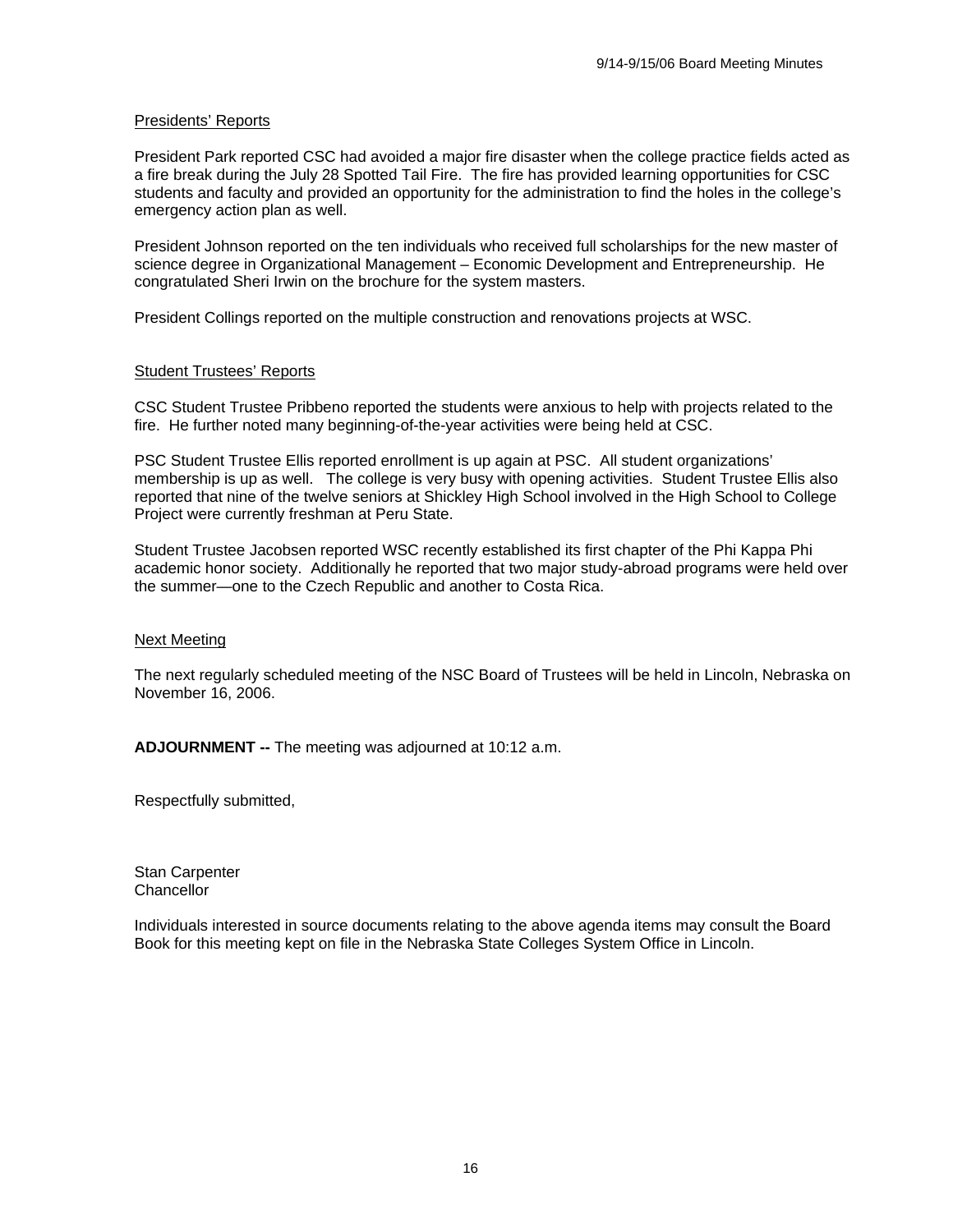Presidents' Reports

President Park reported CSC had avoided a major fire disaster when the college practice fields acted as a fire break during the July 28 Spotted Tail Fire. The fire has provided learning opportunities for CSC students and faculty and provided an opportunity for the administration to find the holes in the college's emergency action plan as well.

President Johnson reported on the ten individuals who received full scholarships for the new master of science degree in Organizational Management – Economic Development and Entrepreneurship. He congratulated Sheri Irwin on the brochure for the system masters.

President Collings reported on the multiple construction and renovations projects at WSC.

Student Trustees' Reports

CSC Student Trustee Pribbeno reported the students were anxious to help with projects related to the fire. He further noted many beginning-of-the-year activities were being held at CSC.

PSC Student Trustee Ellis reported enrollment is up again at PSC. All student organizations' membership is up as well. The college is very busy with opening activities. Student Trustee Ellis also reported that nine of the twelve seniors at Shickley High School involved in the High School to College Project were currently freshman at Peru State.

Student Trustee Jacobsen reported WSC recently established its first chapter of the Phi Kappa Phi academic honor society. Additionally he reported that two major study-abroad programs were held over the summer—one to the Czech Republic and another to Costa Rica.

Next Meeting

The next regularly scheduled meeting of the NSC Board of Trustees will be held in Lincoln, Nebraska on November 16, 2006.

**ADJOURNMENT --** The meeting was adjourned at 10:12 a.m.

Respectfully submitted,

Stan Carpenter
Chancellor

Individuals interested in source documents relating to the above agenda items may consult the Board Book for this meeting kept on file in the Nebraska State Colleges System Office in Lincoln.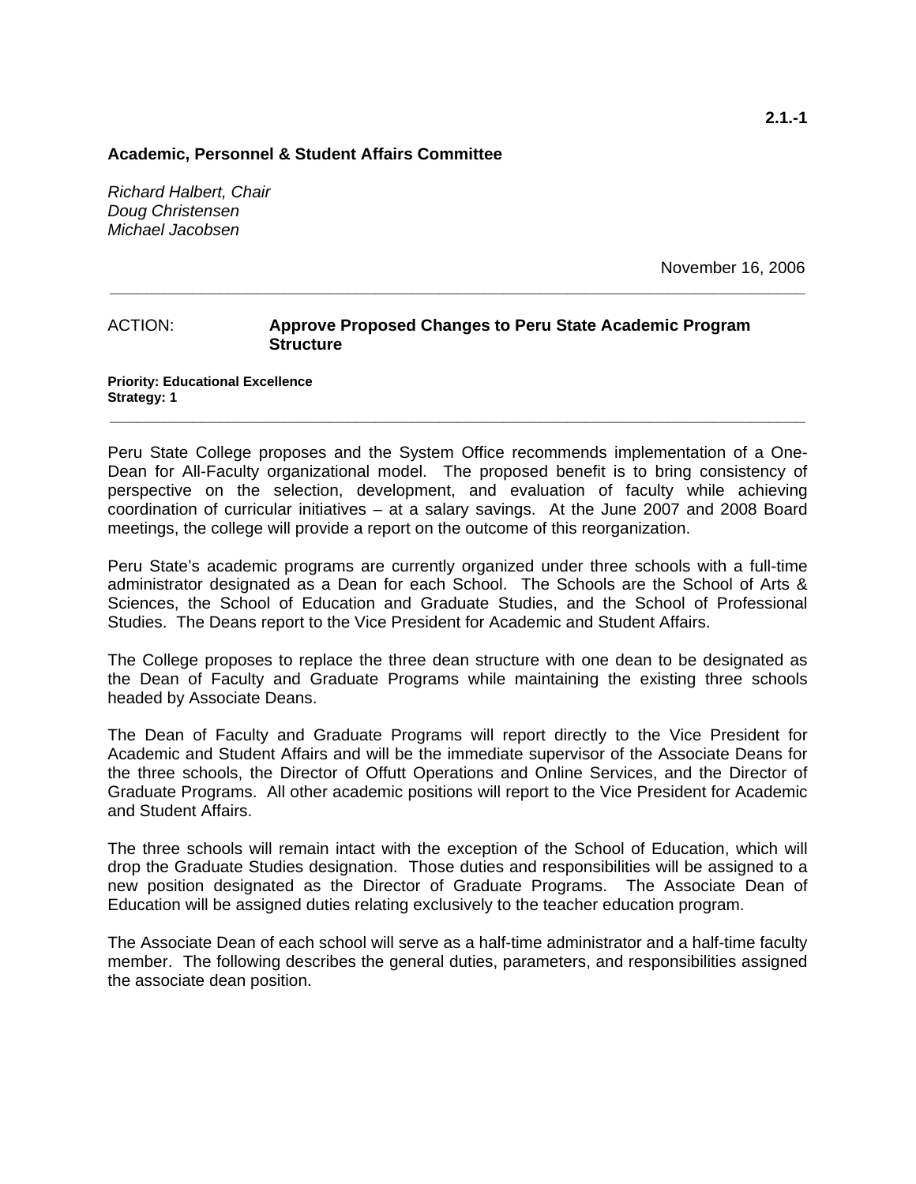2.1.-1

**Academic, Personnel & Student Affairs Committee**

*Richard Halbert, Chair*
*Doug Christensen*
*Michael Jacobsen*

November 16, 2006

---

ACTION: **Approve Proposed Changes to Peru State Academic Program Structure**

**Priority: Educational Excellence**
**Strategy: 1**

---

Peru State College proposes and the System Office recommends implementation of a One-Dean for All-Faculty organizational model. The proposed benefit is to bring consistency of perspective on the selection, development, and evaluation of faculty while achieving coordination of curricular initiatives – at a salary savings. At the June 2007 and 2008 Board meetings, the college will provide a report on the outcome of this reorganization.

Peru State's academic programs are currently organized under three schools with a full-time administrator designated as a Dean for each School. The Schools are the School of Arts & Sciences, the School of Education and Graduate Studies, and the School of Professional Studies. The Deans report to the Vice President for Academic and Student Affairs.

The College proposes to replace the three dean structure with one dean to be designated as the Dean of Faculty and Graduate Programs while maintaining the existing three schools headed by Associate Deans.

The Dean of Faculty and Graduate Programs will report directly to the Vice President for Academic and Student Affairs and will be the immediate supervisor of the Associate Deans for the three schools, the Director of Offutt Operations and Online Services, and the Director of Graduate Programs. All other academic positions will report to the Vice President for Academic and Student Affairs.

The three schools will remain intact with the exception of the School of Education, which will drop the Graduate Studies designation. Those duties and responsibilities will be assigned to a new position designated as the Director of Graduate Programs. The Associate Dean of Education will be assigned duties relating exclusively to the teacher education program.

The Associate Dean of each school will serve as a half-time administrator and a half-time faculty member. The following describes the general duties, parameters, and responsibilities assigned the associate dean position.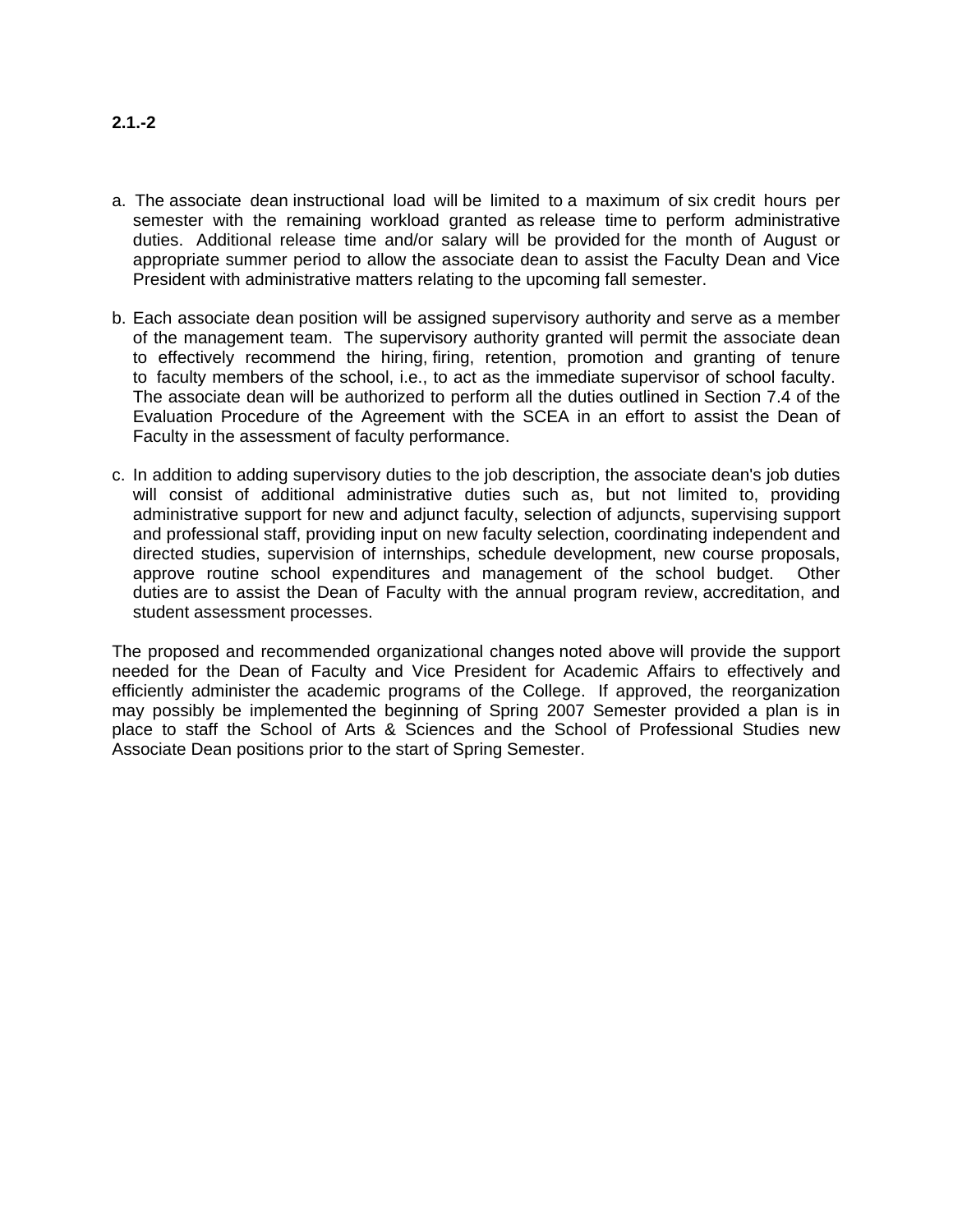**2.1.-2**

a. The associate dean instructional load will be limited to a maximum of six credit hours per semester with the remaining workload granted as release time to perform administrative duties. Additional release time and/or salary will be provided for the month of August or appropriate summer period to allow the associate dean to assist the Faculty Dean and Vice President with administrative matters relating to the upcoming fall semester.

b. Each associate dean position will be assigned supervisory authority and serve as a member of the management team. The supervisory authority granted will permit the associate dean to effectively recommend the hiring, firing, retention, promotion and granting of tenure to faculty members of the school, i.e., to act as the immediate supervisor of school faculty. The associate dean will be authorized to perform all the duties outlined in Section 7.4 of the Evaluation Procedure of the Agreement with the SCEA in an effort to assist the Dean of Faculty in the assessment of faculty performance.

c. In addition to adding supervisory duties to the job description, the associate dean's job duties will consist of additional administrative duties such as, but not limited to, providing administrative support for new and adjunct faculty, selection of adjuncts, supervising support and professional staff, providing input on new faculty selection, coordinating independent and directed studies, supervision of internships, schedule development, new course proposals, approve routine school expenditures and management of the school budget. Other duties are to assist the Dean of Faculty with the annual program review, accreditation, and student assessment processes.

The proposed and recommended organizational changes noted above will provide the support needed for the Dean of Faculty and Vice President for Academic Affairs to effectively and efficiently administer the academic programs of the College. If approved, the reorganization may possibly be implemented the beginning of Spring 2007 Semester provided a plan is in place to staff the School of Arts & Sciences and the School of Professional Studies new Associate Dean positions prior to the start of Spring Semester.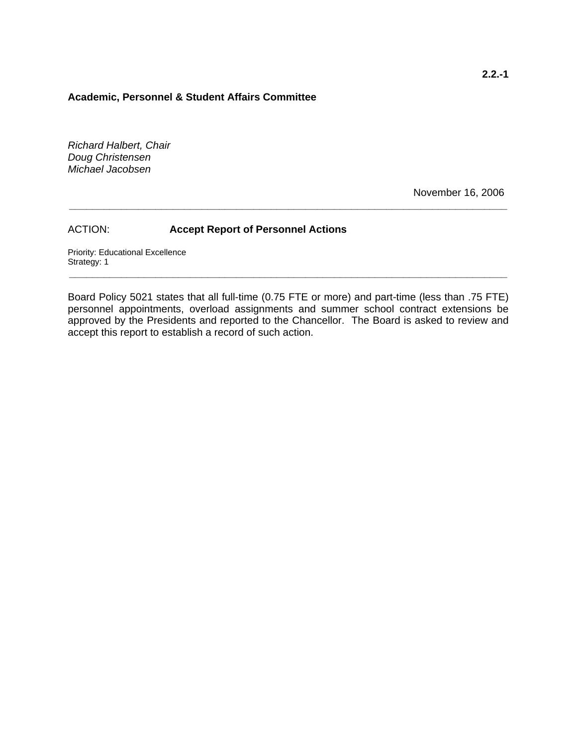**2.2.-1**

**Academic, Personnel & Student Affairs Committee**

*Richard Halbert, Chair*
*Doug Christensen*
*Michael Jacobsen*

November 16, 2006

---

ACTION: **Accept Report of Personnel Actions**

Priority: Educational Excellence
Strategy: 1

---

Board Policy 5021 states that all full-time (0.75 FTE or more) and part-time (less than .75 FTE) personnel appointments, overload assignments and summer school contract extensions be approved by the Presidents and reported to the Chancellor. The Board is asked to review and accept this report to establish a record of such action.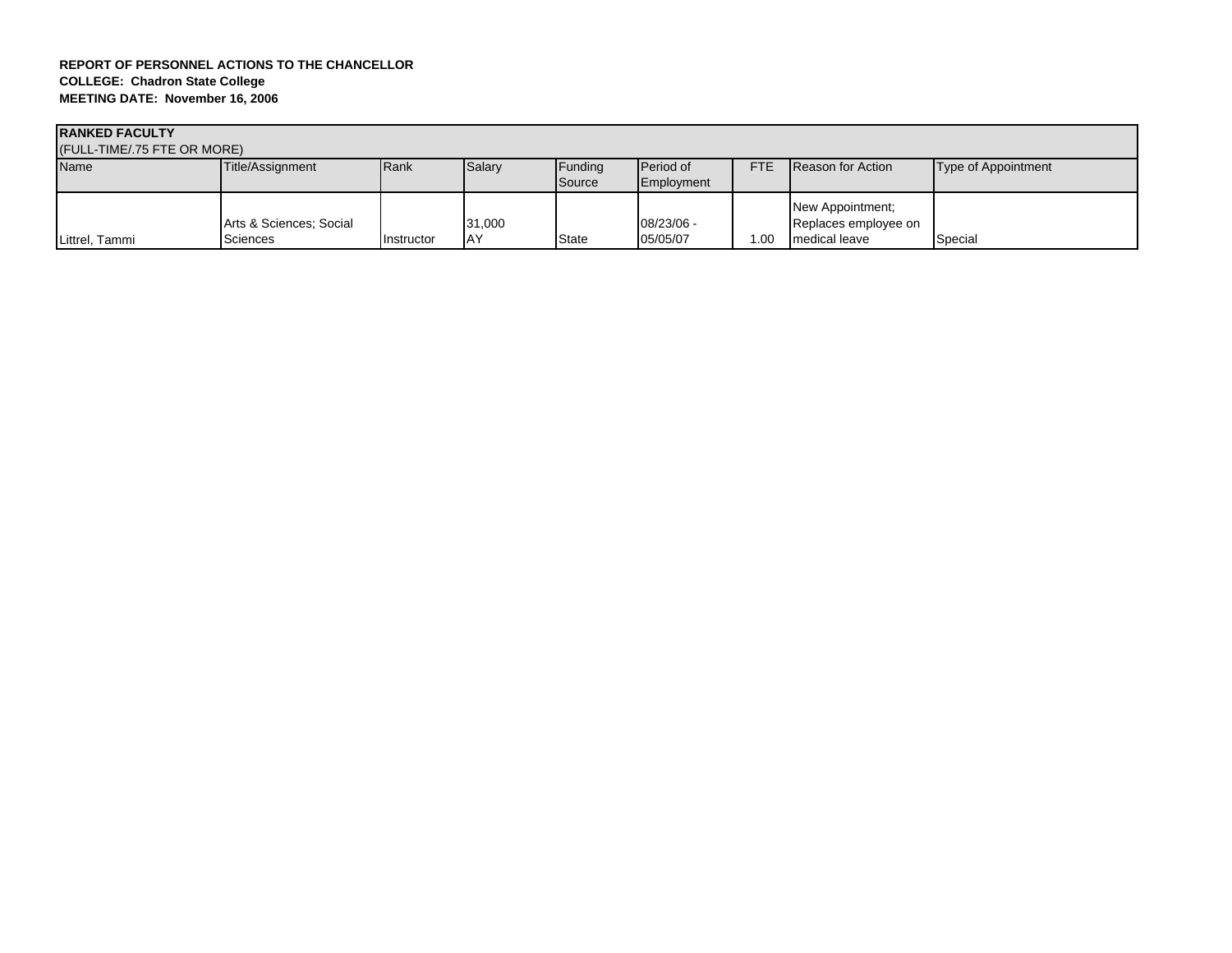**REPORT OF PERSONNEL ACTIONS TO THE CHANCELLOR**
**COLLEGE: Chadron State College**
**MEETING DATE: November 16, 2006**

**RANKED FACULTY**
(FULL-TIME/.75 FTE OR MORE)

| Name | Title/Assignment | Rank | Salary | Funding Source | Period of Employment | FTE | Reason for Action | Type of Appointment |
|---|---|---|---|---|---|---|---|---|
| Littrel, Tammi | Arts & Sciences; Social Sciences | Instructor | 31,000 AY | State | 08/23/06 - 05/05/07 | 1.00 | New Appointment; Replaces employee on medical leave | Special |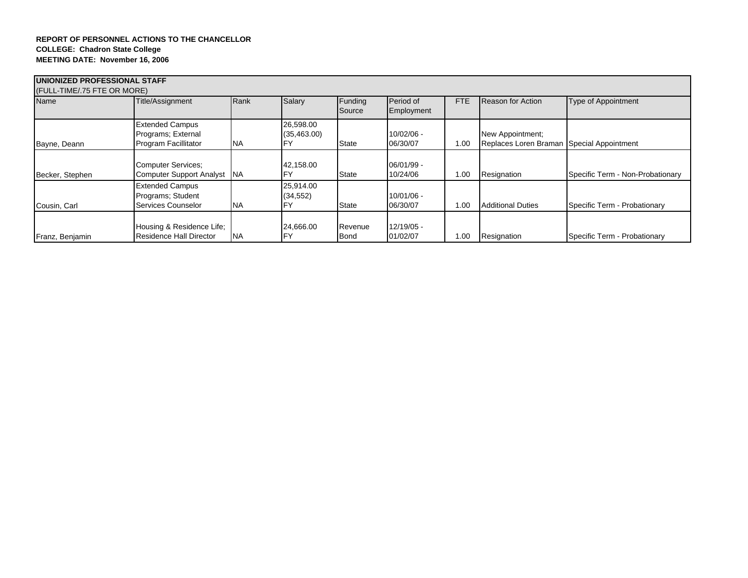**REPORT OF PERSONNEL ACTIONS TO THE CHANCELLOR**
**COLLEGE: Chadron State College**
**MEETING DATE: November 16, 2006**

**UNIONIZED PROFESSIONAL STAFF**
(FULL-TIME/.75 FTE OR MORE)

| Name | Title/Assignment | Rank | Salary | Funding Source | Period of Employment | FTE | Reason for Action | Type of Appointment |
|---|---|---|---|---|---|---|---|---|
| Bayne, Deann | Extended Campus Programs; External Program Facillitator | NA | 26,598.00 (35,463.00) FY | State | 10/02/06 - 06/30/07 | 1.00 | New Appointment; Replaces Loren Braman | Special Appointment |
| Becker, Stephen | Computer Services; Computer Support Analyst | NA | 42,158.00 FY | State | 06/01/99 - 10/24/06 | 1.00 | Resignation | Specific Term - Non-Probationary |
| Cousin, Carl | Extended Campus Programs; Student Services Counselor | NA | 25,914.00 (34,552) FY | State | 10/01/06 - 06/30/07 | 1.00 | Additional Duties | Specific Term - Probationary |
| Franz, Benjamin | Housing & Residence Life; Residence Hall Director | NA | 24,666.00 FY | Revenue Bond | 12/19/05 - 01/02/07 | 1.00 | Resignation | Specific Term - Probationary |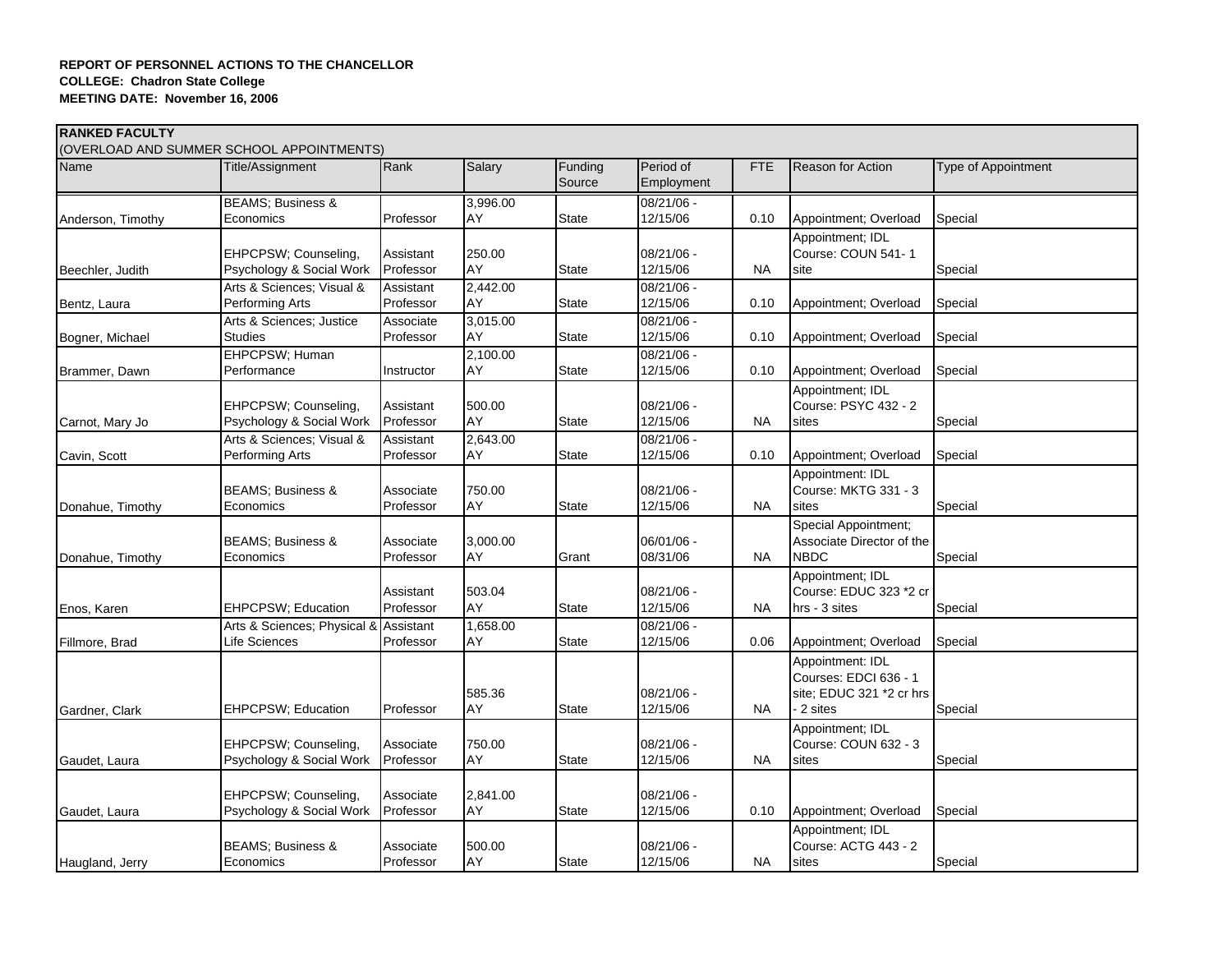**REPORT OF PERSONNEL ACTIONS TO THE CHANCELLOR**
**COLLEGE: Chadron State College**
**MEETING DATE: November 16, 2006**

**RANKED FACULTY**
(OVERLOAD AND SUMMER SCHOOL APPOINTMENTS)

| Name | Title/Assignment | Rank | Salary | Funding Source | Period of Employment | FTE | Reason for Action | Type of Appointment |
|---|---|---|---|---|---|---|---|---|
| Anderson, Timothy | BEAMS; Business & Economics | Professor | 3,996.00 AY | State | 08/21/06 - 12/15/06 | 0.10 | Appointment; Overload | Special |
| Beechler, Judith | EHPCPSW; Counseling, Psychology & Social Work | Assistant Professor | 250.00 AY | State | 08/21/06 - 12/15/06 | NA | Appointment; IDL Course: COUN 541- 1 site | Special |
| Bentz, Laura | Arts & Sciences; Visual & Performing Arts | Assistant Professor | 2,442.00 AY | State | 08/21/06 - 12/15/06 | 0.10 | Appointment; Overload | Special |
| Bogner, Michael | Arts & Sciences; Justice Studies | Associate Professor | 3,015.00 AY | State | 08/21/06 - 12/15/06 | 0.10 | Appointment; Overload | Special |
| Brammer, Dawn | EHPCPSW; Human Performance | Instructor | 2,100.00 AY | State | 08/21/06 - 12/15/06 | 0.10 | Appointment; Overload | Special |
| Carnot, Mary Jo | EHPCPSW; Counseling, Psychology & Social Work | Assistant Professor | 500.00 AY | State | 08/21/06 - 12/15/06 | NA | Appointment; IDL Course: PSYC 432 - 2 sites | Special |
| Cavin, Scott | Arts & Sciences; Visual & Performing Arts | Assistant Professor | 2,643.00 AY | State | 08/21/06 - 12/15/06 | 0.10 | Appointment; Overload | Special |
| Donahue, Timothy | BEAMS; Business & Economics | Associate Professor | 750.00 AY | State | 08/21/06 - 12/15/06 | NA | Appointment: IDL Course: MKTG 331 - 3 sites | Special |
| Donahue, Timothy | BEAMS; Business & Economics | Associate Professor | 3,000.00 AY | Grant | 06/01/06 - 08/31/06 | NA | Special Appointment; Associate Director of the NBDC | Special |
| Enos, Karen | EHPCPSW; Education | Assistant Professor | 503.04 AY | State | 08/21/06 - 12/15/06 | NA | Appointment; IDL Course: EDUC 323 *2 cr hrs - 3 sites | Special |
| Fillmore, Brad | Arts & Sciences; Physical & Life Sciences | Assistant Professor | 1,658.00 AY | State | 08/21/06 - 12/15/06 | 0.06 | Appointment; Overload | Special |
| Gardner, Clark | EHPCPSW; Education | Professor | 585.36 AY | State | 08/21/06 - 12/15/06 | NA | Appointment: IDL Courses: EDCI 636 - 1 site; EDUC 321 *2 cr hrs - 2 sites | Special |
| Gaudet, Laura | EHPCPSW; Counseling, Psychology & Social Work | Associate Professor | 750.00 AY | State | 08/21/06 - 12/15/06 | NA | Appointment; IDL Course: COUN 632 - 3 sites | Special |
| Gaudet, Laura | EHPCPSW; Counseling, Psychology & Social Work | Associate Professor | 2,841.00 AY | State | 08/21/06 - 12/15/06 | 0.10 | Appointment; Overload | Special |
| Haugland, Jerry | BEAMS; Business & Economics | Associate Professor | 500.00 AY | State | 08/21/06 - 12/15/06 | NA | Appointment; IDL Course: ACTG 443 - 2 sites | Special |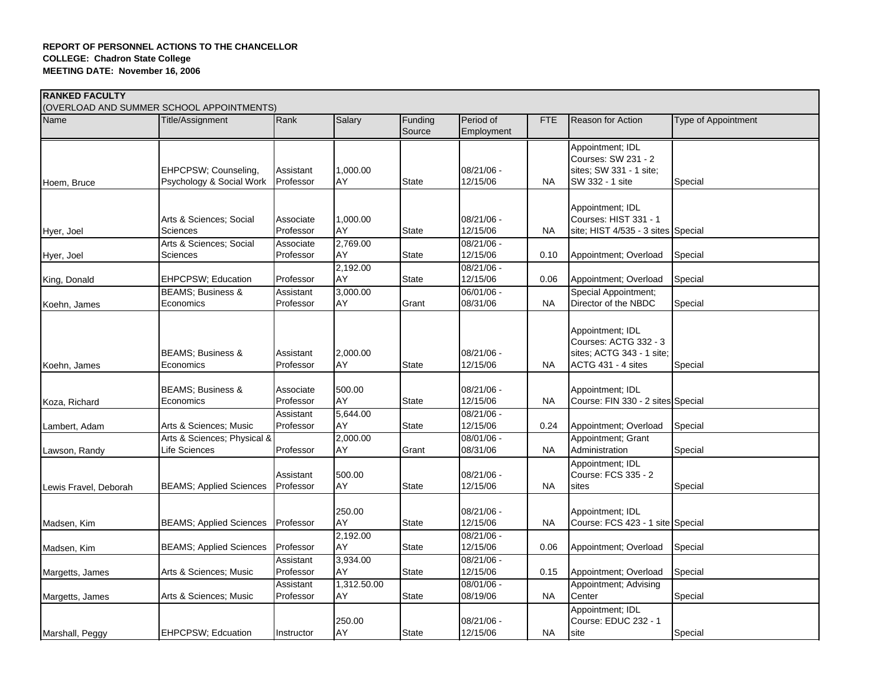**REPORT OF PERSONNEL ACTIONS TO THE CHANCELLOR**
**COLLEGE: Chadron State College**
**MEETING DATE: November 16, 2006**

**RANKED FACULTY**
(OVERLOAD AND SUMMER SCHOOL APPOINTMENTS)

| Name | Title/Assignment | Rank | Salary | Funding Source | Period of Employment | FTE | Reason for Action | Type of Appointment |
|---|---|---|---|---|---|---|---|---|
| Hoem, Bruce | EHPCPSW; Counseling, Psychology & Social Work | Assistant Professor | 1,000.00 AY | State | 08/21/06 - 12/15/06 | NA | Appointment; IDL Courses: SW 231 - 2 sites; SW 331 - 1 site; SW 332 - 1 site | Special |
| Hyer, Joel | Arts & Sciences; Social Sciences | Associate Professor | 1,000.00 AY | State | 08/21/06 - 12/15/06 | NA | Appointment; IDL Courses: HIST 331 - 1 site; HIST 4/535 - 3 sites | Special |
| Hyer, Joel | Arts & Sciences; Social Sciences | Associate Professor | 2,769.00 AY | State | 08/21/06 - 12/15/06 | 0.10 | Appointment; Overload | Special |
| King, Donald | EHPCPSW; Education | Professor | 2,192.00 AY | State | 08/21/06 - 12/15/06 | 0.06 | Appointment; Overload | Special |
| Koehn, James | BEAMS; Business & Economics | Assistant Professor | 3,000.00 AY | Grant | 06/01/06 - 08/31/06 | NA | Special Appointment; Director of the NBDC | Special |
| Koehn, James | BEAMS; Business & Economics | Assistant Professor | 2,000.00 AY | State | 08/21/06 - 12/15/06 | NA | Appointment; IDL Courses: ACTG 332 - 3 sites; ACTG 343 - 1 site; ACTG 431 - 4 sites | Special |
| Koza, Richard | BEAMS; Business & Economics | Associate Professor | 500.00 AY | State | 08/21/06 - 12/15/06 | NA | Appointment; IDL Course: FIN 330 - 2 sites | Special |
| Lambert, Adam | Arts & Sciences; Music | Assistant Professor | 5,644.00 AY | State | 08/21/06 - 12/15/06 | 0.24 | Appointment; Overload | Special |
| Lawson, Randy | Arts & Sciences; Physical & Life Sciences | Professor | 2,000.00 AY | Grant | 08/01/06 - 08/31/06 | NA | Appointment; Grant Administration | Special |
| Lewis Fravel, Deborah | BEAMS; Applied Sciences | Assistant Professor | 500.00 AY | State | 08/21/06 - 12/15/06 | NA | Appointment; IDL Course: FCS 335 - 2 sites | Special |
| Madsen, Kim | BEAMS; Applied Sciences | Professor | 250.00 AY | State | 08/21/06 - 12/15/06 | NA | Appointment; IDL Course: FCS 423 - 1 site | Special |
| Madsen, Kim | BEAMS; Applied Sciences | Professor | 2,192.00 AY | State | 08/21/06 - 12/15/06 | 0.06 | Appointment; Overload | Special |
| Margetts, James | Arts & Sciences; Music | Assistant Professor | 3,934.00 AY | State | 08/21/06 - 12/15/06 | 0.15 | Appointment; Overload | Special |
| Margetts, James | Arts & Sciences; Music | Assistant Professor | 1,312.50.00 AY | State | 08/01/06 - 08/19/06 | NA | Appointment; Advising Center | Special |
| Marshall, Peggy | EHPCPSW; Edcuation | Instructor | 250.00 AY | State | 08/21/06 - 12/15/06 | NA | Appointment; IDL Course: EDUC 232 - 1 site | Special |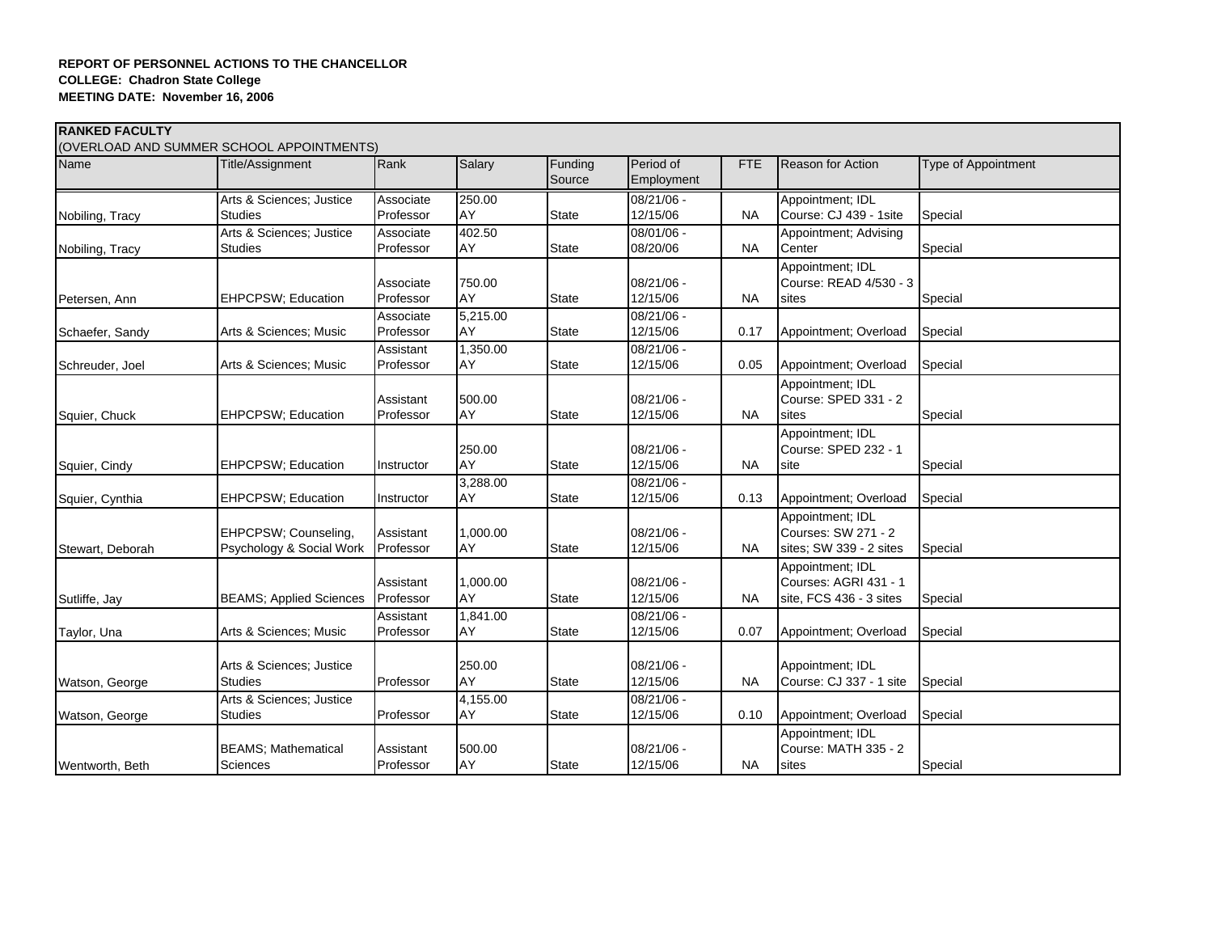**REPORT OF PERSONNEL ACTIONS TO THE CHANCELLOR**
**COLLEGE: Chadron State College**
**MEETING DATE: November 16, 2006**

**RANKED FACULTY**
(OVERLOAD AND SUMMER SCHOOL APPOINTMENTS)

| Name | Title/Assignment | Rank | Salary | Funding Source | Period of Employment | FTE | Reason for Action | Type of Appointment |
|---|---|---|---|---|---|---|---|---|
| Nobiling, Tracy | Arts & Sciences; Justice Studies | Associate Professor | 250.00 AY | State | 08/21/06 - 12/15/06 | NA | Appointment; IDL Course: CJ 439 - 1site | Special |
| Nobiling, Tracy | Arts & Sciences; Justice Studies | Associate Professor | 402.50 AY | State | 08/01/06 - 08/20/06 | NA | Appointment; Advising Center | Special |
| Petersen, Ann | EHPCPSW; Education | Associate Professor | 750.00 AY | State | 08/21/06 - 12/15/06 | NA | Appointment; IDL Course: READ 4/530 - 3 sites | Special |
| Schaefer, Sandy | Arts & Sciences; Music | Associate Professor | 5,215.00 AY | State | 08/21/06 - 12/15/06 | 0.17 | Appointment; Overload | Special |
| Schreuder, Joel | Arts & Sciences; Music | Assistant Professor | 1,350.00 AY | State | 08/21/06 - 12/15/06 | 0.05 | Appointment; Overload | Special |
| Squier, Chuck | EHPCPSW; Education | Assistant Professor | 500.00 AY | State | 08/21/06 - 12/15/06 | NA | Appointment; IDL Course: SPED 331 - 2 sites | Special |
| Squier, Cindy | EHPCPSW; Education | Instructor | 250.00 AY | State | 08/21/06 - 12/15/06 | NA | Appointment; IDL Course: SPED 232 - 1 site | Special |
| Squier, Cynthia | EHPCPSW; Education | Instructor | 3,288.00 AY | State | 08/21/06 - 12/15/06 | 0.13 | Appointment; Overload | Special |
| Stewart, Deborah | EHPCPSW; Counseling, Psychology & Social Work | Assistant Professor | 1,000.00 AY | State | 08/21/06 - 12/15/06 | NA | Appointment; IDL Courses: SW 271 - 2 sites; SW 339 - 2 sites | Special |
| Sutliffe, Jay | BEAMS; Applied Sciences | Assistant Professor | 1,000.00 AY | State | 08/21/06 - 12/15/06 | NA | Appointment; IDL Courses: AGRI 431 - 1 site, FCS 436 - 3 sites | Special |
| Taylor, Una | Arts & Sciences; Music | Assistant Professor | 1,841.00 AY | State | 08/21/06 - 12/15/06 | 0.07 | Appointment; Overload | Special |
| Watson, George | Arts & Sciences; Justice Studies | Professor | 250.00 AY | State | 08/21/06 - 12/15/06 | NA | Appointment; IDL Course: CJ 337 - 1 site | Special |
| Watson, George | Arts & Sciences; Justice Studies | Professor | 4,155.00 AY | State | 08/21/06 - 12/15/06 | 0.10 | Appointment; Overload | Special |
| Wentworth, Beth | BEAMS; Mathematical Sciences | Assistant Professor | 500.00 AY | State | 08/21/06 - 12/15/06 | NA | Appointment; IDL Course: MATH 335 - 2 sites | Special |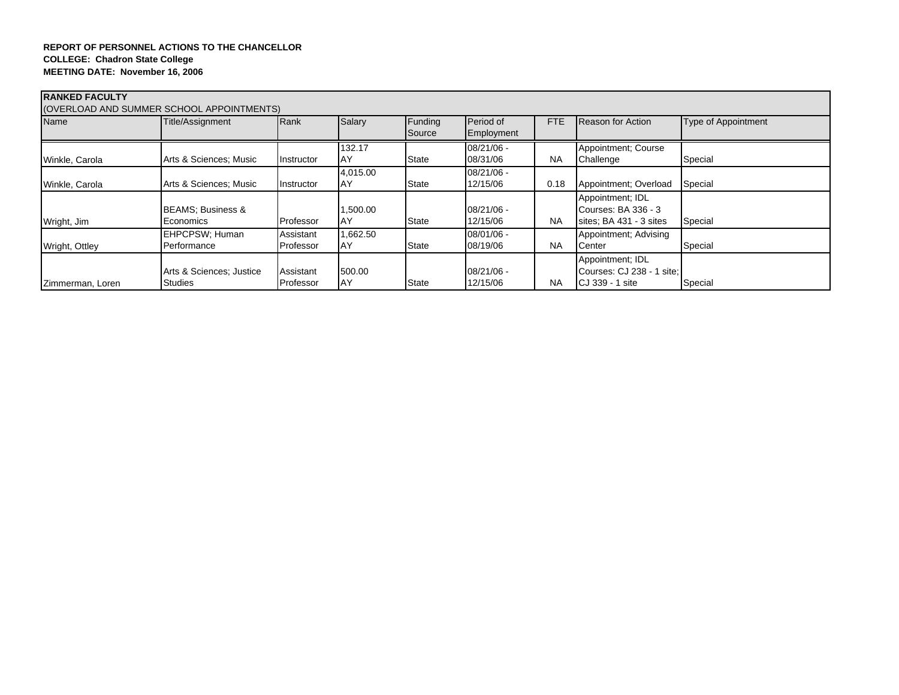**REPORT OF PERSONNEL ACTIONS TO THE CHANCELLOR**
**COLLEGE: Chadron State College**
**MEETING DATE: November 16, 2006**

**RANKED FACULTY**
(OVERLOAD AND SUMMER SCHOOL APPOINTMENTS)

| Name | Title/Assignment | Rank | Salary | Funding Source | Period of Employment | FTE | Reason for Action | Type of Appointment |
|---|---|---|---|---|---|---|---|---|
| Winkle, Carola | Arts & Sciences; Music | Instructor | 132.17 AY | State | 08/21/06 - 08/31/06 | NA | Appointment; Course Challenge | Special |
| Winkle, Carola | Arts & Sciences; Music | Instructor | 4,015.00 AY | State | 08/21/06 - 12/15/06 | 0.18 | Appointment; Overload | Special |
| Wright, Jim | BEAMS; Business & Economics | Professor | 1,500.00 AY | State | 08/21/06 - 12/15/06 | NA | Appointment; IDL Courses: BA 336 - 3 sites; BA 431 - 3 sites | Special |
| Wright, Ottley | EHPCPSW; Human Performance | Assistant Professor | 1,662.50 AY | State | 08/01/06 - 08/19/06 | NA | Appointment; Advising Center | Special |
| Zimmerman, Loren | Arts & Sciences; Justice Studies | Assistant Professor | 500.00 AY | State | 08/21/06 - 12/15/06 | NA | Appointment; IDL Courses: CJ 238 - 1 site; CJ 339 - 1 site | Special |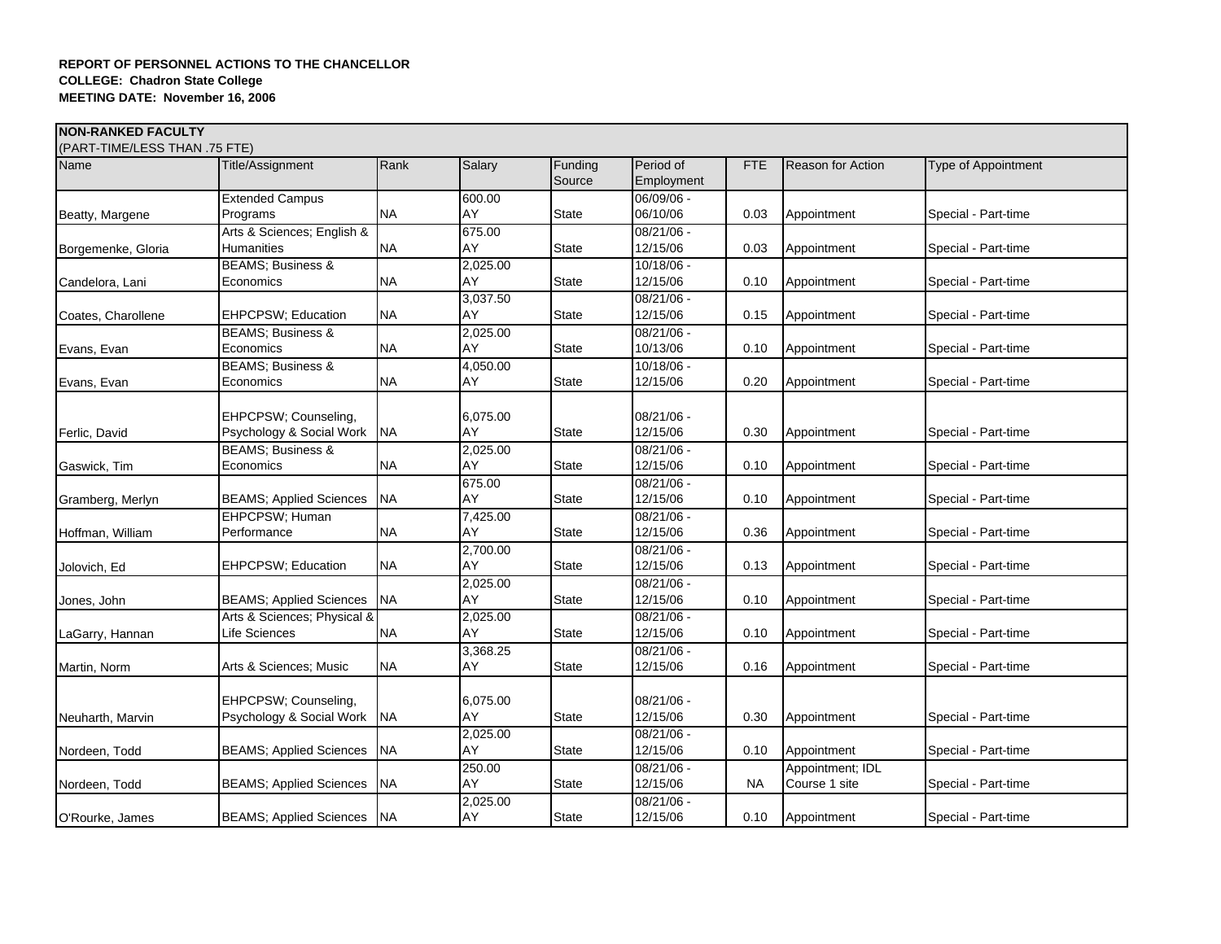**REPORT OF PERSONNEL ACTIONS TO THE CHANCELLOR**
**COLLEGE: Chadron State College**
**MEETING DATE: November 16, 2006**

**NON-RANKED FACULTY**
(PART-TIME/LESS THAN .75 FTE)

| Name | Title/Assignment | Rank | Salary | Funding Source | Period of Employment | FTE | Reason for Action | Type of Appointment |
|---|---|---|---|---|---|---|---|---|
| Beatty, Margene | Extended Campus Programs | NA | 600.00 AY | State | 06/09/06 - 06/10/06 | 0.03 | Appointment | Special - Part-time |
| Borgemenke, Gloria | Arts & Sciences; English & Humanities | NA | 675.00 AY | State | 08/21/06 - 12/15/06 | 0.03 | Appointment | Special - Part-time |
| Candelora, Lani | BEAMS; Business & Economics | NA | 2,025.00 AY | State | 10/18/06 - 12/15/06 | 0.10 | Appointment | Special - Part-time |
| Coates, Charollene | EHPCPSW; Education | NA | 3,037.50 AY | State | 08/21/06 - 12/15/06 | 0.15 | Appointment | Special - Part-time |
| Evans, Evan | BEAMS; Business & Economics | NA | 2,025.00 AY | State | 08/21/06 - 10/13/06 | 0.10 | Appointment | Special - Part-time |
| Evans, Evan | BEAMS; Business & Economics | NA | 4,050.00 AY | State | 10/18/06 - 12/15/06 | 0.20 | Appointment | Special - Part-time |
| Ferlic, David | EHPCPSW; Counseling, Psychology & Social Work | NA | 6,075.00 AY | State | 08/21/06 - 12/15/06 | 0.30 | Appointment | Special - Part-time |
| Gaswick, Tim | BEAMS; Business & Economics | NA | 2,025.00 AY | State | 08/21/06 - 12/15/06 | 0.10 | Appointment | Special - Part-time |
| Gramberg, Merlyn | BEAMS; Applied Sciences | NA | 675.00 AY | State | 08/21/06 - 12/15/06 | 0.10 | Appointment | Special - Part-time |
| Hoffman, William | EHPCPSW; Human Performance | NA | 7,425.00 AY | State | 08/21/06 - 12/15/06 | 0.36 | Appointment | Special - Part-time |
| Jolovich, Ed | EHPCPSW; Education | NA | 2,700.00 AY | State | 08/21/06 - 12/15/06 | 0.13 | Appointment | Special - Part-time |
| Jones, John | BEAMS; Applied Sciences | NA | 2,025.00 AY | State | 08/21/06 - 12/15/06 | 0.10 | Appointment | Special - Part-time |
| LaGarry, Hannan | Arts & Sciences; Physical & Life Sciences | NA | 2,025.00 AY | State | 08/21/06 - 12/15/06 | 0.10 | Appointment | Special - Part-time |
| Martin, Norm | Arts & Sciences; Music | NA | 3,368.25 AY | State | 08/21/06 - 12/15/06 | 0.16 | Appointment | Special - Part-time |
| Neuharth, Marvin | EHPCPSW; Counseling, Psychology & Social Work | NA | 6,075.00 AY | State | 08/21/06 - 12/15/06 | 0.30 | Appointment | Special - Part-time |
| Nordeen, Todd | BEAMS; Applied Sciences | NA | 2,025.00 AY | State | 08/21/06 - 12/15/06 | 0.10 | Appointment | Special - Part-time |
| Nordeen, Todd | BEAMS; Applied Sciences | NA | 250.00 AY | State | 08/21/06 - 12/15/06 | NA | Appointment; IDL Course 1 site | Special - Part-time |
| O'Rourke, James | BEAMS; Applied Sciences | NA | 2,025.00 AY | State | 08/21/06 - 12/15/06 | 0.10 | Appointment | Special - Part-time |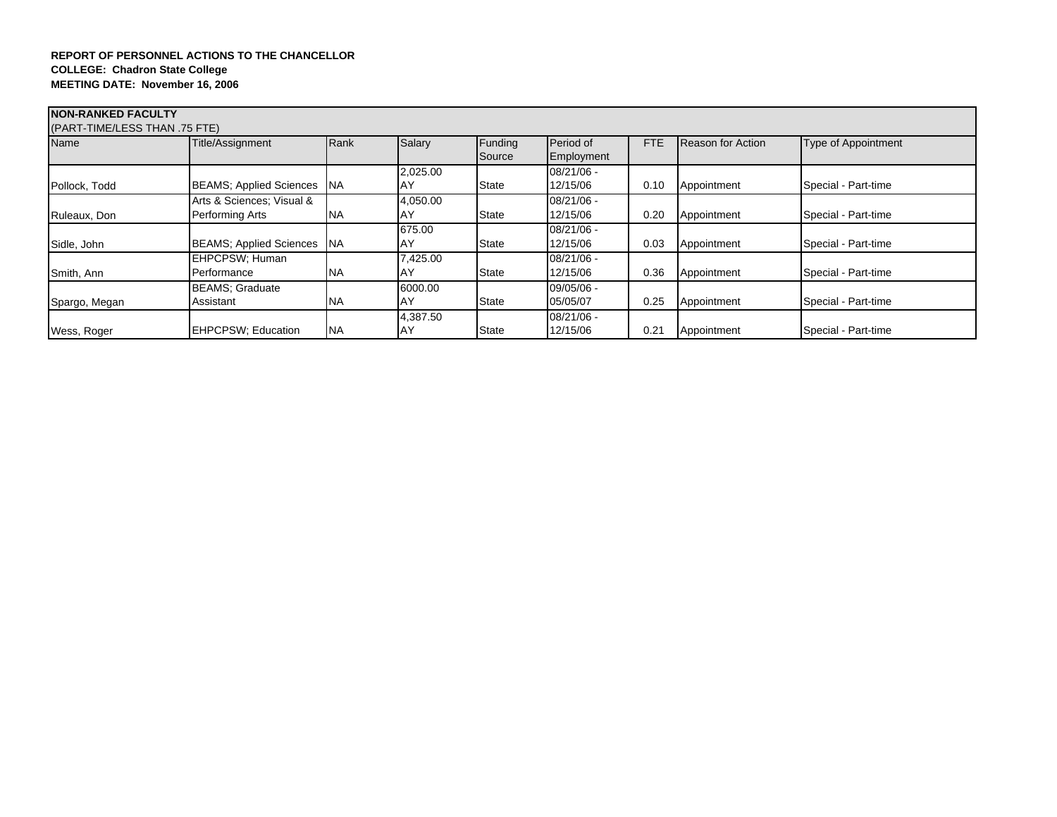**REPORT OF PERSONNEL ACTIONS TO THE CHANCELLOR**
**COLLEGE: Chadron State College**
**MEETING DATE: November 16, 2006**

**NON-RANKED FACULTY**
(PART-TIME/LESS THAN .75 FTE)

| Name | Title/Assignment | Rank | Salary | Funding Source | Period of Employment | FTE | Reason for Action | Type of Appointment |
|---|---|---|---|---|---|---|---|---|
| Pollock, Todd | BEAMS; Applied Sciences | NA | 2,025.00 AY | State | 08/21/06 - 12/15/06 | 0.10 | Appointment | Special - Part-time |
| Ruleaux, Don | Arts & Sciences; Visual & Performing Arts | NA | 4,050.00 AY | State | 08/21/06 - 12/15/06 | 0.20 | Appointment | Special - Part-time |
| Sidle, John | BEAMS; Applied Sciences | NA | 675.00 AY | State | 08/21/06 - 12/15/06 | 0.03 | Appointment | Special - Part-time |
| Smith, Ann | EHPCPSW; Human Performance | NA | 7,425.00 AY | State | 08/21/06 - 12/15/06 | 0.36 | Appointment | Special - Part-time |
| Spargo, Megan | BEAMS; Graduate Assistant | NA | 6000.00 AY | State | 09/05/06 - 05/05/07 | 0.25 | Appointment | Special - Part-time |
| Wess, Roger | EHPCPSW; Education | NA | 4,387.50 AY | State | 08/21/06 - 12/15/06 | 0.21 | Appointment | Special - Part-time |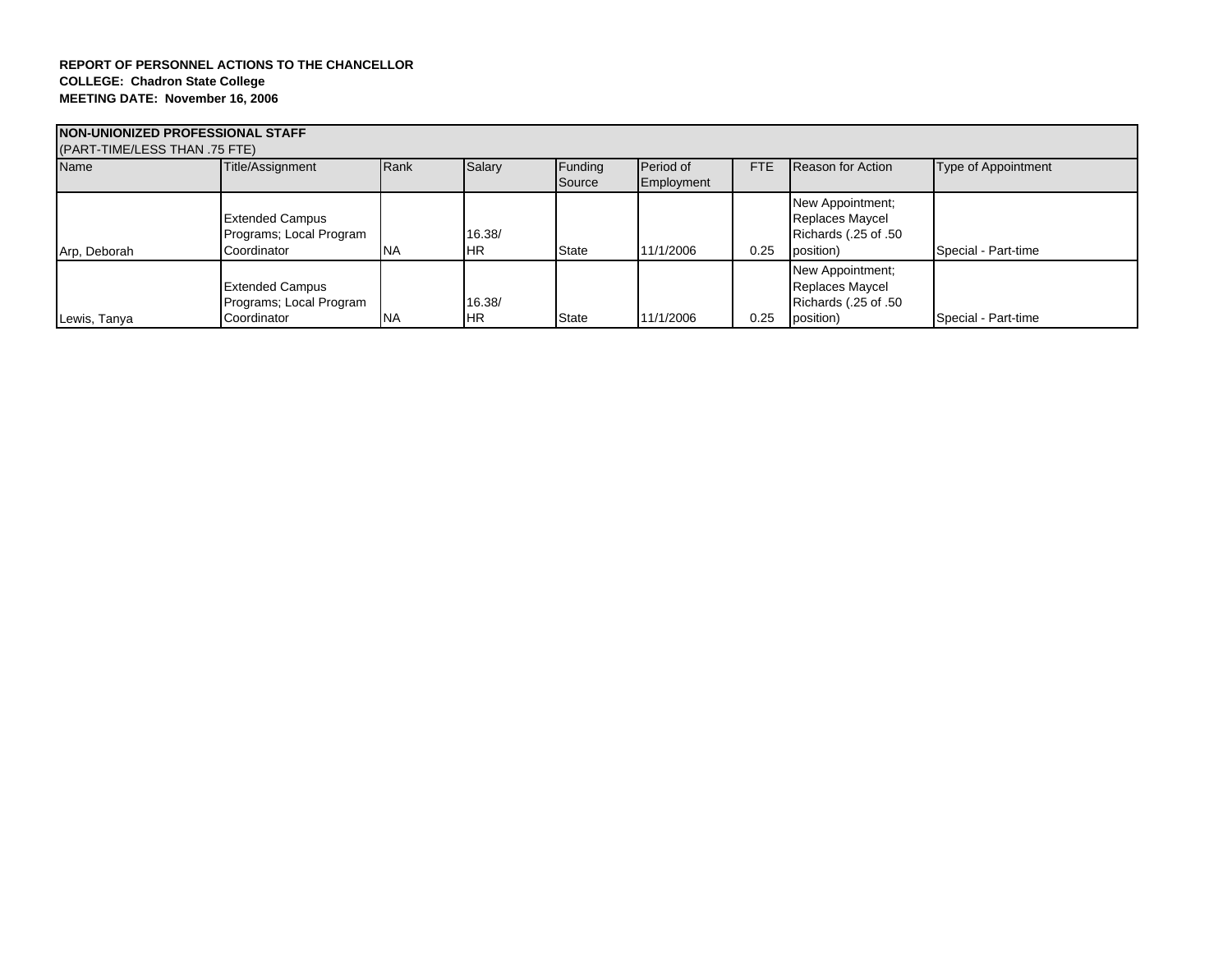**REPORT OF PERSONNEL ACTIONS TO THE CHANCELLOR**
**COLLEGE: Chadron State College**
**MEETING DATE: November 16, 2006**

| **NON-UNIONIZED PROFESSIONAL STAFF** (PART-TIME/LESS THAN .75 FTE) | | | | | | | | |
|---|---|---|---|---|---|---|---|---|
| Name | Title/Assignment | Rank | Salary | Funding Source | Period of Employment | FTE | Reason for Action | Type of Appointment |
| Arp, Deborah | Extended Campus Programs; Local Program Coordinator | NA | 16.38/ HR | State | 11/1/2006 | 0.25 | New Appointment; Replaces Maycel Richards (.25 of .50 position) | Special - Part-time |
| Lewis, Tanya | Extended Campus Programs; Local Program Coordinator | NA | 16.38/ HR | State | 11/1/2006 | 0.25 | New Appointment; Replaces Maycel Richards (.25 of .50 position) | Special - Part-time |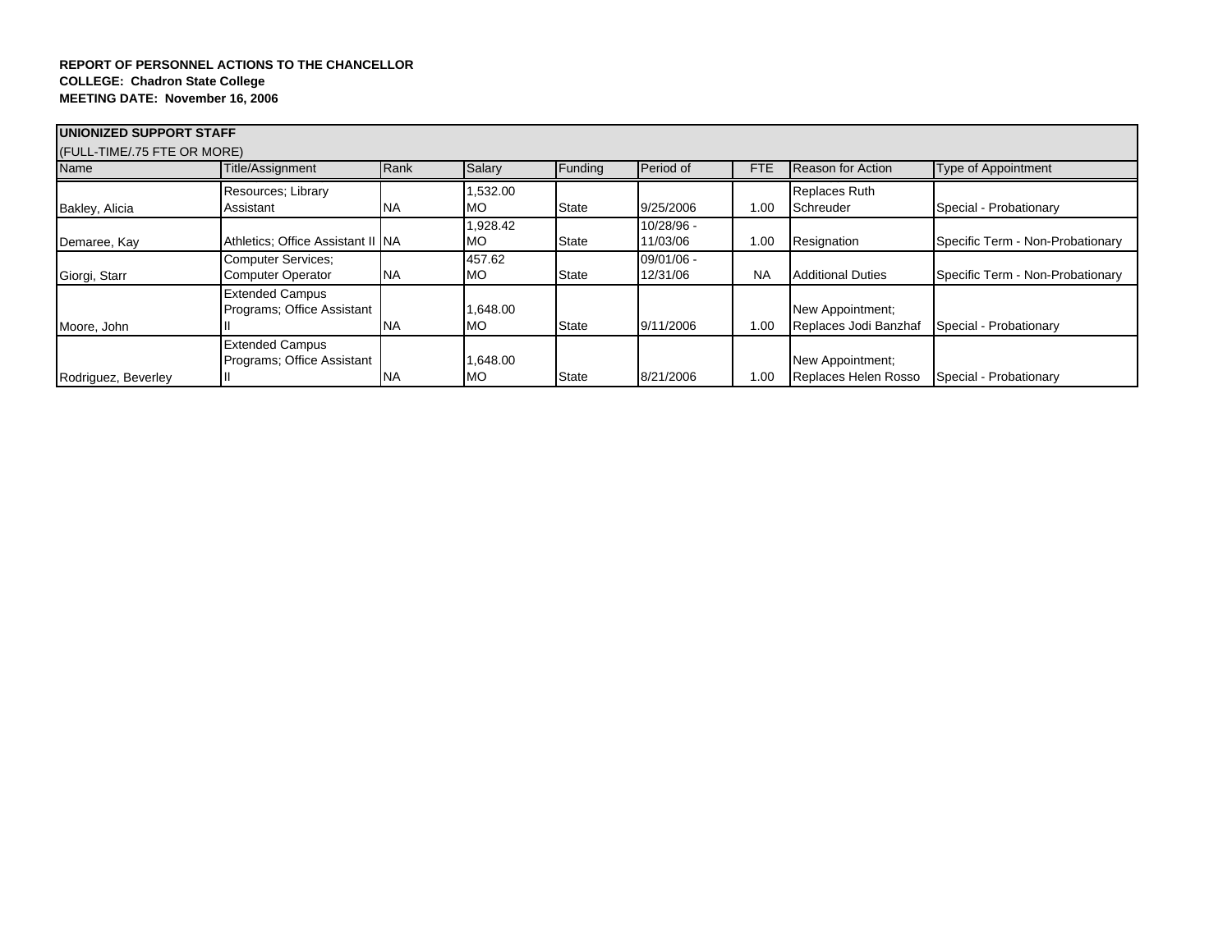**REPORT OF PERSONNEL ACTIONS TO THE CHANCELLOR**
**COLLEGE: Chadron State College**
**MEETING DATE: November 16, 2006**

**UNIONIZED SUPPORT STAFF**
(FULL-TIME/.75 FTE OR MORE)

| Name | Title/Assignment | Rank | Salary | Funding | Period of | FTE | Reason for Action | Type of Appointment |
|---|---|---|---|---|---|---|---|---|
| Bakley, Alicia | Resources; Library Assistant | NA | 1,532.00 MO | State | 9/25/2006 | 1.00 | Replaces Ruth Schreuder | Special - Probationary |
| Demaree, Kay | Athletics; Office Assistant II | NA | 1,928.42 MO | State | 10/28/96 - 11/03/06 | 1.00 | Resignation | Specific Term - Non-Probationary |
| Giorgi, Starr | Computer Services; Computer Operator | NA | 457.62 MO | State | 09/01/06 - 12/31/06 | NA | Additional Duties | Specific Term - Non-Probationary |
| Moore, John | Extended Campus Programs; Office Assistant II | NA | 1,648.00 MO | State | 9/11/2006 | 1.00 | New Appointment; Replaces Jodi Banzhaf | Special - Probationary |
| Rodriguez, Beverley | Extended Campus Programs; Office Assistant II | NA | 1,648.00 MO | State | 8/21/2006 | 1.00 | New Appointment; Replaces Helen Rosso | Special - Probationary |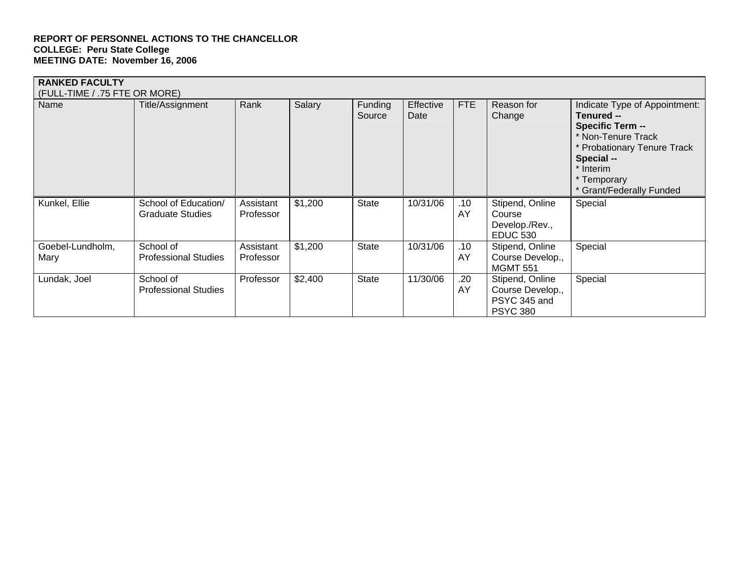**REPORT OF PERSONNEL ACTIONS TO THE CHANCELLOR**
**COLLEGE: Peru State College**
**MEETING DATE: November 16, 2006**

| **RANKED FACULTY** (FULL-TIME / .75 FTE OR MORE) | | | | | | | | |
|---|---|---|---|---|---|---|---|---|
| Name | Title/Assignment | Rank | Salary | Funding Source | Effective Date | FTE | Reason for Change | Indicate Type of Appointment: **Tenured --** **Specific Term --** * Non-Tenure Track * Probationary Tenure Track **Special --** * Interim * Temporary * Grant/Federally Funded |
| Kunkel, Ellie | School of Education/ Graduate Studies | Assistant Professor | $1,200 | State | 10/31/06 | .10 AY | Stipend, Online Course Develop./Rev., EDUC 530 | Special |
| Goebel-Lundholm, Mary | School of Professional Studies | Assistant Professor | $1,200 | State | 10/31/06 | .10 AY | Stipend, Online Course Develop., MGMT 551 | Special |
| Lundak, Joel | School of Professional Studies | Professor | $2,400 | State | 11/30/06 | .20 AY | Stipend, Online Course Develop., PSYC 345 and PSYC 380 | Special |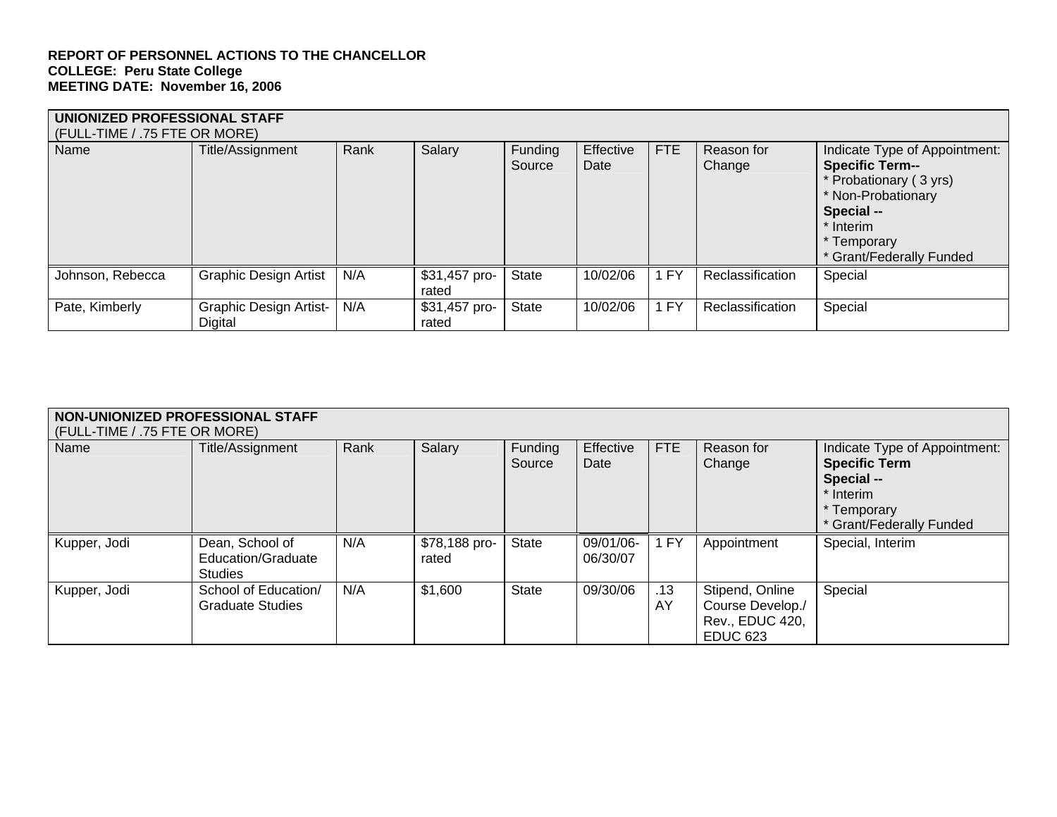**REPORT OF PERSONNEL ACTIONS TO THE CHANCELLOR**
**COLLEGE: Peru State College**
**MEETING DATE: November 16, 2006**

| **UNIONIZED PROFESSIONAL STAFF** (FULL-TIME / .75 FTE OR MORE) | | | | | | | | |
|---|---|---|---|---|---|---|---|---|
| Name | Title/Assignment | Rank | Salary | Funding Source | Effective Date | FTE | Reason for Change | Indicate Type of Appointment: **Specific Term--** * Probationary ( 3 yrs) * Non-Probationary **Special --** * Interim * Temporary * Grant/Federally Funded |
| Johnson, Rebecca | Graphic Design Artist | N/A | $31,457 pro-rated | State | 10/02/06 | 1 FY | Reclassification | Special |
| Pate, Kimberly | Graphic Design Artist-Digital | N/A | $31,457 pro-rated | State | 10/02/06 | 1 FY | Reclassification | Special |

| **NON-UNIONIZED PROFESSIONAL STAFF** (FULL-TIME / .75 FTE OR MORE) | | | | | | | | |
|---|---|---|---|---|---|---|---|---|
| Name | Title/Assignment | Rank | Salary | Funding Source | Effective Date | FTE | Reason for Change | Indicate Type of Appointment: **Specific Term** **Special --** * Interim * Temporary * Grant/Federally Funded |
| Kupper, Jodi | Dean, School of Education/Graduate Studies | N/A | $78,188 pro-rated | State | 09/01/06-06/30/07 | 1 FY | Appointment | Special, Interim |
| Kupper, Jodi | School of Education/ Graduate Studies | N/A | $1,600 | State | 09/30/06 | .13 AY | Stipend, Online Course Develop./ Rev., EDUC 420, EDUC 623 | Special |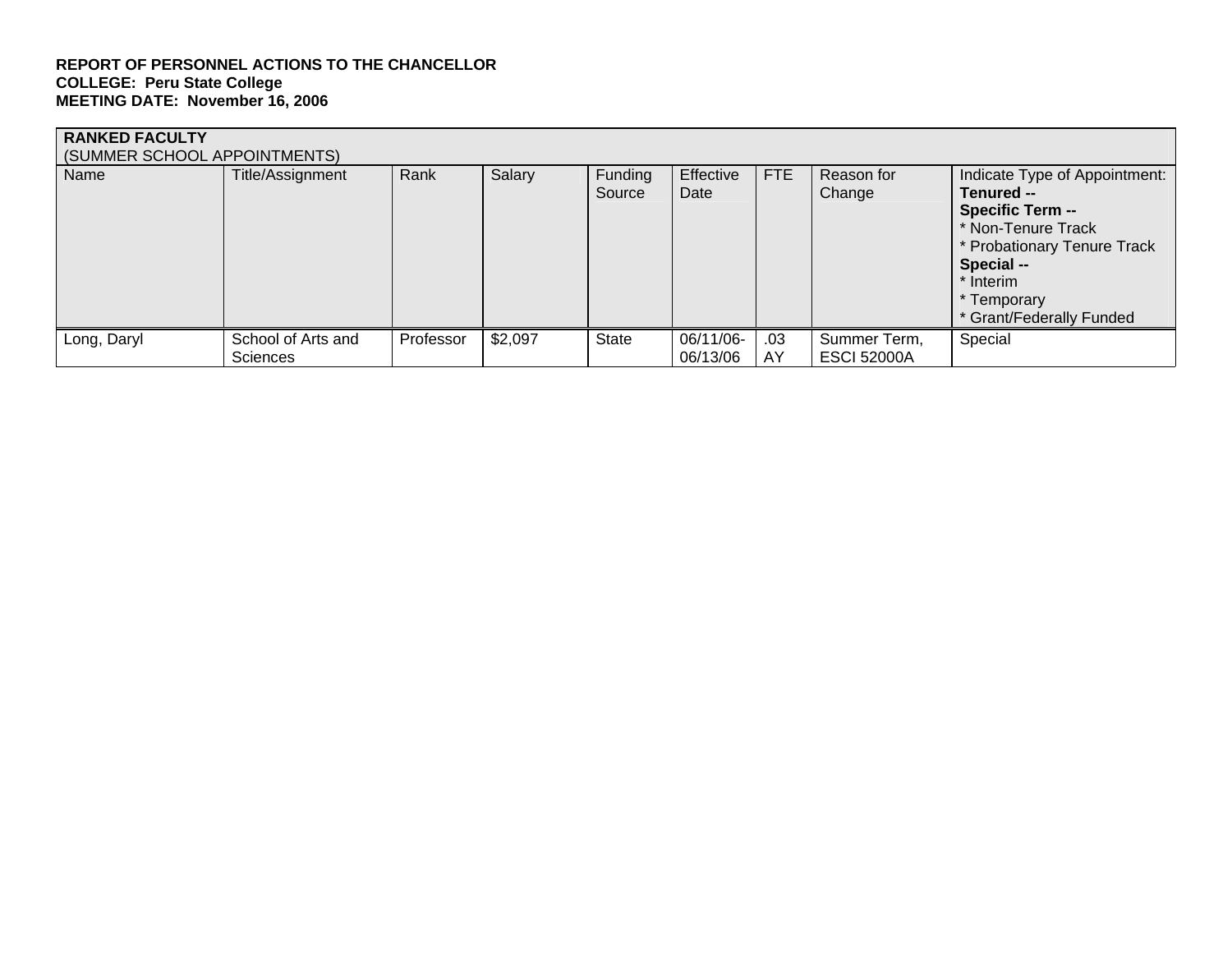**REPORT OF PERSONNEL ACTIONS TO THE CHANCELLOR**
**COLLEGE: Peru State College**
**MEETING DATE: November 16, 2006**

**RANKED FACULTY**
(SUMMER SCHOOL APPOINTMENTS)

| Name | Title/Assignment | Rank | Salary | Funding Source | Effective Date | FTE | Reason for Change | Indicate Type of Appointment: **Tenured --** **Specific Term --** * Non-Tenure Track * Probationary Tenure Track **Special --** * Interim * Temporary * Grant/Federally Funded |
|---|---|---|---|---|---|---|---|---|
| Long, Daryl | School of Arts and Sciences | Professor | $2,097 | State | 06/11/06-06/13/06 | .03 AY | Summer Term, ESCI 52000A | Special |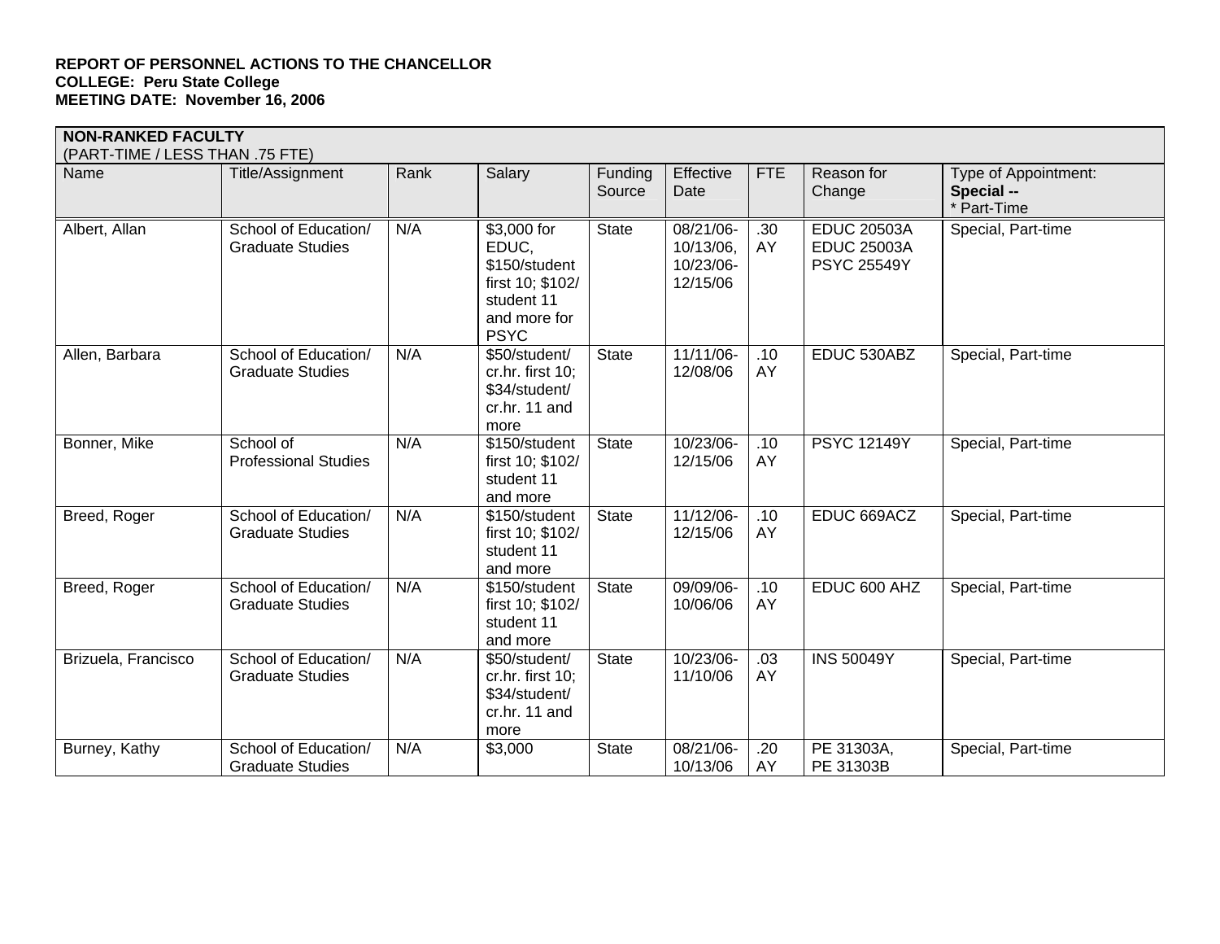**REPORT OF PERSONNEL ACTIONS TO THE CHANCELLOR**
**COLLEGE: Peru State College**
**MEETING DATE: November 16, 2006**

| **NON-RANKED FACULTY** (PART-TIME / LESS THAN .75 FTE) | | | | | | | | |
|---|---|---|---|---|---|---|---|---|
| Name | Title/Assignment | Rank | Salary | Funding Source | Effective Date | FTE | Reason for Change | Type of Appointment: **Special --** * Part-Time |
| Albert, Allan | School of Education/ Graduate Studies | N/A | $3,000 for EDUC, $150/student first 10; $102/ student 11 and more for PSYC | State | 08/21/06-10/13/06, 10/23/06-12/15/06 | .30 AY | EDUC 20503A EDUC 25003A PSYC 25549Y | Special, Part-time |
| Allen, Barbara | School of Education/ Graduate Studies | N/A | $50/student/ cr.hr. first 10; $34/student/ cr.hr. 11 and more | State | 11/11/06-12/08/06 | .10 AY | EDUC 530ABZ | Special, Part-time |
| Bonner, Mike | School of Professional Studies | N/A | $150/student first 10; $102/ student 11 and more | State | 10/23/06-12/15/06 | .10 AY | PSYC 12149Y | Special, Part-time |
| Breed, Roger | School of Education/ Graduate Studies | N/A | $150/student first 10; $102/ student 11 and more | State | 11/12/06-12/15/06 | .10 AY | EDUC 669ACZ | Special, Part-time |
| Breed, Roger | School of Education/ Graduate Studies | N/A | $150/student first 10; $102/ student 11 and more | State | 09/09/06-10/06/06 | .10 AY | EDUC 600 AHZ | Special, Part-time |
| Brizuela, Francisco | School of Education/ Graduate Studies | N/A | $50/student/ cr.hr. first 10; $34/student/ cr.hr. 11 and more | State | 10/23/06-11/10/06 | .03 AY | INS 50049Y | Special, Part-time |
| Burney, Kathy | School of Education/ Graduate Studies | N/A | $3,000 | State | 08/21/06-10/13/06 | .20 AY | PE 31303A, PE 31303B | Special, Part-time |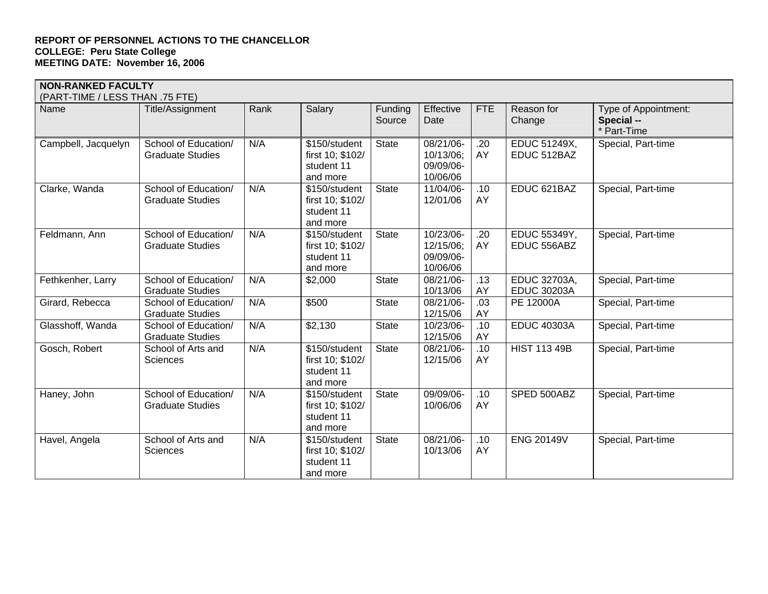**REPORT OF PERSONNEL ACTIONS TO THE CHANCELLOR**
**COLLEGE: Peru State College**
**MEETING DATE: November 16, 2006**

| **NON-RANKED FACULTY** (PART-TIME / LESS THAN .75 FTE) | | | | | | | | |
|---|---|---|---|---|---|---|---|---|
| Name | Title/Assignment | Rank | Salary | Funding Source | Effective Date | FTE | Reason for Change | Type of Appointment: **Special --** * Part-Time |
| Campbell, Jacquelyn | School of Education/ Graduate Studies | N/A | $150/student first 10; $102/ student 11 and more | State | 08/21/06-10/13/06; 09/09/06-10/06/06 | .20 AY | EDUC 51249X, EDUC 512BAZ | Special, Part-time |
| Clarke, Wanda | School of Education/ Graduate Studies | N/A | $150/student first 10; $102/ student 11 and more | State | 11/04/06-12/01/06 | .10 AY | EDUC 621BAZ | Special, Part-time |
| Feldmann, Ann | School of Education/ Graduate Studies | N/A | $150/student first 10; $102/ student 11 and more | State | 10/23/06-12/15/06; 09/09/06-10/06/06 | .20 AY | EDUC 55349Y, EDUC 556ABZ | Special, Part-time |
| Fethkenher, Larry | School of Education/ Graduate Studies | N/A | $2,000 | State | 08/21/06-10/13/06 | .13 AY | EDUC 32703A, EDUC 30203A | Special, Part-time |
| Girard, Rebecca | School of Education/ Graduate Studies | N/A | $500 | State | 08/21/06-12/15/06 | .03 AY | PE 12000A | Special, Part-time |
| Glasshoff, Wanda | School of Education/ Graduate Studies | N/A | $2,130 | State | 10/23/06-12/15/06 | .10 AY | EDUC 40303A | Special, Part-time |
| Gosch, Robert | School of Arts and Sciences | N/A | $150/student first 10; $102/ student 11 and more | State | 08/21/06-12/15/06 | .10 AY | HIST 113 49B | Special, Part-time |
| Haney, John | School of Education/ Graduate Studies | N/A | $150/student first 10; $102/ student 11 and more | State | 09/09/06-10/06/06 | .10 AY | SPED 500ABZ | Special, Part-time |
| Havel, Angela | School of Arts and Sciences | N/A | $150/student first 10; $102/ student 11 and more | State | 08/21/06-10/13/06 | .10 AY | ENG 20149V | Special, Part-time |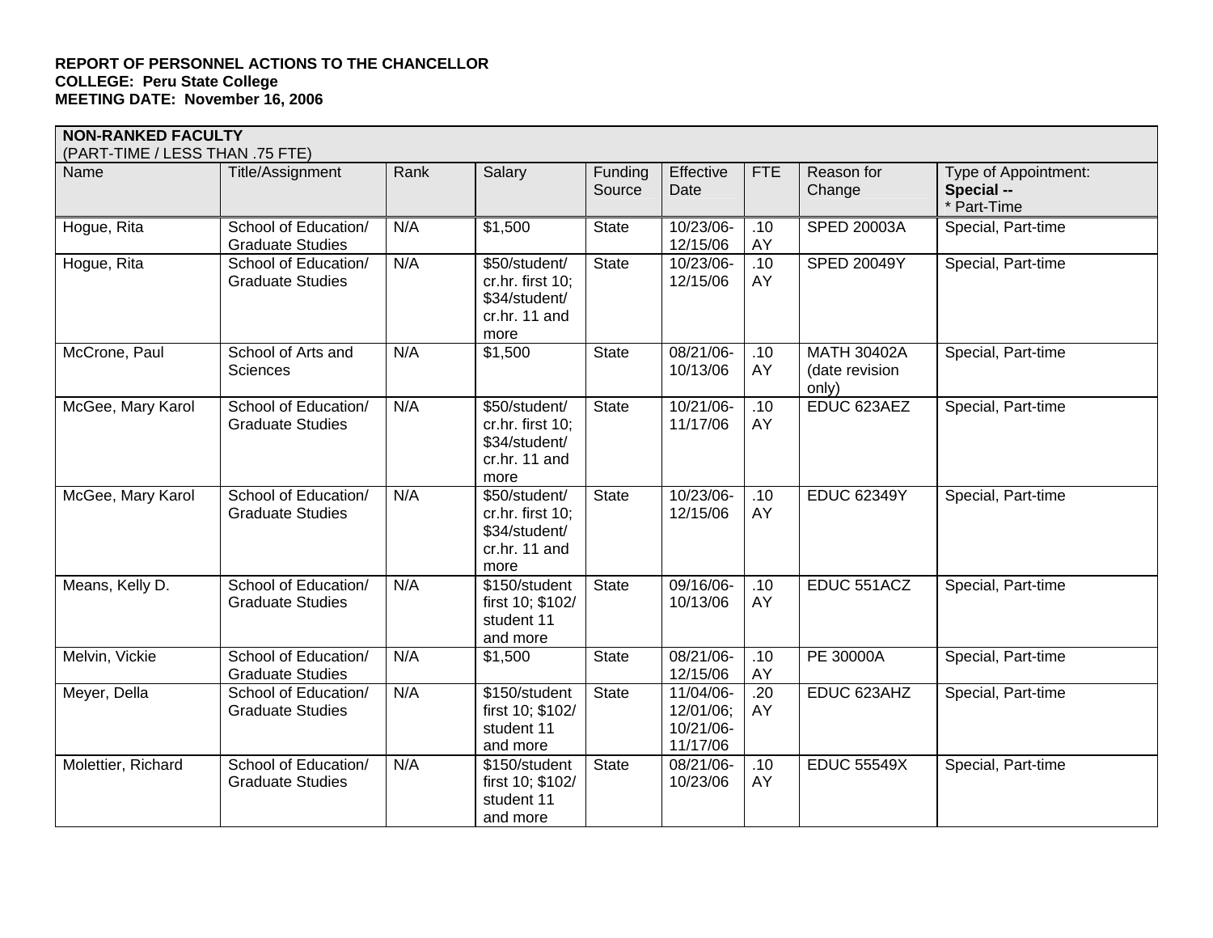**REPORT OF PERSONNEL ACTIONS TO THE CHANCELLOR**
**COLLEGE: Peru State College**
**MEETING DATE: November 16, 2006**

**NON-RANKED FACULTY**
(PART-TIME / LESS THAN .75 FTE)

| Name | Title/Assignment | Rank | Salary | Funding Source | Effective Date | FTE | Reason for Change | Type of Appointment: **Special --** * Part-Time |
|---|---|---|---|---|---|---|---|---|
| Hogue, Rita | School of Education/ Graduate Studies | N/A | $1,500 | State | 10/23/06-12/15/06 | .10 AY | SPED 20003A | Special, Part-time |
| Hogue, Rita | School of Education/ Graduate Studies | N/A | $50/student/ cr.hr. first 10; $34/student/ cr.hr. 11 and more | State | 10/23/06-12/15/06 | .10 AY | SPED 20049Y | Special, Part-time |
| McCrone, Paul | School of Arts and Sciences | N/A | $1,500 | State | 08/21/06-10/13/06 | .10 AY | MATH 30402A (date revision only) | Special, Part-time |
| McGee, Mary Karol | School of Education/ Graduate Studies | N/A | $50/student/ cr.hr. first 10; $34/student/ cr.hr. 11 and more | State | 10/21/06-11/17/06 | .10 AY | EDUC 623AEZ | Special, Part-time |
| McGee, Mary Karol | School of Education/ Graduate Studies | N/A | $50/student/ cr.hr. first 10; $34/student/ cr.hr. 11 and more | State | 10/23/06-12/15/06 | .10 AY | EDUC 62349Y | Special, Part-time |
| Means, Kelly D. | School of Education/ Graduate Studies | N/A | $150/student first 10; $102/ student 11 and more | State | 09/16/06-10/13/06 | .10 AY | EDUC 551ACZ | Special, Part-time |
| Melvin, Vickie | School of Education/ Graduate Studies | N/A | $1,500 | State | 08/21/06-12/15/06 | .10 AY | PE 30000A | Special, Part-time |
| Meyer, Della | School of Education/ Graduate Studies | N/A | $150/student first 10; $102/ student 11 and more | State | 11/04/06-12/01/06; 10/21/06-11/17/06 | .20 AY | EDUC 623AHZ | Special, Part-time |
| Molettier, Richard | School of Education/ Graduate Studies | N/A | $150/student first 10; $102/ student 11 and more | State | 08/21/06-10/23/06 | .10 AY | EDUC 55549X | Special, Part-time |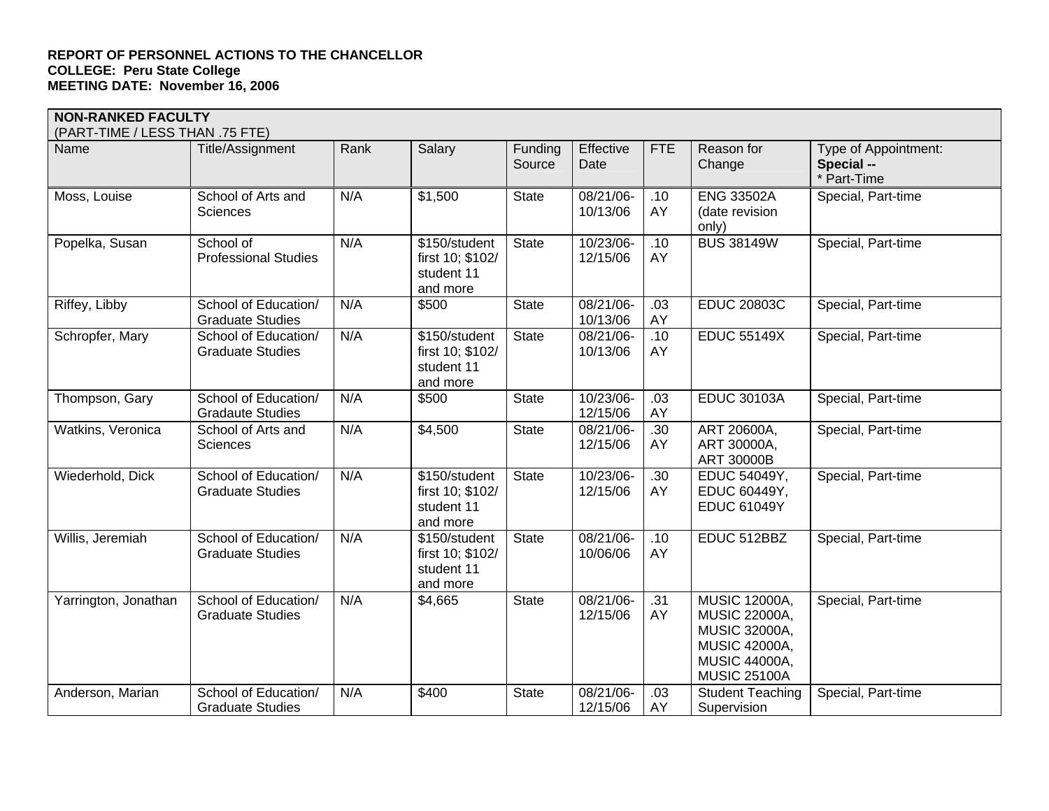**REPORT OF PERSONNEL ACTIONS TO THE CHANCELLOR**
**COLLEGE: Peru State College**
**MEETING DATE: November 16, 2006**

**NON-RANKED FACULTY**
(PART-TIME / LESS THAN .75 FTE)

| Name | Title/Assignment | Rank | Salary | Funding Source | Effective Date | FTE | Reason for Change | Type of Appointment: **Special --** * Part-Time |
|---|---|---|---|---|---|---|---|---|
| Moss, Louise | School of Arts and Sciences | N/A | $1,500 | State | 08/21/06-10/13/06 | .10 AY | ENG 33502A (date revision only) | Special, Part-time |
| Popelka, Susan | School of Professional Studies | N/A | $150/student first 10; $102/ student 11 and more | State | 10/23/06-12/15/06 | .10 AY | BUS 38149W | Special, Part-time |
| Riffey, Libby | School of Education/ Graduate Studies | N/A | $500 | State | 08/21/06-10/13/06 | .03 AY | EDUC 20803C | Special, Part-time |
| Schropfer, Mary | School of Education/ Graduate Studies | N/A | $150/student first 10; $102/ student 11 and more | State | 08/21/06-10/13/06 | .10 AY | EDUC 55149X | Special, Part-time |
| Thompson, Gary | School of Education/ Gradaute Studies | N/A | $500 | State | 10/23/06-12/15/06 | .03 AY | EDUC 30103A | Special, Part-time |
| Watkins, Veronica | School of Arts and Sciences | N/A | $4,500 | State | 08/21/06-12/15/06 | .30 AY | ART 20600A, ART 30000A, ART 30000B | Special, Part-time |
| Wiederhold, Dick | School of Education/ Graduate Studies | N/A | $150/student first 10; $102/ student 11 and more | State | 10/23/06-12/15/06 | .30 AY | EDUC 54049Y, EDUC 60449Y, EDUC 61049Y | Special, Part-time |
| Willis, Jeremiah | School of Education/ Graduate Studies | N/A | $150/student first 10; $102/ student 11 and more | State | 08/21/06-10/06/06 | .10 AY | EDUC 512BBZ | Special, Part-time |
| Yarrington, Jonathan | School of Education/ Graduate Studies | N/A | $4,665 | State | 08/21/06-12/15/06 | .31 AY | MUSIC 12000A, MUSIC 22000A, MUSIC 32000A, MUSIC 42000A, MUSIC 44000A, MUSIC 25100A | Special, Part-time |
| Anderson, Marian | School of Education/ Graduate Studies | N/A | $400 | State | 08/21/06-12/15/06 | .03 AY | Student Teaching Supervision | Special, Part-time |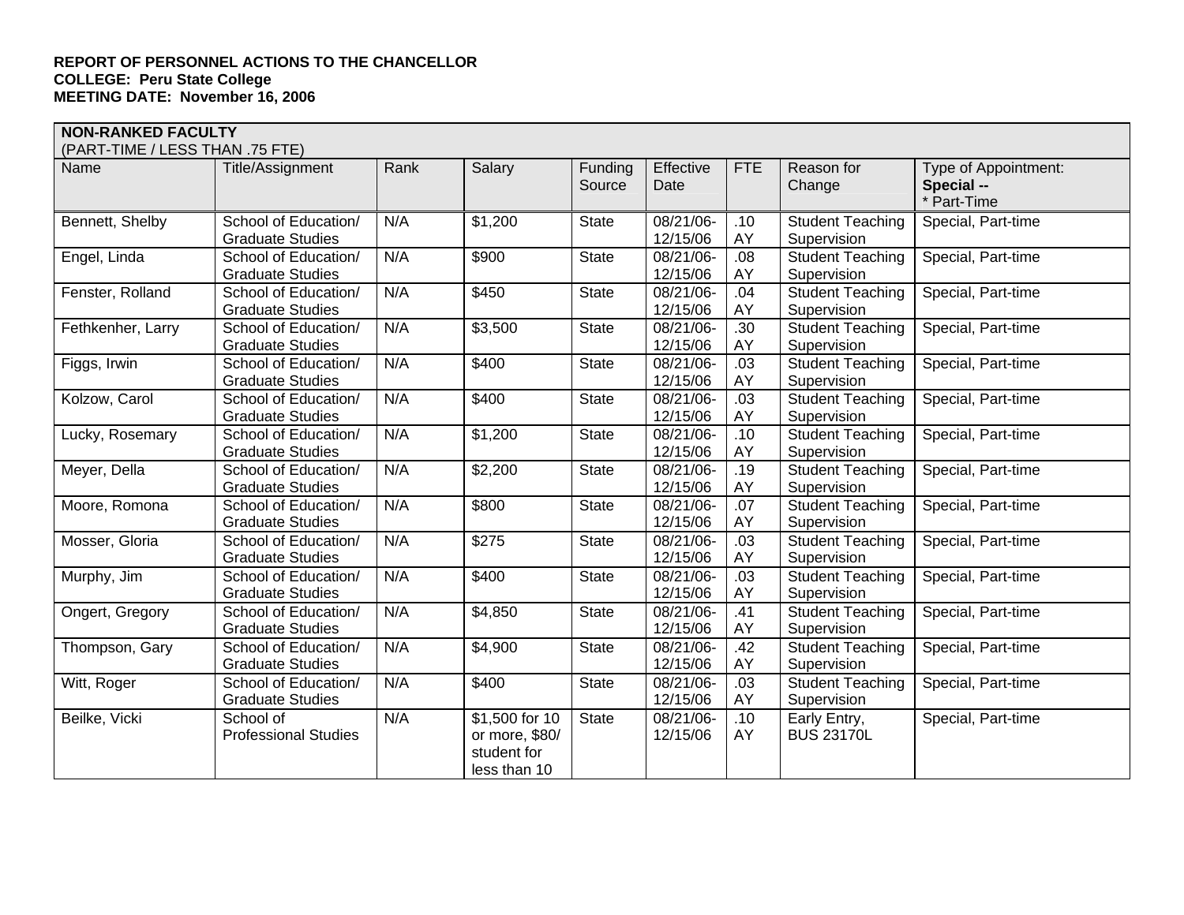**REPORT OF PERSONNEL ACTIONS TO THE CHANCELLOR**
**COLLEGE: Peru State College**
**MEETING DATE: November 16, 2006**

| **NON-RANKED FACULTY** (PART-TIME / LESS THAN .75 FTE) | | | | | | | | |
|---|---|---|---|---|---|---|---|---|
| Name | Title/Assignment | Rank | Salary | Funding Source | Effective Date | FTE | Reason for Change | Type of Appointment: **Special --** * Part-Time |
| Bennett, Shelby | School of Education/ Graduate Studies | N/A | $1,200 | State | 08/21/06-12/15/06 | .10 AY | Student Teaching Supervision | Special, Part-time |
| Engel, Linda | School of Education/ Graduate Studies | N/A | $900 | State | 08/21/06-12/15/06 | .08 AY | Student Teaching Supervision | Special, Part-time |
| Fenster, Rolland | School of Education/ Graduate Studies | N/A | $450 | State | 08/21/06-12/15/06 | .04 AY | Student Teaching Supervision | Special, Part-time |
| Fethkenher, Larry | School of Education/ Graduate Studies | N/A | $3,500 | State | 08/21/06-12/15/06 | .30 AY | Student Teaching Supervision | Special, Part-time |
| Figgs, Irwin | School of Education/ Graduate Studies | N/A | $400 | State | 08/21/06-12/15/06 | .03 AY | Student Teaching Supervision | Special, Part-time |
| Kolzow, Carol | School of Education/ Graduate Studies | N/A | $400 | State | 08/21/06-12/15/06 | .03 AY | Student Teaching Supervision | Special, Part-time |
| Lucky, Rosemary | School of Education/ Graduate Studies | N/A | $1,200 | State | 08/21/06-12/15/06 | .10 AY | Student Teaching Supervision | Special, Part-time |
| Meyer, Della | School of Education/ Graduate Studies | N/A | $2,200 | State | 08/21/06-12/15/06 | .19 AY | Student Teaching Supervision | Special, Part-time |
| Moore, Romona | School of Education/ Graduate Studies | N/A | $800 | State | 08/21/06-12/15/06 | .07 AY | Student Teaching Supervision | Special, Part-time |
| Mosser, Gloria | School of Education/ Graduate Studies | N/A | $275 | State | 08/21/06-12/15/06 | .03 AY | Student Teaching Supervision | Special, Part-time |
| Murphy, Jim | School of Education/ Graduate Studies | N/A | $400 | State | 08/21/06-12/15/06 | .03 AY | Student Teaching Supervision | Special, Part-time |
| Ongert, Gregory | School of Education/ Graduate Studies | N/A | $4,850 | State | 08/21/06-12/15/06 | .41 AY | Student Teaching Supervision | Special, Part-time |
| Thompson, Gary | School of Education/ Graduate Studies | N/A | $4,900 | State | 08/21/06-12/15/06 | .42 AY | Student Teaching Supervision | Special, Part-time |
| Witt, Roger | School of Education/ Graduate Studies | N/A | $400 | State | 08/21/06-12/15/06 | .03 AY | Student Teaching Supervision | Special, Part-time |
| Beilke, Vicki | School of Professional Studies | N/A | $1,500 for 10 or more, $80/ student for less than 10 | State | 08/21/06-12/15/06 | .10 AY | Early Entry, BUS 23170L | Special, Part-time |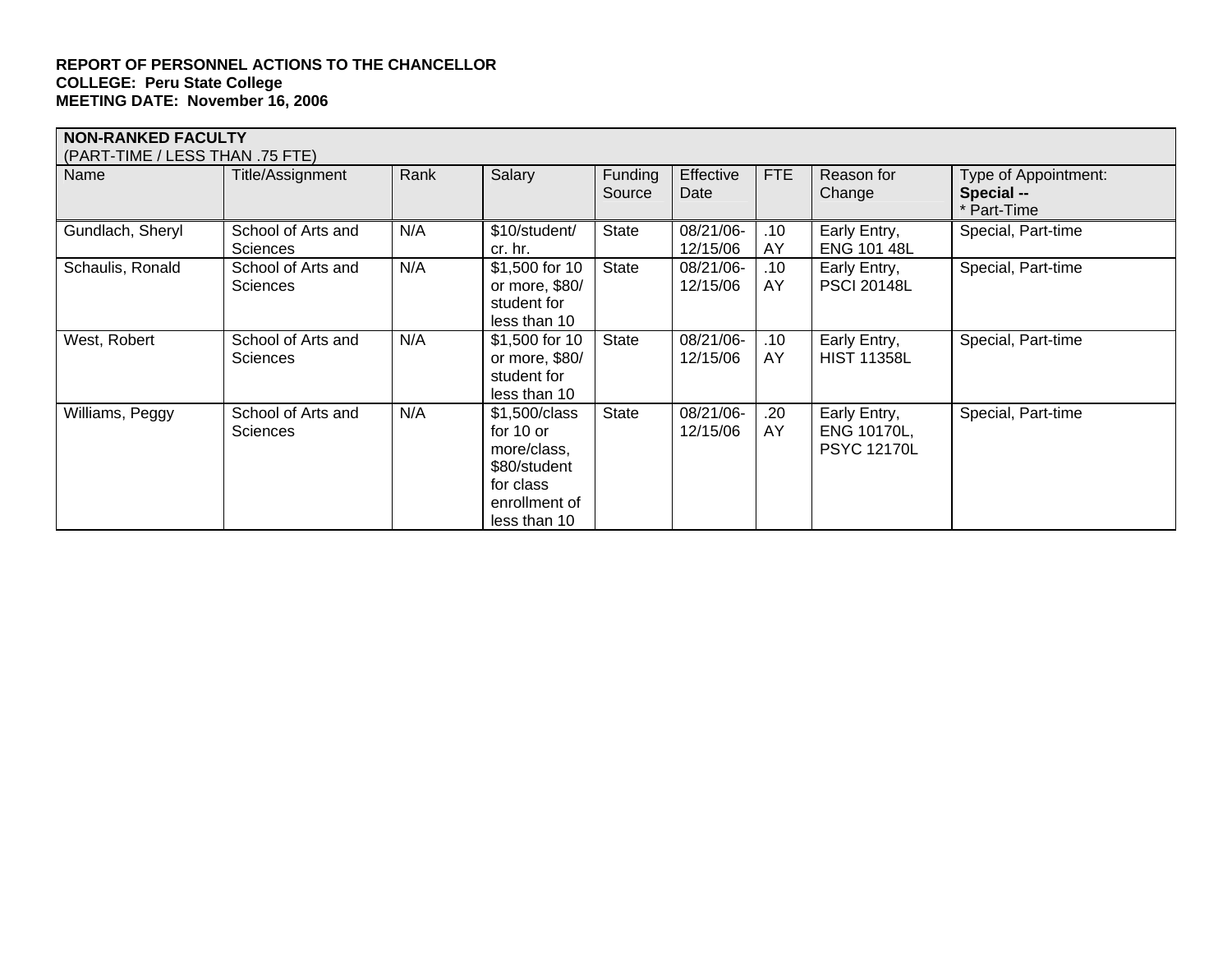**REPORT OF PERSONNEL ACTIONS TO THE CHANCELLOR**
**COLLEGE: Peru State College**
**MEETING DATE: November 16, 2006**

| **NON-RANKED FACULTY** (PART-TIME / LESS THAN .75 FTE) | | | | | | | | |
|---|---|---|---|---|---|---|---|---|
| Name | Title/Assignment | Rank | Salary | Funding Source | Effective Date | FTE | Reason for Change | Type of Appointment: **Special --** * Part-Time |
| Gundlach, Sheryl | School of Arts and Sciences | N/A | $10/student/ cr. hr. | State | 08/21/06- 12/15/06 | .10 AY | Early Entry, ENG 101 48L | Special, Part-time |
| Schaulis, Ronald | School of Arts and Sciences | N/A | $1,500 for 10 or more, $80/ student for less than 10 | State | 08/21/06- 12/15/06 | .10 AY | Early Entry, PSCI 20148L | Special, Part-time |
| West, Robert | School of Arts and Sciences | N/A | $1,500 for 10 or more, $80/ student for less than 10 | State | 08/21/06- 12/15/06 | .10 AY | Early Entry, HIST 11358L | Special, Part-time |
| Williams, Peggy | School of Arts and Sciences | N/A | $1,500/class for 10 or more/class, $80/student for class enrollment of less than 10 | State | 08/21/06- 12/15/06 | .20 AY | Early Entry, ENG 10170L, PSYC 12170L | Special, Part-time |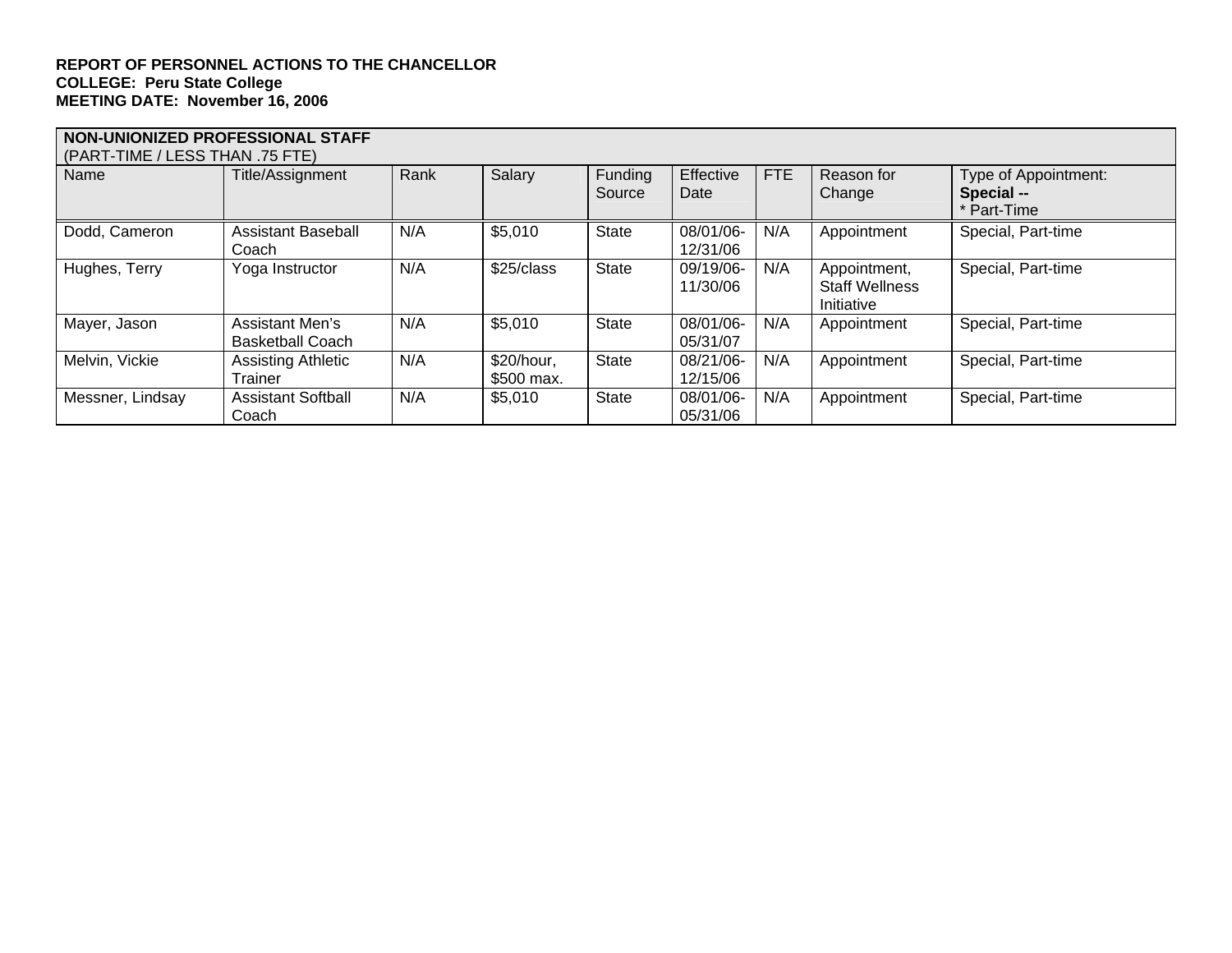**REPORT OF PERSONNEL ACTIONS TO THE CHANCELLOR**
**COLLEGE: Peru State College**
**MEETING DATE: November 16, 2006**

**NON-UNIONIZED PROFESSIONAL STAFF**
(PART-TIME / LESS THAN .75 FTE)

| Name | Title/Assignment | Rank | Salary | Funding Source | Effective Date | FTE | Reason for Change | Type of Appointment: **Special --** * Part-Time |
|---|---|---|---|---|---|---|---|---|
| Dodd, Cameron | Assistant Baseball Coach | N/A | $5,010 | State | 08/01/06-12/31/06 | N/A | Appointment | Special, Part-time |
| Hughes, Terry | Yoga Instructor | N/A | $25/class | State | 09/19/06-11/30/06 | N/A | Appointment, Staff Wellness Initiative | Special, Part-time |
| Mayer, Jason | Assistant Men's Basketball Coach | N/A | $5,010 | State | 08/01/06-05/31/07 | N/A | Appointment | Special, Part-time |
| Melvin, Vickie | Assisting Athletic Trainer | N/A | $20/hour, $500 max. | State | 08/21/06-12/15/06 | N/A | Appointment | Special, Part-time |
| Messner, Lindsay | Assistant Softball Coach | N/A | $5,010 | State | 08/01/06-05/31/06 | N/A | Appointment | Special, Part-time |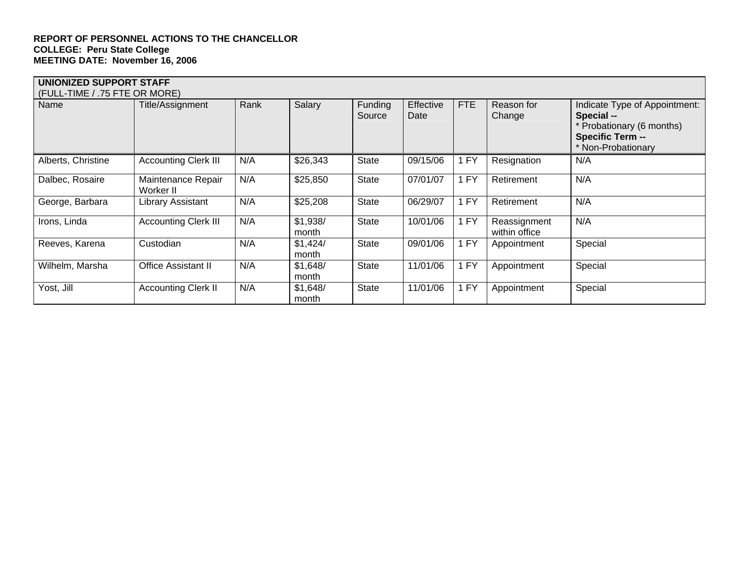**REPORT OF PERSONNEL ACTIONS TO THE CHANCELLOR**
**COLLEGE: Peru State College**
**MEETING DATE: November 16, 2006**

| **UNIONIZED SUPPORT STAFF** (FULL-TIME / .75 FTE OR MORE) | | | | | | | | |
|---|---|---|---|---|---|---|---|---|
| Name | Title/Assignment | Rank | Salary | Funding Source | Effective Date | FTE | Reason for Change | Indicate Type of Appointment: **Special --** * Probationary (6 months) **Specific Term --** * Non-Probationary |
| Alberts, Christine | Accounting Clerk III | N/A | $26,343 | State | 09/15/06 | 1 FY | Resignation | N/A |
| Dalbec, Rosaire | Maintenance Repair Worker II | N/A | $25,850 | State | 07/01/07 | 1 FY | Retirement | N/A |
| George, Barbara | Library Assistant | N/A | $25,208 | State | 06/29/07 | 1 FY | Retirement | N/A |
| Irons, Linda | Accounting Clerk III | N/A | $1,938/ month | State | 10/01/06 | 1 FY | Reassignment within office | N/A |
| Reeves, Karena | Custodian | N/A | $1,424/ month | State | 09/01/06 | 1 FY | Appointment | Special |
| Wilhelm, Marsha | Office Assistant II | N/A | $1,648/ month | State | 11/01/06 | 1 FY | Appointment | Special |
| Yost, Jill | Accounting Clerk II | N/A | $1,648/ month | State | 11/01/06 | 1 FY | Appointment | Special |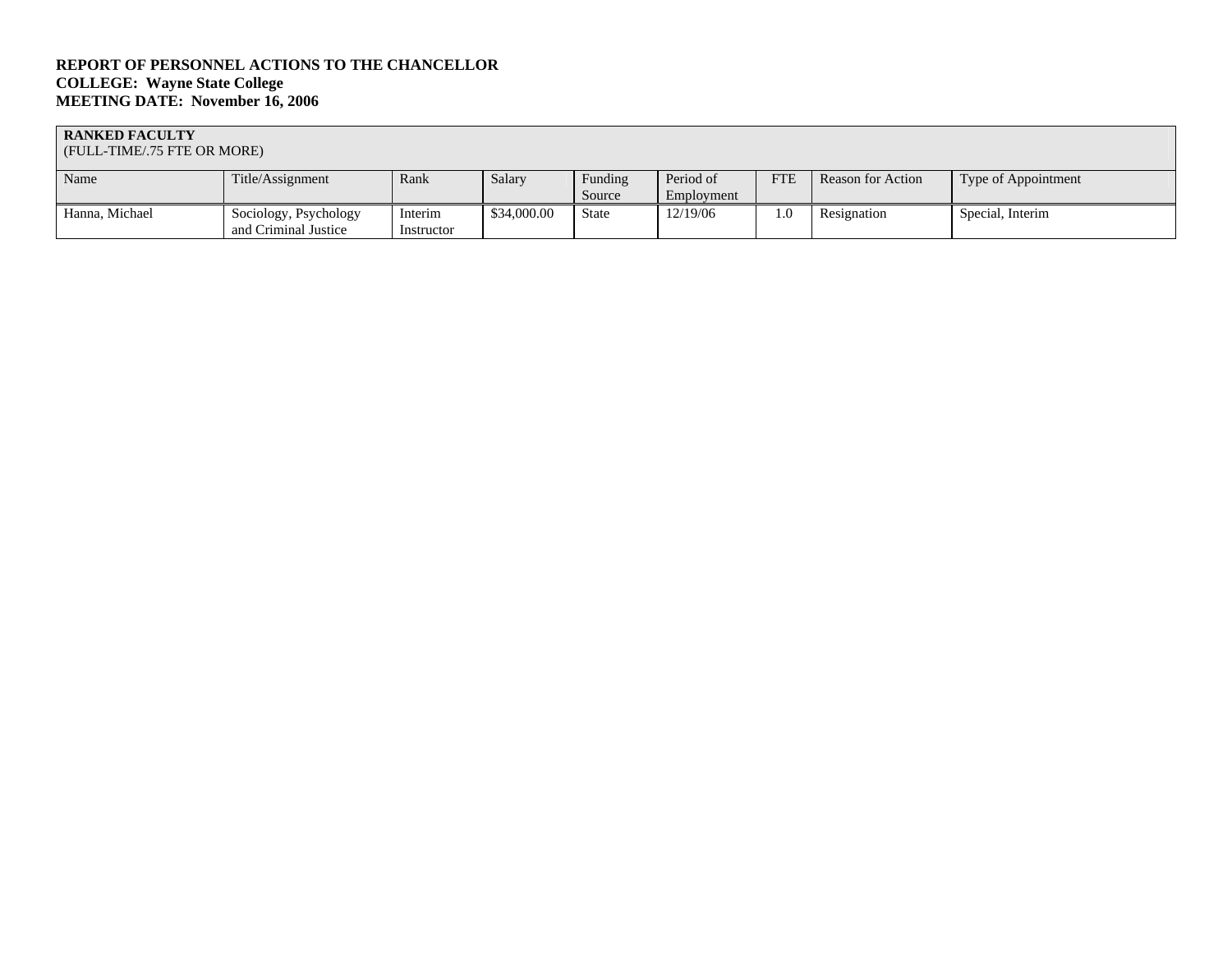**REPORT OF PERSONNEL ACTIONS TO THE CHANCELLOR**
**COLLEGE: Wayne State College**
**MEETING DATE: November 16, 2006**

**RANKED FACULTY**
(FULL-TIME/.75 FTE OR MORE)

| Name | Title/Assignment | Rank | Salary | Funding Source | Period of Employment | FTE | Reason for Action | Type of Appointment |
|---|---|---|---|---|---|---|---|---|
| Hanna, Michael | Sociology, Psychology and Criminal Justice | Interim Instructor | $34,000.00 | State | 12/19/06 | 1.0 | Resignation | Special, Interim |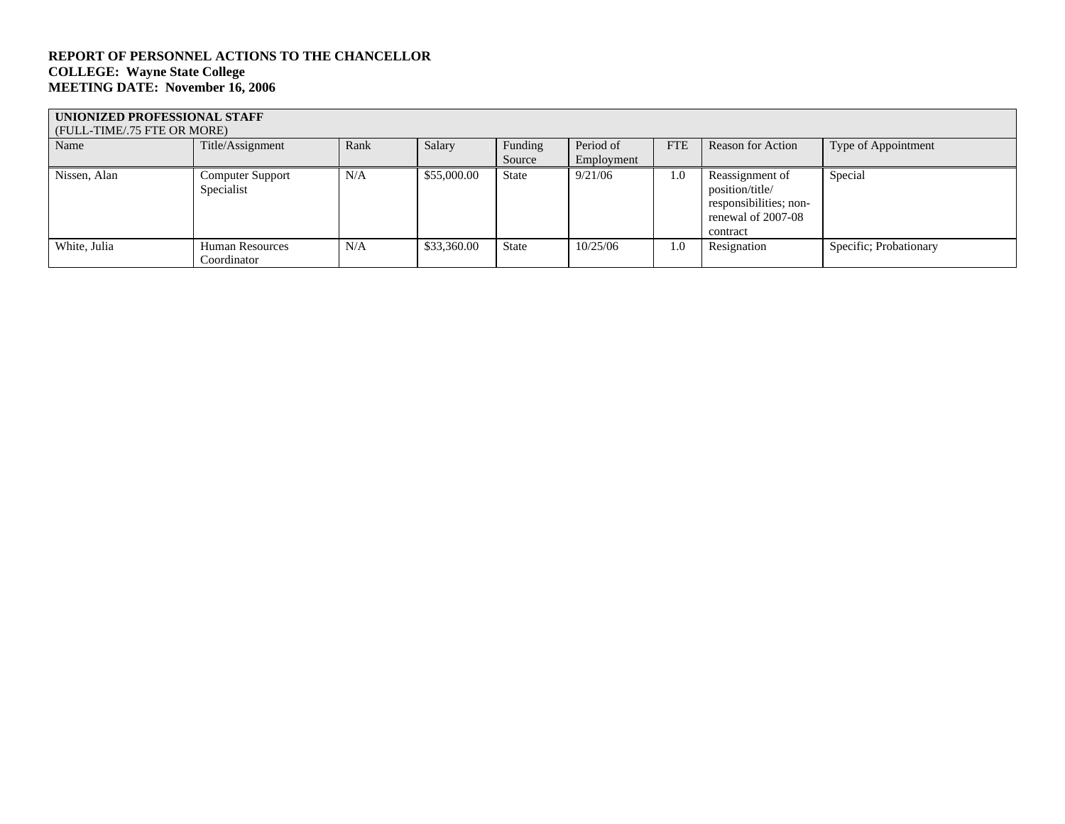**REPORT OF PERSONNEL ACTIONS TO THE CHANCELLOR**
**COLLEGE: Wayne State College**
**MEETING DATE: November 16, 2006**

| **UNIONIZED PROFESSIONAL STAFF** (FULL-TIME/.75 FTE OR MORE) | | | | | | | | |
|---|---|---|---|---|---|---|---|---|
| Name | Title/Assignment | Rank | Salary | Funding Source | Period of Employment | FTE | Reason for Action | Type of Appointment |
| Nissen, Alan | Computer Support Specialist | N/A | $55,000.00 | State | 9/21/06 | 1.0 | Reassignment of position/title/ responsibilities; non-renewal of 2007-08 contract | Special |
| White, Julia | Human Resources Coordinator | N/A | $33,360.00 | State | 10/25/06 | 1.0 | Resignation | Specific; Probationary |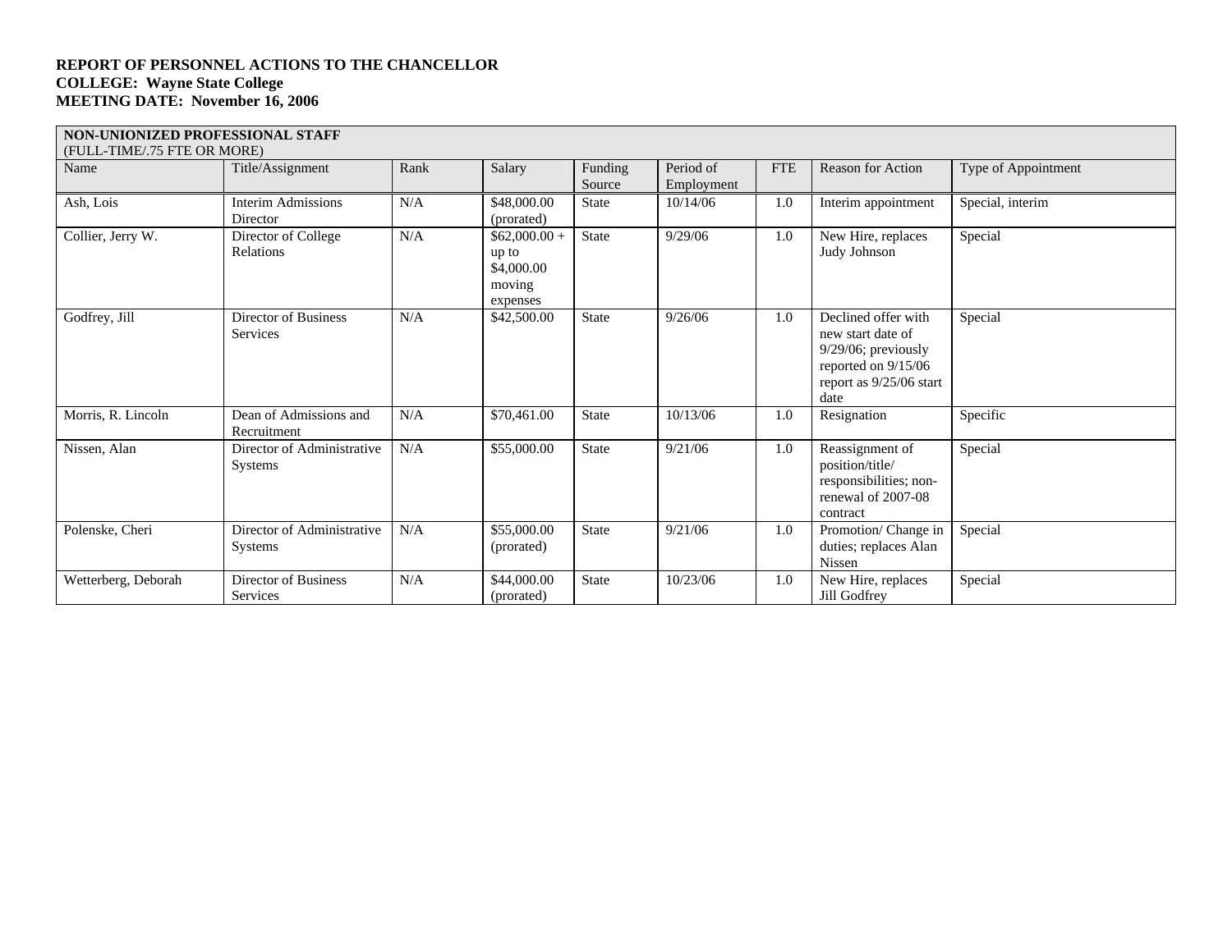**REPORT OF PERSONNEL ACTIONS TO THE CHANCELLOR**
**COLLEGE: Wayne State College**
**MEETING DATE: November 16, 2006**

**NON-UNIONIZED PROFESSIONAL STAFF**
(FULL-TIME/.75 FTE OR MORE)

| Name | Title/Assignment | Rank | Salary | Funding Source | Period of Employment | FTE | Reason for Action | Type of Appointment |
|---|---|---|---|---|---|---|---|---|
| Ash, Lois | Interim Admissions Director | N/A | $48,000.00 (prorated) | State | 10/14/06 | 1.0 | Interim appointment | Special, interim |
| Collier, Jerry W. | Director of College Relations | N/A | $62,000.00 + up to $4,000.00 moving expenses | State | 9/29/06 | 1.0 | New Hire, replaces Judy Johnson | Special |
| Godfrey, Jill | Director of Business Services | N/A | $42,500.00 | State | 9/26/06 | 1.0 | Declined offer with new start date of 9/29/06; previously reported on 9/15/06 report as 9/25/06 start date | Special |
| Morris, R. Lincoln | Dean of Admissions and Recruitment | N/A | $70,461.00 | State | 10/13/06 | 1.0 | Resignation | Specific |
| Nissen, Alan | Director of Administrative Systems | N/A | $55,000.00 | State | 9/21/06 | 1.0 | Reassignment of position/title/ responsibilities; non-renewal of 2007-08 contract | Special |
| Polenske, Cheri | Director of Administrative Systems | N/A | $55,000.00 (prorated) | State | 9/21/06 | 1.0 | Promotion/ Change in duties; replaces Alan Nissen | Special |
| Wetterberg, Deborah | Director of Business Services | N/A | $44,000.00 (prorated) | State | 10/23/06 | 1.0 | New Hire, replaces Jill Godfrey | Special |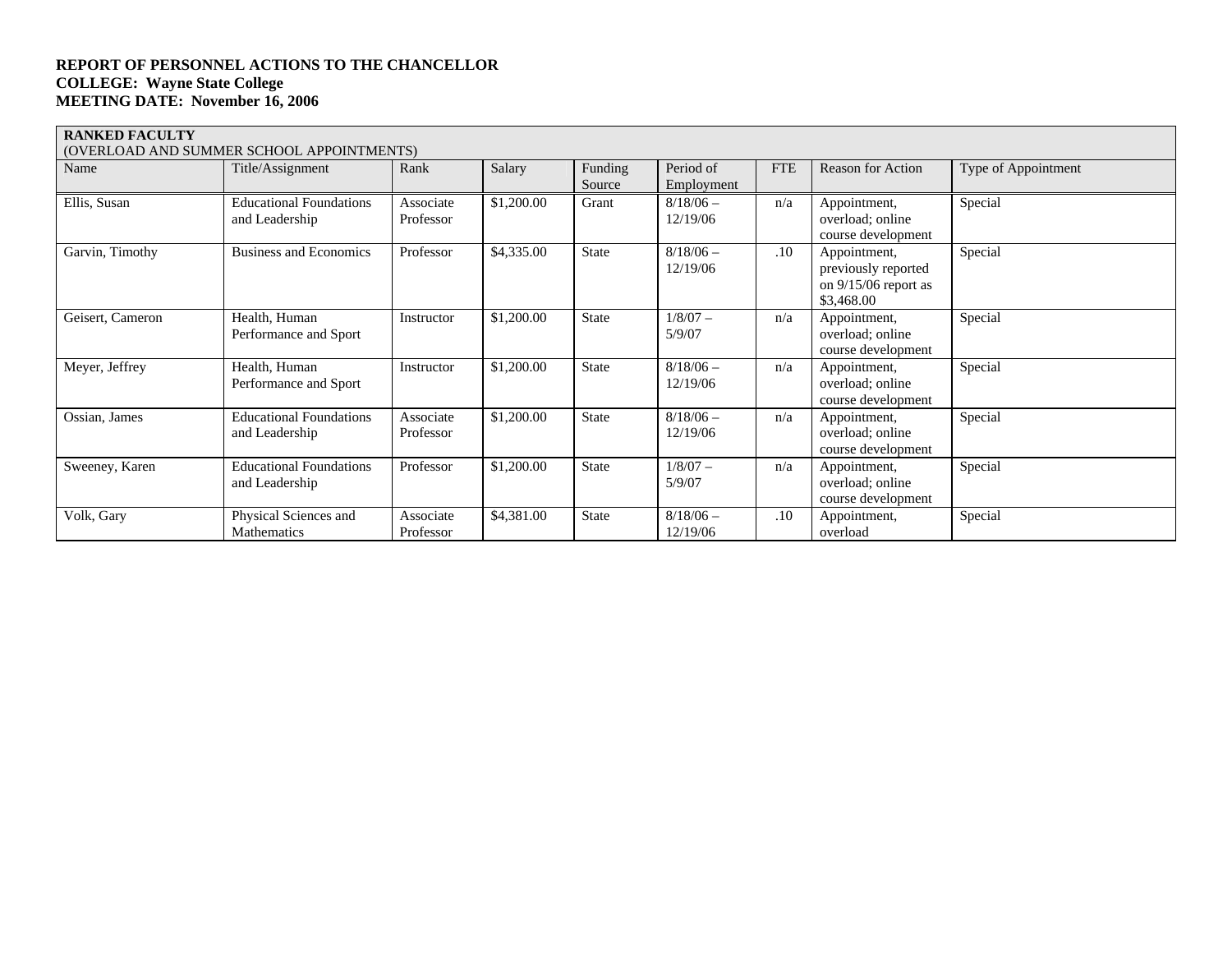**REPORT OF PERSONNEL ACTIONS TO THE CHANCELLOR**
**COLLEGE: Wayne State College**
**MEETING DATE: November 16, 2006**

**RANKED FACULTY**
(OVERLOAD AND SUMMER SCHOOL APPOINTMENTS)

| Name | Title/Assignment | Rank | Salary | Funding Source | Period of Employment | FTE | Reason for Action | Type of Appointment |
|---|---|---|---|---|---|---|---|---|
| Ellis, Susan | Educational Foundations and Leadership | Associate Professor | $1,200.00 | Grant | 8/18/06 – 12/19/06 | n/a | Appointment, overload; online course development | Special |
| Garvin, Timothy | Business and Economics | Professor | $4,335.00 | State | 8/18/06 – 12/19/06 | .10 | Appointment, previously reported on 9/15/06 report as $3,468.00 | Special |
| Geisert, Cameron | Health, Human Performance and Sport | Instructor | $1,200.00 | State | 1/8/07 – 5/9/07 | n/a | Appointment, overload; online course development | Special |
| Meyer, Jeffrey | Health, Human Performance and Sport | Instructor | $1,200.00 | State | 8/18/06 – 12/19/06 | n/a | Appointment, overload; online course development | Special |
| Ossian, James | Educational Foundations and Leadership | Associate Professor | $1,200.00 | State | 8/18/06 – 12/19/06 | n/a | Appointment, overload; online course development | Special |
| Sweeney, Karen | Educational Foundations and Leadership | Professor | $1,200.00 | State | 1/8/07 – 5/9/07 | n/a | Appointment, overload; online course development | Special |
| Volk, Gary | Physical Sciences and Mathematics | Associate Professor | $4,381.00 | State | 8/18/06 – 12/19/06 | .10 | Appointment, overload | Special |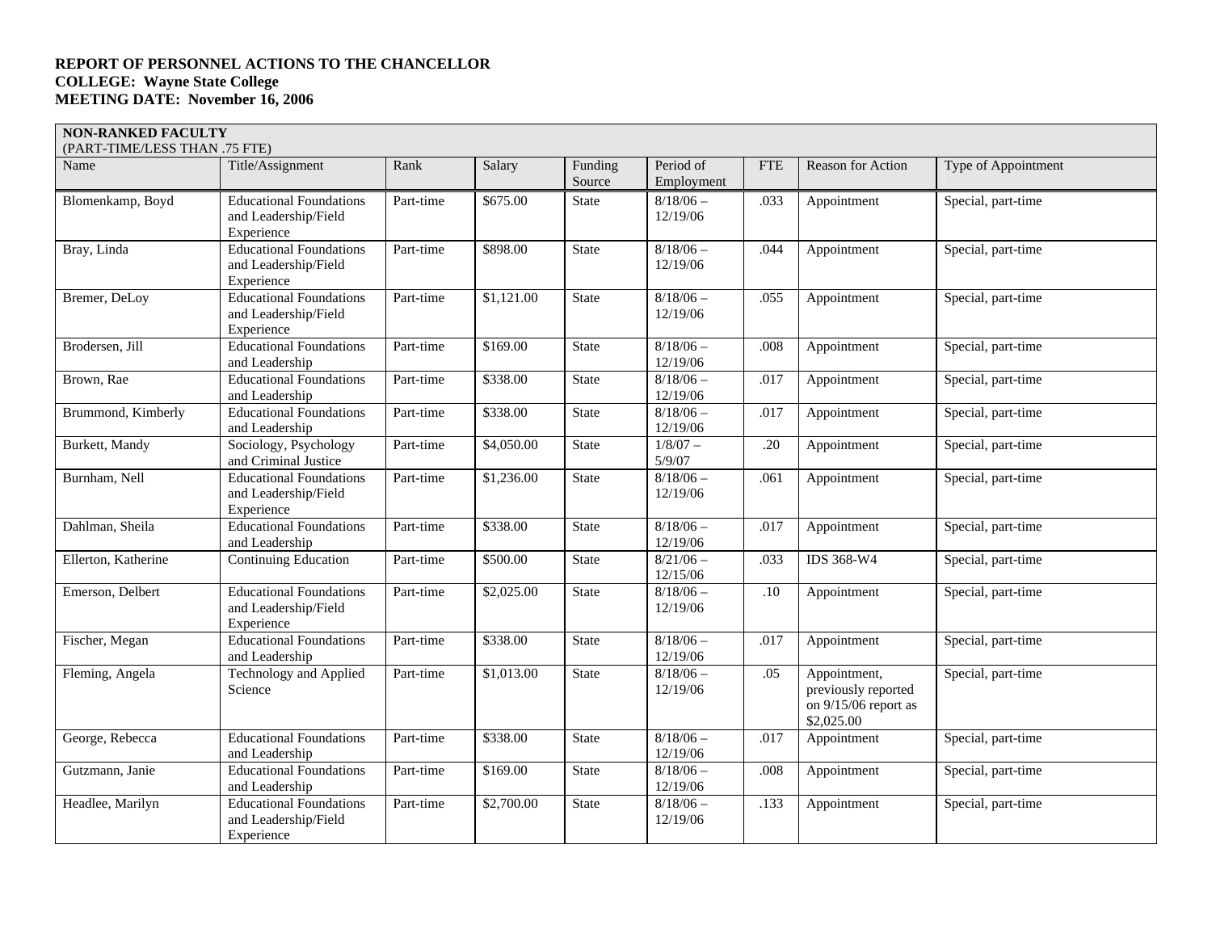**REPORT OF PERSONNEL ACTIONS TO THE CHANCELLOR**
**COLLEGE: Wayne State College**
**MEETING DATE: November 16, 2006**

**NON-RANKED FACULTY**
(PART-TIME/LESS THAN .75 FTE)

| Name | Title/Assignment | Rank | Salary | Funding Source | Period of Employment | FTE | Reason for Action | Type of Appointment |
|---|---|---|---|---|---|---|---|---|
| Blomenkamp, Boyd | Educational Foundations and Leadership/Field Experience | Part-time | $675.00 | State | 8/18/06 – 12/19/06 | .033 | Appointment | Special, part-time |
| Bray, Linda | Educational Foundations and Leadership/Field Experience | Part-time | $898.00 | State | 8/18/06 – 12/19/06 | .044 | Appointment | Special, part-time |
| Bremer, DeLoy | Educational Foundations and Leadership/Field Experience | Part-time | $1,121.00 | State | 8/18/06 – 12/19/06 | .055 | Appointment | Special, part-time |
| Brodersen, Jill | Educational Foundations and Leadership | Part-time | $169.00 | State | 8/18/06 – 12/19/06 | .008 | Appointment | Special, part-time |
| Brown, Rae | Educational Foundations and Leadership | Part-time | $338.00 | State | 8/18/06 – 12/19/06 | .017 | Appointment | Special, part-time |
| Brummond, Kimberly | Educational Foundations and Leadership | Part-time | $338.00 | State | 8/18/06 – 12/19/06 | .017 | Appointment | Special, part-time |
| Burkett, Mandy | Sociology, Psychology and Criminal Justice | Part-time | $4,050.00 | State | 1/8/07 – 5/9/07 | .20 | Appointment | Special, part-time |
| Burnham, Nell | Educational Foundations and Leadership/Field Experience | Part-time | $1,236.00 | State | 8/18/06 – 12/19/06 | .061 | Appointment | Special, part-time |
| Dahlman, Sheila | Educational Foundations and Leadership | Part-time | $338.00 | State | 8/18/06 – 12/19/06 | .017 | Appointment | Special, part-time |
| Ellerton, Katherine | Continuing Education | Part-time | $500.00 | State | 8/21/06 – 12/15/06 | .033 | IDS 368-W4 | Special, part-time |
| Emerson, Delbert | Educational Foundations and Leadership/Field Experience | Part-time | $2,025.00 | State | 8/18/06 – 12/19/06 | .10 | Appointment | Special, part-time |
| Fischer, Megan | Educational Foundations and Leadership | Part-time | $338.00 | State | 8/18/06 – 12/19/06 | .017 | Appointment | Special, part-time |
| Fleming, Angela | Technology and Applied Science | Part-time | $1,013.00 | State | 8/18/06 – 12/19/06 | .05 | Appointment, previously reported on 9/15/06 report as $2,025.00 | Special, part-time |
| George, Rebecca | Educational Foundations and Leadership | Part-time | $338.00 | State | 8/18/06 – 12/19/06 | .017 | Appointment | Special, part-time |
| Gutzmann, Janie | Educational Foundations and Leadership | Part-time | $169.00 | State | 8/18/06 – 12/19/06 | .008 | Appointment | Special, part-time |
| Headlee, Marilyn | Educational Foundations and Leadership/Field Experience | Part-time | $2,700.00 | State | 8/18/06 – 12/19/06 | .133 | Appointment | Special, part-time |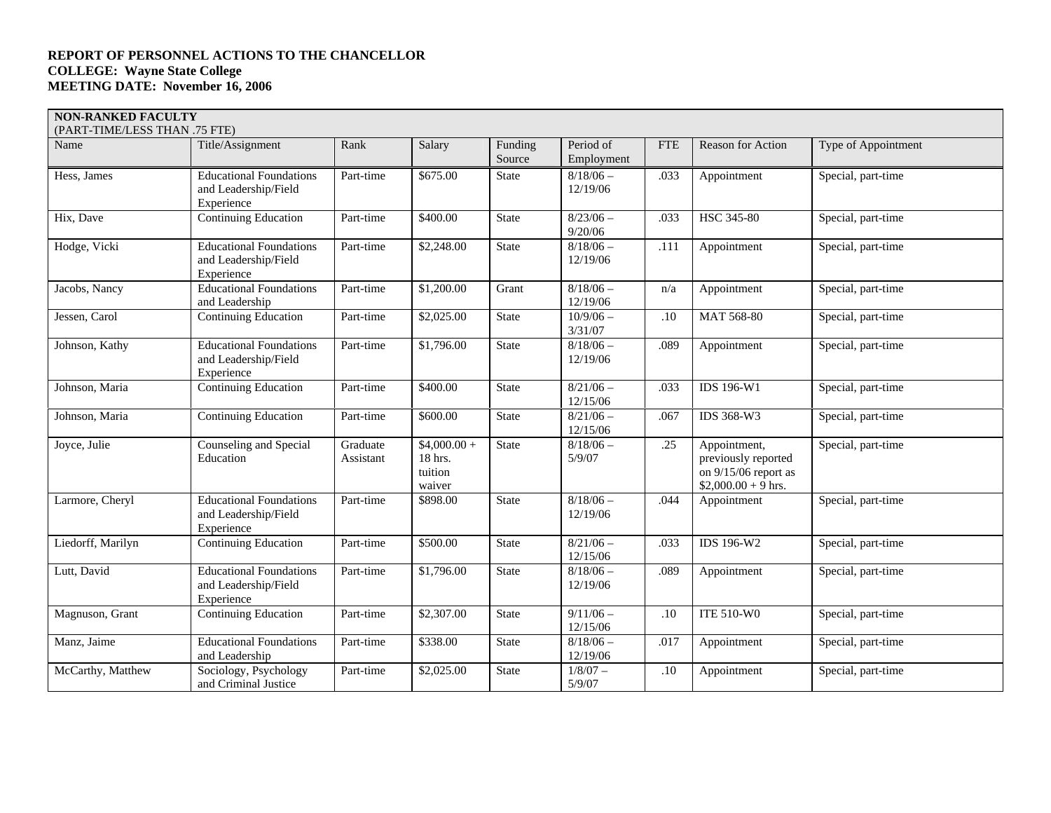**REPORT OF PERSONNEL ACTIONS TO THE CHANCELLOR**
**COLLEGE: Wayne State College**
**MEETING DATE: November 16, 2006**

**NON-RANKED FACULTY**
(PART-TIME/LESS THAN .75 FTE)

| Name | Title/Assignment | Rank | Salary | Funding Source | Period of Employment | FTE | Reason for Action | Type of Appointment |
|---|---|---|---|---|---|---|---|---|
| Hess, James | Educational Foundations and Leadership/Field Experience | Part-time | $675.00 | State | 8/18/06 – 12/19/06 | .033 | Appointment | Special, part-time |
| Hix, Dave | Continuing Education | Part-time | $400.00 | State | 8/23/06 – 9/20/06 | .033 | HSC 345-80 | Special, part-time |
| Hodge, Vicki | Educational Foundations and Leadership/Field Experience | Part-time | $2,248.00 | State | 8/18/06 – 12/19/06 | .111 | Appointment | Special, part-time |
| Jacobs, Nancy | Educational Foundations and Leadership | Part-time | $1,200.00 | Grant | 8/18/06 – 12/19/06 | n/a | Appointment | Special, part-time |
| Jessen, Carol | Continuing Education | Part-time | $2,025.00 | State | 10/9/06 – 3/31/07 | .10 | MAT 568-80 | Special, part-time |
| Johnson, Kathy | Educational Foundations and Leadership/Field Experience | Part-time | $1,796.00 | State | 8/18/06 – 12/19/06 | .089 | Appointment | Special, part-time |
| Johnson, Maria | Continuing Education | Part-time | $400.00 | State | 8/21/06 – 12/15/06 | .033 | IDS 196-W1 | Special, part-time |
| Johnson, Maria | Continuing Education | Part-time | $600.00 | State | 8/21/06 – 12/15/06 | .067 | IDS 368-W3 | Special, part-time |
| Joyce, Julie | Counseling and Special Education | Graduate Assistant | $4,000.00 + 18 hrs. tuition waiver | State | 8/18/06 – 5/9/07 | .25 | Appointment, previously reported on 9/15/06 report as $2,000.00 + 9 hrs. | Special, part-time |
| Larmore, Cheryl | Educational Foundations and Leadership/Field Experience | Part-time | $898.00 | State | 8/18/06 – 12/19/06 | .044 | Appointment | Special, part-time |
| Liedorff, Marilyn | Continuing Education | Part-time | $500.00 | State | 8/21/06 – 12/15/06 | .033 | IDS 196-W2 | Special, part-time |
| Lutt, David | Educational Foundations and Leadership/Field Experience | Part-time | $1,796.00 | State | 8/18/06 – 12/19/06 | .089 | Appointment | Special, part-time |
| Magnuson, Grant | Continuing Education | Part-time | $2,307.00 | State | 9/11/06 – 12/15/06 | .10 | ITE 510-W0 | Special, part-time |
| Manz, Jaime | Educational Foundations and Leadership | Part-time | $338.00 | State | 8/18/06 – 12/19/06 | .017 | Appointment | Special, part-time |
| McCarthy, Matthew | Sociology, Psychology and Criminal Justice | Part-time | $2,025.00 | State | 1/8/07 – 5/9/07 | .10 | Appointment | Special, part-time |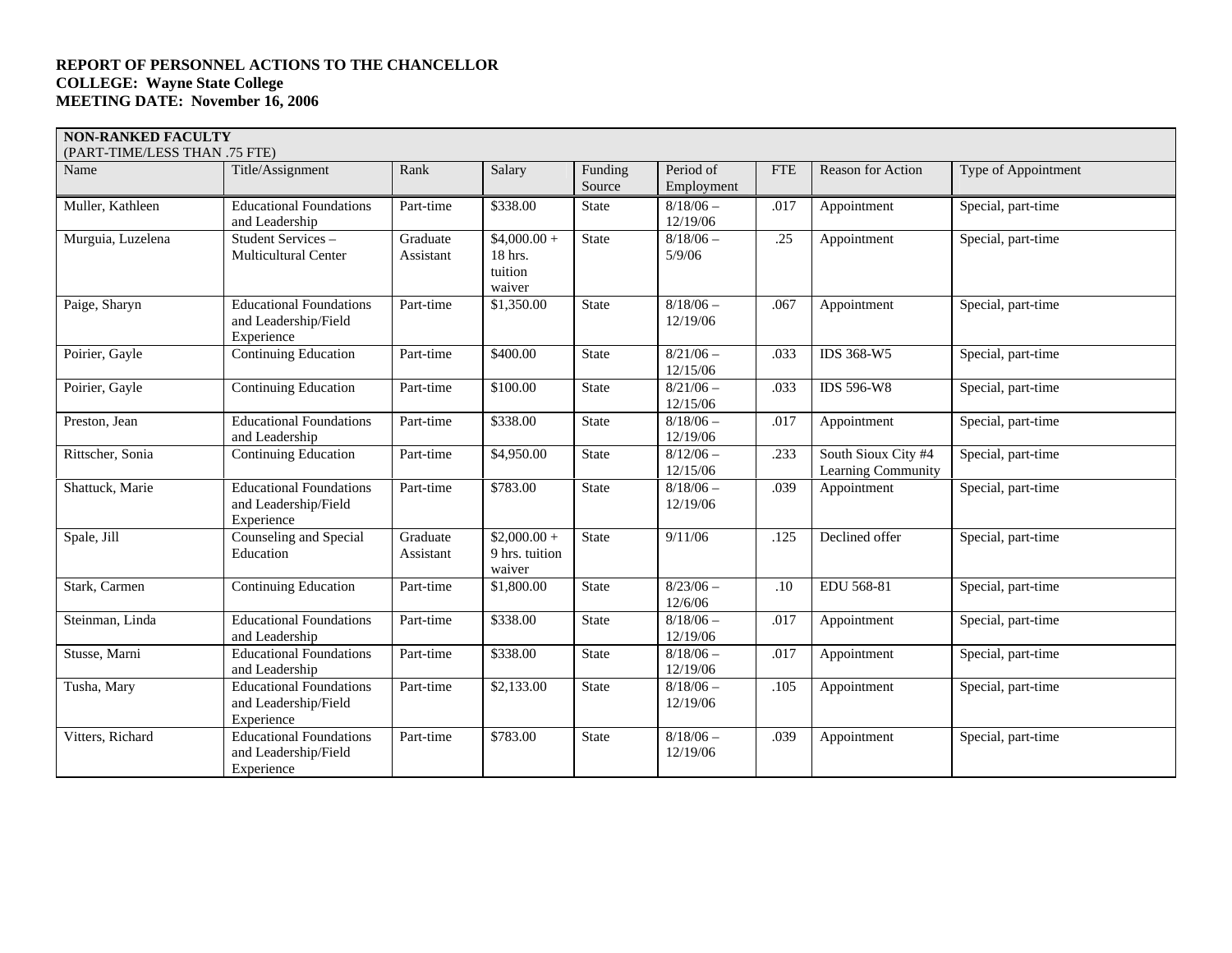**REPORT OF PERSONNEL ACTIONS TO THE CHANCELLOR**
**COLLEGE: Wayne State College**
**MEETING DATE: November 16, 2006**

**NON-RANKED FACULTY**
(PART-TIME/LESS THAN .75 FTE)

| Name | Title/Assignment | Rank | Salary | Funding Source | Period of Employment | FTE | Reason for Action | Type of Appointment |
|---|---|---|---|---|---|---|---|---|
| Muller, Kathleen | Educational Foundations and Leadership | Part-time | $338.00 | State | 8/18/06 – 12/19/06 | .017 | Appointment | Special, part-time |
| Murguia, Luzelena | Student Services – Multicultural Center | Graduate Assistant | $4,000.00 + 18 hrs. tuition waiver | State | 8/18/06 – 5/9/06 | .25 | Appointment | Special, part-time |
| Paige, Sharyn | Educational Foundations and Leadership/Field Experience | Part-time | $1,350.00 | State | 8/18/06 – 12/19/06 | .067 | Appointment | Special, part-time |
| Poirier, Gayle | Continuing Education | Part-time | $400.00 | State | 8/21/06 – 12/15/06 | .033 | IDS 368-W5 | Special, part-time |
| Poirier, Gayle | Continuing Education | Part-time | $100.00 | State | 8/21/06 – 12/15/06 | .033 | IDS 596-W8 | Special, part-time |
| Preston, Jean | Educational Foundations and Leadership | Part-time | $338.00 | State | 8/18/06 – 12/19/06 | .017 | Appointment | Special, part-time |
| Rittscher, Sonia | Continuing Education | Part-time | $4,950.00 | State | 8/12/06 – 12/15/06 | .233 | South Sioux City #4 Learning Community | Special, part-time |
| Shattuck, Marie | Educational Foundations and Leadership/Field Experience | Part-time | $783.00 | State | 8/18/06 – 12/19/06 | .039 | Appointment | Special, part-time |
| Spale, Jill | Counseling and Special Education | Graduate Assistant | $2,000.00 + 9 hrs. tuition waiver | State | 9/11/06 | .125 | Declined offer | Special, part-time |
| Stark, Carmen | Continuing Education | Part-time | $1,800.00 | State | 8/23/06 – 12/6/06 | .10 | EDU 568-81 | Special, part-time |
| Steinman, Linda | Educational Foundations and Leadership | Part-time | $338.00 | State | 8/18/06 – 12/19/06 | .017 | Appointment | Special, part-time |
| Stusse, Marni | Educational Foundations and Leadership | Part-time | $338.00 | State | 8/18/06 – 12/19/06 | .017 | Appointment | Special, part-time |
| Tusha, Mary | Educational Foundations and Leadership/Field Experience | Part-time | $2,133.00 | State | 8/18/06 – 12/19/06 | .105 | Appointment | Special, part-time |
| Vitters, Richard | Educational Foundations and Leadership/Field Experience | Part-time | $783.00 | State | 8/18/06 – 12/19/06 | .039 | Appointment | Special, part-time |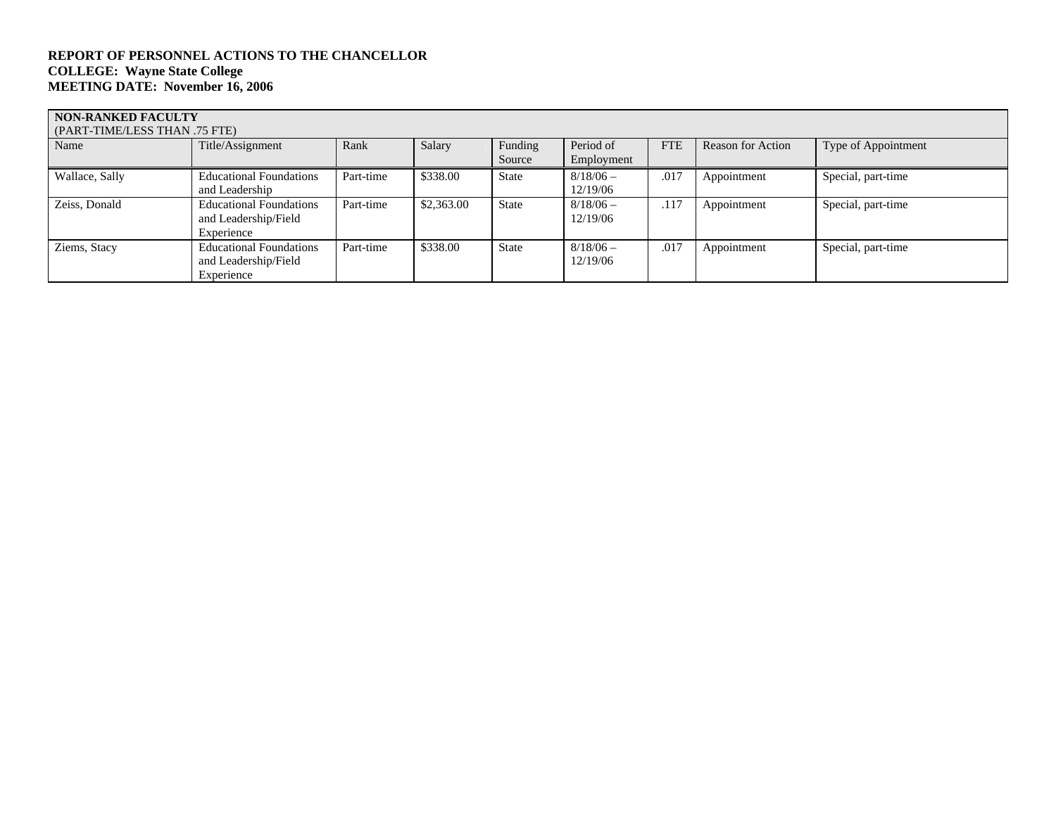**REPORT OF PERSONNEL ACTIONS TO THE CHANCELLOR**
**COLLEGE: Wayne State College**
**MEETING DATE: November 16, 2006**

**NON-RANKED FACULTY**
(PART-TIME/LESS THAN .75 FTE)

| Name | Title/Assignment | Rank | Salary | Funding Source | Period of Employment | FTE | Reason for Action | Type of Appointment |
|---|---|---|---|---|---|---|---|---|
| Wallace, Sally | Educational Foundations and Leadership | Part-time | $338.00 | State | 8/18/06 – 12/19/06 | .017 | Appointment | Special, part-time |
| Zeiss, Donald | Educational Foundations and Leadership/Field Experience | Part-time | $2,363.00 | State | 8/18/06 – 12/19/06 | .117 | Appointment | Special, part-time |
| Ziems, Stacy | Educational Foundations and Leadership/Field Experience | Part-time | $338.00 | State | 8/18/06 – 12/19/06 | .017 | Appointment | Special, part-time |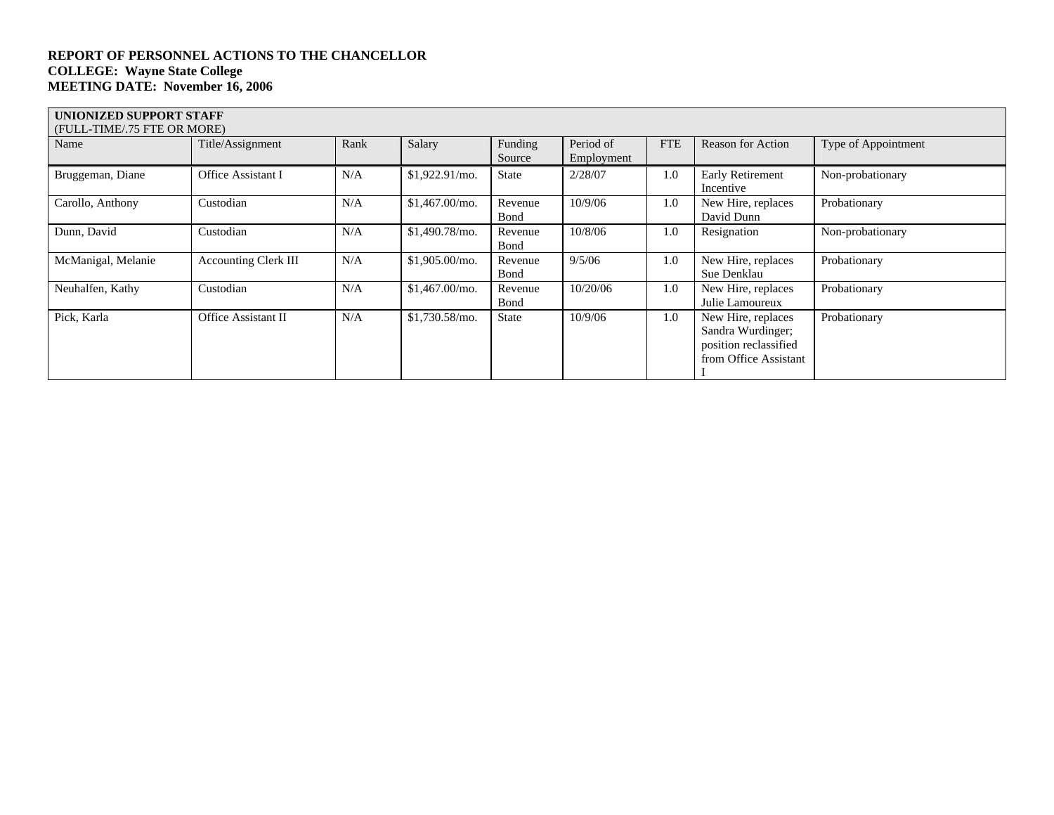**REPORT OF PERSONNEL ACTIONS TO THE CHANCELLOR**
**COLLEGE: Wayne State College**
**MEETING DATE: November 16, 2006**

| **UNIONIZED SUPPORT STAFF** (FULL-TIME/.75 FTE OR MORE) | | | | | | | | |
|---|---|---|---|---|---|---|---|---|
| Name | Title/Assignment | Rank | Salary | Funding Source | Period of Employment | FTE | Reason for Action | Type of Appointment |
| Bruggeman, Diane | Office Assistant I | N/A | $1,922.91/mo. | State | 2/28/07 | 1.0 | Early Retirement Incentive | Non-probationary |
| Carollo, Anthony | Custodian | N/A | $1,467.00/mo. | Revenue Bond | 10/9/06 | 1.0 | New Hire, replaces David Dunn | Probationary |
| Dunn, David | Custodian | N/A | $1,490.78/mo. | Revenue Bond | 10/8/06 | 1.0 | Resignation | Non-probationary |
| McManigal, Melanie | Accounting Clerk III | N/A | $1,905.00/mo. | Revenue Bond | 9/5/06 | 1.0 | New Hire, replaces Sue Denklau | Probationary |
| Neuhalfen, Kathy | Custodian | N/A | $1,467.00/mo. | Revenue Bond | 10/20/06 | 1.0 | New Hire, replaces Julie Lamoureux | Probationary |
| Pick, Karla | Office Assistant II | N/A | $1,730.58/mo. | State | 10/9/06 | 1.0 | New Hire, replaces Sandra Wurdinger; position reclassified from Office Assistant I | Probationary |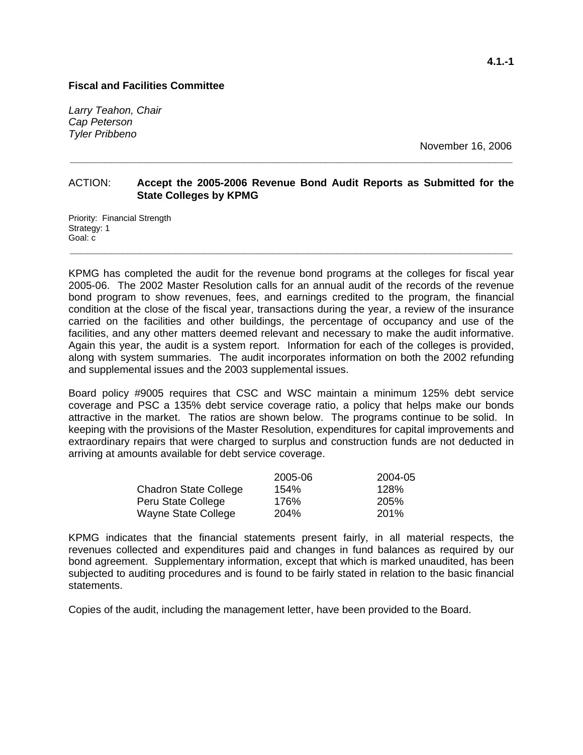4.1.-1

**Fiscal and Facilities Committee**

*Larry Teahon, Chair*
*Cap Peterson*
*Tyler Pribbeno*

November 16, 2006

---

ACTION: **Accept the 2005-2006 Revenue Bond Audit Reports as Submitted for the State Colleges by KPMG**

Priority: Financial Strength
Strategy: 1
Goal: c

---

KPMG has completed the audit for the revenue bond programs at the colleges for fiscal year 2005-06. The 2002 Master Resolution calls for an annual audit of the records of the revenue bond program to show revenues, fees, and earnings credited to the program, the financial condition at the close of the fiscal year, transactions during the year, a review of the insurance carried on the facilities and other buildings, the percentage of occupancy and use of the facilities, and any other matters deemed relevant and necessary to make the audit informative. Again this year, the audit is a system report. Information for each of the colleges is provided, along with system summaries. The audit incorporates information on both the 2002 refunding and supplemental issues and the 2003 supplemental issues.

Board policy #9005 requires that CSC and WSC maintain a minimum 125% debt service coverage and PSC a 135% debt service coverage ratio, a policy that helps make our bonds attractive in the market. The ratios are shown below. The programs continue to be solid. In keeping with the provisions of the Master Resolution, expenditures for capital improvements and extraordinary repairs that were charged to surplus and construction funds are not deducted in arriving at amounts available for debt service coverage.

| | 2005-06 | 2004-05 |
|---|---|---|
| Chadron State College | 154% | 128% |
| Peru State College | 176% | 205% |
| Wayne State College | 204% | 201% |

KPMG indicates that the financial statements present fairly, in all material respects, the revenues collected and expenditures paid and changes in fund balances as required by our bond agreement. Supplementary information, except that which is marked unaudited, has been subjected to auditing procedures and is found to be fairly stated in relation to the basic financial statements.

Copies of the audit, including the management letter, have been provided to the Board.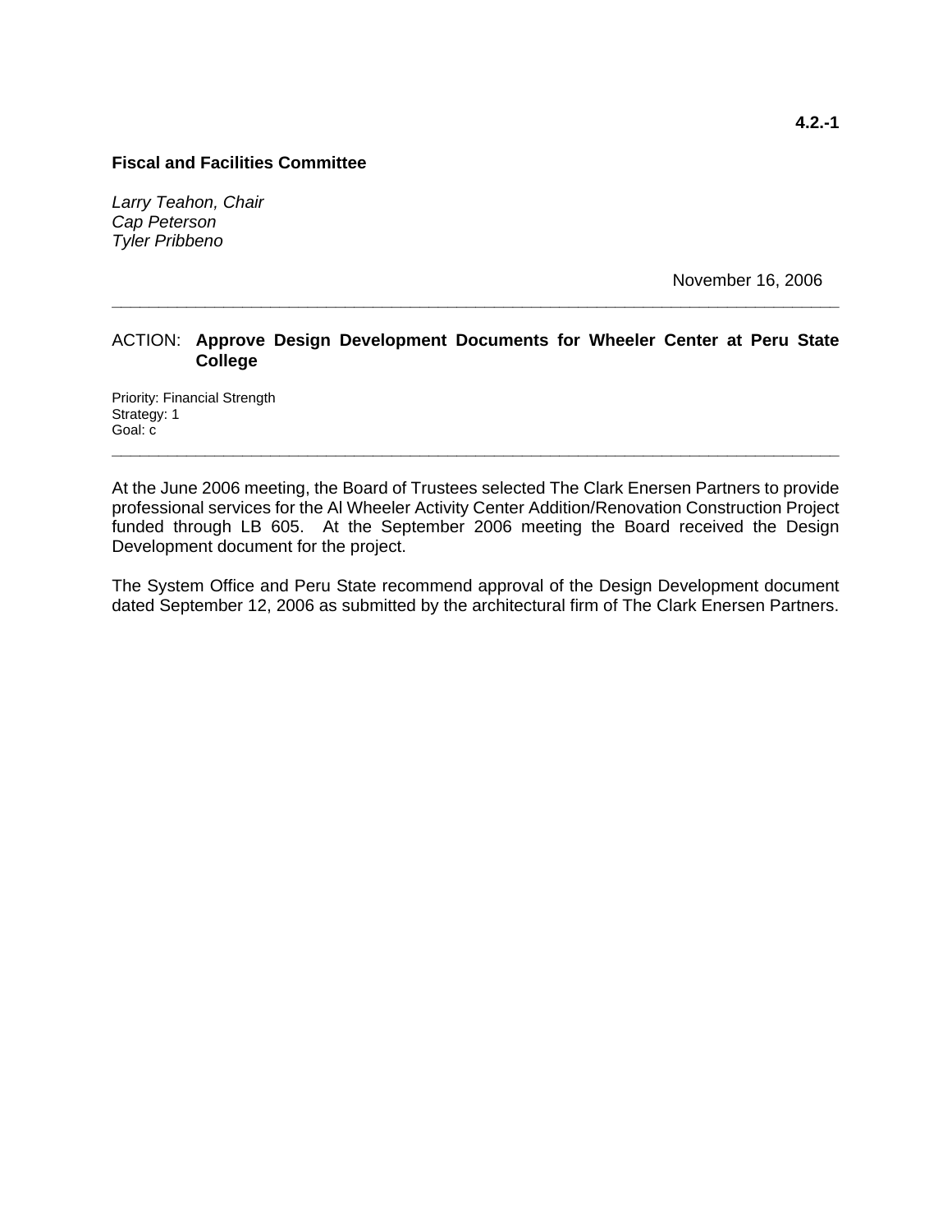**4.2.-1**

**Fiscal and Facilities Committee**

*Larry Teahon, Chair*
*Cap Peterson*
*Tyler Pribbeno*

November 16, 2006

---

ACTION: **Approve Design Development Documents for Wheeler Center at Peru State College**

Priority: Financial Strength
Strategy: 1
Goal: c

---

At the June 2006 meeting, the Board of Trustees selected The Clark Enersen Partners to provide professional services for the Al Wheeler Activity Center Addition/Renovation Construction Project funded through LB 605. At the September 2006 meeting the Board received the Design Development document for the project.

The System Office and Peru State recommend approval of the Design Development document dated September 12, 2006 as submitted by the architectural firm of The Clark Enersen Partners.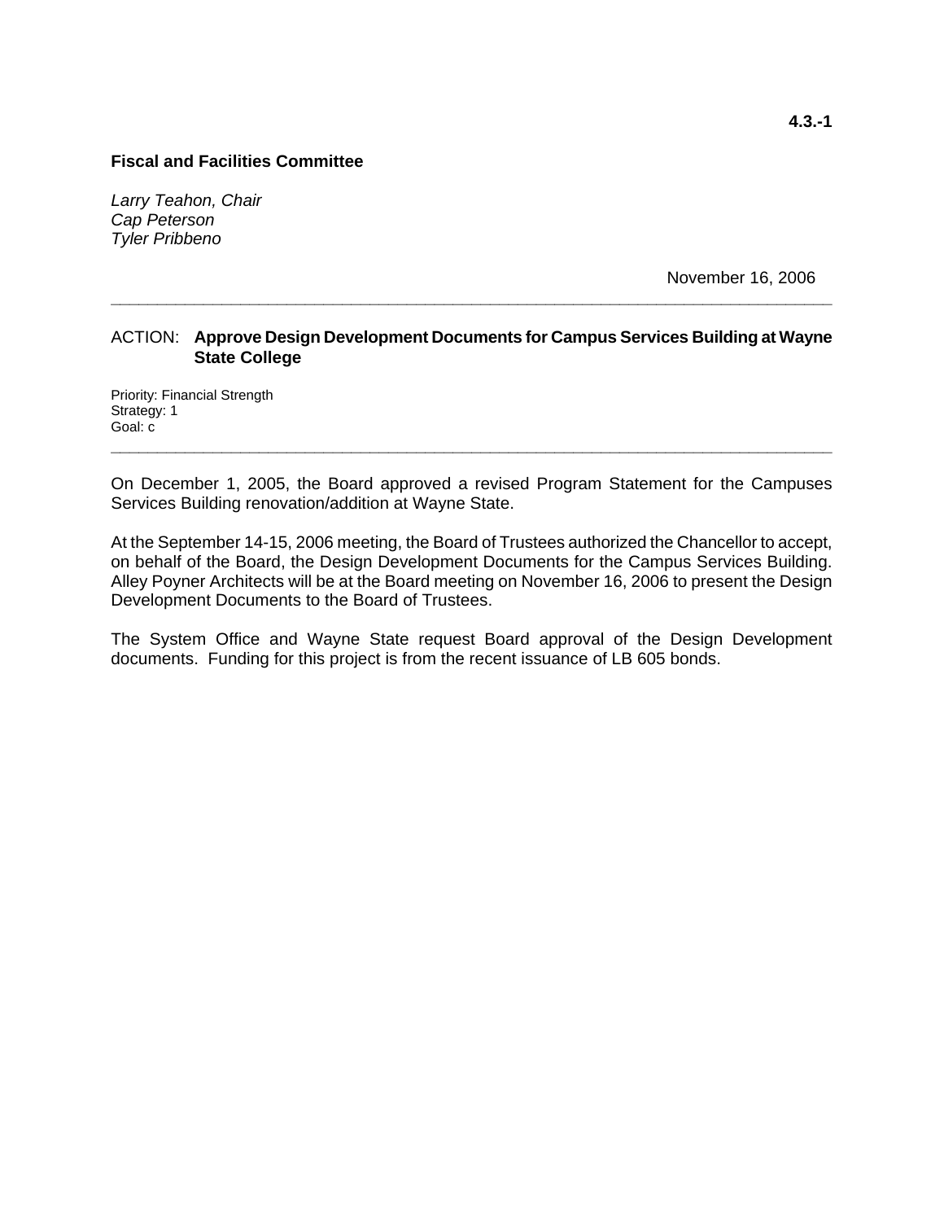**4.3.-1**

**Fiscal and Facilities Committee**

*Larry Teahon, Chair*
*Cap Peterson*
*Tyler Pribbeno*

November 16, 2006

---

ACTION: **Approve Design Development Documents for Campus Services Building at Wayne State College**

Priority: Financial Strength
Strategy: 1
Goal: c

---

On December 1, 2005, the Board approved a revised Program Statement for the Campuses Services Building renovation/addition at Wayne State.

At the September 14-15, 2006 meeting, the Board of Trustees authorized the Chancellor to accept, on behalf of the Board, the Design Development Documents for the Campus Services Building. Alley Poyner Architects will be at the Board meeting on November 16, 2006 to present the Design Development Documents to the Board of Trustees.

The System Office and Wayne State request Board approval of the Design Development documents. Funding for this project is from the recent issuance of LB 605 bonds.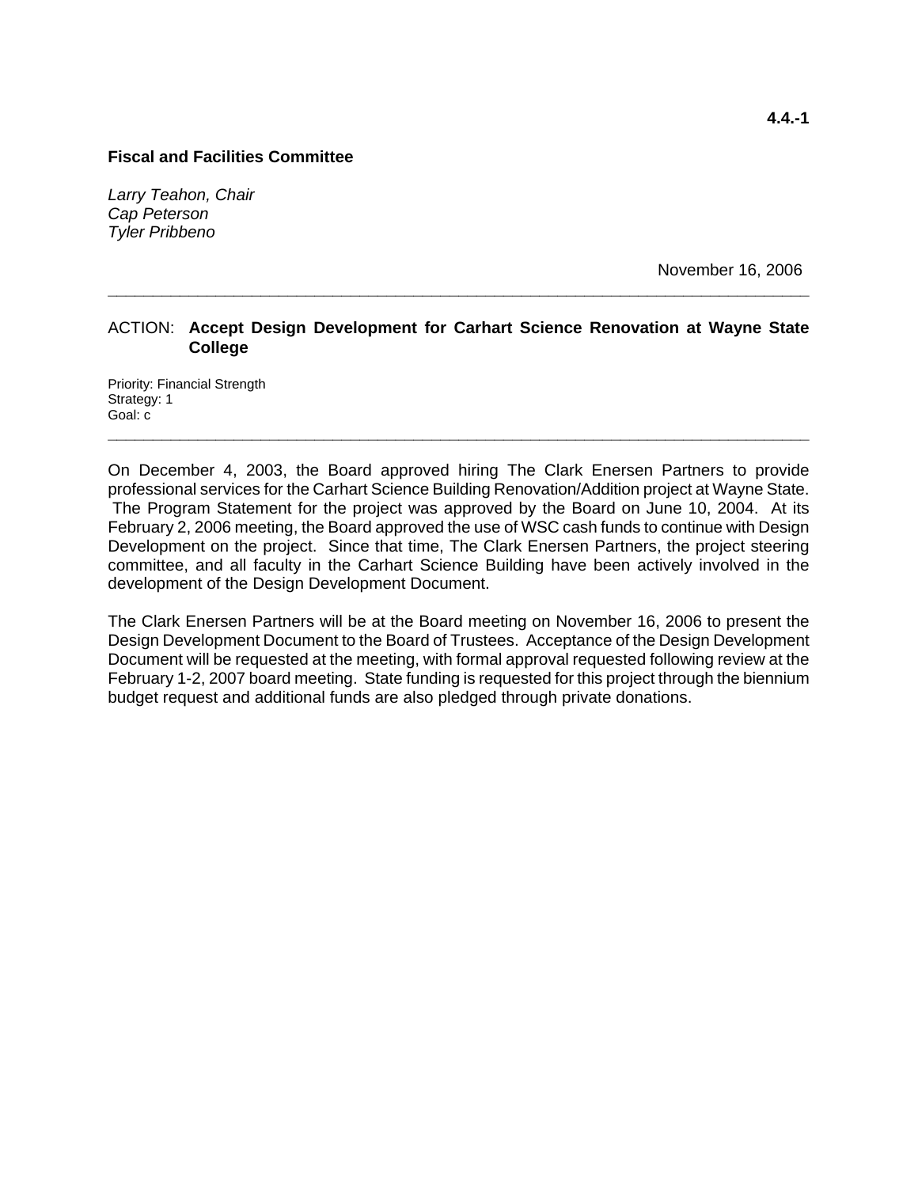**4.4.-1**

**Fiscal and Facilities Committee**

*Larry Teahon, Chair*
*Cap Peterson*
*Tyler Pribbeno*

November 16, 2006

---

ACTION: **Accept Design Development for Carhart Science Renovation at Wayne State College**

Priority: Financial Strength
Strategy: 1
Goal: c

---

On December 4, 2003, the Board approved hiring The Clark Enersen Partners to provide professional services for the Carhart Science Building Renovation/Addition project at Wayne State. The Program Statement for the project was approved by the Board on June 10, 2004. At its February 2, 2006 meeting, the Board approved the use of WSC cash funds to continue with Design Development on the project. Since that time, The Clark Enersen Partners, the project steering committee, and all faculty in the Carhart Science Building have been actively involved in the development of the Design Development Document.

The Clark Enersen Partners will be at the Board meeting on November 16, 2006 to present the Design Development Document to the Board of Trustees. Acceptance of the Design Development Document will be requested at the meeting, with formal approval requested following review at the February 1-2, 2007 board meeting. State funding is requested for this project through the biennium budget request and additional funds are also pledged through private donations.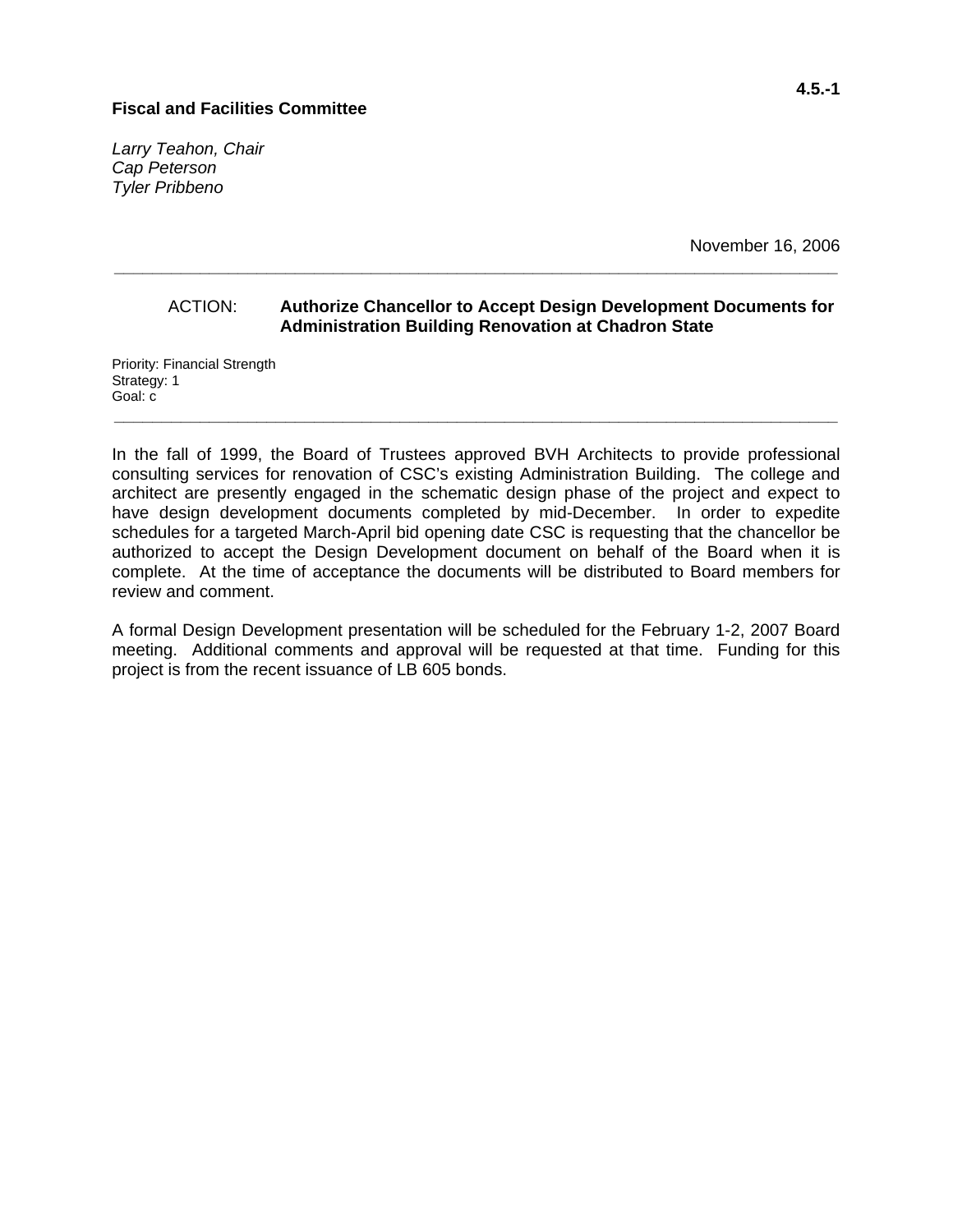4.5.-1

**Fiscal and Facilities Committee**

*Larry Teahon, Chair*
*Cap Peterson*
*Tyler Pribbeno*

November 16, 2006

---

ACTION: **Authorize Chancellor to Accept Design Development Documents for Administration Building Renovation at Chadron State**

Priority: Financial Strength
Strategy: 1
Goal: c

---

In the fall of 1999, the Board of Trustees approved BVH Architects to provide professional consulting services for renovation of CSC's existing Administration Building. The college and architect are presently engaged in the schematic design phase of the project and expect to have design development documents completed by mid-December. In order to expedite schedules for a targeted March-April bid opening date CSC is requesting that the chancellor be authorized to accept the Design Development document on behalf of the Board when it is complete. At the time of acceptance the documents will be distributed to Board members for review and comment.

A formal Design Development presentation will be scheduled for the February 1-2, 2007 Board meeting. Additional comments and approval will be requested at that time. Funding for this project is from the recent issuance of LB 605 bonds.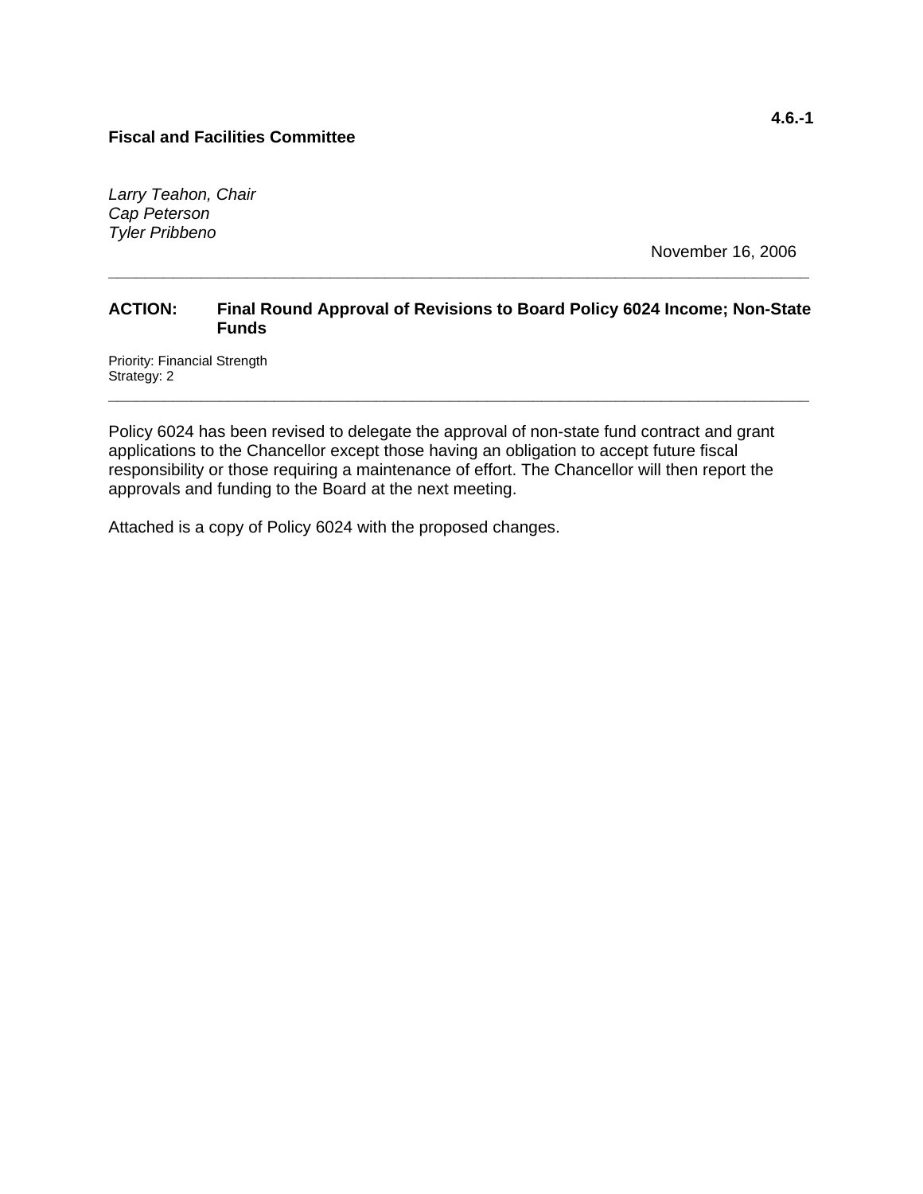**4.6.-1**

**Fiscal and Facilities Committee**

*Larry Teahon, Chair*
*Cap Peterson*
*Tyler Pribbeno*

November 16, 2006

---

**ACTION: Final Round Approval of Revisions to Board Policy 6024 Income; Non-State Funds**

Priority: Financial Strength
Strategy: 2

---

Policy 6024 has been revised to delegate the approval of non-state fund contract and grant applications to the Chancellor except those having an obligation to accept future fiscal responsibility or those requiring a maintenance of effort. The Chancellor will then report the approvals and funding to the Board at the next meeting.

Attached is a copy of Policy 6024 with the proposed changes.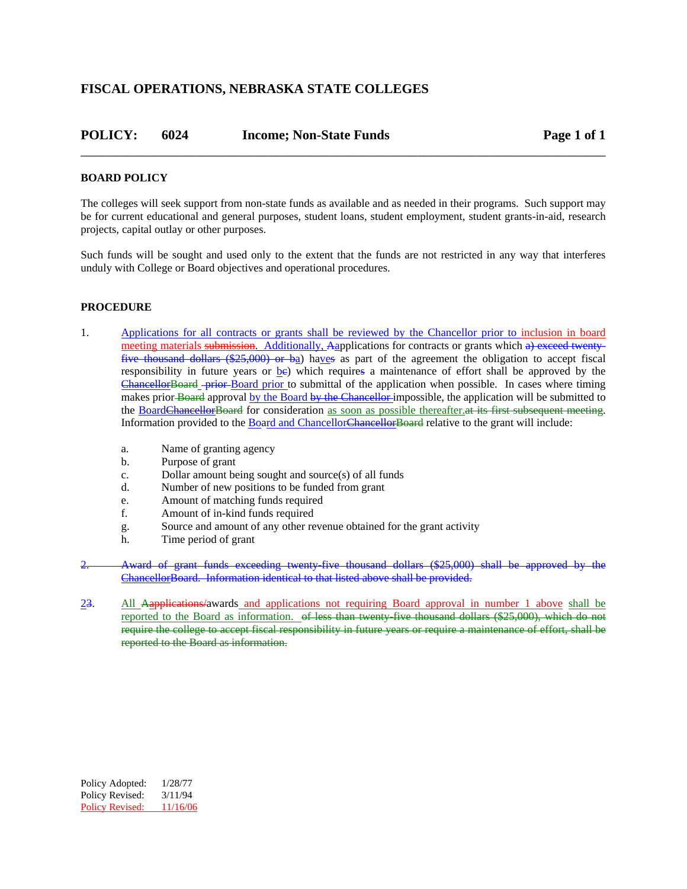## FISCAL OPERATIONS, NEBRASKA STATE COLLEGES

**POLICY: 6024 Income; Non-State Funds**

### BOARD POLICY

The colleges will seek support from non-state funds as available and as needed in their programs. Such support may be for current educational and general purposes, student loans, student employment, student grants-in-aid, research projects, capital outlay or other purposes.

Such funds will be sought and used only to the extent that the funds are not restricted in any way that interferes unduly with College or Board objectives and operational procedures.

### PROCEDURE

1. Applications for all contracts or grants shall be reviewed by the Chancellor prior to inclusion in board meeting materials ~~submission~~. Additionally, ~~A~~applications for contracts or grants which ~~a) exceed twenty-five thousand dollars ($25,000) or b~~a) ha~~ve~~s as part of the agreement the obligation to accept fiscal responsibility in future years or ~~b~~e) which require~~s~~ a maintenance of effort shall be approved by the ~~Chancellor~~~~Board~~ ~~prior~~ Board prior to submittal of the application when possible. In cases where timing makes prior ~~Board~~ approval by the Board ~~by the Chancellor~~ impossible, the application will be submitted to the Board~~Chancellor~~~~Board~~ for consideration as soon as possible thereafter.~~at its first subsequent meeting~~. Information provided to the Board and Chancellor~~Chancellor~~~~Board~~ relative to the grant will include:

   a. Name of granting agency
   b. Purpose of grant
   c. Dollar amount being sought and source(s) of all funds
   d. Number of new positions to be funded from grant
   e. Amount of matching funds required
   f. Amount of in-kind funds required
   g. Source and amount of any other revenue obtained for the grant activity
   h. Time period of grant

~~2. Award of grant funds exceeding twenty-five thousand dollars ($25,000) shall be approved by the ChancellorBoard. Information identical to that listed above shall be provided.~~

2~~3~~. All ~~Aapplications/~~awards and applications not requiring Board approval in number 1 above shall be reported to the Board as information. ~~of less than twenty-five thousand dollars ($25,000), which do not require the college to accept fiscal responsibility in future years or require a maintenance of effort, shall be reported to the Board as information.~~

Policy Adopted: 1/28/77
Policy Revised: 3/11/94
Policy Revised: 11/16/06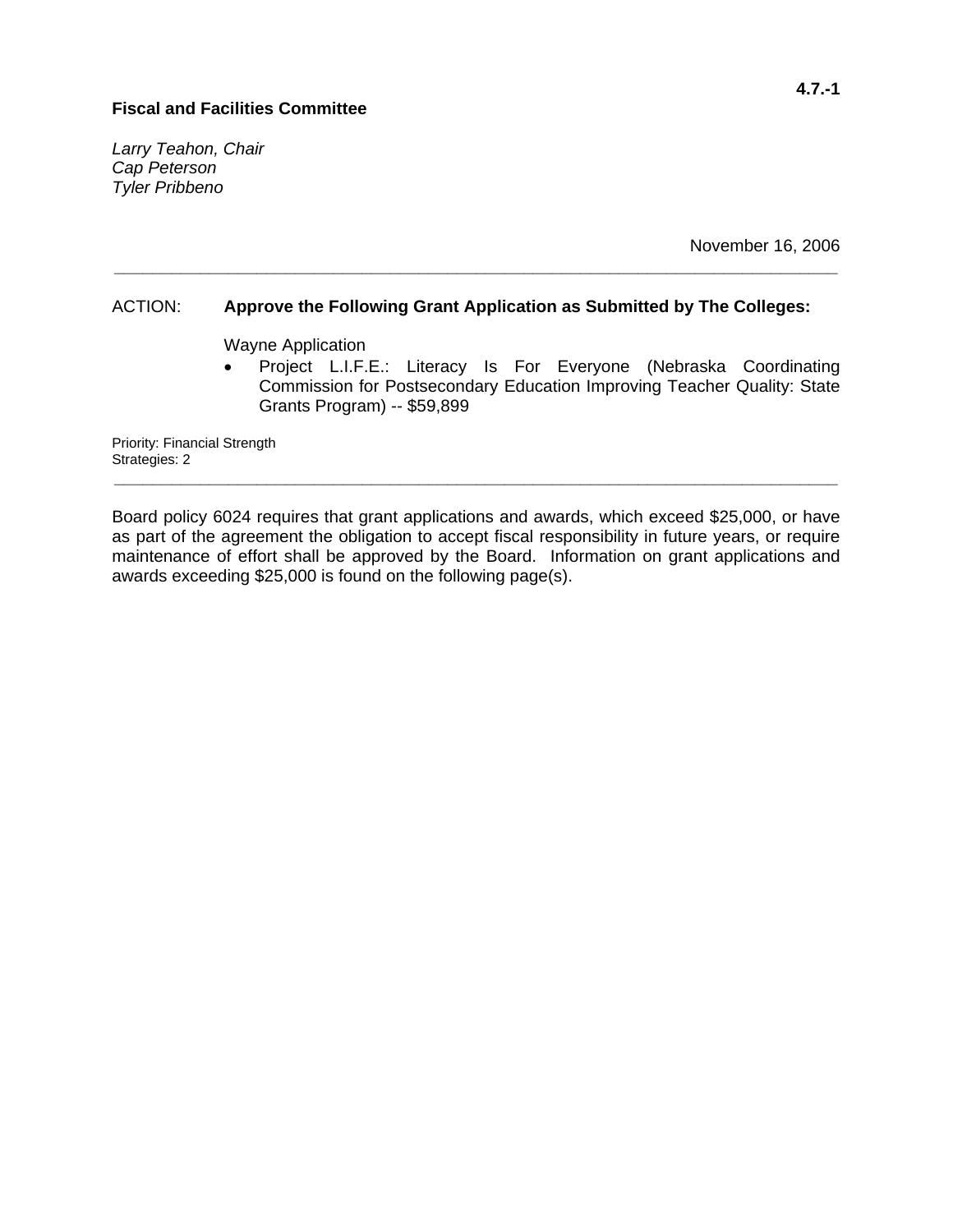**4.7.-1**

**Fiscal and Facilities Committee**

*Larry Teahon, Chair*
*Cap Peterson*
*Tyler Pribbeno*

November 16, 2006

---

ACTION: **Approve the Following Grant Application as Submitted by The Colleges:**

Wayne Application

- Project L.I.F.E.: Literacy Is For Everyone (Nebraska Coordinating Commission for Postsecondary Education Improving Teacher Quality: State Grants Program) -- $59,899

Priority: Financial Strength
Strategies: 2

---

Board policy 6024 requires that grant applications and awards, which exceed $25,000, or have as part of the agreement the obligation to accept fiscal responsibility in future years, or require maintenance of effort shall be approved by the Board. Information on grant applications and awards exceeding $25,000 is found on the following page(s).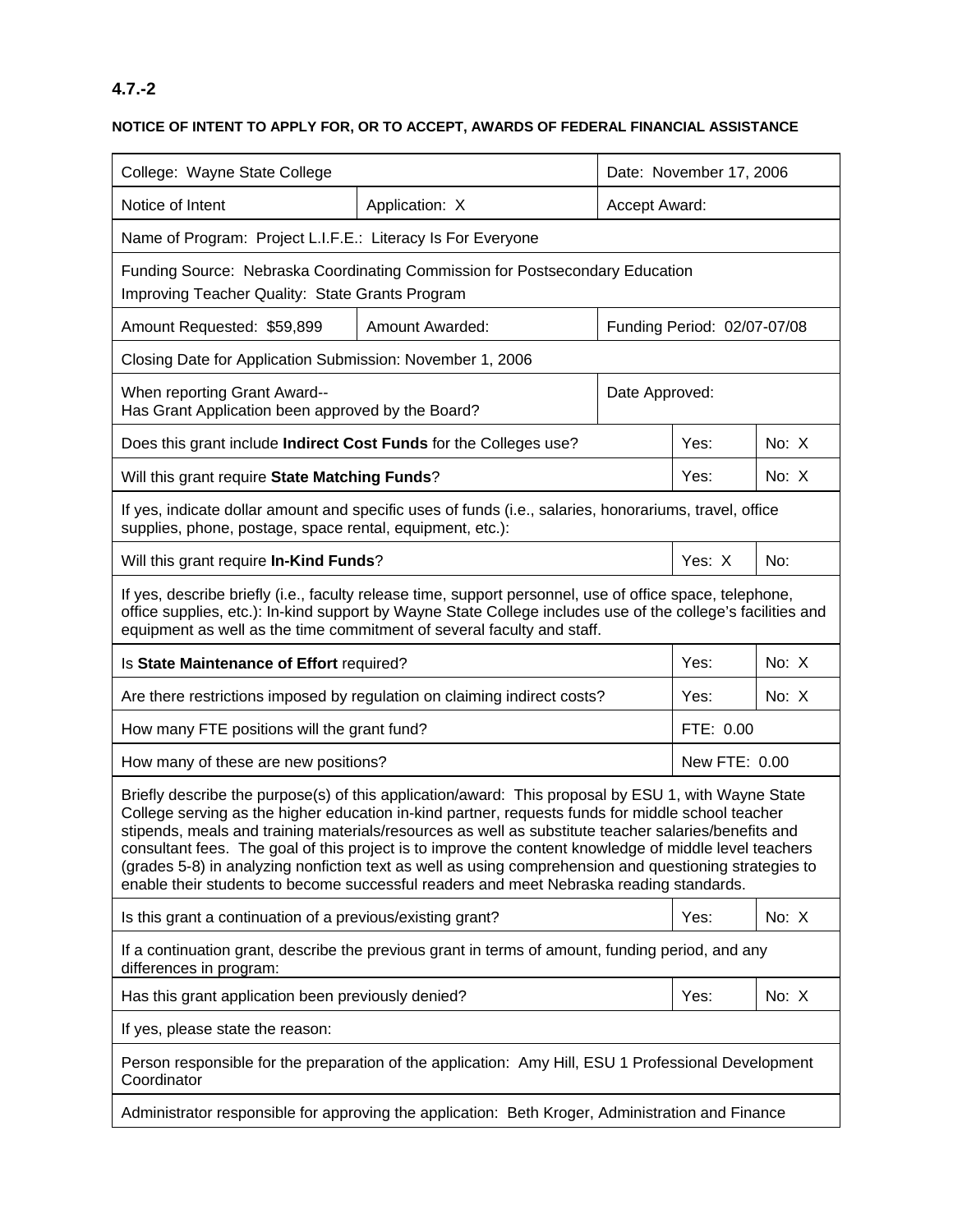**4.7.-2**

**NOTICE OF INTENT TO APPLY FOR, OR TO ACCEPT, AWARDS OF FEDERAL FINANCIAL ASSISTANCE**

| | | | |
|---|---|---|---|
| College: Wayne State College | | Date: November 17, 2006 | |
| Notice of Intent | Application: X | Accept Award: | |
| Name of Program: Project L.I.F.E.: Literacy Is For Everyone | | | |
| Funding Source: Nebraska Coordinating Commission for Postsecondary Education Improving Teacher Quality: State Grants Program | | | |
| Amount Requested: $59,899 | Amount Awarded: | Funding Period: 02/07-07/08 | |
| Closing Date for Application Submission: November 1, 2006 | | | |
| When reporting Grant Award-- Has Grant Application been approved by the Board? | | Date Approved: | |
| Does this grant include **Indirect Cost Funds** for the Colleges use? | | Yes: | No: X |
| Will this grant require **State Matching Funds**? | | Yes: | No: X |
| If yes, indicate dollar amount and specific uses of funds (i.e., salaries, honorariums, travel, office supplies, phone, postage, space rental, equipment, etc.): | | | |
| Will this grant require **In-Kind Funds**? | | Yes: X | No: |
| If yes, describe briefly (i.e., faculty release time, support personnel, use of office space, telephone, office supplies, etc.): In-kind support by Wayne State College includes use of the college's facilities and equipment as well as the time commitment of several faculty and staff. | | | |
| Is **State Maintenance of Effort** required? | | Yes: | No: X |
| Are there restrictions imposed by regulation on claiming indirect costs? | | Yes: | No: X |
| How many FTE positions will the grant fund? | | FTE: 0.00 | |
| How many of these are new positions? | | New FTE: 0.00 | |
| Briefly describe the purpose(s) of this application/award: This proposal by ESU 1, with Wayne State College serving as the higher education in-kind partner, requests funds for middle school teacher stipends, meals and training materials/resources as well as substitute teacher salaries/benefits and consultant fees. The goal of this project is to improve the content knowledge of middle level teachers (grades 5-8) in analyzing nonfiction text as well as using comprehension and questioning strategies to enable their students to become successful readers and meet Nebraska reading standards. | | | |
| Is this grant a continuation of a previous/existing grant? | | Yes: | No: X |
| If a continuation grant, describe the previous grant in terms of amount, funding period, and any differences in program: | | | |
| Has this grant application been previously denied? | | Yes: | No: X |
| If yes, please state the reason: | | | |
| Person responsible for the preparation of the application: Amy Hill, ESU 1 Professional Development Coordinator | | | |
| Administrator responsible for approving the application: Beth Kroger, Administration and Finance | | | |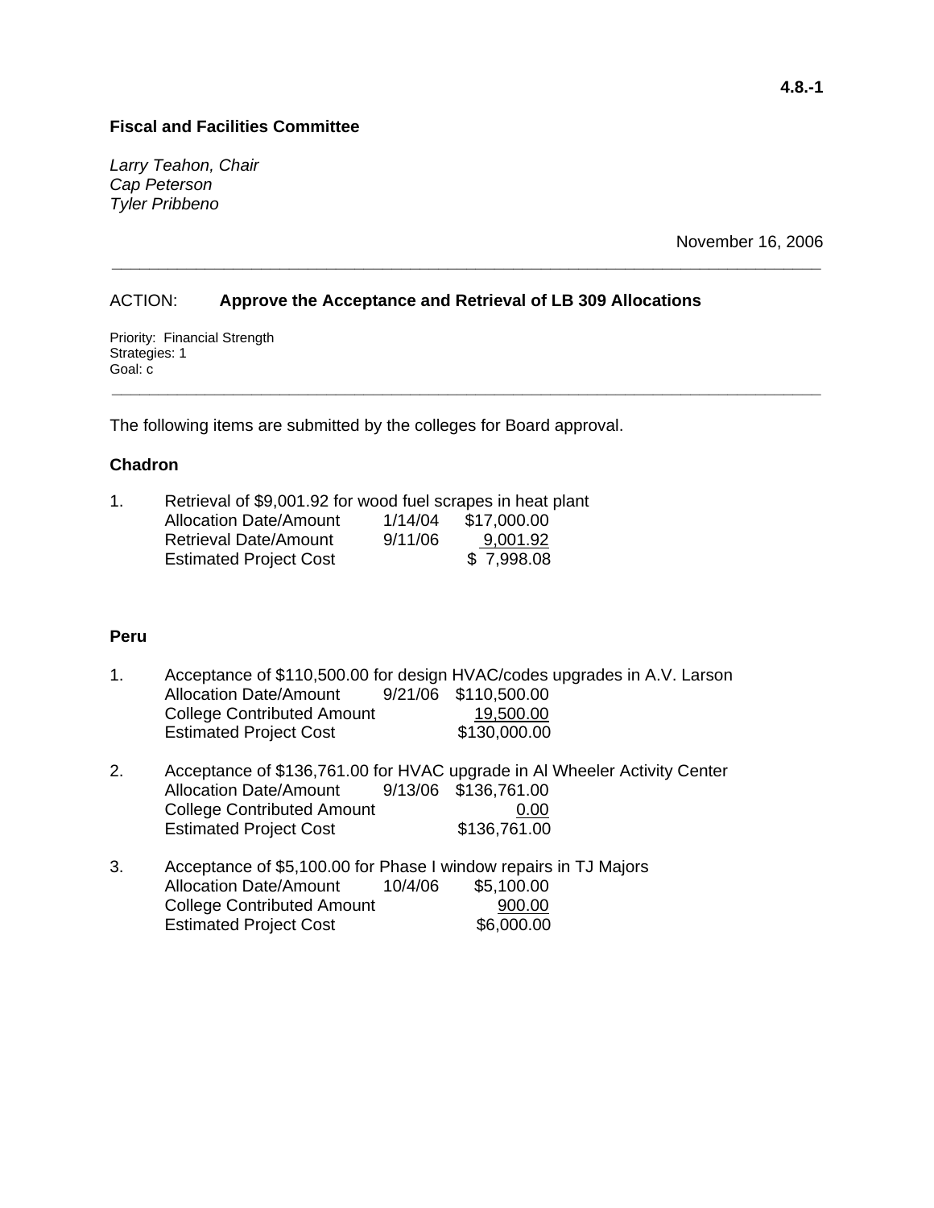4.8.-1

**Fiscal and Facilities Committee**

*Larry Teahon, Chair*
*Cap Peterson*
*Tyler Pribbeno*

November 16, 2006

---

ACTION: **Approve the Acceptance and Retrieval of LB 309 Allocations**

Priority: Financial Strength
Strategies: 1
Goal: c

---

The following items are submitted by the colleges for Board approval.

**Chadron**

1. Retrieval of $9,001.92 for wood fuel scrapes in heat plant

| | | |
|---|---|---|
| Allocation Date/Amount | 1/14/04 | $17,000.00 |
| Retrieval Date/Amount | 9/11/06 | 9,001.92 |
| Estimated Project Cost | | $ 7,998.08 |

**Peru**

1. Acceptance of $110,500.00 for design HVAC/codes upgrades in A.V. Larson

| | | |
|---|---|---|
| Allocation Date/Amount | 9/21/06 | $110,500.00 |
| College Contributed Amount | | 19,500.00 |
| Estimated Project Cost | | $130,000.00 |

2. Acceptance of $136,761.00 for HVAC upgrade in Al Wheeler Activity Center

| | | |
|---|---|---|
| Allocation Date/Amount | 9/13/06 | $136,761.00 |
| College Contributed Amount | | 0.00 |
| Estimated Project Cost | | $136,761.00 |

3. Acceptance of $5,100.00 for Phase I window repairs in TJ Majors

| | | |
|---|---|---|
| Allocation Date/Amount | 10/4/06 | $5,100.00 |
| College Contributed Amount | | 900.00 |
| Estimated Project Cost | | $6,000.00 |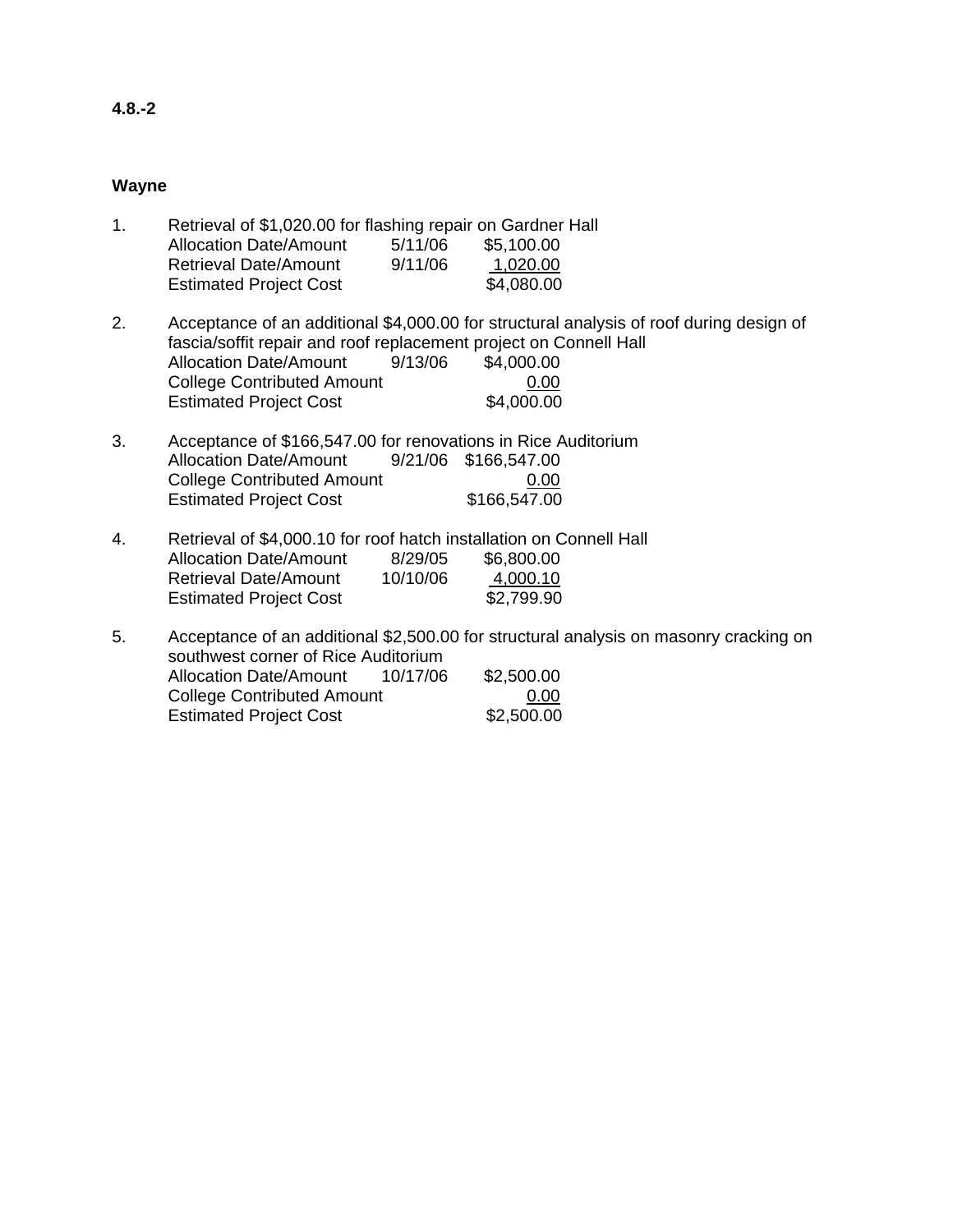**4.8.-2**

**Wayne**

1. Retrieval of $1,020.00 for flashing repair on Gardner Hall

| | | |
|---|---|---|
| Allocation Date/Amount | 5/11/06 | $5,100.00 |
| Retrieval Date/Amount | 9/11/06 | 1,020.00 |
| Estimated Project Cost | | $4,080.00 |

2. Acceptance of an additional $4,000.00 for structural analysis of roof during design of fascia/soffit repair and roof replacement project on Connell Hall

| | | |
|---|---|---|
| Allocation Date/Amount | 9/13/06 | $4,000.00 |
| College Contributed Amount | | 0.00 |
| Estimated Project Cost | | $4,000.00 |

3. Acceptance of $166,547.00 for renovations in Rice Auditorium

| | | |
|---|---|---|
| Allocation Date/Amount | 9/21/06 | $166,547.00 |
| College Contributed Amount | | 0.00 |
| Estimated Project Cost | | $166,547.00 |

4. Retrieval of $4,000.10 for roof hatch installation on Connell Hall

| | | |
|---|---|---|
| Allocation Date/Amount | 8/29/05 | $6,800.00 |
| Retrieval Date/Amount | 10/10/06 | 4,000.10 |
| Estimated Project Cost | | $2,799.90 |

5. Acceptance of an additional $2,500.00 for structural analysis on masonry cracking on southwest corner of Rice Auditorium

| | | |
|---|---|---|
| Allocation Date/Amount | 10/17/06 | $2,500.00 |
| College Contributed Amount | | 0.00 |
| Estimated Project Cost | | $2,500.00 |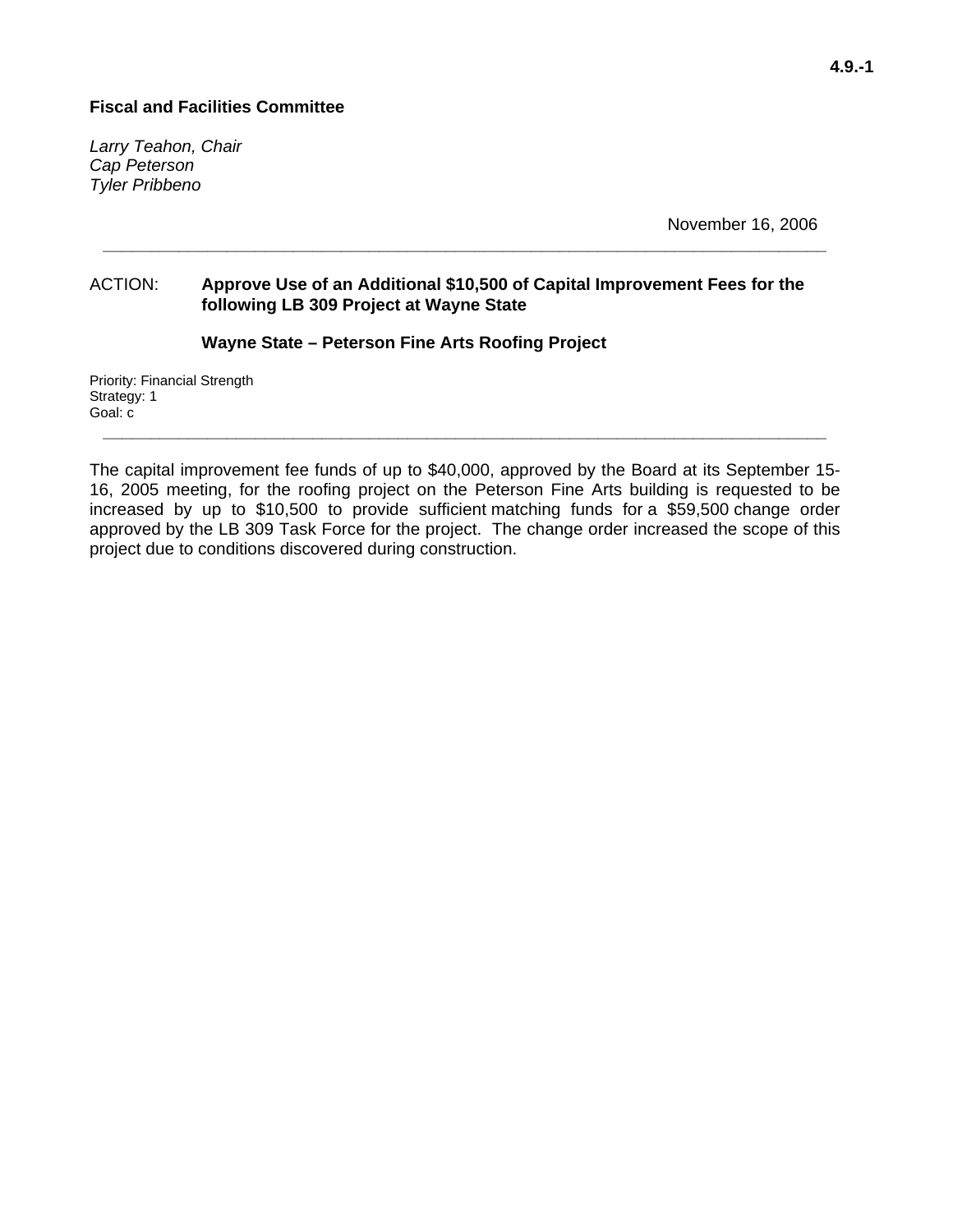**Fiscal and Facilities Committee**

*Larry Teahon, Chair*
*Cap Peterson*
*Tyler Pribbeno*

November 16, 2006

---

ACTION: **Approve Use of an Additional $10,500 of Capital Improvement Fees for the following LB 309 Project at Wayne State**

**Wayne State – Peterson Fine Arts Roofing Project**

Priority: Financial Strength
Strategy: 1
Goal: c

---

The capital improvement fee funds of up to $40,000, approved by the Board at its September 15-16, 2005 meeting, for the roofing project on the Peterson Fine Arts building is requested to be increased by up to $10,500 to provide sufficient matching funds for a $59,500 change order approved by the LB 309 Task Force for the project. The change order increased the scope of this project due to conditions discovered during construction.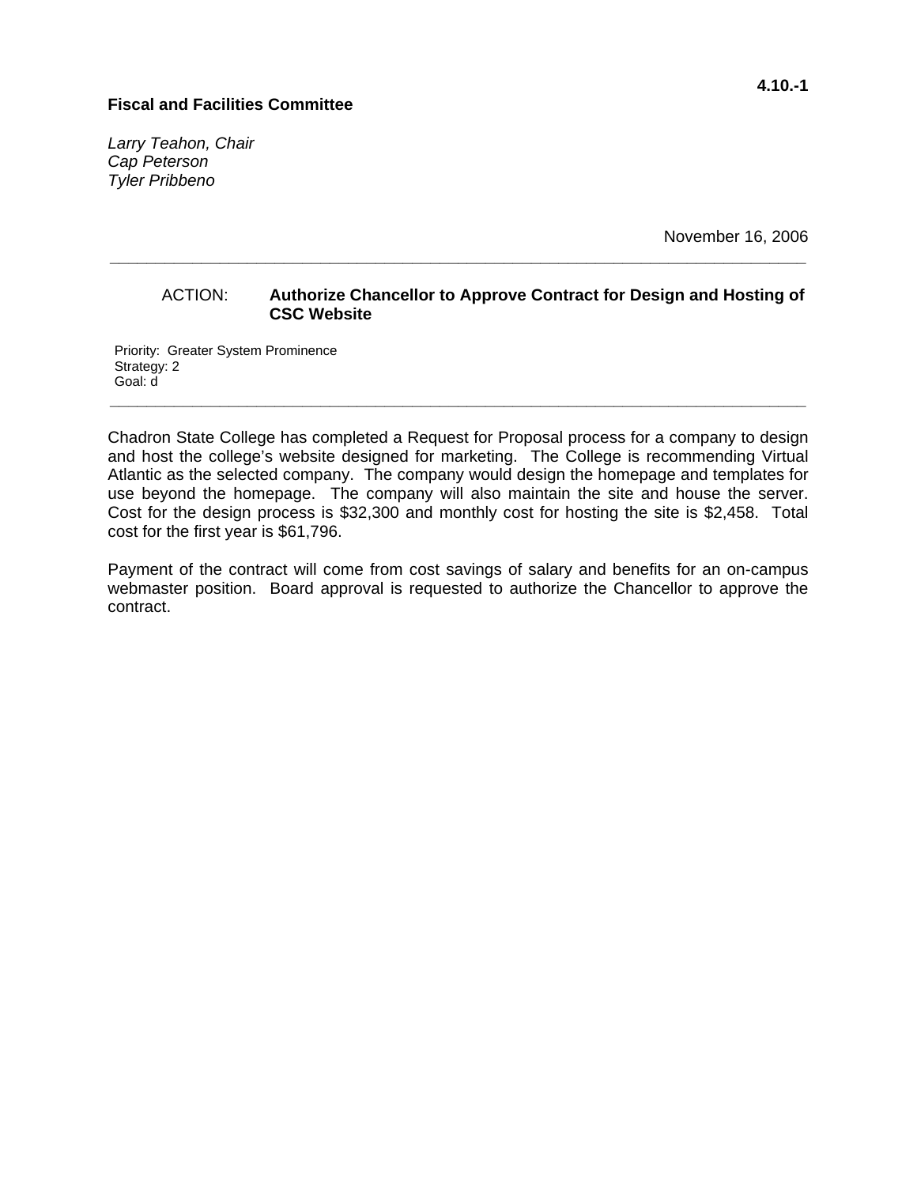**4.10.-1**

**Fiscal and Facilities Committee**

*Larry Teahon, Chair*
*Cap Peterson*
*Tyler Pribbeno*

November 16, 2006

---

ACTION: **Authorize Chancellor to Approve Contract for Design and Hosting of CSC Website**

Priority: Greater System Prominence
Strategy: 2
Goal: d

---

Chadron State College has completed a Request for Proposal process for a company to design and host the college's website designed for marketing. The College is recommending Virtual Atlantic as the selected company. The company would design the homepage and templates for use beyond the homepage. The company will also maintain the site and house the server. Cost for the design process is $32,300 and monthly cost for hosting the site is $2,458. Total cost for the first year is $61,796.

Payment of the contract will come from cost savings of salary and benefits for an on-campus webmaster position. Board approval is requested to authorize the Chancellor to approve the contract.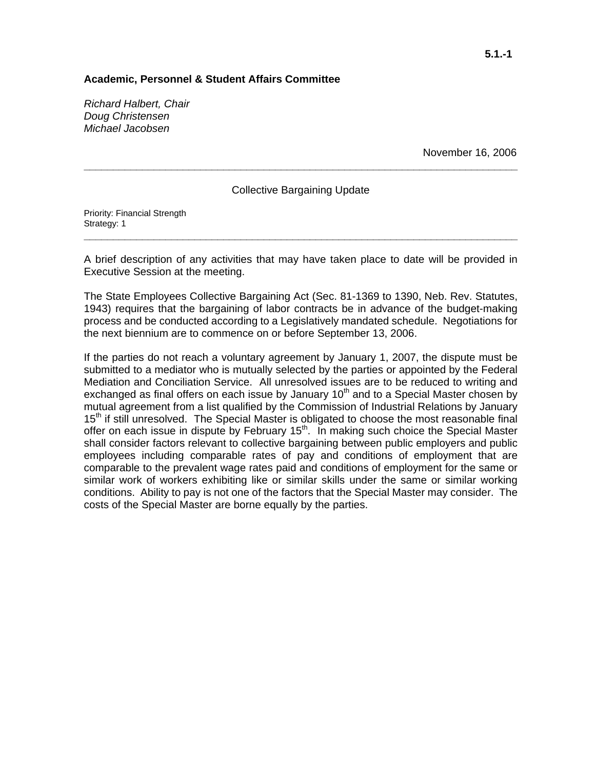5.1.-1

**Academic, Personnel & Student Affairs Committee**

*Richard Halbert, Chair*
*Doug Christensen*
*Michael Jacobsen*

November 16, 2006

---

Collective Bargaining Update

Priority: Financial Strength
Strategy: 1

---

A brief description of any activities that may have taken place to date will be provided in Executive Session at the meeting.

The State Employees Collective Bargaining Act (Sec. 81-1369 to 1390, Neb. Rev. Statutes, 1943) requires that the bargaining of labor contracts be in advance of the budget-making process and be conducted according to a Legislatively mandated schedule. Negotiations for the next biennium are to commence on or before September 13, 2006.

If the parties do not reach a voluntary agreement by January 1, 2007, the dispute must be submitted to a mediator who is mutually selected by the parties or appointed by the Federal Mediation and Conciliation Service. All unresolved issues are to be reduced to writing and exchanged as final offers on each issue by January 10th and to a Special Master chosen by mutual agreement from a list qualified by the Commission of Industrial Relations by January 15th if still unresolved. The Special Master is obligated to choose the most reasonable final offer on each issue in dispute by February 15th. In making such choice the Special Master shall consider factors relevant to collective bargaining between public employers and public employees including comparable rates of pay and conditions of employment that are comparable to the prevalent wage rates paid and conditions of employment for the same or similar work of workers exhibiting like or similar skills under the same or similar working conditions. Ability to pay is not one of the factors that the Special Master may consider. The costs of the Special Master are borne equally by the parties.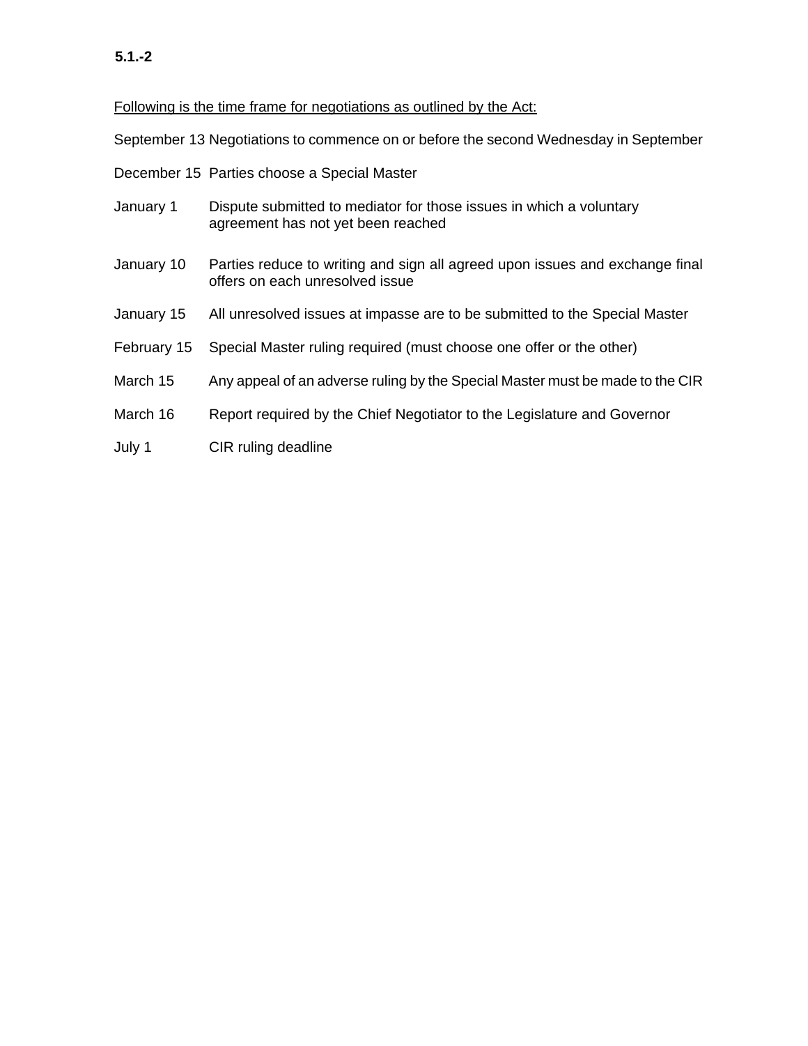**5.1.-2**

Following is the time frame for negotiations as outlined by the Act:

| | |
|---|---|
| September 13 | Negotiations to commence on or before the second Wednesday in September |
| December 15 | Parties choose a Special Master |
| January 1 | Dispute submitted to mediator for those issues in which a voluntary agreement has not yet been reached |
| January 10 | Parties reduce to writing and sign all agreed upon issues and exchange final offers on each unresolved issue |
| January 15 | All unresolved issues at impasse are to be submitted to the Special Master |
| February 15 | Special Master ruling required (must choose one offer or the other) |
| March 15 | Any appeal of an adverse ruling by the Special Master must be made to the CIR |
| March 16 | Report required by the Chief Negotiator to the Legislature and Governor |
| July 1 | CIR ruling deadline |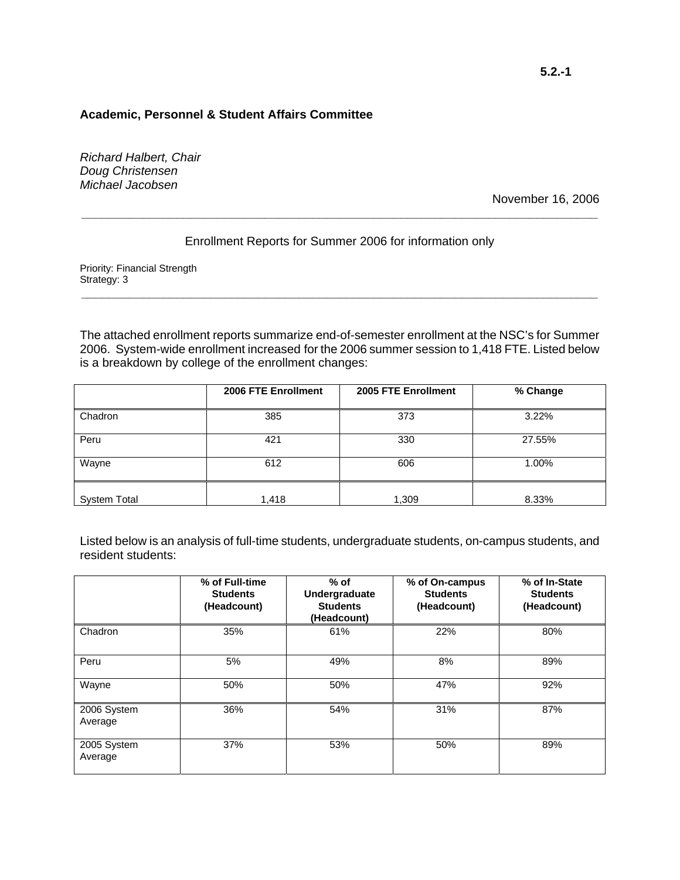5.2.-1

**Academic, Personnel & Student Affairs Committee**

*Richard Halbert, Chair*
*Doug Christensen*
*Michael Jacobsen*

November 16, 2006

---

Enrollment Reports for Summer 2006 for information only

Priority: Financial Strength
Strategy: 3

---

The attached enrollment reports summarize end-of-semester enrollment at the NSC's for Summer 2006. System-wide enrollment increased for the 2006 summer session to 1,418 FTE. Listed below is a breakdown by college of the enrollment changes:

| | 2006 FTE Enrollment | 2005 FTE Enrollment | % Change |
|---|---|---|---|
| Chadron | 385 | 373 | 3.22% |
| Peru | 421 | 330 | 27.55% |
| Wayne | 612 | 606 | 1.00% |
| System Total | 1,418 | 1,309 | 8.33% |

Listed below is an analysis of full-time students, undergraduate students, on-campus students, and resident students:

| | % of Full-time Students (Headcount) | % of Undergraduate Students (Headcount) | % of On-campus Students (Headcount) | % of In-State Students (Headcount) |
|---|---|---|---|---|
| Chadron | 35% | 61% | 22% | 80% |
| Peru | 5% | 49% | 8% | 89% |
| Wayne | 50% | 50% | 47% | 92% |
| 2006 System Average | 36% | 54% | 31% | 87% |
| 2005 System Average | 37% | 53% | 50% | 89% |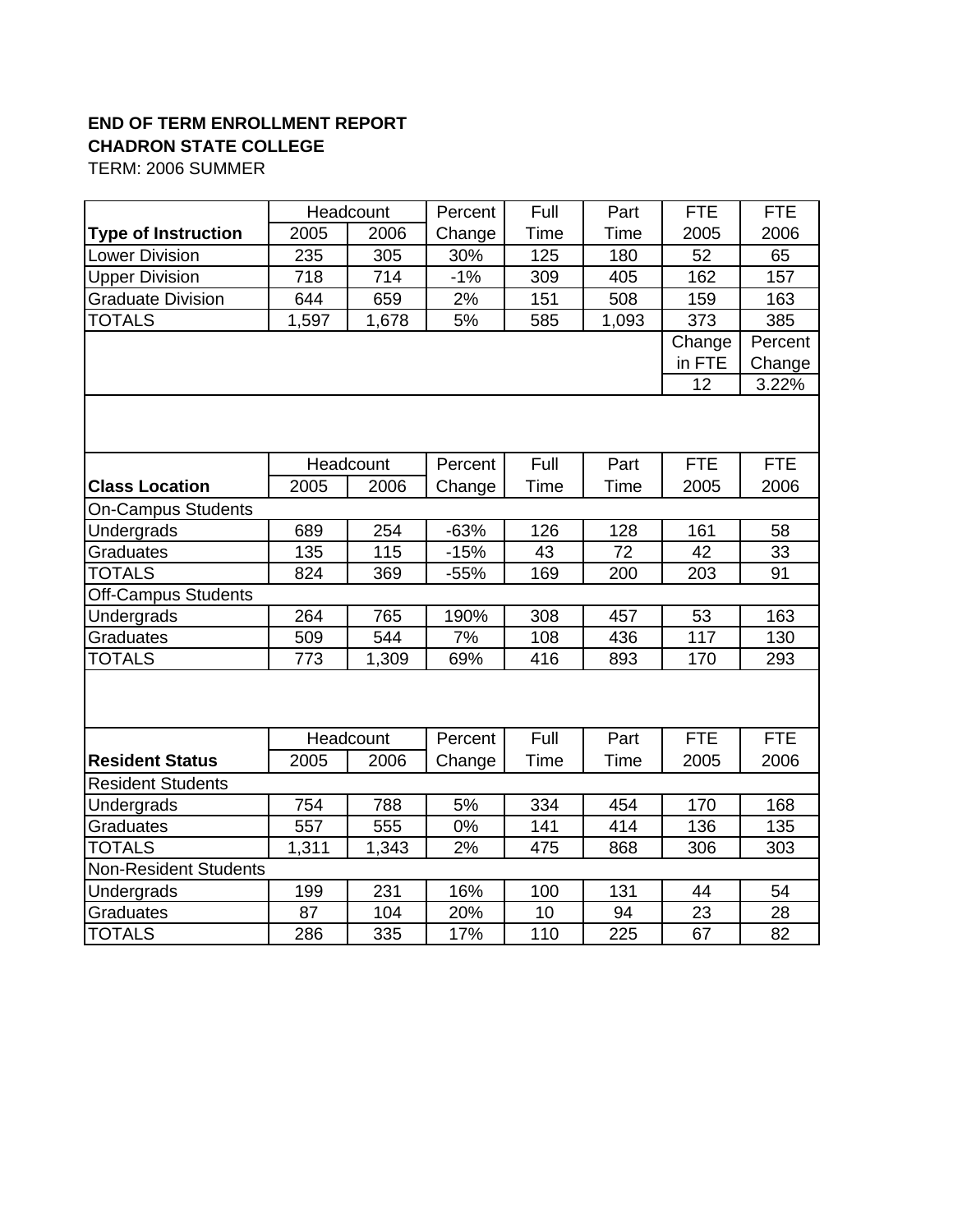**END OF TERM ENROLLMENT REPORT**
**CHADRON STATE COLLEGE**
TERM: 2006 SUMMER

| | Headcount | | Percent | Full | Part | FTE | FTE |
|---|---|---|---|---|---|---|---|
| **Type of Instruction** | 2005 | 2006 | Change | Time | Time | 2005 | 2006 |
| Lower Division | 235 | 305 | 30% | 125 | 180 | 52 | 65 |
| Upper Division | 718 | 714 | -1% | 309 | 405 | 162 | 157 |
| Graduate Division | 644 | 659 | 2% | 151 | 508 | 159 | 163 |
| TOTALS | 1,597 | 1,678 | 5% | 585 | 1,093 | 373 | 385 |
| | | | | | | Change in FTE | Percent Change |
| | | | | | | 12 | 3.22% |

| | Headcount | | Percent | Full | Part | FTE | FTE |
|---|---|---|---|---|---|---|---|
| **Class Location** | 2005 | 2006 | Change | Time | Time | 2005 | 2006 |
| On-Campus Students | | | | | | | |
| Undergrads | 689 | 254 | -63% | 126 | 128 | 161 | 58 |
| Graduates | 135 | 115 | -15% | 43 | 72 | 42 | 33 |
| TOTALS | 824 | 369 | -55% | 169 | 200 | 203 | 91 |
| Off-Campus Students | | | | | | | |
| Undergrads | 264 | 765 | 190% | 308 | 457 | 53 | 163 |
| Graduates | 509 | 544 | 7% | 108 | 436 | 117 | 130 |
| TOTALS | 773 | 1,309 | 69% | 416 | 893 | 170 | 293 |

| | Headcount | | Percent | Full | Part | FTE | FTE |
|---|---|---|---|---|---|---|---|
| **Resident Status** | 2005 | 2006 | Change | Time | Time | 2005 | 2006 |
| Resident Students | | | | | | | |
| Undergrads | 754 | 788 | 5% | 334 | 454 | 170 | 168 |
| Graduates | 557 | 555 | 0% | 141 | 414 | 136 | 135 |
| TOTALS | 1,311 | 1,343 | 2% | 475 | 868 | 306 | 303 |
| Non-Resident Students | | | | | | | |
| Undergrads | 199 | 231 | 16% | 100 | 131 | 44 | 54 |
| Graduates | 87 | 104 | 20% | 10 | 94 | 23 | 28 |
| TOTALS | 286 | 335 | 17% | 110 | 225 | 67 | 82 |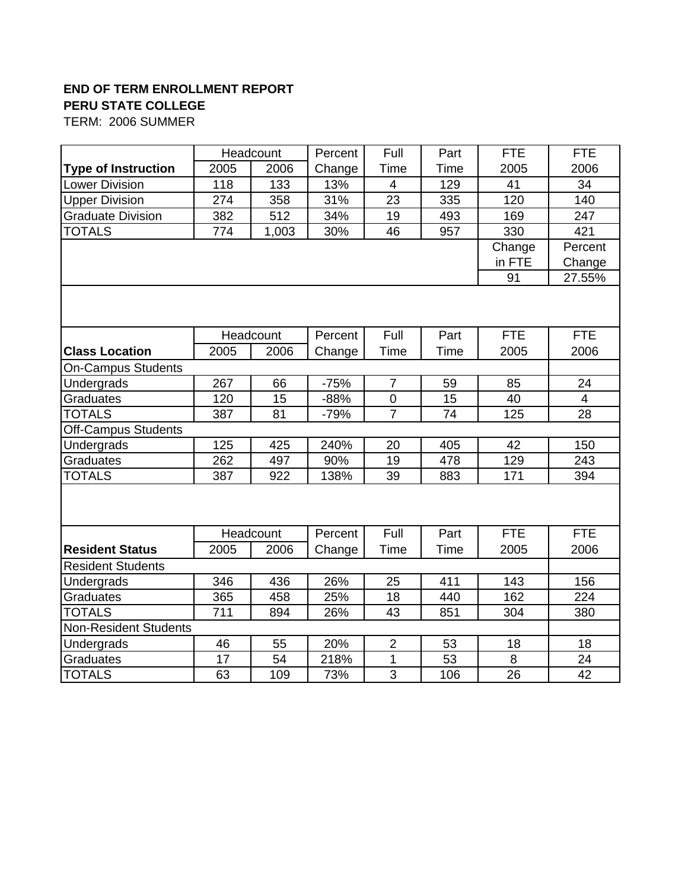**END OF TERM ENROLLMENT REPORT**
**PERU STATE COLLEGE**
TERM: 2006 SUMMER

| | Headcount | | Percent | Full | Part | FTE | FTE |
|---|---|---|---|---|---|---|---|
| **Type of Instruction** | 2005 | 2006 | Change | Time | Time | 2005 | 2006 |
| Lower Division | 118 | 133 | 13% | 4 | 129 | 41 | 34 |
| Upper Division | 274 | 358 | 31% | 23 | 335 | 120 | 140 |
| Graduate Division | 382 | 512 | 34% | 19 | 493 | 169 | 247 |
| TOTALS | 774 | 1,003 | 30% | 46 | 957 | 330 | 421 |
| | | | | | | Change in FTE | Percent Change |
| | | | | | | 91 | 27.55% |

| | Headcount | | Percent | Full | Part | FTE | FTE |
|---|---|---|---|---|---|---|---|
| **Class Location** | 2005 | 2006 | Change | Time | Time | 2005 | 2006 |
| On-Campus Students | | | | | | | |
| Undergrads | 267 | 66 | -75% | 7 | 59 | 85 | 24 |
| Graduates | 120 | 15 | -88% | 0 | 15 | 40 | 4 |
| TOTALS | 387 | 81 | -79% | 7 | 74 | 125 | 28 |
| Off-Campus Students | | | | | | | |
| Undergrads | 125 | 425 | 240% | 20 | 405 | 42 | 150 |
| Graduates | 262 | 497 | 90% | 19 | 478 | 129 | 243 |
| TOTALS | 387 | 922 | 138% | 39 | 883 | 171 | 394 |

| | Headcount | | Percent | Full | Part | FTE | FTE |
|---|---|---|---|---|---|---|---|
| **Resident Status** | 2005 | 2006 | Change | Time | Time | 2005 | 2006 |
| Resident Students | | | | | | | |
| Undergrads | 346 | 436 | 26% | 25 | 411 | 143 | 156 |
| Graduates | 365 | 458 | 25% | 18 | 440 | 162 | 224 |
| TOTALS | 711 | 894 | 26% | 43 | 851 | 304 | 380 |
| Non-Resident Students | | | | | | | |
| Undergrads | 46 | 55 | 20% | 2 | 53 | 18 | 18 |
| Graduates | 17 | 54 | 218% | 1 | 53 | 8 | 24 |
| TOTALS | 63 | 109 | 73% | 3 | 106 | 26 | 42 |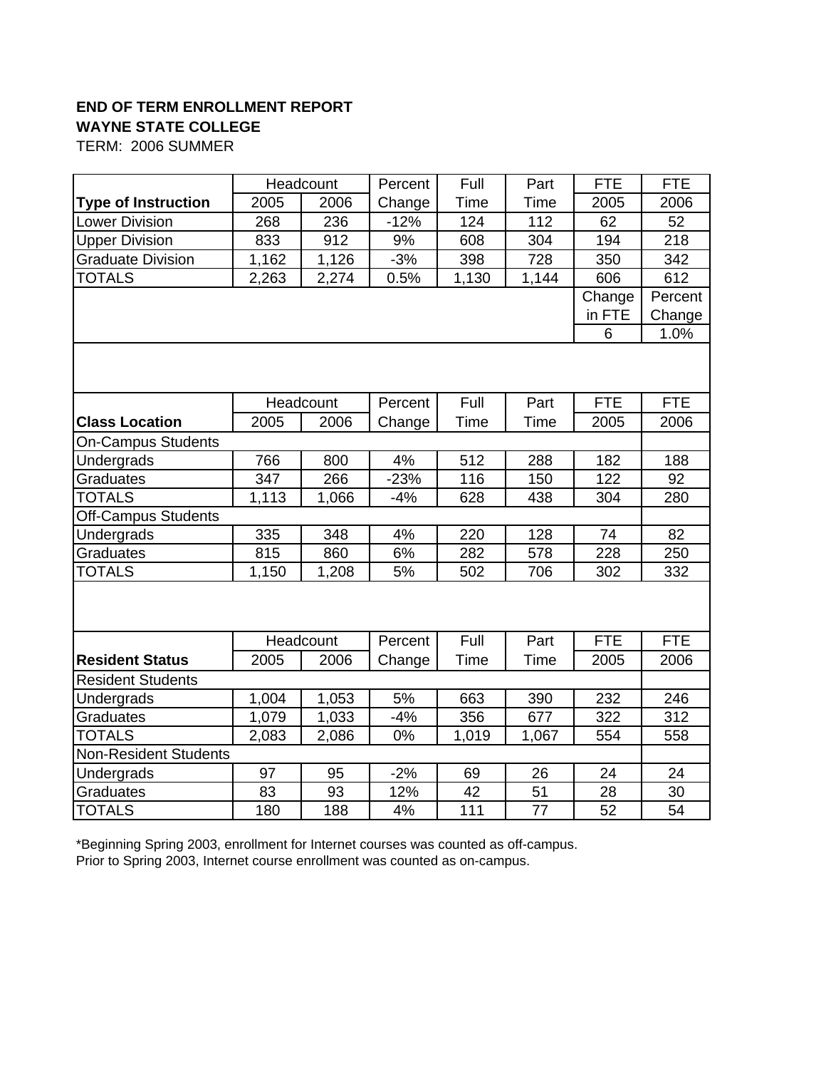**END OF TERM ENROLLMENT REPORT**
**WAYNE STATE COLLEGE**
TERM: 2006 SUMMER

| | Headcount | | Percent | Full | Part | FTE | FTE |
|---|---|---|---|---|---|---|---|
| **Type of Instruction** | 2005 | 2006 | Change | Time | Time | 2005 | 2006 |
| Lower Division | 268 | 236 | -12% | 124 | 112 | 62 | 52 |
| Upper Division | 833 | 912 | 9% | 608 | 304 | 194 | 218 |
| Graduate Division | 1,162 | 1,126 | -3% | 398 | 728 | 350 | 342 |
| TOTALS | 2,263 | 2,274 | 0.5% | 1,130 | 1,144 | 606 | 612 |
| | | | | | | Change in FTE | Percent Change |
| | | | | | | 6 | 1.0% |

| | Headcount | | Percent | Full | Part | FTE | FTE |
|---|---|---|---|---|---|---|---|
| **Class Location** | 2005 | 2006 | Change | Time | Time | 2005 | 2006 |
| On-Campus Students | | | | | | | |
| Undergrads | 766 | 800 | 4% | 512 | 288 | 182 | 188 |
| Graduates | 347 | 266 | -23% | 116 | 150 | 122 | 92 |
| TOTALS | 1,113 | 1,066 | -4% | 628 | 438 | 304 | 280 |
| Off-Campus Students | | | | | | | |
| Undergrads | 335 | 348 | 4% | 220 | 128 | 74 | 82 |
| Graduates | 815 | 860 | 6% | 282 | 578 | 228 | 250 |
| TOTALS | 1,150 | 1,208 | 5% | 502 | 706 | 302 | 332 |

| | Headcount | | Percent | Full | Part | FTE | FTE |
|---|---|---|---|---|---|---|---|
| **Resident Status** | 2005 | 2006 | Change | Time | Time | 2005 | 2006 |
| Resident Students | | | | | | | |
| Undergrads | 1,004 | 1,053 | 5% | 663 | 390 | 232 | 246 |
| Graduates | 1,079 | 1,033 | -4% | 356 | 677 | 322 | 312 |
| TOTALS | 2,083 | 2,086 | 0% | 1,019 | 1,067 | 554 | 558 |
| Non-Resident Students | | | | | | | |
| Undergrads | 97 | 95 | -2% | 69 | 26 | 24 | 24 |
| Graduates | 83 | 93 | 12% | 42 | 51 | 28 | 30 |
| TOTALS | 180 | 188 | 4% | 111 | 77 | 52 | 54 |

*Beginning Spring 2003, enrollment for Internet courses was counted as off-campus.
Prior to Spring 2003, Internet course enrollment was counted as on-campus.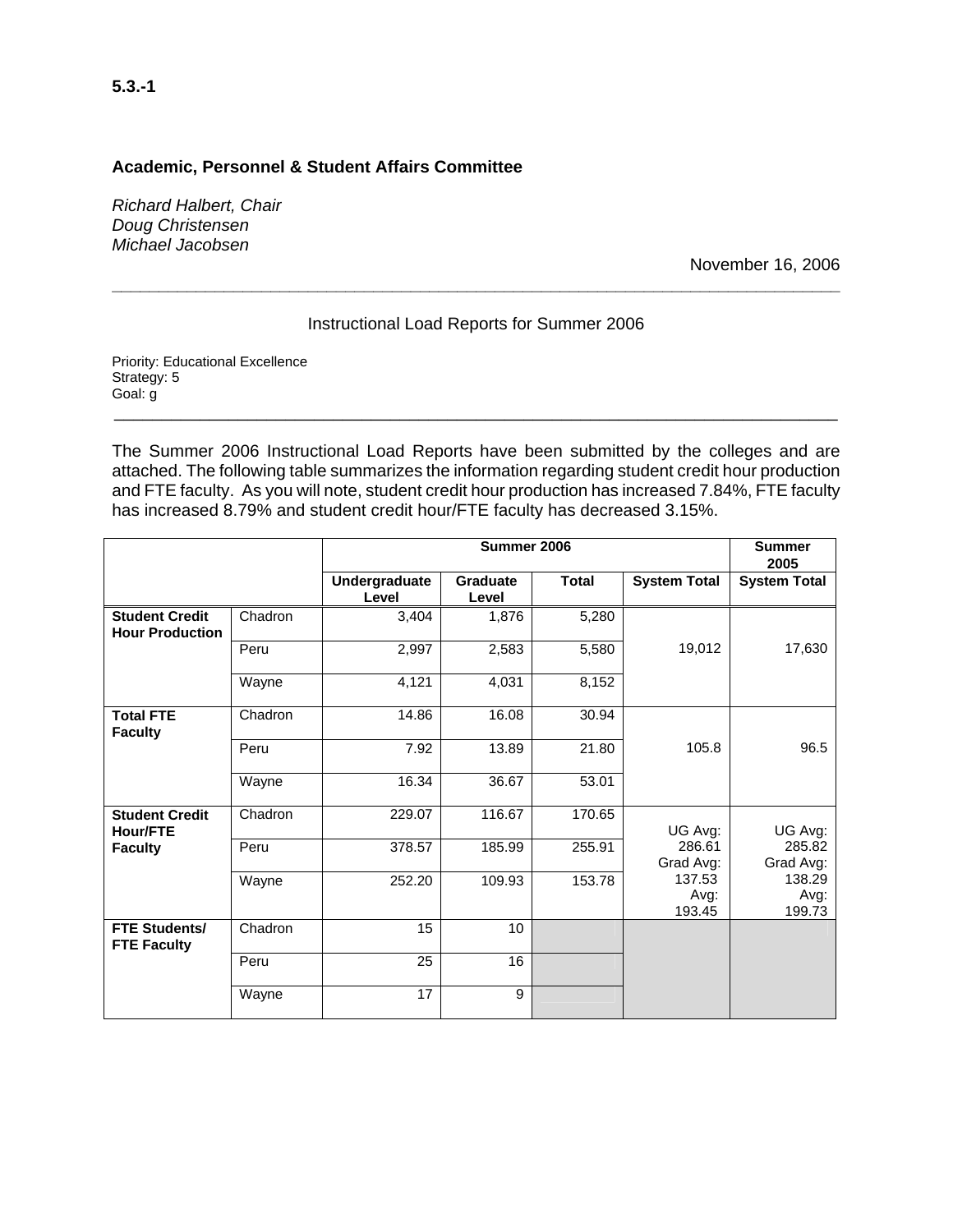**5.3.-1**

**Academic, Personnel & Student Affairs Committee**

*Richard Halbert, Chair*
*Doug Christensen*
*Michael Jacobsen*

November 16, 2006

---

Instructional Load Reports for Summer 2006

Priority: Educational Excellence
Strategy: 5
Goal: g

---

The Summer 2006 Instructional Load Reports have been submitted by the colleges and are attached. The following table summarizes the information regarding student credit hour production and FTE faculty. As you will note, student credit hour production has increased 7.84%, FTE faculty has increased 8.79% and student credit hour/FTE faculty has decreased 3.15%.

| | | Summer 2006 | | | | Summer 2005 |
|---|---|---|---|---|---|---|
| | | **Undergraduate Level** | **Graduate Level** | **Total** | **System Total** | **System Total** |
| **Student Credit Hour Production** | Chadron | 3,404 | 1,876 | 5,280 | 19,012 | 17,630 |
| | Peru | 2,997 | 2,583 | 5,580 | | |
| | Wayne | 4,121 | 4,031 | 8,152 | | |
| **Total FTE Faculty** | Chadron | 14.86 | 16.08 | 30.94 | 105.8 | 96.5 |
| | Peru | 7.92 | 13.89 | 21.80 | | |
| | Wayne | 16.34 | 36.67 | 53.01 | | |
| **Student Credit Hour/FTE Faculty** | Chadron | 229.07 | 116.67 | 170.65 | UG Avg: 286.61 Grad Avg: 137.53 Avg: 193.45 | UG Avg: 285.82 Grad Avg: 138.29 Avg: 199.73 |
| | Peru | 378.57 | 185.99 | 255.91 | | |
| | Wayne | 252.20 | 109.93 | 153.78 | | |
| **FTE Students/ FTE Faculty** | Chadron | 15 | 10 | | | |
| | Peru | 25 | 16 | | | |
| | Wayne | 17 | 9 | | | |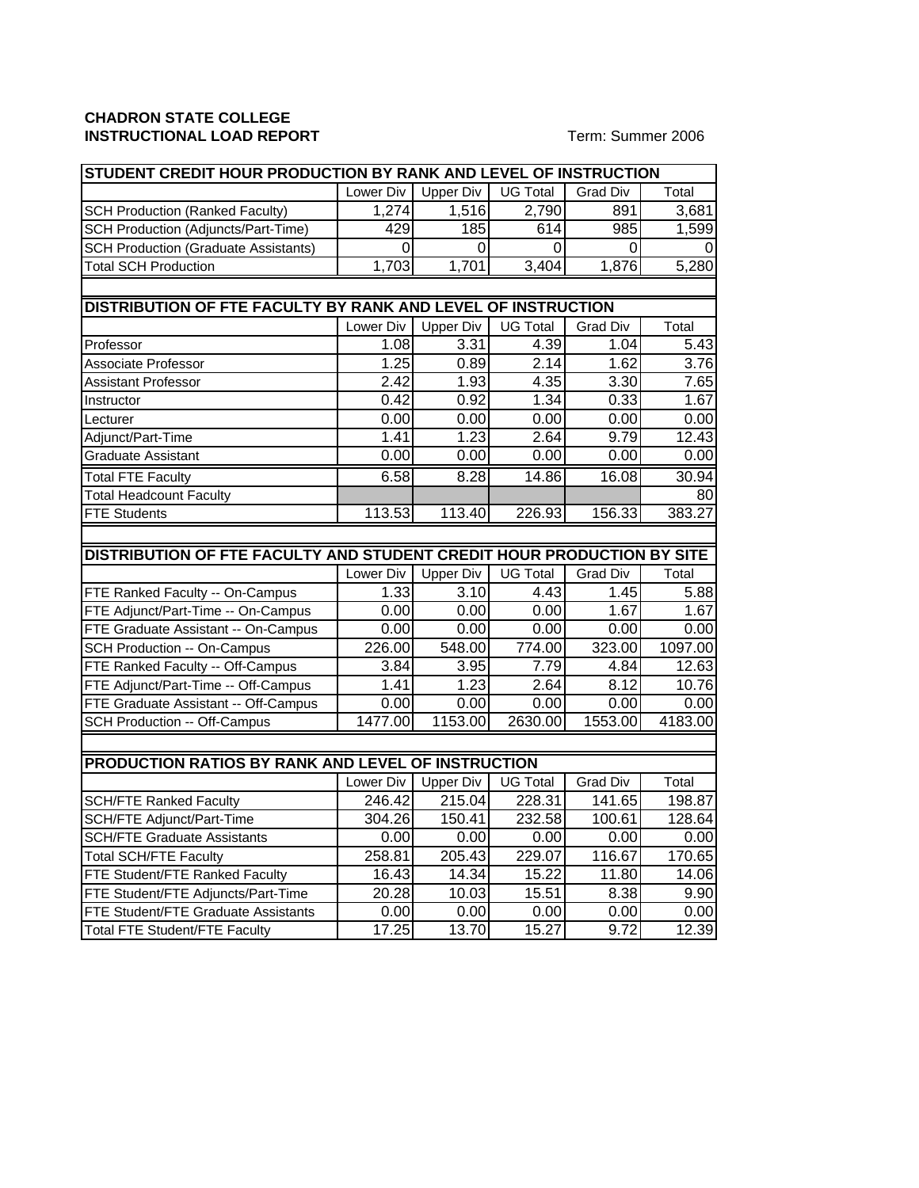**CHADRON STATE COLLEGE**
**INSTRUCTIONAL LOAD REPORT**

Term: Summer 2006

| STUDENT CREDIT HOUR PRODUCTION BY RANK AND LEVEL OF INSTRUCTION | | | | | |
|---|---|---|---|---|---|
| | Lower Div | Upper Div | UG Total | Grad Div | Total |
| SCH Production (Ranked Faculty) | 1,274 | 1,516 | 2,790 | 891 | 3,681 |
| SCH Production (Adjuncts/Part-Time) | 429 | 185 | 614 | 985 | 1,599 |
| SCH Production (Graduate Assistants) | 0 | 0 | 0 | 0 | 0 |
| Total SCH Production | 1,703 | 1,701 | 3,404 | 1,876 | 5,280 |

| DISTRIBUTION OF FTE FACULTY BY RANK AND LEVEL OF INSTRUCTION | | | | | |
|---|---|---|---|---|---|
| | Lower Div | Upper Div | UG Total | Grad Div | Total |
| Professor | 1.08 | 3.31 | 4.39 | 1.04 | 5.43 |
| Associate Professor | 1.25 | 0.89 | 2.14 | 1.62 | 3.76 |
| Assistant Professor | 2.42 | 1.93 | 4.35 | 3.30 | 7.65 |
| Instructor | 0.42 | 0.92 | 1.34 | 0.33 | 1.67 |
| Lecturer | 0.00 | 0.00 | 0.00 | 0.00 | 0.00 |
| Adjunct/Part-Time | 1.41 | 1.23 | 2.64 | 9.79 | 12.43 |
| Graduate Assistant | 0.00 | 0.00 | 0.00 | 0.00 | 0.00 |
| Total FTE Faculty | 6.58 | 8.28 | 14.86 | 16.08 | 30.94 |
| Total Headcount Faculty | | | | | 80 |
| FTE Students | 113.53 | 113.40 | 226.93 | 156.33 | 383.27 |

| DISTRIBUTION OF FTE FACULTY AND STUDENT CREDIT HOUR PRODUCTION BY SITE | | | | | |
|---|---|---|---|---|---|
| | Lower Div | Upper Div | UG Total | Grad Div | Total |
| FTE Ranked Faculty -- On-Campus | 1.33 | 3.10 | 4.43 | 1.45 | 5.88 |
| FTE Adjunct/Part-Time -- On-Campus | 0.00 | 0.00 | 0.00 | 1.67 | 1.67 |
| FTE Graduate Assistant -- On-Campus | 0.00 | 0.00 | 0.00 | 0.00 | 0.00 |
| SCH Production -- On-Campus | 226.00 | 548.00 | 774.00 | 323.00 | 1097.00 |
| FTE Ranked Faculty -- Off-Campus | 3.84 | 3.95 | 7.79 | 4.84 | 12.63 |
| FTE Adjunct/Part-Time -- Off-Campus | 1.41 | 1.23 | 2.64 | 8.12 | 10.76 |
| FTE Graduate Assistant -- Off-Campus | 0.00 | 0.00 | 0.00 | 0.00 | 0.00 |
| SCH Production -- Off-Campus | 1477.00 | 1153.00 | 2630.00 | 1553.00 | 4183.00 |

| PRODUCTION RATIOS BY RANK AND LEVEL OF INSTRUCTION | | | | | |
|---|---|---|---|---|---|
| | Lower Div | Upper Div | UG Total | Grad Div | Total |
| SCH/FTE Ranked Faculty | 246.42 | 215.04 | 228.31 | 141.65 | 198.87 |
| SCH/FTE Adjunct/Part-Time | 304.26 | 150.41 | 232.58 | 100.61 | 128.64 |
| SCH/FTE Graduate Assistants | 0.00 | 0.00 | 0.00 | 0.00 | 0.00 |
| Total SCH/FTE Faculty | 258.81 | 205.43 | 229.07 | 116.67 | 170.65 |
| FTE Student/FTE Ranked Faculty | 16.43 | 14.34 | 15.22 | 11.80 | 14.06 |
| FTE Student/FTE Adjuncts/Part-Time | 20.28 | 10.03 | 15.51 | 8.38 | 9.90 |
| FTE Student/FTE Graduate Assistants | 0.00 | 0.00 | 0.00 | 0.00 | 0.00 |
| Total FTE Student/FTE Faculty | 17.25 | 13.70 | 15.27 | 9.72 | 12.39 |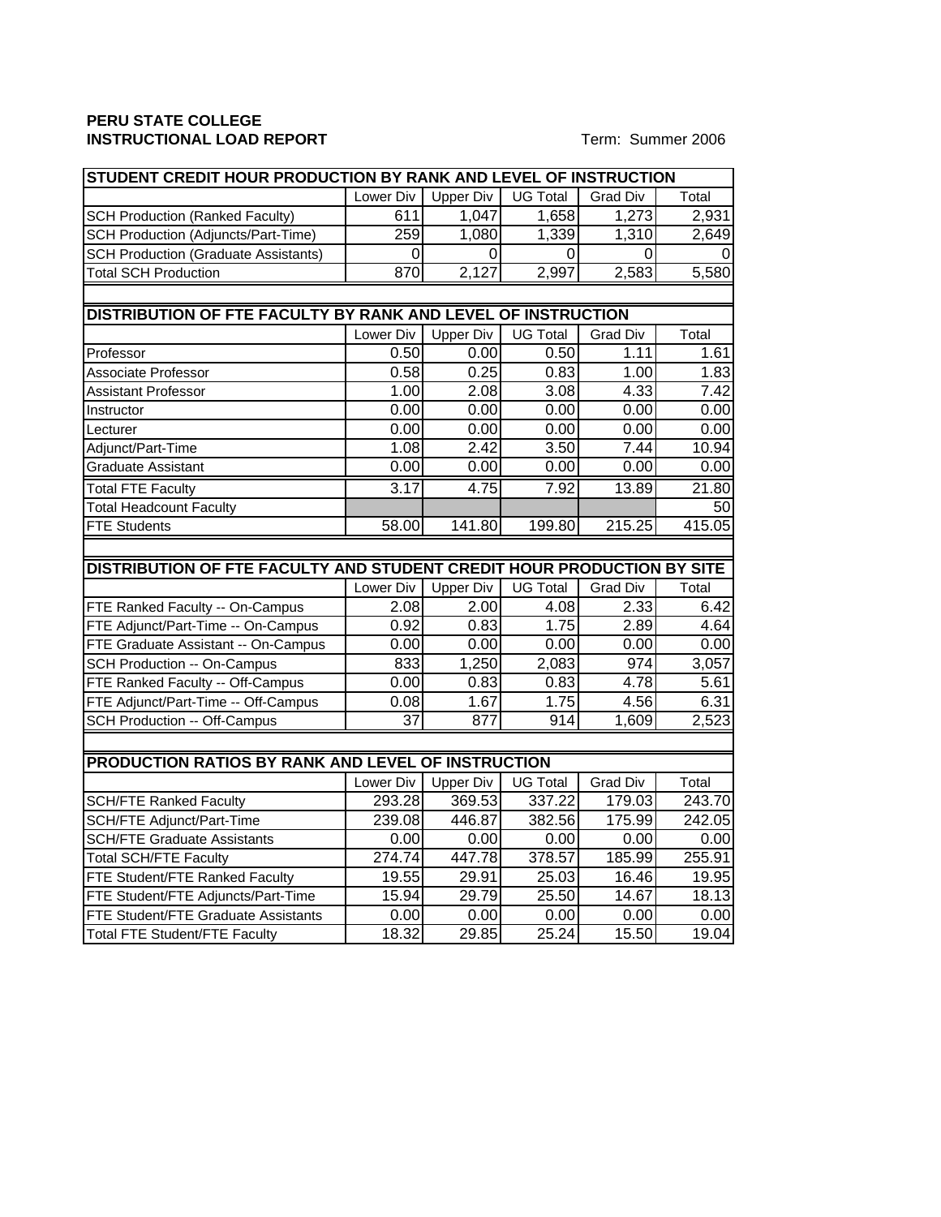**PERU STATE COLLEGE**
**INSTRUCTIONAL LOAD REPORT**

Term: Summer 2006

| STUDENT CREDIT HOUR PRODUCTION BY RANK AND LEVEL OF INSTRUCTION | | | | | |
|---|---|---|---|---|---|
| | Lower Div | Upper Div | UG Total | Grad Div | Total |
| SCH Production (Ranked Faculty) | 611 | 1,047 | 1,658 | 1,273 | 2,931 |
| SCH Production (Adjuncts/Part-Time) | 259 | 1,080 | 1,339 | 1,310 | 2,649 |
| SCH Production (Graduate Assistants) | 0 | 0 | 0 | 0 | 0 |
| Total SCH Production | 870 | 2,127 | 2,997 | 2,583 | 5,580 |

| DISTRIBUTION OF FTE FACULTY BY RANK AND LEVEL OF INSTRUCTION | | | | | |
|---|---|---|---|---|---|
| | Lower Div | Upper Div | UG Total | Grad Div | Total |
| Professor | 0.50 | 0.00 | 0.50 | 1.11 | 1.61 |
| Associate Professor | 0.58 | 0.25 | 0.83 | 1.00 | 1.83 |
| Assistant Professor | 1.00 | 2.08 | 3.08 | 4.33 | 7.42 |
| Instructor | 0.00 | 0.00 | 0.00 | 0.00 | 0.00 |
| Lecturer | 0.00 | 0.00 | 0.00 | 0.00 | 0.00 |
| Adjunct/Part-Time | 1.08 | 2.42 | 3.50 | 7.44 | 10.94 |
| Graduate Assistant | 0.00 | 0.00 | 0.00 | 0.00 | 0.00 |
| Total FTE Faculty | 3.17 | 4.75 | 7.92 | 13.89 | 21.80 |
| Total Headcount Faculty | | | | | 50 |
| FTE Students | 58.00 | 141.80 | 199.80 | 215.25 | 415.05 |

| DISTRIBUTION OF FTE FACULTY AND STUDENT CREDIT HOUR PRODUCTION BY SITE | | | | | |
|---|---|---|---|---|---|
| | Lower Div | Upper Div | UG Total | Grad Div | Total |
| FTE Ranked Faculty -- On-Campus | 2.08 | 2.00 | 4.08 | 2.33 | 6.42 |
| FTE Adjunct/Part-Time -- On-Campus | 0.92 | 0.83 | 1.75 | 2.89 | 4.64 |
| FTE Graduate Assistant -- On-Campus | 0.00 | 0.00 | 0.00 | 0.00 | 0.00 |
| SCH Production -- On-Campus | 833 | 1,250 | 2,083 | 974 | 3,057 |
| FTE Ranked Faculty -- Off-Campus | 0.00 | 0.83 | 0.83 | 4.78 | 5.61 |
| FTE Adjunct/Part-Time -- Off-Campus | 0.08 | 1.67 | 1.75 | 4.56 | 6.31 |
| SCH Production -- Off-Campus | 37 | 877 | 914 | 1,609 | 2,523 |

| PRODUCTION RATIOS BY RANK AND LEVEL OF INSTRUCTION | | | | | |
|---|---|---|---|---|---|
| | Lower Div | Upper Div | UG Total | Grad Div | Total |
| SCH/FTE Ranked Faculty | 293.28 | 369.53 | 337.22 | 179.03 | 243.70 |
| SCH/FTE Adjunct/Part-Time | 239.08 | 446.87 | 382.56 | 175.99 | 242.05 |
| SCH/FTE Graduate Assistants | 0.00 | 0.00 | 0.00 | 0.00 | 0.00 |
| Total SCH/FTE Faculty | 274.74 | 447.78 | 378.57 | 185.99 | 255.91 |
| FTE Student/FTE Ranked Faculty | 19.55 | 29.91 | 25.03 | 16.46 | 19.95 |
| FTE Student/FTE Adjuncts/Part-Time | 15.94 | 29.79 | 25.50 | 14.67 | 18.13 |
| FTE Student/FTE Graduate Assistants | 0.00 | 0.00 | 0.00 | 0.00 | 0.00 |
| Total FTE Student/FTE Faculty | 18.32 | 29.85 | 25.24 | 15.50 | 19.04 |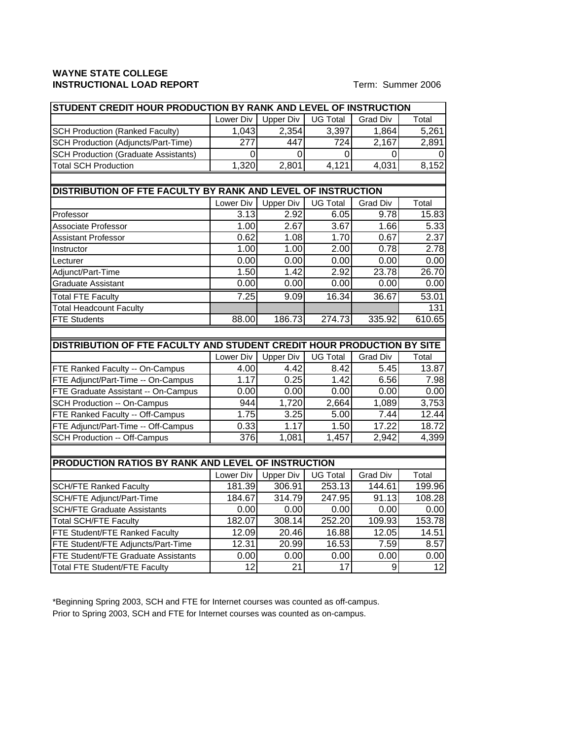**WAYNE STATE COLLEGE**
**INSTRUCTIONAL LOAD REPORT**

Term: Summer 2006

| STUDENT CREDIT HOUR PRODUCTION BY RANK AND LEVEL OF INSTRUCTION | | | | | |
|---|---|---|---|---|---|
| | Lower Div | Upper Div | UG Total | Grad Div | Total |
| SCH Production (Ranked Faculty) | 1,043 | 2,354 | 3,397 | 1,864 | 5,261 |
| SCH Production (Adjuncts/Part-Time) | 277 | 447 | 724 | 2,167 | 2,891 |
| SCH Production (Graduate Assistants) | 0 | 0 | 0 | 0 | 0 |
| Total SCH Production | 1,320 | 2,801 | 4,121 | 4,031 | 8,152 |

| DISTRIBUTION OF FTE FACULTY BY RANK AND LEVEL OF INSTRUCTION | | | | | |
|---|---|---|---|---|---|
| | Lower Div | Upper Div | UG Total | Grad Div | Total |
| Professor | 3.13 | 2.92 | 6.05 | 9.78 | 15.83 |
| Associate Professor | 1.00 | 2.67 | 3.67 | 1.66 | 5.33 |
| Assistant Professor | 0.62 | 1.08 | 1.70 | 0.67 | 2.37 |
| Instructor | 1.00 | 1.00 | 2.00 | 0.78 | 2.78 |
| Lecturer | 0.00 | 0.00 | 0.00 | 0.00 | 0.00 |
| Adjunct/Part-Time | 1.50 | 1.42 | 2.92 | 23.78 | 26.70 |
| Graduate Assistant | 0.00 | 0.00 | 0.00 | 0.00 | 0.00 |
| Total FTE Faculty | 7.25 | 9.09 | 16.34 | 36.67 | 53.01 |
| Total Headcount Faculty | | | | | 131 |
| FTE Students | 88.00 | 186.73 | 274.73 | 335.92 | 610.65 |

| DISTRIBUTION OF FTE FACULTY AND STUDENT CREDIT HOUR PRODUCTION BY SITE | | | | | |
|---|---|---|---|---|---|
| | Lower Div | Upper Div | UG Total | Grad Div | Total |
| FTE Ranked Faculty -- On-Campus | 4.00 | 4.42 | 8.42 | 5.45 | 13.87 |
| FTE Adjunct/Part-Time -- On-Campus | 1.17 | 0.25 | 1.42 | 6.56 | 7.98 |
| FTE Graduate Assistant -- On-Campus | 0.00 | 0.00 | 0.00 | 0.00 | 0.00 |
| SCH Production -- On-Campus | 944 | 1,720 | 2,664 | 1,089 | 3,753 |
| FTE Ranked Faculty -- Off-Campus | 1.75 | 3.25 | 5.00 | 7.44 | 12.44 |
| FTE Adjunct/Part-Time -- Off-Campus | 0.33 | 1.17 | 1.50 | 17.22 | 18.72 |
| SCH Production -- Off-Campus | 376 | 1,081 | 1,457 | 2,942 | 4,399 |

| PRODUCTION RATIOS BY RANK AND LEVEL OF INSTRUCTION | | | | | |
|---|---|---|---|---|---|
| | Lower Div | Upper Div | UG Total | Grad Div | Total |
| SCH/FTE Ranked Faculty | 181.39 | 306.91 | 253.13 | 144.61 | 199.96 |
| SCH/FTE Adjunct/Part-Time | 184.67 | 314.79 | 247.95 | 91.13 | 108.28 |
| SCH/FTE Graduate Assistants | 0.00 | 0.00 | 0.00 | 0.00 | 0.00 |
| Total SCH/FTE Faculty | 182.07 | 308.14 | 252.20 | 109.93 | 153.78 |
| FTE Student/FTE Ranked Faculty | 12.09 | 20.46 | 16.88 | 12.05 | 14.51 |
| FTE Student/FTE Adjuncts/Part-Time | 12.31 | 20.99 | 16.53 | 7.59 | 8.57 |
| FTE Student/FTE Graduate Assistants | 0.00 | 0.00 | 0.00 | 0.00 | 0.00 |
| Total FTE Student/FTE Faculty | 12 | 21 | 17 | 9 | 12 |

*Beginning Spring 2003, SCH and FTE for Internet courses was counted as off-campus.
Prior to Spring 2003, SCH and FTE for Internet courses was counted as on-campus.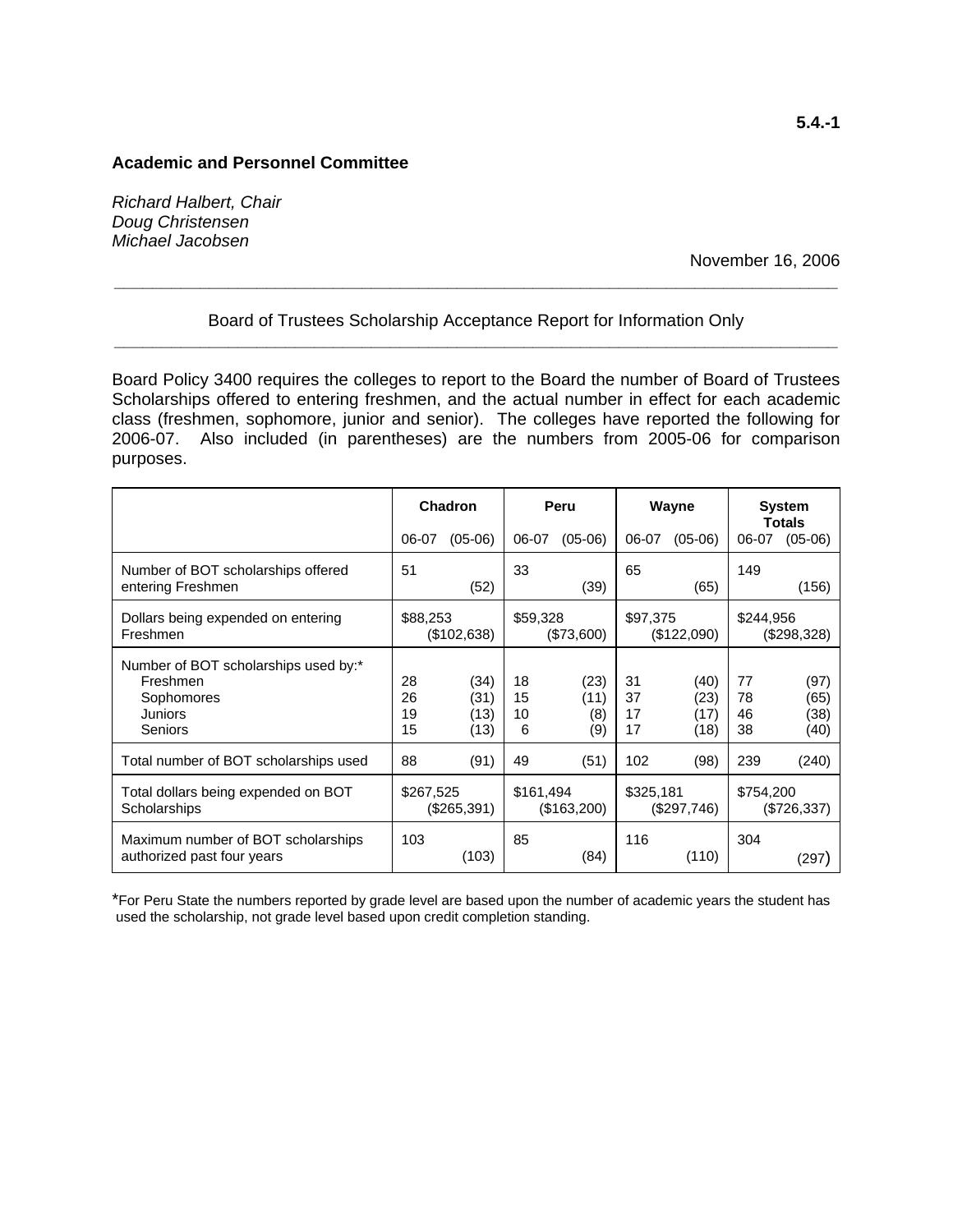5.4.-1

**Academic and Personnel Committee**

*Richard Halbert, Chair*
*Doug Christensen*
*Michael Jacobsen*

November 16, 2006

---

Board of Trustees Scholarship Acceptance Report for Information Only

---

Board Policy 3400 requires the colleges to report to the Board the number of Board of Trustees Scholarships offered to entering freshmen, and the actual number in effect for each academic class (freshmen, sophomore, junior and senior). The colleges have reported the following for 2006-07. Also included (in parentheses) are the numbers from 2005-06 for comparison purposes.

| | Chadron | | Peru | | Wayne | | System Totals | |
|---|---|---|---|---|---|---|---|---|
| | 06-07 | (05-06) | 06-07 | (05-06) | 06-07 | (05-06) | 06-07 | (05-06) |
| Number of BOT scholarships offered entering Freshmen | 51 | (52) | 33 | (39) | 65 | (65) | 149 | (156) |
| Dollars being expended on entering Freshmen | $88,253 | ($102,638) | $59,328 | ($73,600) | $97,375 | ($122,090) | $244,956 | ($298,328) |
| Number of BOT scholarships used by:* | | | | | | | | |
| Freshmen | 28 | (34) | 18 | (23) | 31 | (40) | 77 | (97) |
| Sophomores | 26 | (31) | 15 | (11) | 37 | (23) | 78 | (65) |
| Juniors | 19 | (13) | 10 | (8) | 17 | (17) | 46 | (38) |
| Seniors | 15 | (13) | 6 | (9) | 17 | (18) | 38 | (40) |
| Total number of BOT scholarships used | 88 | (91) | 49 | (51) | 102 | (98) | 239 | (240) |
| Total dollars being expended on BOT Scholarships | $267,525 | ($265,391) | $161,494 | ($163,200) | $325,181 | ($297,746) | $754,200 | ($726,337) |
| Maximum number of BOT scholarships authorized past four years | 103 | (103) | 85 | (84) | 116 | (110) | 304 | (297) |

*For Peru State the numbers reported by grade level are based upon the number of academic years the student has used the scholarship, not grade level based upon credit completion standing.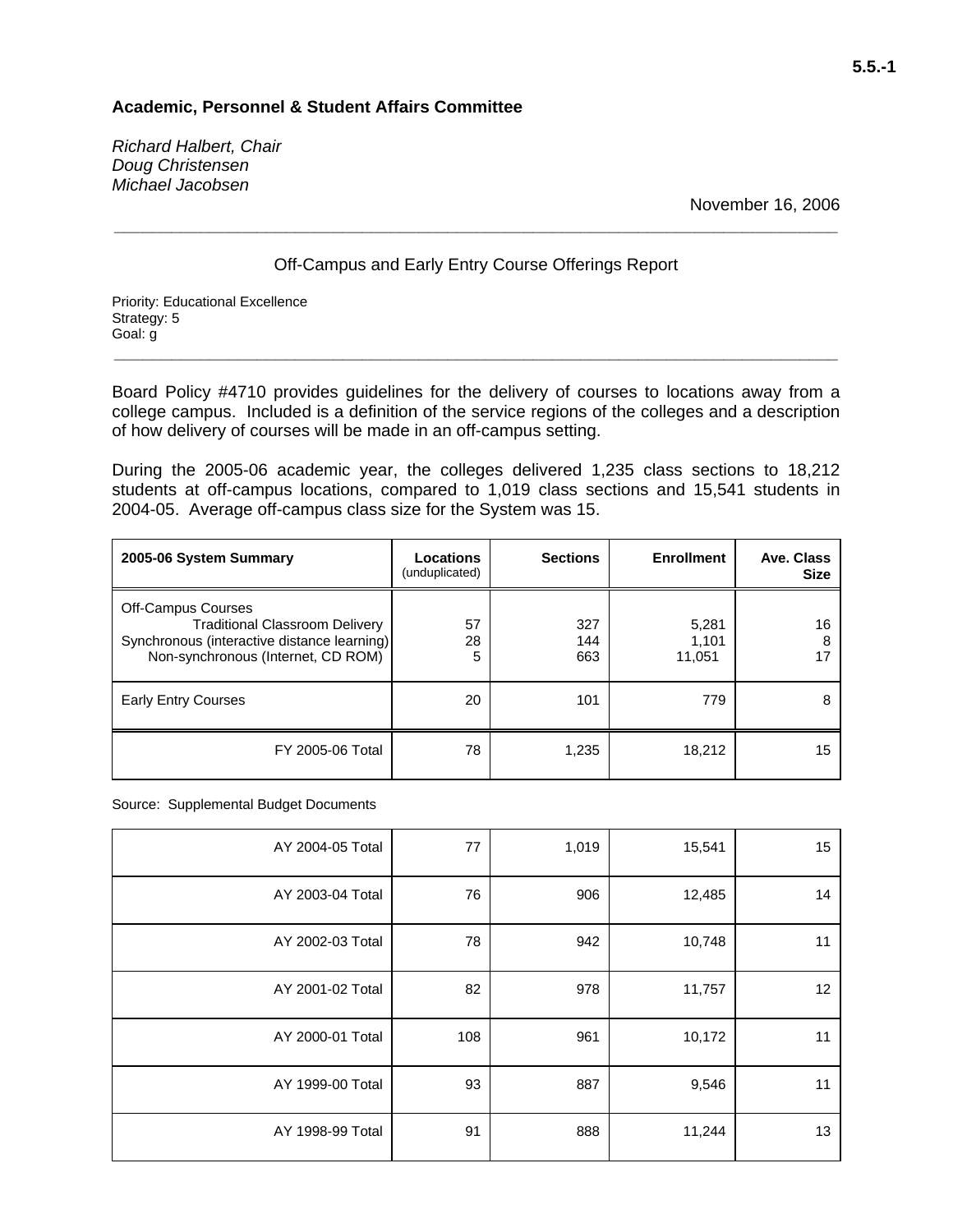**Academic, Personnel & Student Affairs Committee**

*Richard Halbert, Chair*
*Doug Christensen*
*Michael Jacobsen*

November 16, 2006

---

Off-Campus and Early Entry Course Offerings Report

Priority: Educational Excellence
Strategy: 5
Goal: g

---

Board Policy #4710 provides guidelines for the delivery of courses to locations away from a college campus. Included is a definition of the service regions of the colleges and a description of how delivery of courses will be made in an off-campus setting.

During the 2005-06 academic year, the colleges delivered 1,235 class sections to 18,212 students at off-campus locations, compared to 1,019 class sections and 15,541 students in 2004-05. Average off-campus class size for the System was 15.

| 2005-06 System Summary | Locations (unduplicated) | Sections | Enrollment | Ave. Class Size |
|---|---|---|---|---|
| Off-Campus Courses | | | | |
| Traditional Classroom Delivery | 57 | 327 | 5,281 | 16 |
| Synchronous (interactive distance learning) | 28 | 144 | 1,101 | 8 |
| Non-synchronous (Internet, CD ROM) | 5 | 663 | 11,051 | 17 |
| Early Entry Courses | 20 | 101 | 779 | 8 |
| FY 2005-06 Total | 78 | 1,235 | 18,212 | 15 |

Source: Supplemental Budget Documents

| | | | | |
|---|---|---|---|---|
| AY 2004-05 Total | 77 | 1,019 | 15,541 | 15 |
| AY 2003-04 Total | 76 | 906 | 12,485 | 14 |
| AY 2002-03 Total | 78 | 942 | 10,748 | 11 |
| AY 2001-02 Total | 82 | 978 | 11,757 | 12 |
| AY 2000-01 Total | 108 | 961 | 10,172 | 11 |
| AY 1999-00 Total | 93 | 887 | 9,546 | 11 |
| AY 1998-99 Total | 91 | 888 | 11,244 | 13 |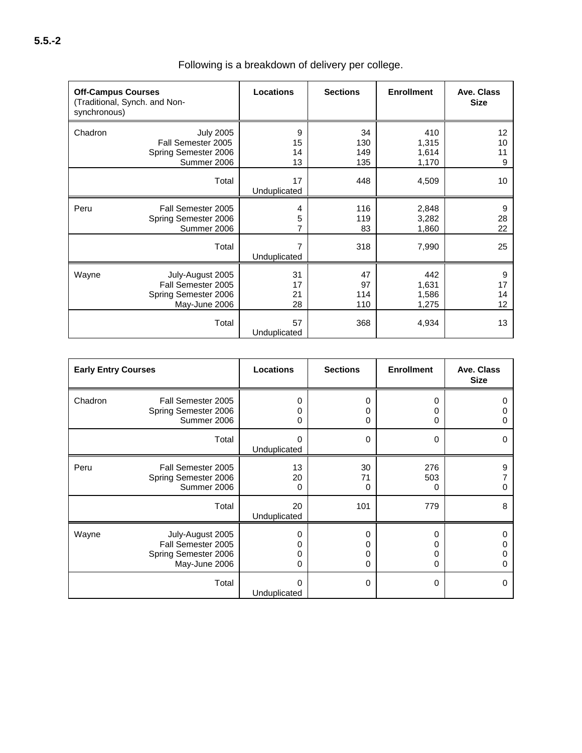**5.5.-2**

Following is a breakdown of delivery per college.

| **Off-Campus Courses** (Traditional, Synch. and Non-synchronous) | | **Locations** | **Sections** | **Enrollment** | **Ave. Class Size** |
|---|---|---|---|---|---|
| Chadron | July 2005 | 9 | 34 | 410 | 12 |
| | Fall Semester 2005 | 15 | 130 | 1,315 | 10 |
| | Spring Semester 2006 | 14 | 149 | 1,614 | 11 |
| | Summer 2006 | 13 | 135 | 1,170 | 9 |
| | Total | 17 Unduplicated | 448 | 4,509 | 10 |
| Peru | Fall Semester 2005 | 4 | 116 | 2,848 | 9 |
| | Spring Semester 2006 | 5 | 119 | 3,282 | 28 |
| | Summer 2006 | 7 | 83 | 1,860 | 22 |
| | Total | 7 Unduplicated | 318 | 7,990 | 25 |
| Wayne | July-August 2005 | 31 | 47 | 442 | 9 |
| | Fall Semester 2005 | 17 | 97 | 1,631 | 17 |
| | Spring Semester 2006 | 21 | 114 | 1,586 | 14 |
| | May-June 2006 | 28 | 110 | 1,275 | 12 |
| | Total | 57 Unduplicated | 368 | 4,934 | 13 |

| **Early Entry Courses** | | **Locations** | **Sections** | **Enrollment** | **Ave. Class Size** |
|---|---|---|---|---|---|
| Chadron | Fall Semester 2005 | 0 | 0 | 0 | 0 |
| | Spring Semester 2006 | 0 | 0 | 0 | 0 |
| | Summer 2006 | 0 | 0 | 0 | 0 |
| | Total | 0 Unduplicated | 0 | 0 | 0 |
| Peru | Fall Semester 2005 | 13 | 30 | 276 | 9 |
| | Spring Semester 2006 | 20 | 71 | 503 | 7 |
| | Summer 2006 | 0 | 0 | 0 | 0 |
| | Total | 20 Unduplicated | 101 | 779 | 8 |
| Wayne | July-August 2005 | 0 | 0 | 0 | 0 |
| | Fall Semester 2005 | 0 | 0 | 0 | 0 |
| | Spring Semester 2006 | 0 | 0 | 0 | 0 |
| | May-June 2006 | 0 | 0 | 0 | 0 |
| | Total | 0 Unduplicated | 0 | 0 | 0 |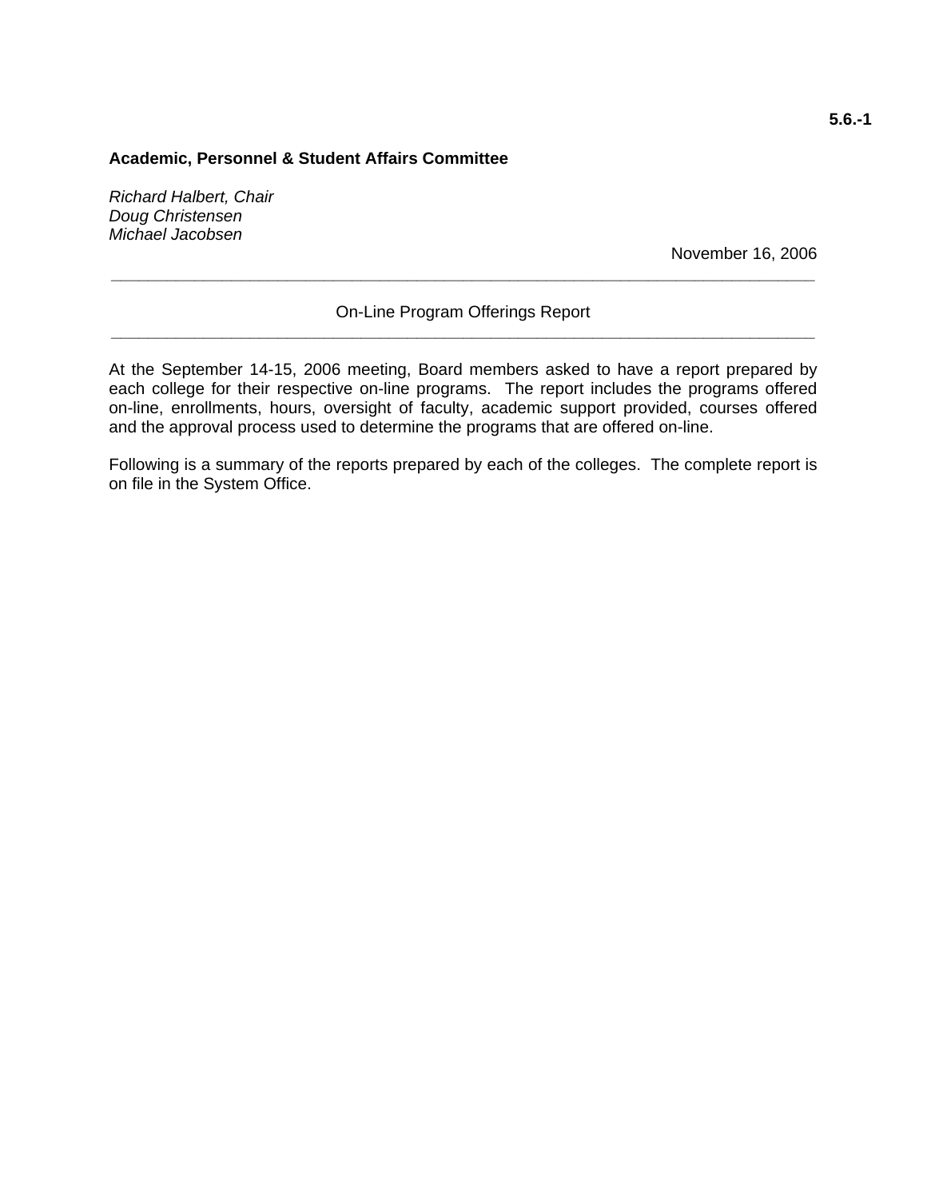**5.6.-1**

**Academic, Personnel & Student Affairs Committee**

*Richard Halbert, Chair*
*Doug Christensen*
*Michael Jacobsen*

November 16, 2006

---

On-Line Program Offerings Report

---

At the September 14-15, 2006 meeting, Board members asked to have a report prepared by each college for their respective on-line programs. The report includes the programs offered on-line, enrollments, hours, oversight of faculty, academic support provided, courses offered and the approval process used to determine the programs that are offered on-line.

Following is a summary of the reports prepared by each of the colleges. The complete report is on file in the System Office.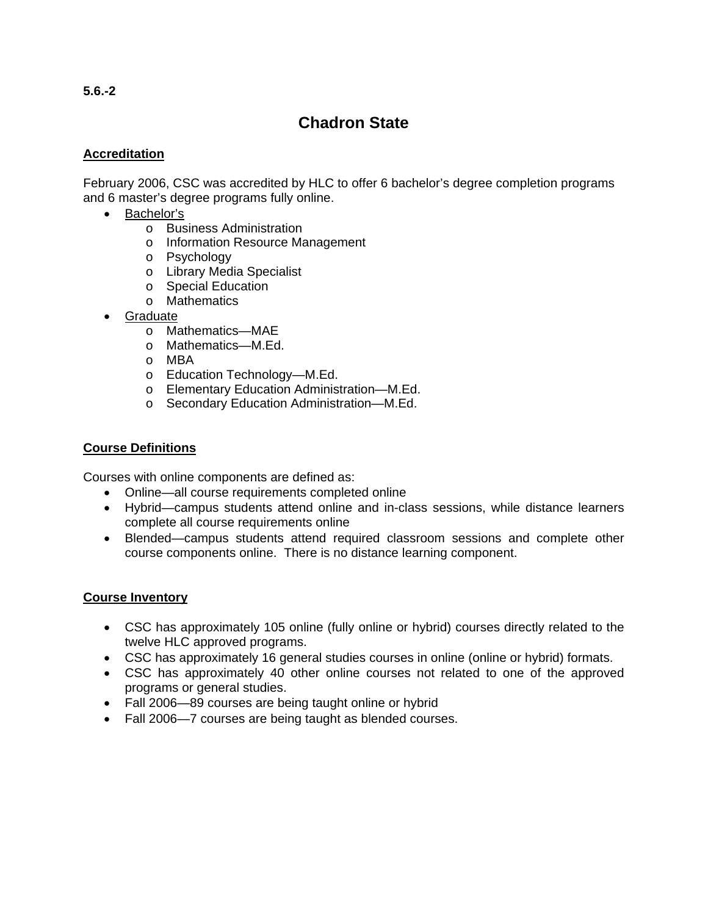**5.6.-2**

# Chadron State

## Accreditation

February 2006, CSC was accredited by HLC to offer 6 bachelor's degree completion programs and 6 master's degree programs fully online.

- Bachelor's
  - Business Administration
  - Information Resource Management
  - Psychology
  - Library Media Specialist
  - Special Education
  - Mathematics
- Graduate
  - Mathematics—MAE
  - Mathematics—M.Ed.
  - MBA
  - Education Technology—M.Ed.
  - Elementary Education Administration—M.Ed.
  - Secondary Education Administration—M.Ed.

## Course Definitions

Courses with online components are defined as:

- Online—all course requirements completed online
- Hybrid—campus students attend online and in-class sessions, while distance learners complete all course requirements online
- Blended—campus students attend required classroom sessions and complete other course components online. There is no distance learning component.

## Course Inventory

- CSC has approximately 105 online (fully online or hybrid) courses directly related to the twelve HLC approved programs.
- CSC has approximately 16 general studies courses in online (online or hybrid) formats.
- CSC has approximately 40 other online courses not related to one of the approved programs or general studies.
- Fall 2006—89 courses are being taught online or hybrid
- Fall 2006—7 courses are being taught as blended courses.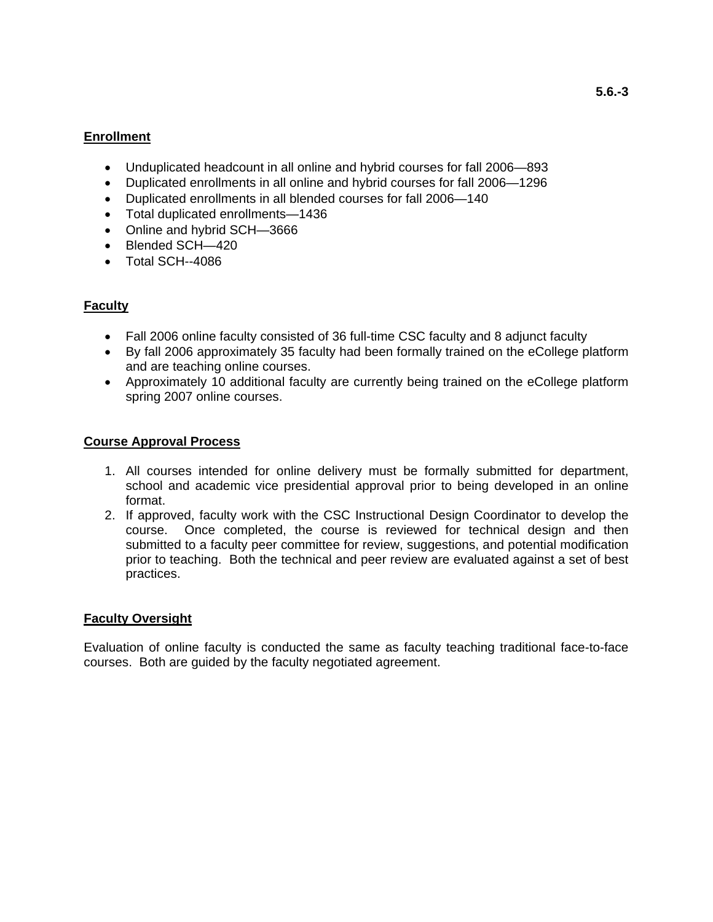5.6.-3

## Enrollment

- Unduplicated headcount in all online and hybrid courses for fall 2006—893
- Duplicated enrollments in all online and hybrid courses for fall 2006—1296
- Duplicated enrollments in all blended courses for fall 2006—140
- Total duplicated enrollments—1436
- Online and hybrid SCH—3666
- Blended SCH—420
- Total SCH--4086

## Faculty

- Fall 2006 online faculty consisted of 36 full-time CSC faculty and 8 adjunct faculty
- By fall 2006 approximately 35 faculty had been formally trained on the eCollege platform and are teaching online courses.
- Approximately 10 additional faculty are currently being trained on the eCollege platform spring 2007 online courses.

## Course Approval Process

1. All courses intended for online delivery must be formally submitted for department, school and academic vice presidential approval prior to being developed in an online format.
2. If approved, faculty work with the CSC Instructional Design Coordinator to develop the course. Once completed, the course is reviewed for technical design and then submitted to a faculty peer committee for review, suggestions, and potential modification prior to teaching. Both the technical and peer review are evaluated against a set of best practices.

## Faculty Oversight

Evaluation of online faculty is conducted the same as faculty teaching traditional face-to-face courses. Both are guided by the faculty negotiated agreement.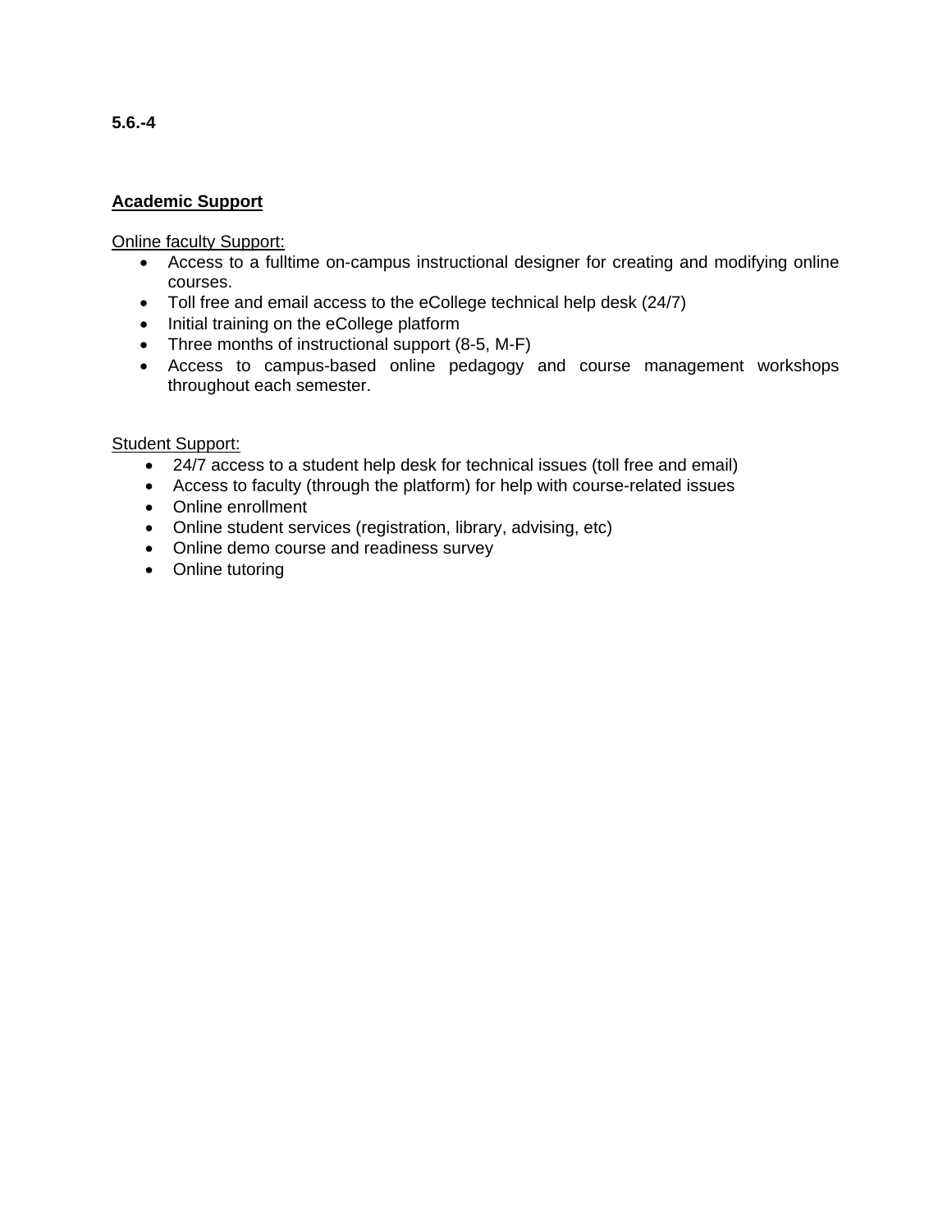**5.6.-4**

**Academic Support**

Online faculty Support:

- Access to a fulltime on-campus instructional designer for creating and modifying online courses.
- Toll free and email access to the eCollege technical help desk (24/7)
- Initial training on the eCollege platform
- Three months of instructional support (8-5, M-F)
- Access to campus-based online pedagogy and course management workshops throughout each semester.

Student Support:

- 24/7 access to a student help desk for technical issues (toll free and email)
- Access to faculty (through the platform) for help with course-related issues
- Online enrollment
- Online student services (registration, library, advising, etc)
- Online demo course and readiness survey
- Online tutoring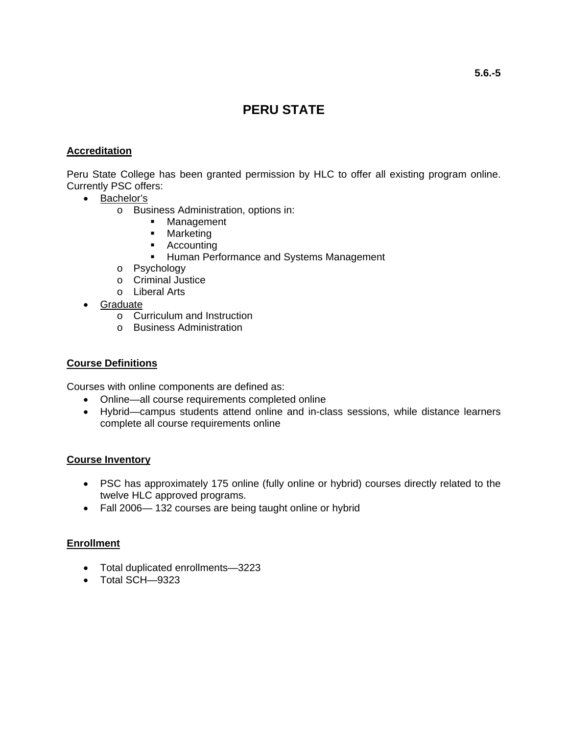5.6.-5

# PERU STATE

**Accreditation**

Peru State College has been granted permission by HLC to offer all existing program online. Currently PSC offers:

- Bachelor's
  - Business Administration, options in:
    - Management
    - Marketing
    - Accounting
    - Human Performance and Systems Management
  - Psychology
  - Criminal Justice
  - Liberal Arts
- Graduate
  - Curriculum and Instruction
  - Business Administration

**Course Definitions**

Courses with online components are defined as:

- Online—all course requirements completed online
- Hybrid—campus students attend online and in-class sessions, while distance learners complete all course requirements online

**Course Inventory**

- PSC has approximately 175 online (fully online or hybrid) courses directly related to the twelve HLC approved programs.
- Fall 2006— 132 courses are being taught online or hybrid

**Enrollment**

- Total duplicated enrollments—3223
- Total SCH—9323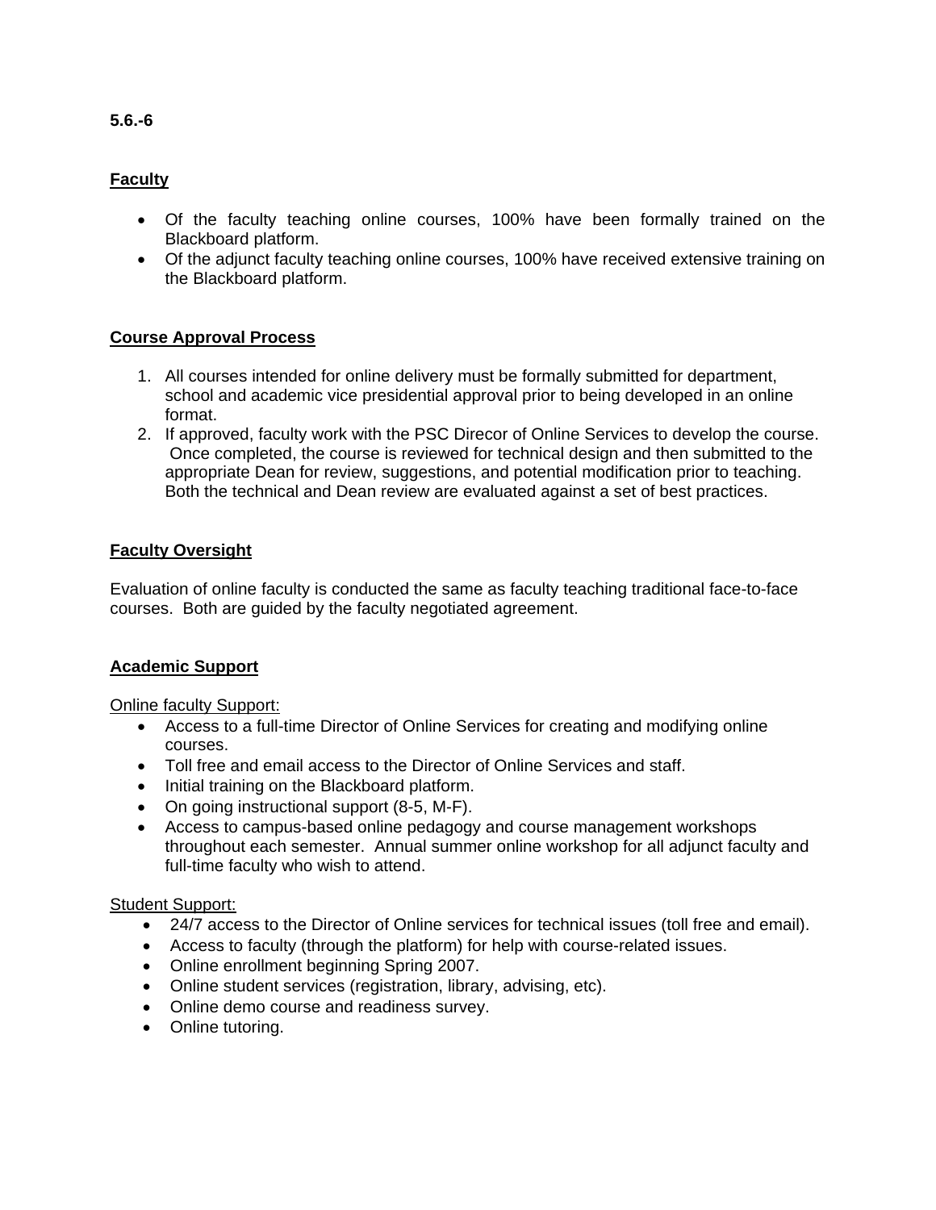**5.6.-6**

## Faculty

- Of the faculty teaching online courses, 100% have been formally trained on the Blackboard platform.
- Of the adjunct faculty teaching online courses, 100% have received extensive training on the Blackboard platform.

## Course Approval Process

1. All courses intended for online delivery must be formally submitted for department, school and academic vice presidential approval prior to being developed in an online format.
2. If approved, faculty work with the PSC Direcor of Online Services to develop the course. Once completed, the course is reviewed for technical design and then submitted to the appropriate Dean for review, suggestions, and potential modification prior to teaching. Both the technical and Dean review are evaluated against a set of best practices.

## Faculty Oversight

Evaluation of online faculty is conducted the same as faculty teaching traditional face-to-face courses. Both are guided by the faculty negotiated agreement.

## Academic Support

Online faculty Support:

- Access to a full-time Director of Online Services for creating and modifying online courses.
- Toll free and email access to the Director of Online Services and staff.
- Initial training on the Blackboard platform.
- On going instructional support (8-5, M-F).
- Access to campus-based online pedagogy and course management workshops throughout each semester. Annual summer online workshop for all adjunct faculty and full-time faculty who wish to attend.

Student Support:

- 24/7 access to the Director of Online services for technical issues (toll free and email).
- Access to faculty (through the platform) for help with course-related issues.
- Online enrollment beginning Spring 2007.
- Online student services (registration, library, advising, etc).
- Online demo course and readiness survey.
- Online tutoring.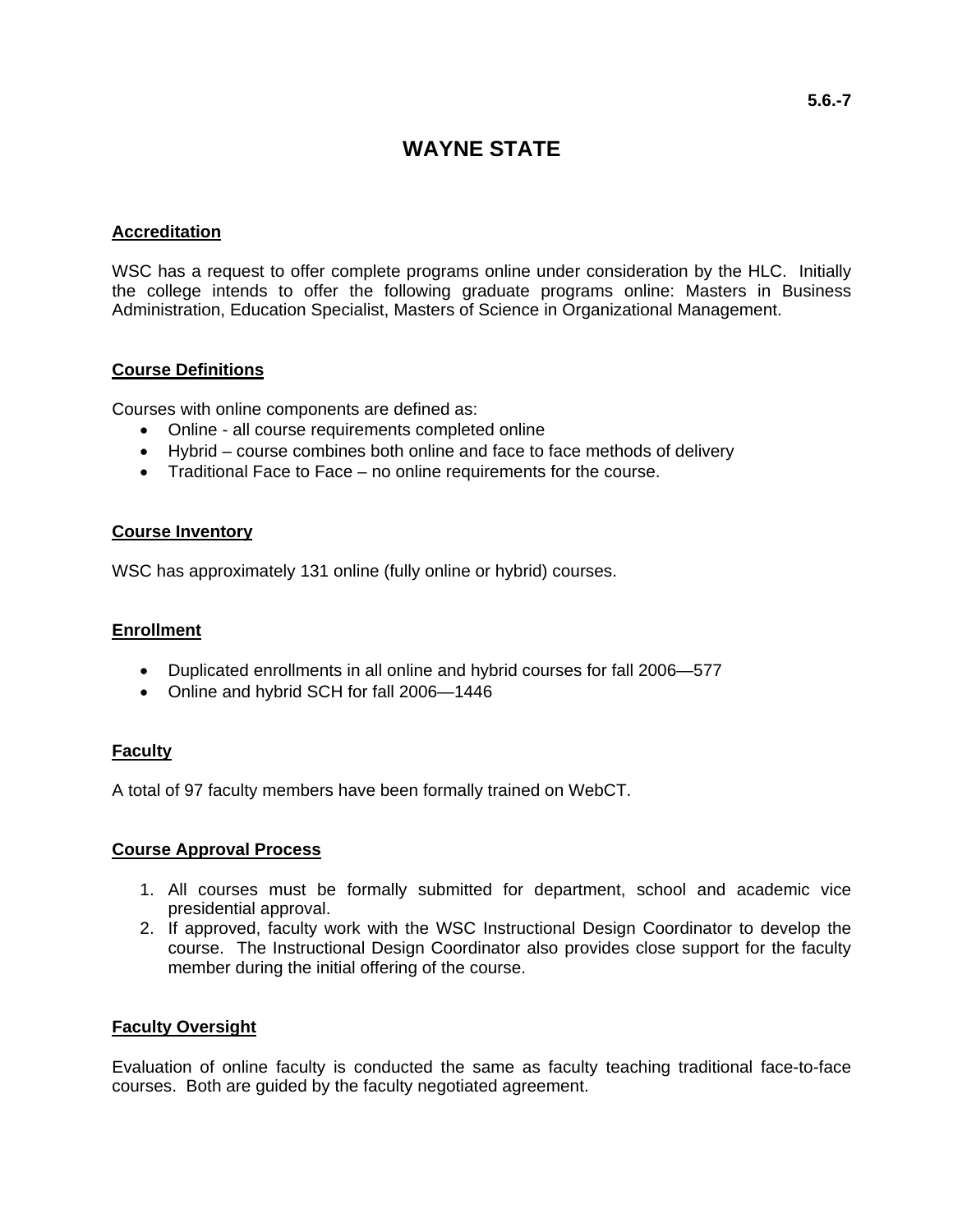5.6.-7

# WAYNE STATE

## Accreditation

WSC has a request to offer complete programs online under consideration by the HLC. Initially the college intends to offer the following graduate programs online: Masters in Business Administration, Education Specialist, Masters of Science in Organizational Management.

## Course Definitions

Courses with online components are defined as:

- Online - all course requirements completed online
- Hybrid – course combines both online and face to face methods of delivery
- Traditional Face to Face – no online requirements for the course.

## Course Inventory

WSC has approximately 131 online (fully online or hybrid) courses.

## Enrollment

- Duplicated enrollments in all online and hybrid courses for fall 2006—577
- Online and hybrid SCH for fall 2006—1446

## Faculty

A total of 97 faculty members have been formally trained on WebCT.

## Course Approval Process

1. All courses must be formally submitted for department, school and academic vice presidential approval.
2. If approved, faculty work with the WSC Instructional Design Coordinator to develop the course. The Instructional Design Coordinator also provides close support for the faculty member during the initial offering of the course.

## Faculty Oversight

Evaluation of online faculty is conducted the same as faculty teaching traditional face-to-face courses. Both are guided by the faculty negotiated agreement.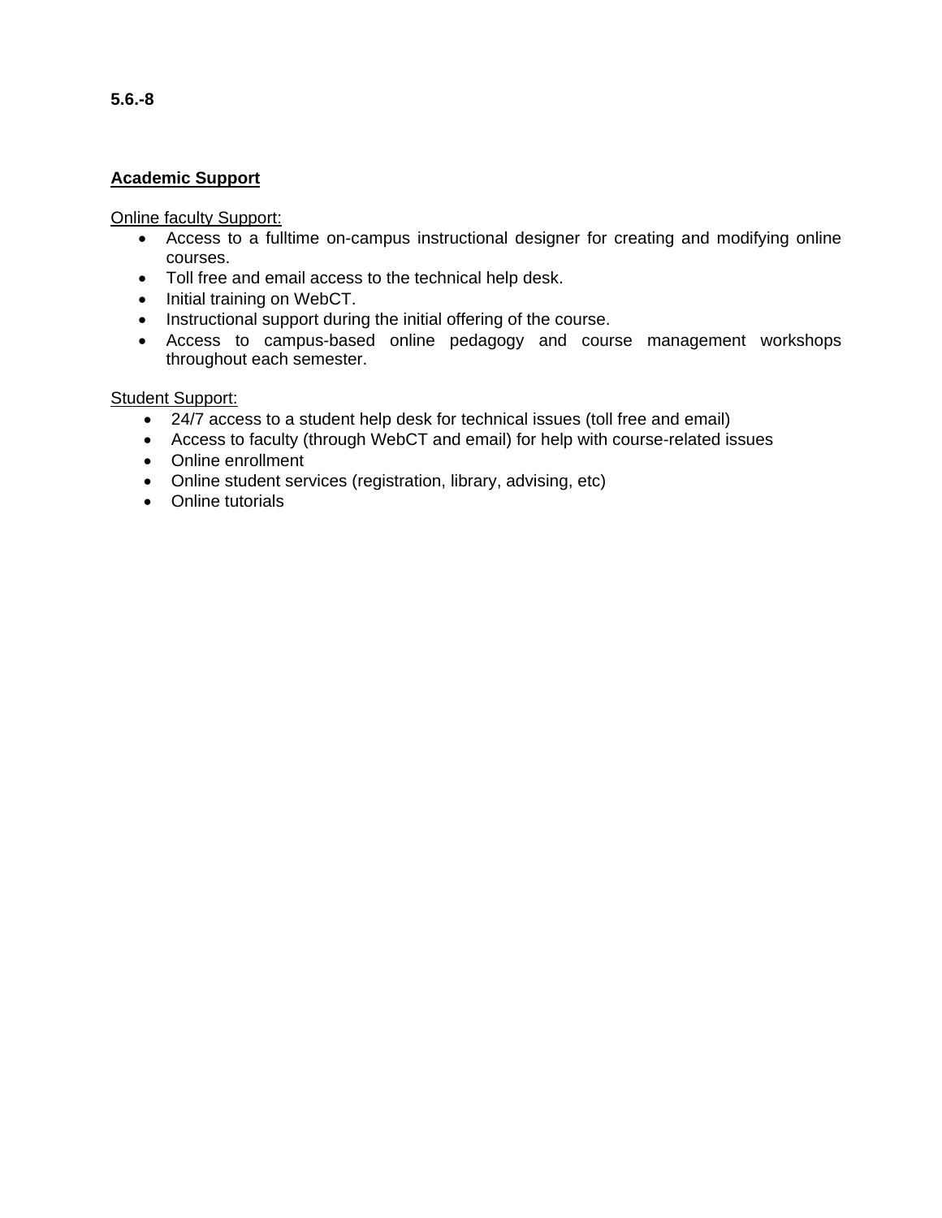**5.6.-8**

**Academic Support**

Online faculty Support:

- Access to a fulltime on-campus instructional designer for creating and modifying online courses.
- Toll free and email access to the technical help desk.
- Initial training on WebCT.
- Instructional support during the initial offering of the course.
- Access to campus-based online pedagogy and course management workshops throughout each semester.

Student Support:

- 24/7 access to a student help desk for technical issues (toll free and email)
- Access to faculty (through WebCT and email) for help with course-related issues
- Online enrollment
- Online student services (registration, library, advising, etc)
- Online tutorials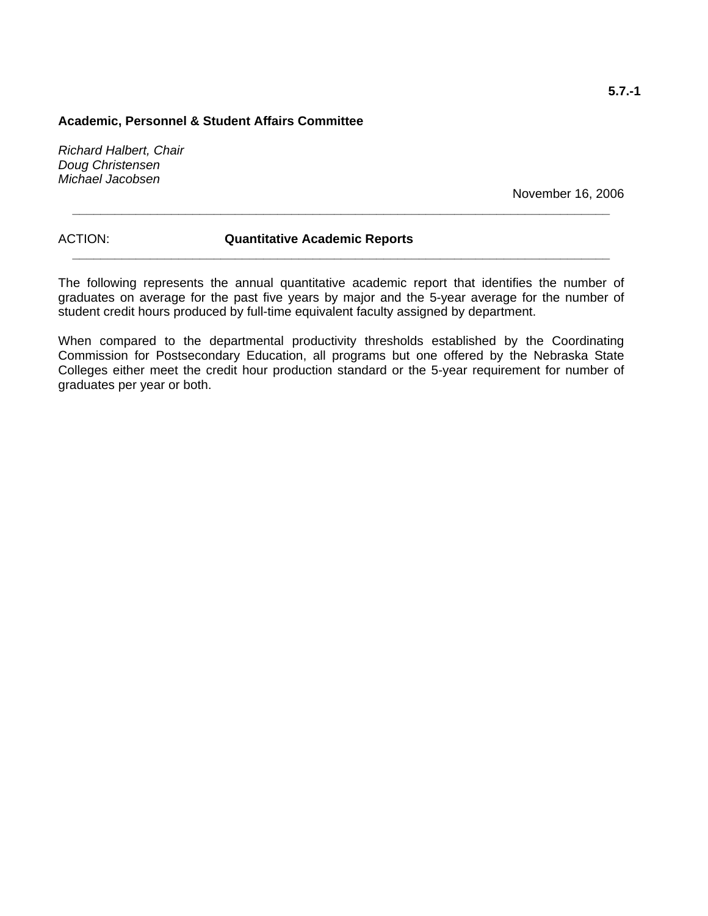5.7.-1

**Academic, Personnel & Student Affairs Committee**

*Richard Halbert, Chair*
*Doug Christensen*
*Michael Jacobsen*

November 16, 2006

---

ACTION: **Quantitative Academic Reports**

---

The following represents the annual quantitative academic report that identifies the number of graduates on average for the past five years by major and the 5-year average for the number of student credit hours produced by full-time equivalent faculty assigned by department.

When compared to the departmental productivity thresholds established by the Coordinating Commission for Postsecondary Education, all programs but one offered by the Nebraska State Colleges either meet the credit hour production standard or the 5-year requirement for number of graduates per year or both.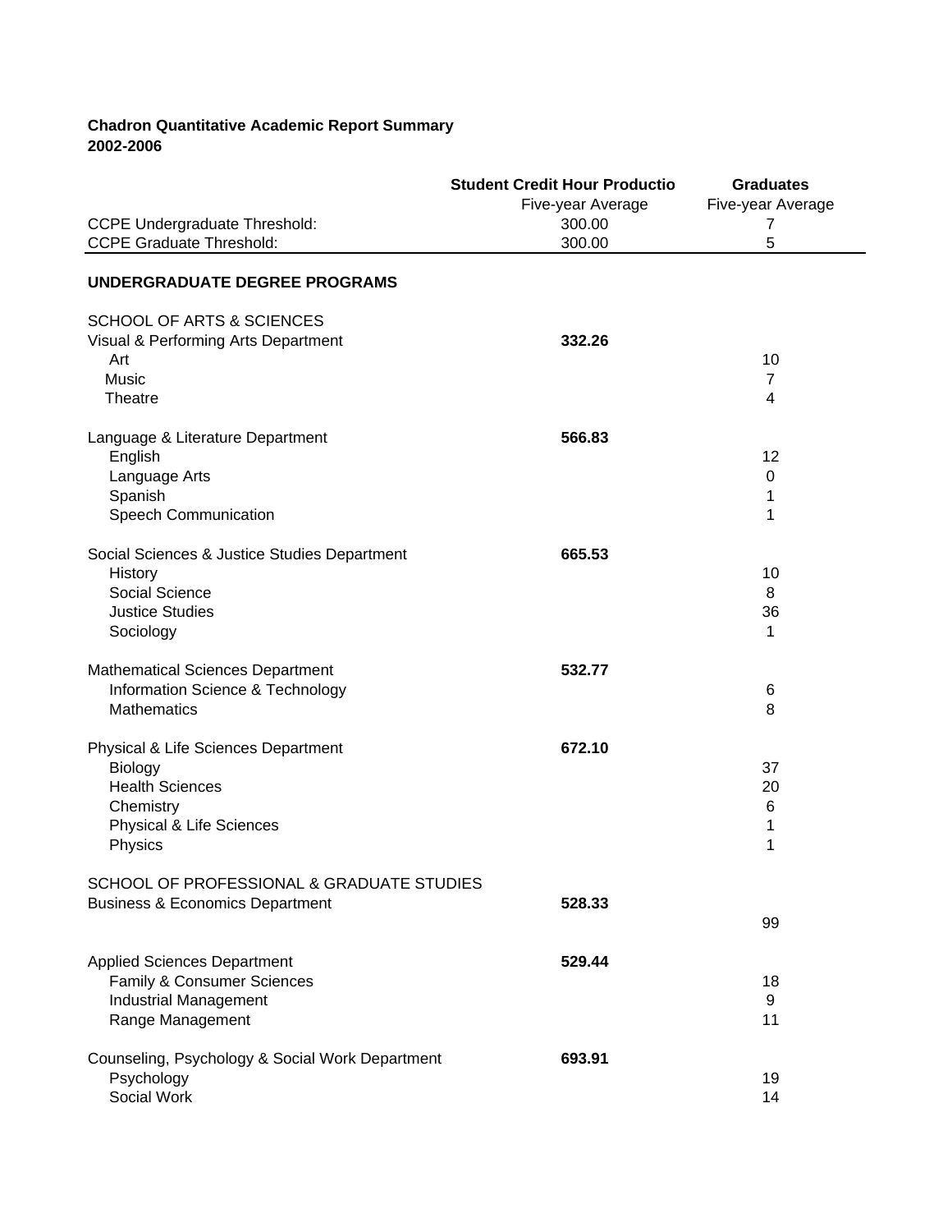**Chadron Quantitative Academic Report Summary**
**2002-2006**

| | **Student Credit Hour Productio** | **Graduates** |
|---|---|---|
| | Five-year Average | Five-year Average |
| CCPE Undergraduate Threshold: | 300.00 | 7 |
| CCPE Graduate Threshold: | 300.00 | 5 |
| **UNDERGRADUATE DEGREE PROGRAMS** | | |
| SCHOOL OF ARTS & SCIENCES | | |
| Visual & Performing Arts Department | **332.26** | |
| Art | | 10 |
| Music | | 7 |
| Theatre | | 4 |
| Language & Literature Department | **566.83** | |
| English | | 12 |
| Language Arts | | 0 |
| Spanish | | 1 |
| Speech Communication | | 1 |
| Social Sciences & Justice Studies Department | **665.53** | |
| History | | 10 |
| Social Science | | 8 |
| Justice Studies | | 36 |
| Sociology | | 1 |
| Mathematical Sciences Department | **532.77** | |
| Information Science & Technology | | 6 |
| Mathematics | | 8 |
| Physical & Life Sciences Department | **672.10** | |
| Biology | | 37 |
| Health Sciences | | 20 |
| Chemistry | | 6 |
| Physical & Life Sciences | | 1 |
| Physics | | 1 |
| SCHOOL OF PROFESSIONAL & GRADUATE STUDIES | | |
| Business & Economics Department | **528.33** | |
| | | 99 |
| Applied Sciences Department | **529.44** | |
| Family & Consumer Sciences | | 18 |
| Industrial Management | | 9 |
| Range Management | | 11 |
| Counseling, Psychology & Social Work Department | **693.91** | |
| Psychology | | 19 |
| Social Work | | 14 |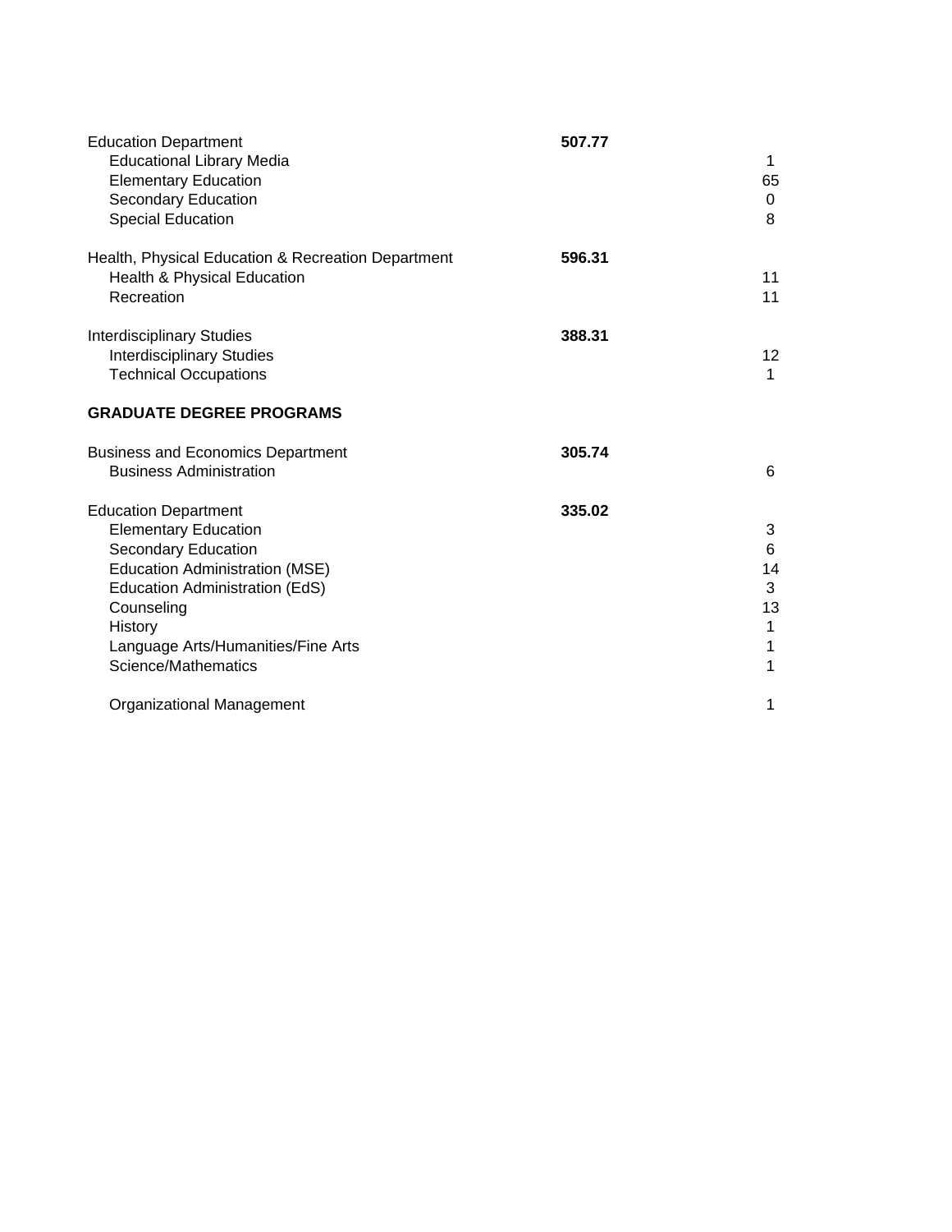| | | |
|---|---|---|
| Education Department | **507.77** | |
| Educational Library Media | | 1 |
| Elementary Education | | 65 |
| Secondary Education | | 0 |
| Special Education | | 8 |
| | | |
| Health, Physical Education & Recreation Department | **596.31** | |
| Health & Physical Education | | 11 |
| Recreation | | 11 |
| | | |
| Interdisciplinary Studies | **388.31** | |
| Interdisciplinary Studies | | 12 |
| Technical Occupations | | 1 |
| | | |
| **GRADUATE DEGREE PROGRAMS** | | |
| | | |
| Business and Economics Department | **305.74** | |
| Business Administration | | 6 |
| | | |
| Education Department | **335.02** | |
| Elementary Education | | 3 |
| Secondary Education | | 6 |
| Education Administration (MSE) | | 14 |
| Education Administration (EdS) | | 3 |
| Counseling | | 13 |
| History | | 1 |
| Language Arts/Humanities/Fine Arts | | 1 |
| Science/Mathematics | | 1 |
| | | |
| Organizational Management | | 1 |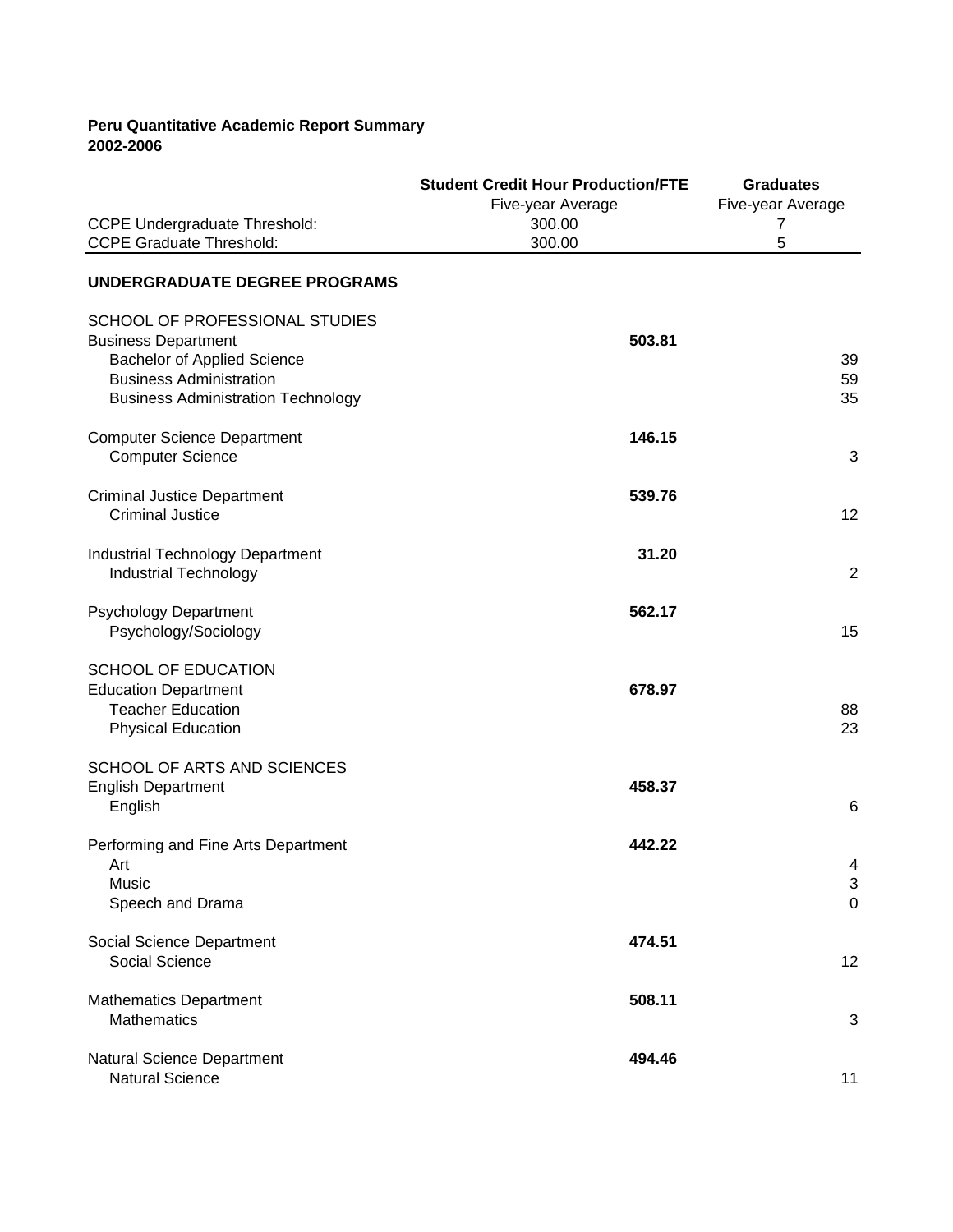**Peru Quantitative Academic Report Summary**
**2002-2006**

| | Student Credit Hour Production/FTE Five-year Average | Graduates Five-year Average |
|---|---|---|
| CCPE Undergraduate Threshold: | 300.00 | 7 |
| CCPE Graduate Threshold: | 300.00 | 5 |
| **UNDERGRADUATE DEGREE PROGRAMS** | | |
| SCHOOL OF PROFESSIONAL STUDIES | | |
| Business Department | **503.81** | |
| Bachelor of Applied Science | | 39 |
| Business Administration | | 59 |
| Business Administration Technology | | 35 |
| Computer Science Department | **146.15** | |
| Computer Science | | 3 |
| Criminal Justice Department | **539.76** | |
| Criminal Justice | | 12 |
| Industrial Technology Department | **31.20** | |
| Industrial Technology | | 2 |
| Psychology Department | **562.17** | |
| Psychology/Sociology | | 15 |
| SCHOOL OF EDUCATION | | |
| Education Department | **678.97** | |
| Teacher Education | | 88 |
| Physical Education | | 23 |
| SCHOOL OF ARTS AND SCIENCES | | |
| English Department | **458.37** | |
| English | | 6 |
| Performing and Fine Arts Department | **442.22** | |
| Art | | 4 |
| Music | | 3 |
| Speech and Drama | | 0 |
| Social Science Department | **474.51** | |
| Social Science | | 12 |
| Mathematics Department | **508.11** | |
| Mathematics | | 3 |
| Natural Science Department | **494.46** | |
| Natural Science | | 11 |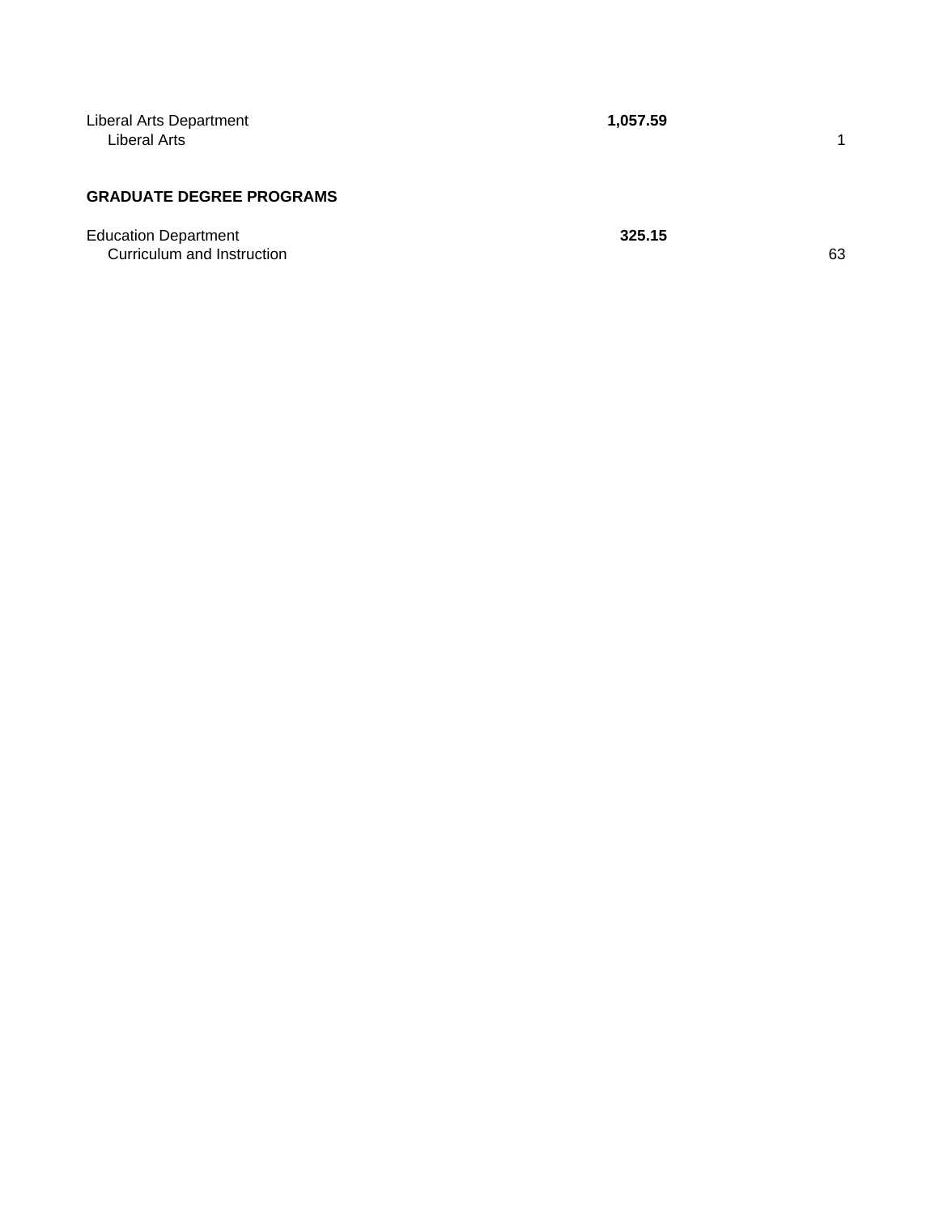| | | |
|---|---|---|
| Liberal Arts Department | **1,057.59** | |
| Liberal Arts | | 1 |

**GRADUATE DEGREE PROGRAMS**

| | | |
|---|---|---|
| Education Department | **325.15** | |
| Curriculum and Instruction | | 63 |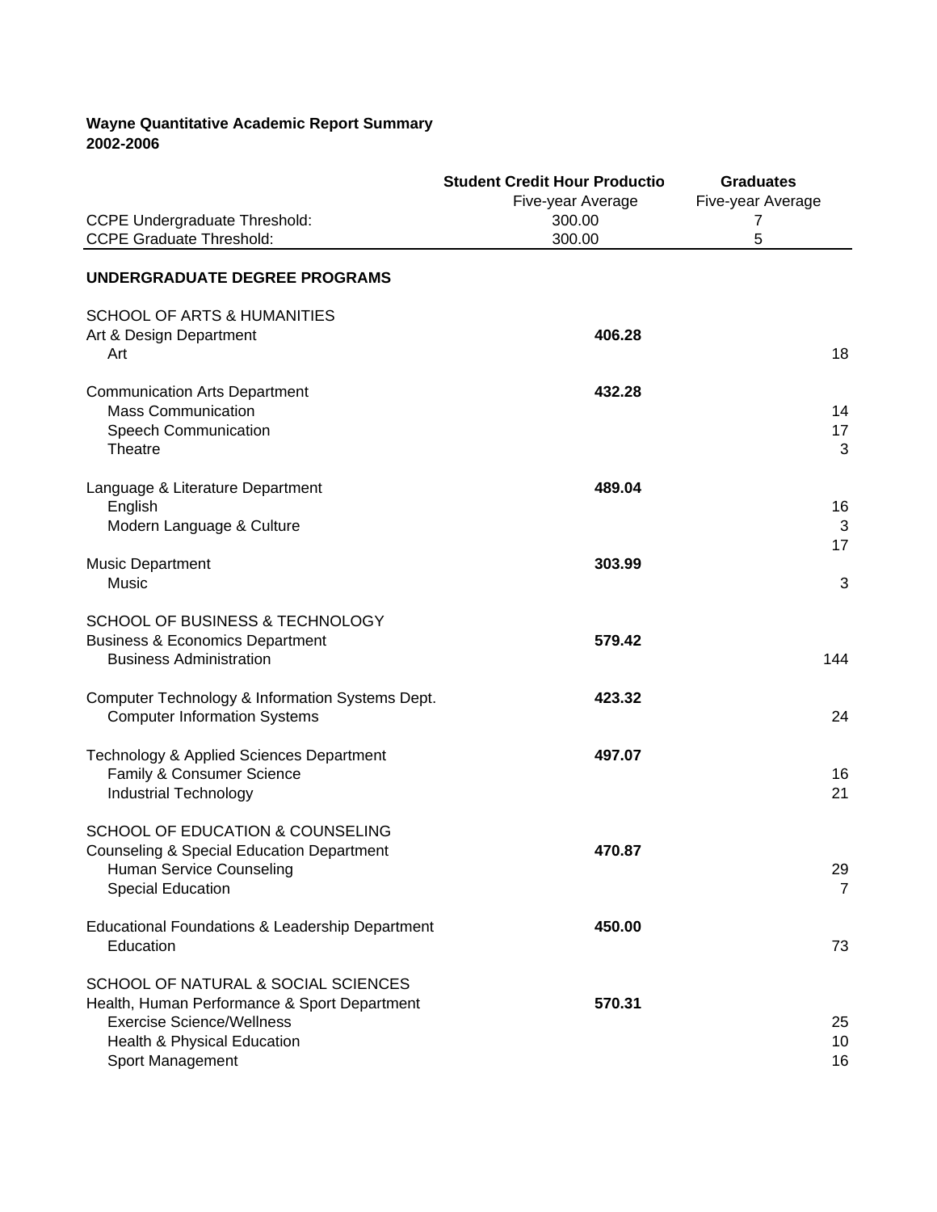**Wayne Quantitative Academic Report Summary**
**2002-2006**

| | Student Credit Hour Productio | Graduates |
|---|---|---|
| | Five-year Average | Five-year Average |
| CCPE Undergraduate Threshold: | 300.00 | 7 |
| CCPE Graduate Threshold: | 300.00 | 5 |
| **UNDERGRADUATE DEGREE PROGRAMS** | | |
| SCHOOL OF ARTS & HUMANITIES | | |
| Art & Design Department | **406.28** | |
| Art | | 18 |
| Communication Arts Department | **432.28** | |
| Mass Communication | | 14 |
| Speech Communication | | 17 |
| Theatre | | 3 |
| Language & Literature Department | **489.04** | |
| English | | 16 |
| Modern Language & Culture | | 3 |
| | | 17 |
| Music Department | **303.99** | |
| Music | | 3 |
| SCHOOL OF BUSINESS & TECHNOLOGY | | |
| Business & Economics Department | **579.42** | |
| Business Administration | | 144 |
| Computer Technology & Information Systems Dept. | **423.32** | |
| Computer Information Systems | | 24 |
| Technology & Applied Sciences Department | **497.07** | |
| Family & Consumer Science | | 16 |
| Industrial Technology | | 21 |
| SCHOOL OF EDUCATION & COUNSELING | | |
| Counseling & Special Education Department | **470.87** | |
| Human Service Counseling | | 29 |
| Special Education | | 7 |
| Educational Foundations & Leadership Department | **450.00** | |
| Education | | 73 |
| SCHOOL OF NATURAL & SOCIAL SCIENCES | | |
| Health, Human Performance & Sport Department | **570.31** | |
| Exercise Science/Wellness | | 25 |
| Health & Physical Education | | 10 |
| Sport Management | | 16 |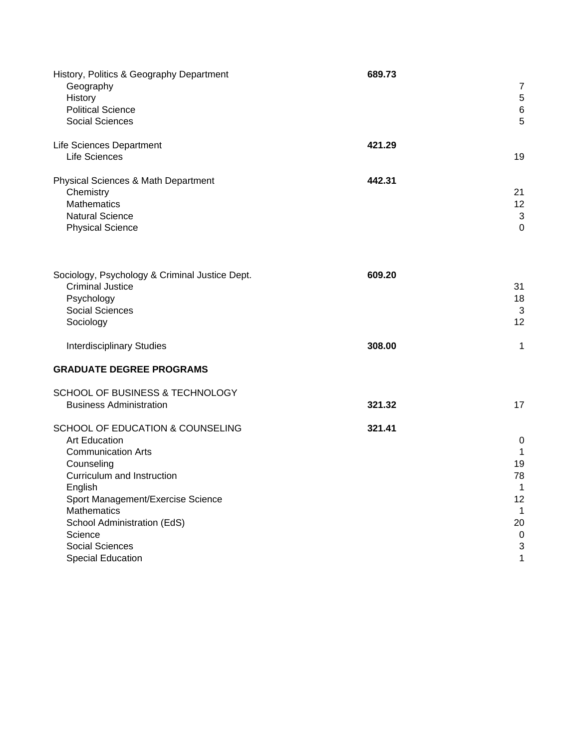| | | |
|---|---|---|
| History, Politics & Geography Department | **689.73** | |
| Geography | | 7 |
| History | | 5 |
| Political Science | | 6 |
| Social Sciences | | 5 |
| | | |
| Life Sciences Department | **421.29** | |
| Life Sciences | | 19 |
| | | |
| Physical Sciences & Math Department | **442.31** | |
| Chemistry | | 21 |
| Mathematics | | 12 |
| Natural Science | | 3 |
| Physical Science | | 0 |
| | | |
| Sociology, Psychology & Criminal Justice Dept. | **609.20** | |
| Criminal Justice | | 31 |
| Psychology | | 18 |
| Social Sciences | | 3 |
| Sociology | | 12 |
| | | |
| Interdisciplinary Studies | **308.00** | 1 |
| | | |
| **GRADUATE DEGREE PROGRAMS** | | |
| | | |
| SCHOOL OF BUSINESS & TECHNOLOGY | | |
| Business Administration | **321.32** | 17 |
| | | |
| SCHOOL OF EDUCATION & COUNSELING | **321.41** | |
| Art Education | | 0 |
| Communication Arts | | 1 |
| Counseling | | 19 |
| Curriculum and Instruction | | 78 |
| English | | 1 |
| Sport Management/Exercise Science | | 12 |
| Mathematics | | 1 |
| School Administration (EdS) | | 20 |
| Science | | 0 |
| Social Sciences | | 3 |
| Special Education | | 1 |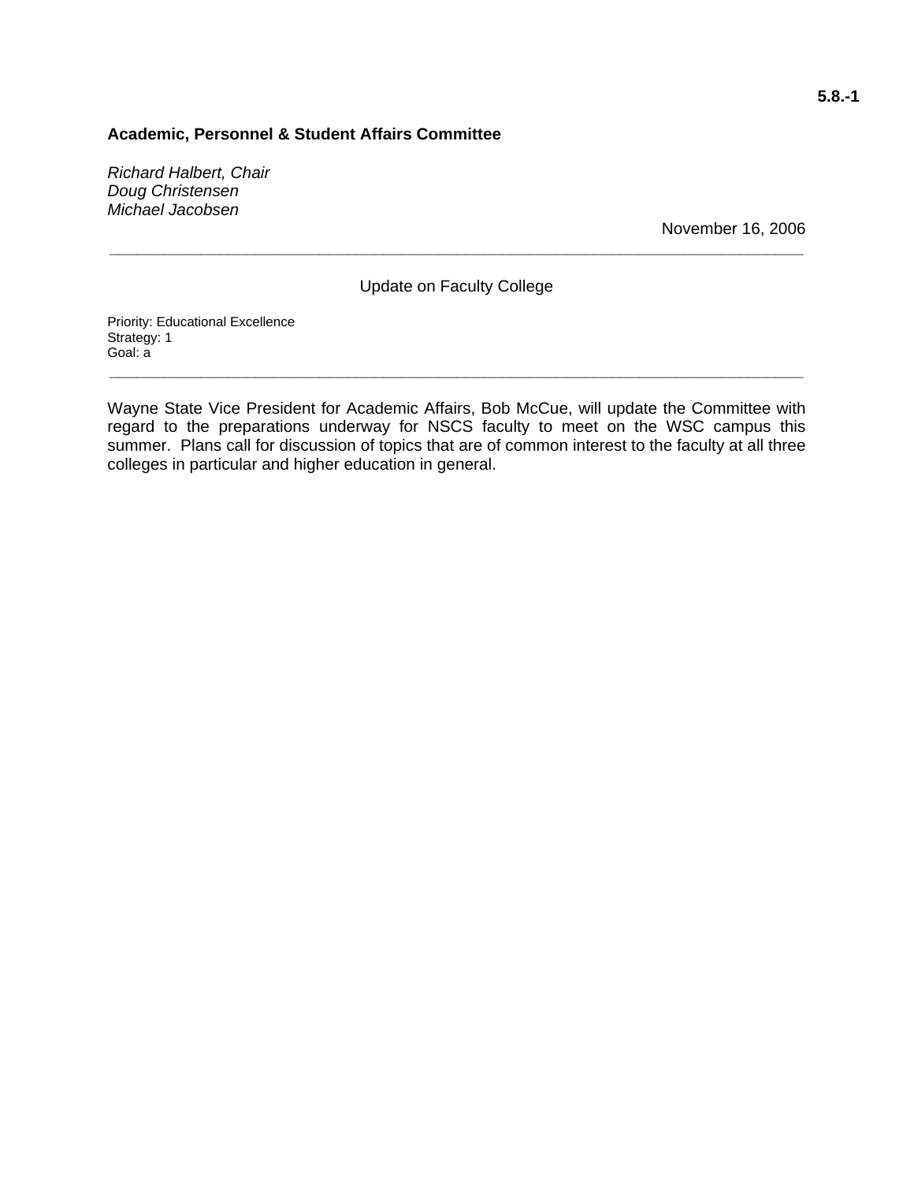**5.8.-1**

**Academic, Personnel & Student Affairs Committee**

*Richard Halbert, Chair*
*Doug Christensen*
*Michael Jacobsen*

November 16, 2006

---

## Update on Faculty College

Priority: Educational Excellence
Strategy: 1
Goal: a

---

Wayne State Vice President for Academic Affairs, Bob McCue, will update the Committee with regard to the preparations underway for NSCS faculty to meet on the WSC campus this summer. Plans call for discussion of topics that are of common interest to the faculty at all three colleges in particular and higher education in general.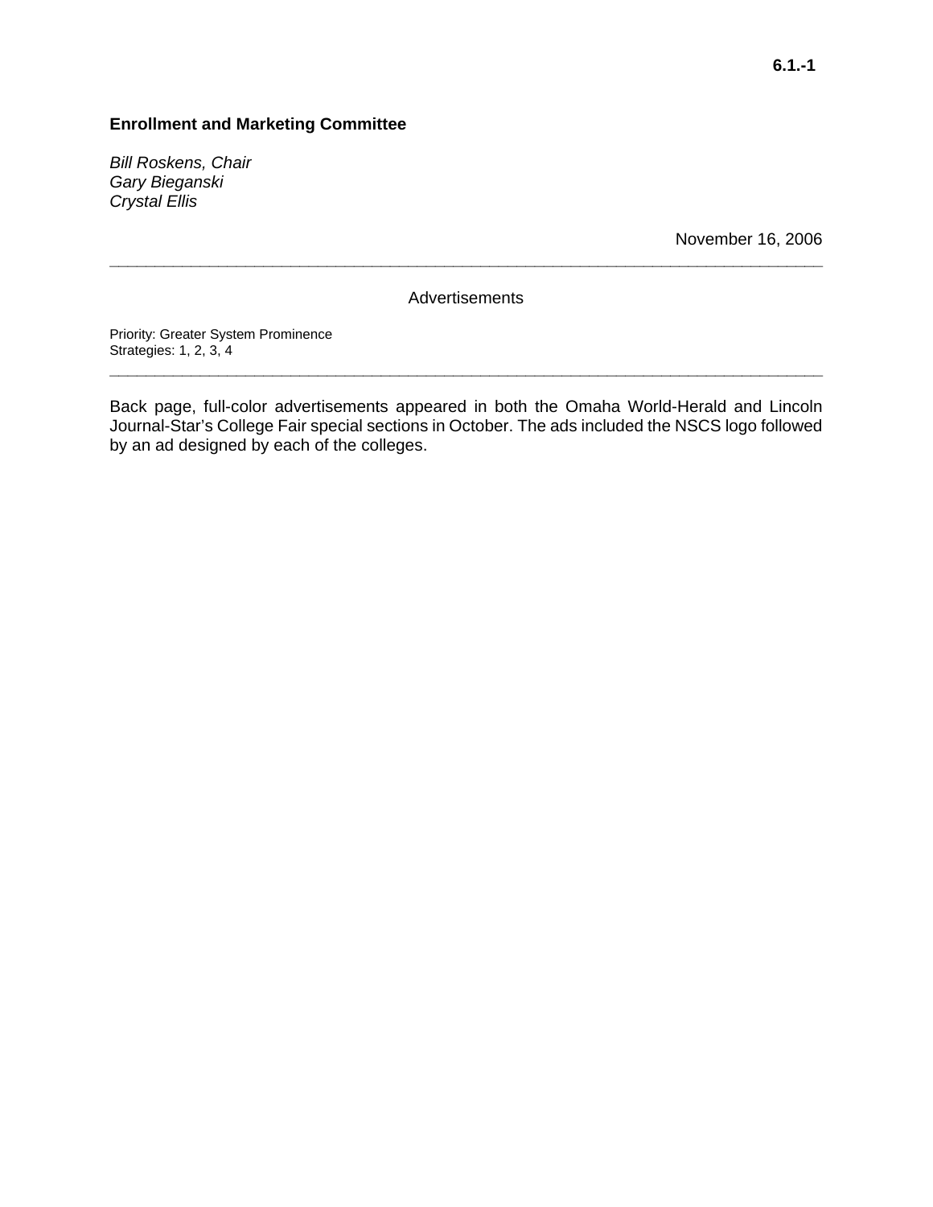**6.1.-1**

**Enrollment and Marketing Committee**

*Bill Roskens, Chair*
*Gary Bieganski*
*Crystal Ellis*

November 16, 2006

---

Advertisements

Priority: Greater System Prominence
Strategies: 1, 2, 3, 4

---

Back page, full-color advertisements appeared in both the Omaha World-Herald and Lincoln Journal-Star's College Fair special sections in October. The ads included the NSCS logo followed by an ad designed by each of the colleges.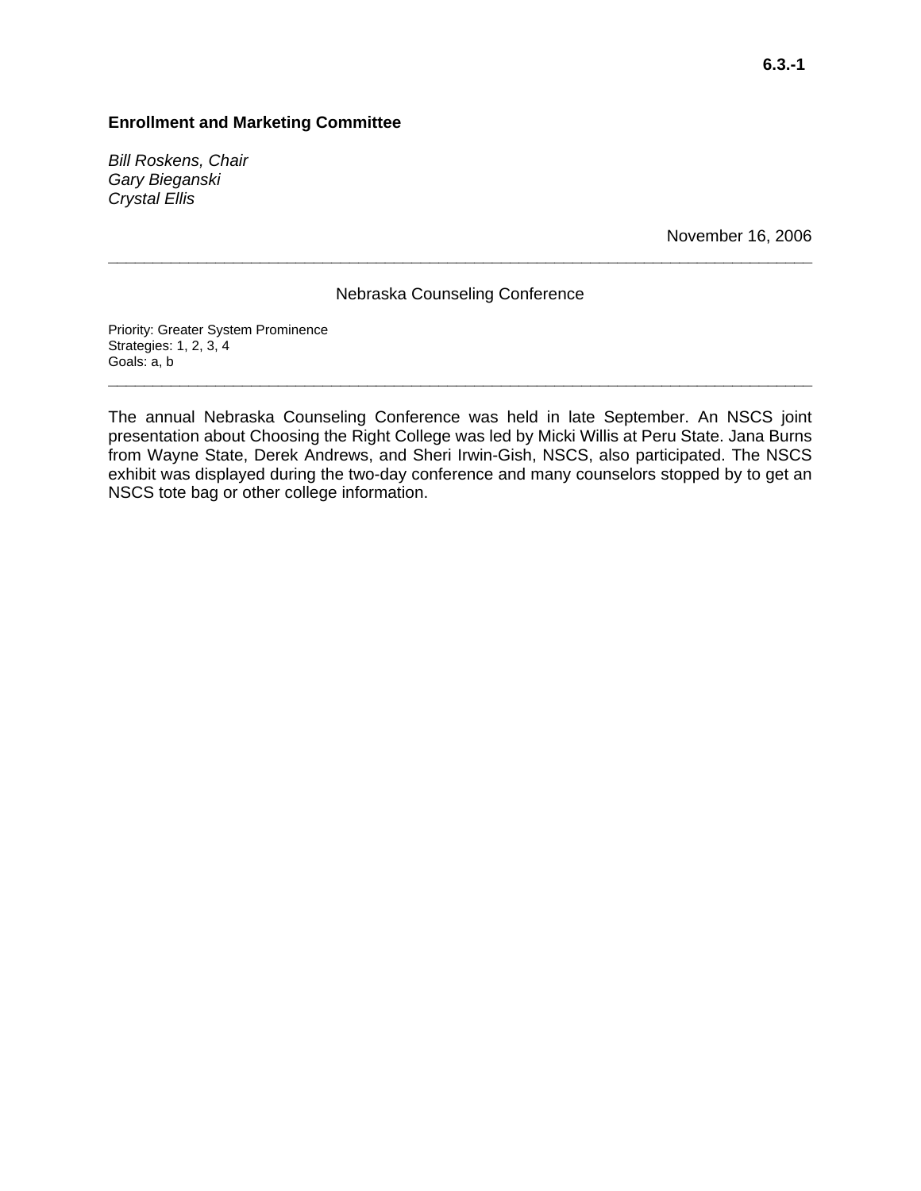**6.3.-1**

**Enrollment and Marketing Committee**

*Bill Roskens, Chair*
*Gary Bieganski*
*Crystal Ellis*

November 16, 2006

---

Nebraska Counseling Conference

Priority: Greater System Prominence
Strategies: 1, 2, 3, 4
Goals: a, b

---

The annual Nebraska Counseling Conference was held in late September. An NSCS joint presentation about Choosing the Right College was led by Micki Willis at Peru State. Jana Burns from Wayne State, Derek Andrews, and Sheri Irwin-Gish, NSCS, also participated. The NSCS exhibit was displayed during the two-day conference and many counselors stopped by to get an NSCS tote bag or other college information.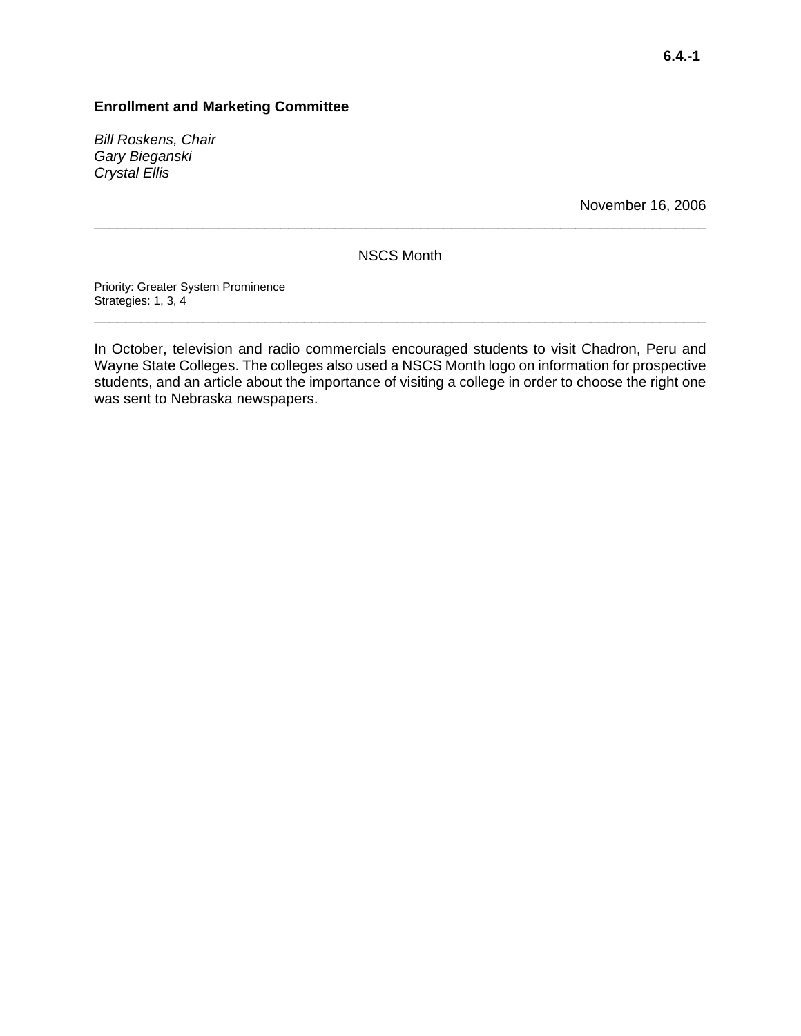6.4.-1

**Enrollment and Marketing Committee**

*Bill Roskens, Chair*
*Gary Bieganski*
*Crystal Ellis*

November 16, 2006

---

NSCS Month

Priority: Greater System Prominence
Strategies: 1, 3, 4

---

In October, television and radio commercials encouraged students to visit Chadron, Peru and Wayne State Colleges. The colleges also used a NSCS Month logo on information for prospective students, and an article about the importance of visiting a college in order to choose the right one was sent to Nebraska newspapers.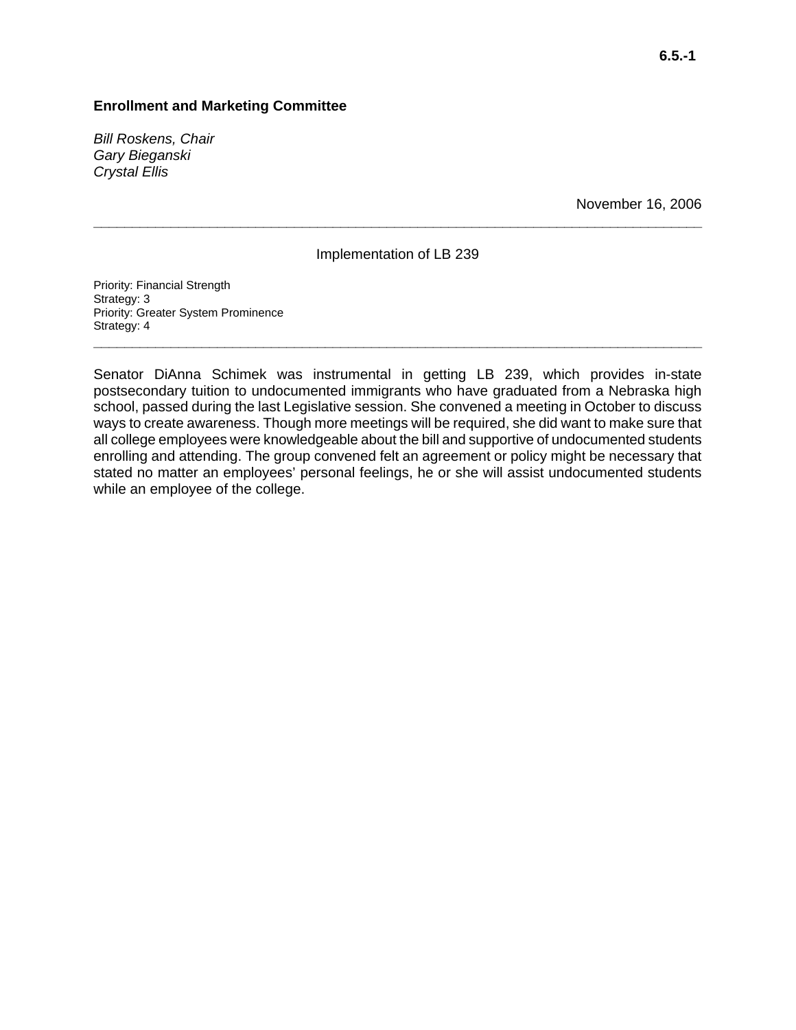**6.5.-1**

**Enrollment and Marketing Committee**

*Bill Roskens, Chair*
*Gary Bieganski*
*Crystal Ellis*

November 16, 2006

---

Implementation of LB 239

Priority: Financial Strength
Strategy: 3
Priority: Greater System Prominence
Strategy: 4

---

Senator DiAnna Schimek was instrumental in getting LB 239, which provides in-state postsecondary tuition to undocumented immigrants who have graduated from a Nebraska high school, passed during the last Legislative session. She convened a meeting in October to discuss ways to create awareness. Though more meetings will be required, she did want to make sure that all college employees were knowledgeable about the bill and supportive of undocumented students enrolling and attending. The group convened felt an agreement or policy might be necessary that stated no matter an employees' personal feelings, he or she will assist undocumented students while an employee of the college.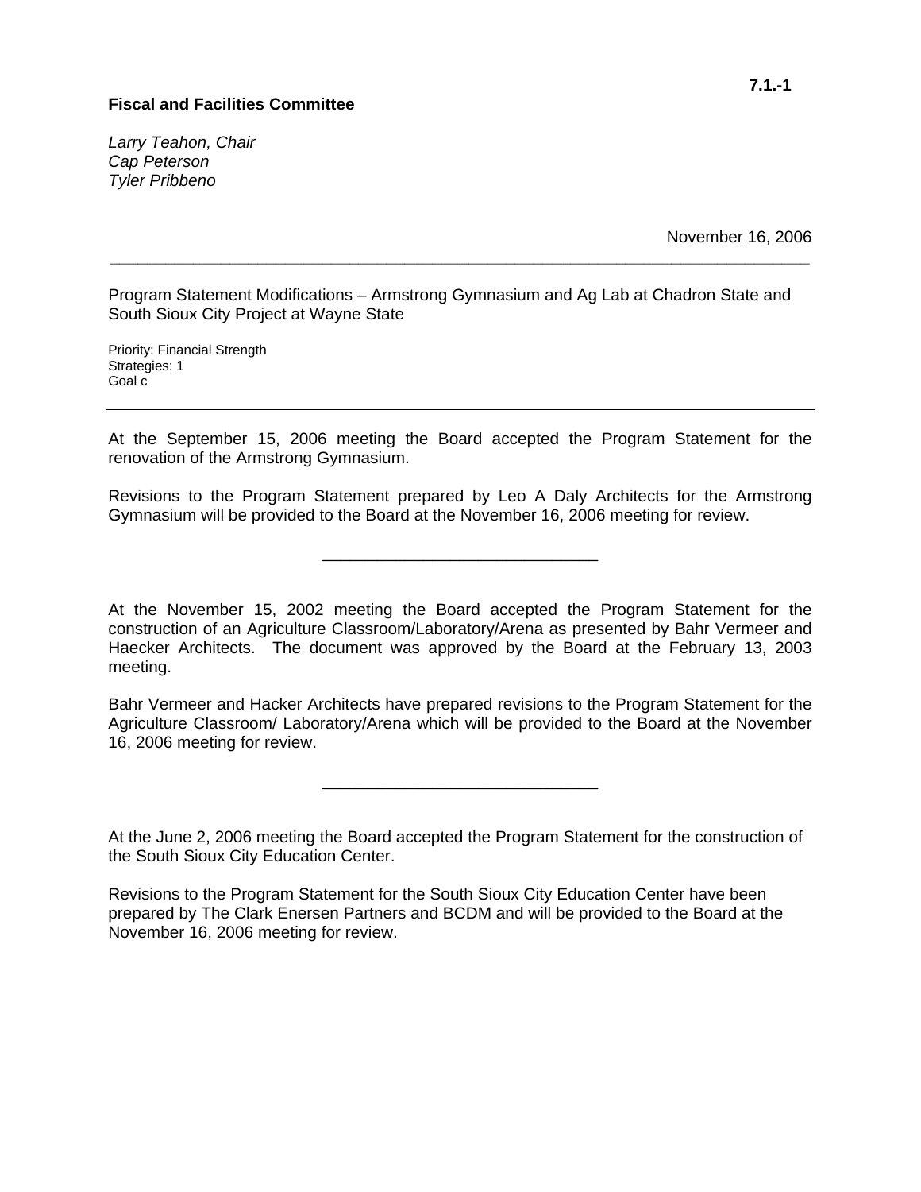**7.1.-1**

**Fiscal and Facilities Committee**

*Larry Teahon, Chair*
*Cap Peterson*
*Tyler Pribbeno*

November 16, 2006

---

Program Statement Modifications – Armstrong Gymnasium and Ag Lab at Chadron State and South Sioux City Project at Wayne State

Priority: Financial Strength
Strategies: 1
Goal c

---

At the September 15, 2006 meeting the Board accepted the Program Statement for the renovation of the Armstrong Gymnasium.

Revisions to the Program Statement prepared by Leo A Daly Architects for the Armstrong Gymnasium will be provided to the Board at the November 16, 2006 meeting for review.

---

At the November 15, 2002 meeting the Board accepted the Program Statement for the construction of an Agriculture Classroom/Laboratory/Arena as presented by Bahr Vermeer and Haecker Architects. The document was approved by the Board at the February 13, 2003 meeting.

Bahr Vermeer and Hacker Architects have prepared revisions to the Program Statement for the Agriculture Classroom/ Laboratory/Arena which will be provided to the Board at the November 16, 2006 meeting for review.

---

At the June 2, 2006 meeting the Board accepted the Program Statement for the construction of the South Sioux City Education Center.

Revisions to the Program Statement for the South Sioux City Education Center have been prepared by The Clark Enersen Partners and BCDM and will be provided to the Board at the November 16, 2006 meeting for review.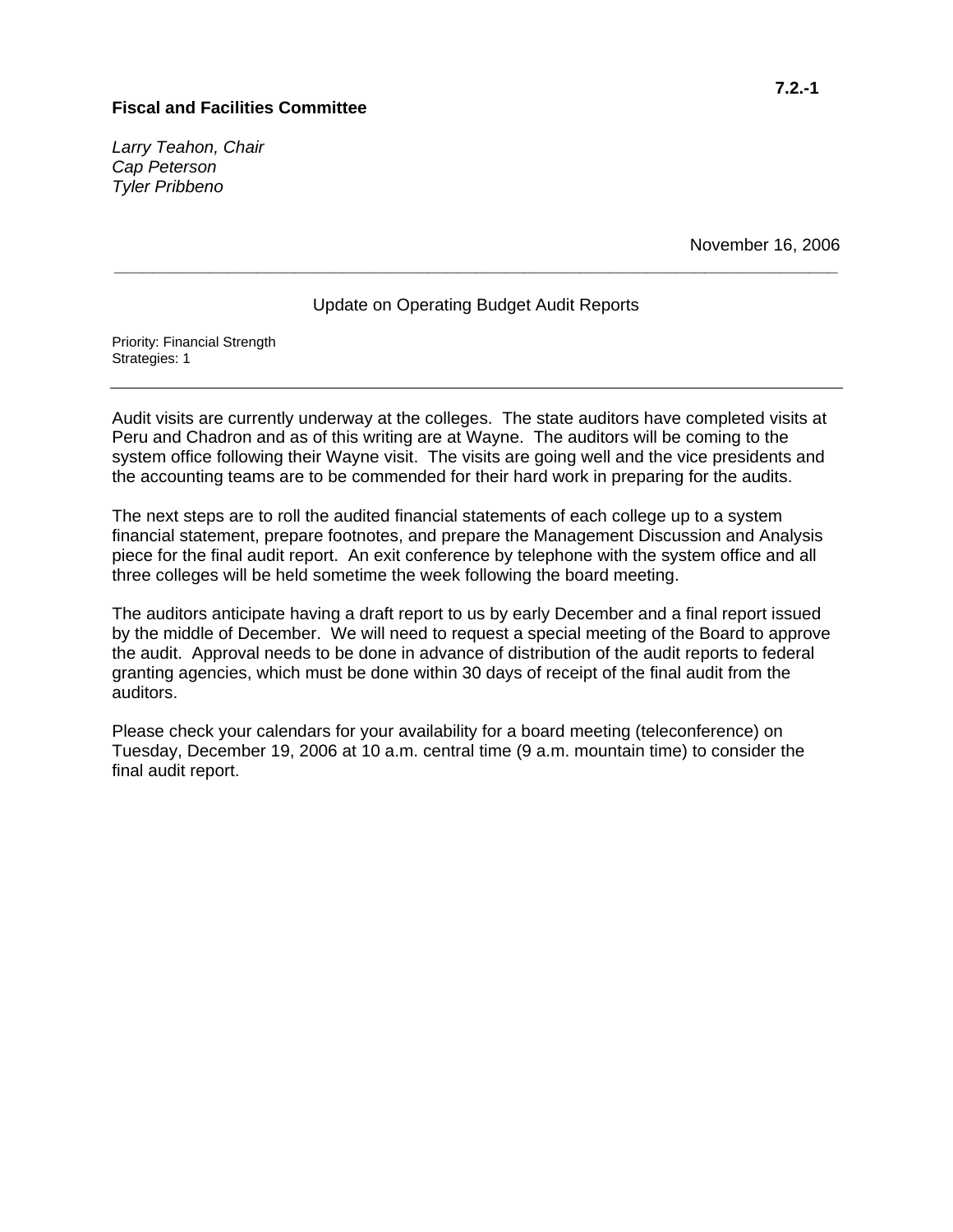**7.2.-1**

**Fiscal and Facilities Committee**

*Larry Teahon, Chair*
*Cap Peterson*
*Tyler Pribbeno*

November 16, 2006

---

Update on Operating Budget Audit Reports

Priority: Financial Strength
Strategies: 1

---

Audit visits are currently underway at the colleges. The state auditors have completed visits at Peru and Chadron and as of this writing are at Wayne. The auditors will be coming to the system office following their Wayne visit. The visits are going well and the vice presidents and the accounting teams are to be commended for their hard work in preparing for the audits.

The next steps are to roll the audited financial statements of each college up to a system financial statement, prepare footnotes, and prepare the Management Discussion and Analysis piece for the final audit report. An exit conference by telephone with the system office and all three colleges will be held sometime the week following the board meeting.

The auditors anticipate having a draft report to us by early December and a final report issued by the middle of December. We will need to request a special meeting of the Board to approve the audit. Approval needs to be done in advance of distribution of the audit reports to federal granting agencies, which must be done within 30 days of receipt of the final audit from the auditors.

Please check your calendars for your availability for a board meeting (teleconference) on Tuesday, December 19, 2006 at 10 a.m. central time (9 a.m. mountain time) to consider the final audit report.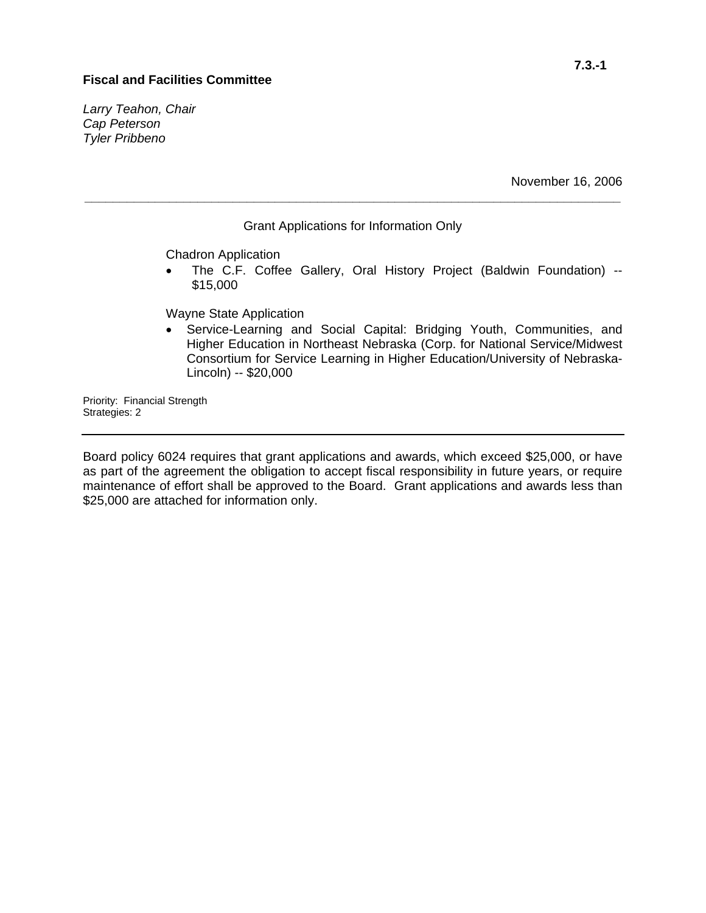**7.3.-1**

**Fiscal and Facilities Committee**

*Larry Teahon, Chair*
*Cap Peterson*
*Tyler Pribbeno*

November 16, 2006

---

Grant Applications for Information Only

Chadron Application

- The C.F. Coffee Gallery, Oral History Project (Baldwin Foundation) -- $15,000

Wayne State Application

- Service-Learning and Social Capital: Bridging Youth, Communities, and Higher Education in Northeast Nebraska (Corp. for National Service/Midwest Consortium for Service Learning in Higher Education/University of Nebraska-Lincoln) -- $20,000

Priority: Financial Strength
Strategies: 2

---

Board policy 6024 requires that grant applications and awards, which exceed $25,000, or have as part of the agreement the obligation to accept fiscal responsibility in future years, or require maintenance of effort shall be approved to the Board. Grant applications and awards less than $25,000 are attached for information only.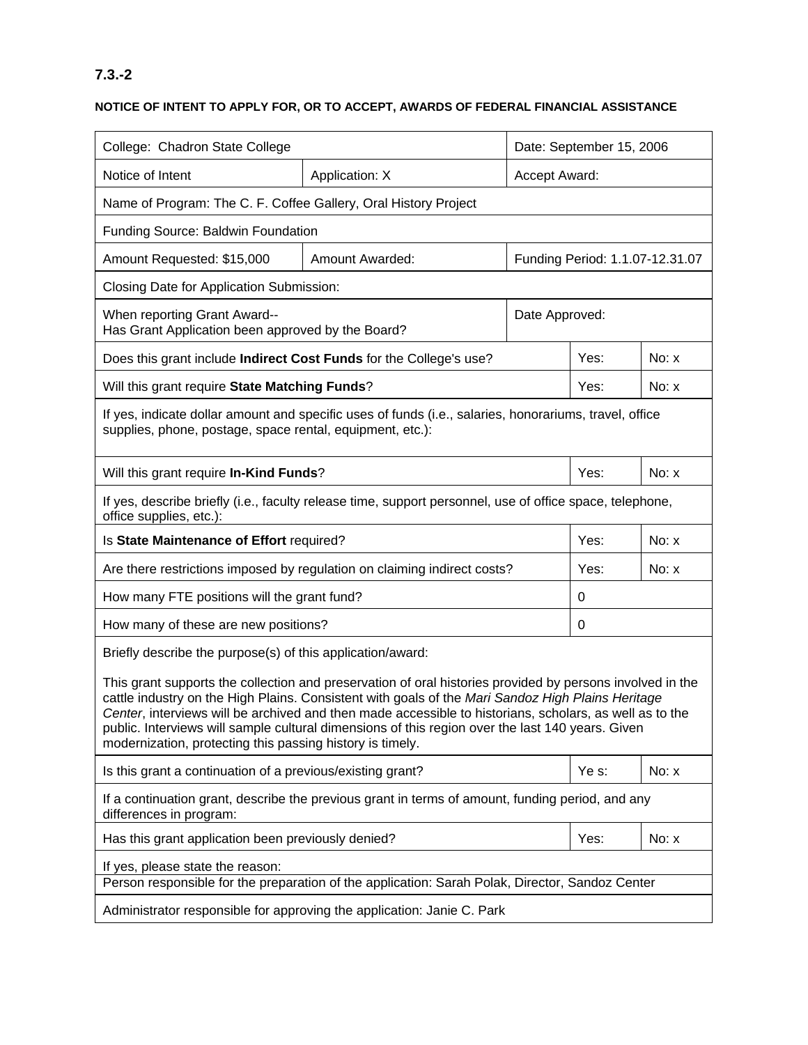**7.3.-2**

**NOTICE OF INTENT TO APPLY FOR, OR TO ACCEPT, AWARDS OF FEDERAL FINANCIAL ASSISTANCE**

| College: Chadron State College | | Date: September 15, 2006 | |
|---|---|---|---|
| Notice of Intent | Application: X | Accept Award: | |
| Name of Program: The C. F. Coffee Gallery, Oral History Project | | | |
| Funding Source: Baldwin Foundation | | | |
| Amount Requested: $15,000 | Amount Awarded: | Funding Period: 1.1.07-12.31.07 | |
| Closing Date for Application Submission: | | | |
| When reporting Grant Award-- Has Grant Application been approved by the Board? | | Date Approved: | |
| Does this grant include **Indirect Cost Funds** for the College's use? | | Yes: | No: x |
| Will this grant require **State Matching Funds**? | | Yes: | No: x |
| If yes, indicate dollar amount and specific uses of funds (i.e., salaries, honorariums, travel, office supplies, phone, postage, space rental, equipment, etc.): | | | |
| Will this grant require **In-Kind Funds**? | | Yes: | No: x |
| If yes, describe briefly (i.e., faculty release time, support personnel, use of office space, telephone, office supplies, etc.): | | | |
| Is **State Maintenance of Effort** required? | | Yes: | No: x |
| Are there restrictions imposed by regulation on claiming indirect costs? | | Yes: | No: x |
| How many FTE positions will the grant fund? | | 0 | |
| How many of these are new positions? | | 0 | |
| Briefly describe the purpose(s) of this application/award: This grant supports the collection and preservation of oral histories provided by persons involved in the cattle industry on the High Plains. Consistent with goals of the *Mari Sandoz High Plains Heritage Center*, interviews will be archived and then made accessible to historians, scholars, as well as to the public. Interviews will sample cultural dimensions of this region over the last 140 years. Given modernization, protecting this passing history is timely. | | | |
| Is this grant a continuation of a previous/existing grant? | | Ye s: | No: x |
| If a continuation grant, describe the previous grant in terms of amount, funding period, and any differences in program: | | | |
| Has this grant application been previously denied? | | Yes: | No: x |
| If yes, please state the reason: | | | |
| Person responsible for the preparation of the application: Sarah Polak, Director, Sandoz Center | | | |
| Administrator responsible for approving the application: Janie C. Park | | | |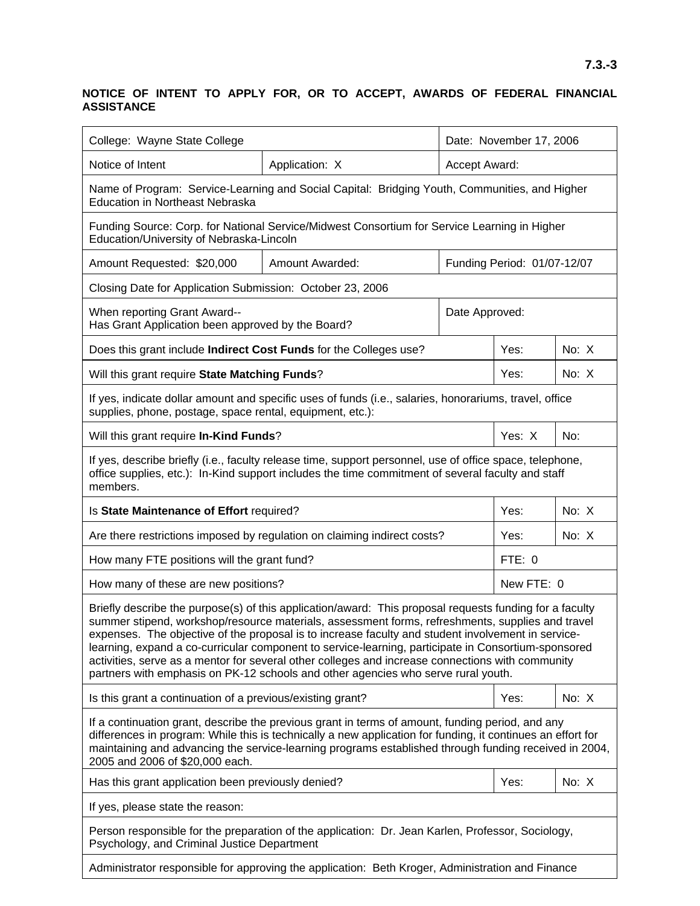7.3.-3

**NOTICE OF INTENT TO APPLY FOR, OR TO ACCEPT, AWARDS OF FEDERAL FINANCIAL ASSISTANCE**

| | | | | |
|---|---|---|---|---|
| College: Wayne State College | | Date: November 17, 2006 | | |
| Notice of Intent | Application: X | Accept Award: | | |
| Name of Program: Service-Learning and Social Capital: Bridging Youth, Communities, and Higher Education in Northeast Nebraska | | | | |
| Funding Source: Corp. for National Service/Midwest Consortium for Service Learning in Higher Education/University of Nebraska-Lincoln | | | | |
| Amount Requested: $20,000 | Amount Awarded: | Funding Period: 01/07-12/07 | | |
| Closing Date for Application Submission: October 23, 2006 | | | | |
| When reporting Grant Award-- Has Grant Application been approved by the Board? | | Date Approved: | | |
| Does this grant include **Indirect Cost Funds** for the Colleges use? | | | Yes: | No: X |
| Will this grant require **State Matching Funds**? | | | Yes: | No: X |
| If yes, indicate dollar amount and specific uses of funds (i.e., salaries, honorariums, travel, office supplies, phone, postage, space rental, equipment, etc.): | | | | |
| Will this grant require **In-Kind Funds**? | | | Yes: X | No: |
| If yes, describe briefly (i.e., faculty release time, support personnel, use of office space, telephone, office supplies, etc.): In-Kind support includes the time commitment of several faculty and staff members. | | | | |
| Is **State Maintenance of Effort** required? | | | Yes: | No: X |
| Are there restrictions imposed by regulation on claiming indirect costs? | | | Yes: | No: X |
| How many FTE positions will the grant fund? | | | FTE: 0 | |
| How many of these are new positions? | | | New FTE: 0 | |
| Briefly describe the purpose(s) of this application/award: This proposal requests funding for a faculty summer stipend, workshop/resource materials, assessment forms, refreshments, supplies and travel expenses. The objective of the proposal is to increase faculty and student involvement in service-learning, expand a co-curricular component to service-learning, participate in Consortium-sponsored activities, serve as a mentor for several other colleges and increase connections with community partners with emphasis on PK-12 schools and other agencies who serve rural youth. | | | | |
| Is this grant a continuation of a previous/existing grant? | | | Yes: | No: X |
| If a continuation grant, describe the previous grant in terms of amount, funding period, and any differences in program: While this is technically a new application for funding, it continues an effort for maintaining and advancing the service-learning programs established through funding received in 2004, 2005 and 2006 of $20,000 each. | | | | |
| Has this grant application been previously denied? | | | Yes: | No: X |
| If yes, please state the reason: | | | | |
| Person responsible for the preparation of the application: Dr. Jean Karlen, Professor, Sociology, Psychology, and Criminal Justice Department | | | | |
| Administrator responsible for approving the application: Beth Kroger, Administration and Finance | | | | |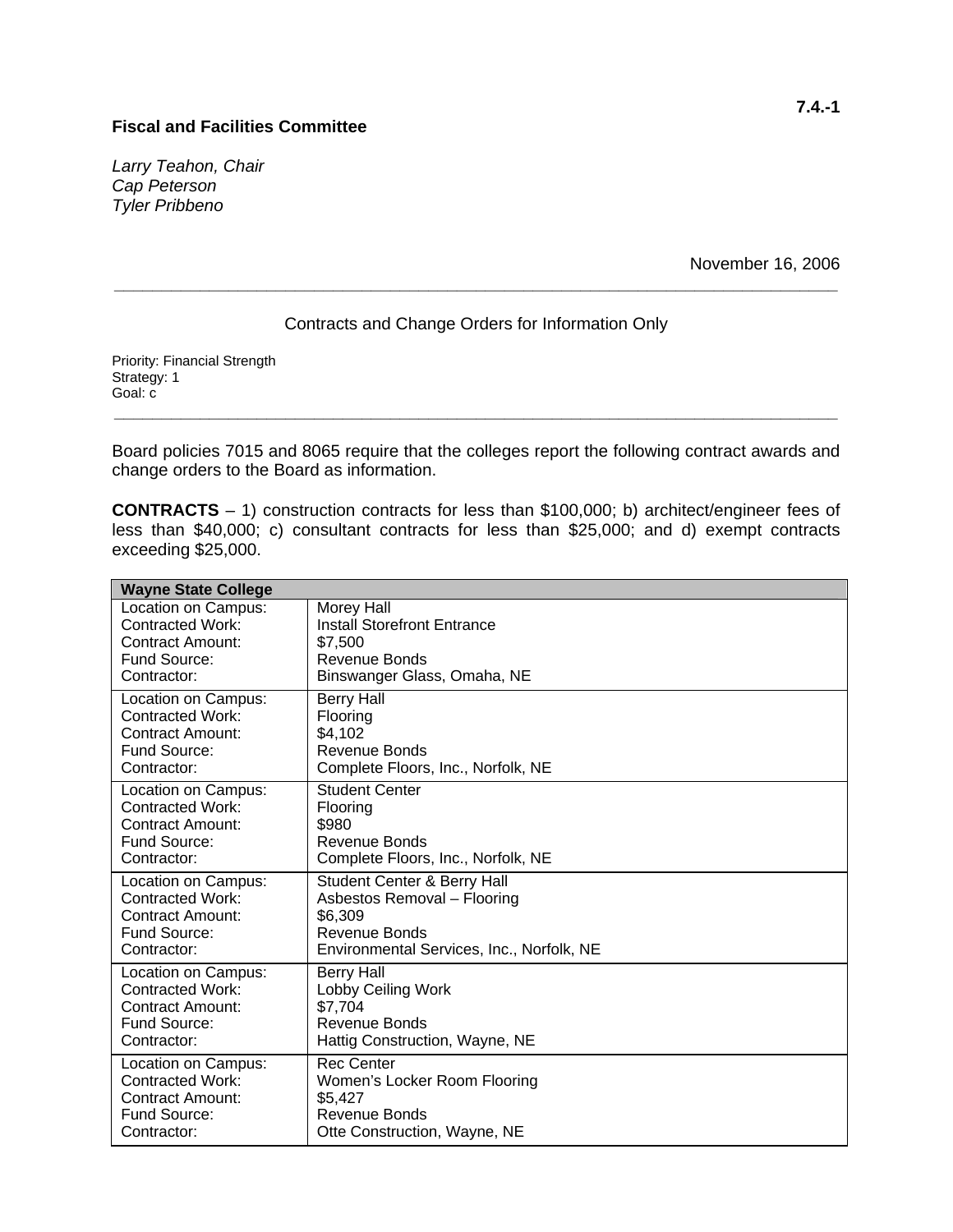7.4.-1

**Fiscal and Facilities Committee**

*Larry Teahon, Chair*
*Cap Peterson*
*Tyler Pribbeno*

November 16, 2006

---

Contracts and Change Orders for Information Only

Priority: Financial Strength
Strategy: 1
Goal: c

---

Board policies 7015 and 8065 require that the colleges report the following contract awards and change orders to the Board as information.

**CONTRACTS** – 1) construction contracts for less than $100,000; b) architect/engineer fees of less than $40,000; c) consultant contracts for less than $25,000; and d) exempt contracts exceeding $25,000.

| **Wayne State College** | |
|---|---|
| Location on Campus:<br>Contracted Work:<br>Contract Amount:<br>Fund Source:<br>Contractor: | Morey Hall<br>Install Storefront Entrance<br>$7,500<br>Revenue Bonds<br>Binswanger Glass, Omaha, NE |
| Location on Campus:<br>Contracted Work:<br>Contract Amount:<br>Fund Source:<br>Contractor: | Berry Hall<br>Flooring<br>$4,102<br>Revenue Bonds<br>Complete Floors, Inc., Norfolk, NE |
| Location on Campus:<br>Contracted Work:<br>Contract Amount:<br>Fund Source:<br>Contractor: | Student Center<br>Flooring<br>$980<br>Revenue Bonds<br>Complete Floors, Inc., Norfolk, NE |
| Location on Campus:<br>Contracted Work:<br>Contract Amount:<br>Fund Source:<br>Contractor: | Student Center & Berry Hall<br>Asbestos Removal – Flooring<br>$6,309<br>Revenue Bonds<br>Environmental Services, Inc., Norfolk, NE |
| Location on Campus:<br>Contracted Work:<br>Contract Amount:<br>Fund Source:<br>Contractor: | Berry Hall<br>Lobby Ceiling Work<br>$7,704<br>Revenue Bonds<br>Hattig Construction, Wayne, NE |
| Location on Campus:<br>Contracted Work:<br>Contract Amount:<br>Fund Source:<br>Contractor: | Rec Center<br>Women's Locker Room Flooring<br>$5,427<br>Revenue Bonds<br>Otte Construction, Wayne, NE |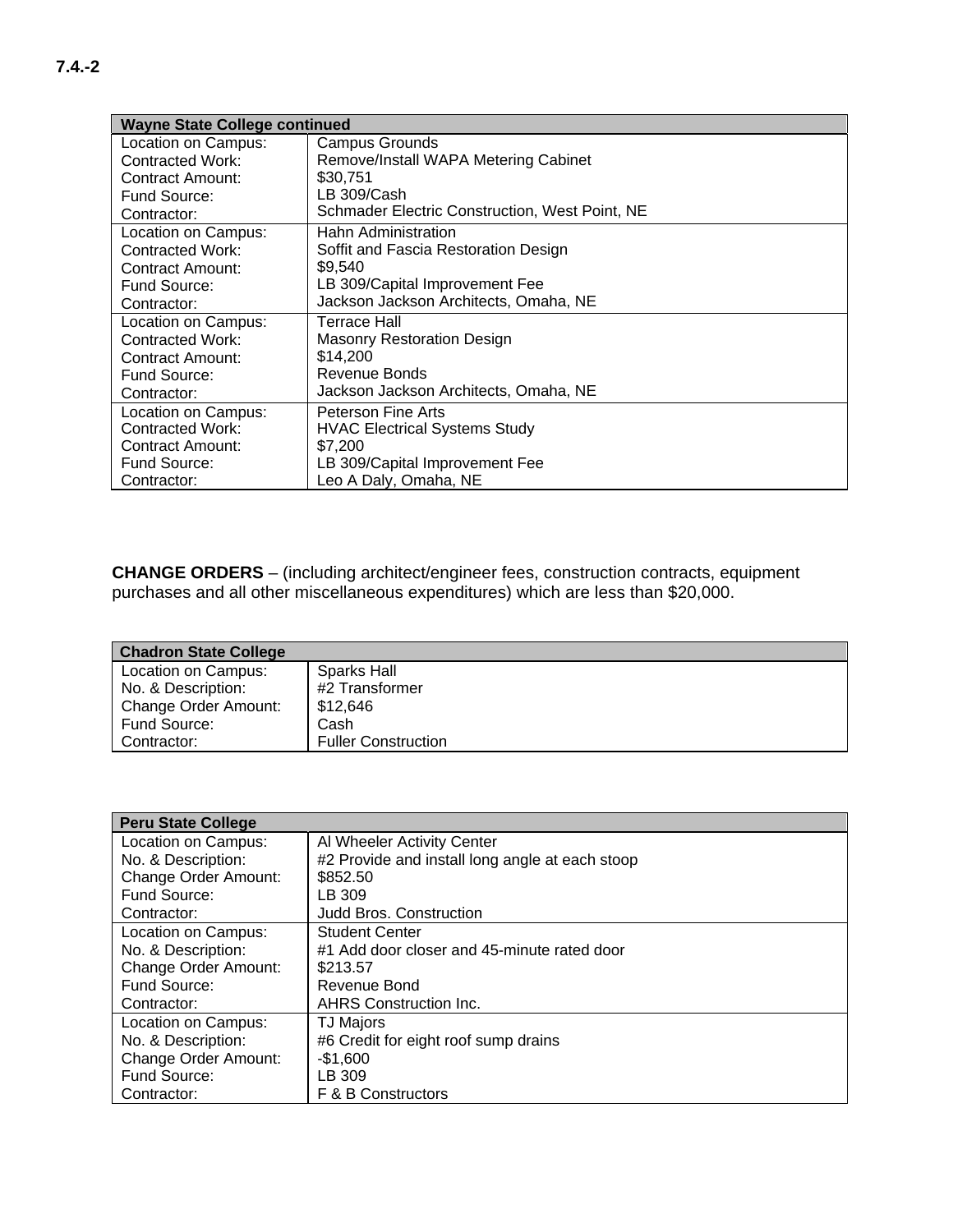7.4.-2

| Wayne State College continued | |
|---|---|
| Location on Campus:<br>Contracted Work:<br>Contract Amount:<br>Fund Source:<br>Contractor: | Campus Grounds<br>Remove/Install WAPA Metering Cabinet<br>$30,751<br>LB 309/Cash<br>Schmader Electric Construction, West Point, NE |
| Location on Campus:<br>Contracted Work:<br>Contract Amount:<br>Fund Source:<br>Contractor: | Hahn Administration<br>Soffit and Fascia Restoration Design<br>$9,540<br>LB 309/Capital Improvement Fee<br>Jackson Jackson Architects, Omaha, NE |
| Location on Campus:<br>Contracted Work:<br>Contract Amount:<br>Fund Source:<br>Contractor: | Terrace Hall<br>Masonry Restoration Design<br>$14,200<br>Revenue Bonds<br>Jackson Jackson Architects, Omaha, NE |
| Location on Campus:<br>Contracted Work:<br>Contract Amount:<br>Fund Source:<br>Contractor: | Peterson Fine Arts<br>HVAC Electrical Systems Study<br>$7,200<br>LB 309/Capital Improvement Fee<br>Leo A Daly, Omaha, NE |

**CHANGE ORDERS** – (including architect/engineer fees, construction contracts, equipment purchases and all other miscellaneous expenditures) which are less than $20,000.

| Chadron State College | |
|---|---|
| Location on Campus:<br>No. & Description:<br>Change Order Amount:<br>Fund Source:<br>Contractor: | Sparks Hall<br>#2 Transformer<br>$12,646<br>Cash<br>Fuller Construction |

| Peru State College | |
|---|---|
| Location on Campus:<br>No. & Description:<br>Change Order Amount:<br>Fund Source:<br>Contractor: | Al Wheeler Activity Center<br>#2 Provide and install long angle at each stoop<br>$852.50<br>LB 309<br>Judd Bros. Construction |
| Location on Campus:<br>No. & Description:<br>Change Order Amount:<br>Fund Source:<br>Contractor: | Student Center<br>#1 Add door closer and 45-minute rated door<br>$213.57<br>Revenue Bond<br>AHRS Construction Inc. |
| Location on Campus:<br>No. & Description:<br>Change Order Amount:<br>Fund Source:<br>Contractor: | TJ Majors<br>#6 Credit for eight roof sump drains<br>-$1,600<br>LB 309<br>F & B Constructors |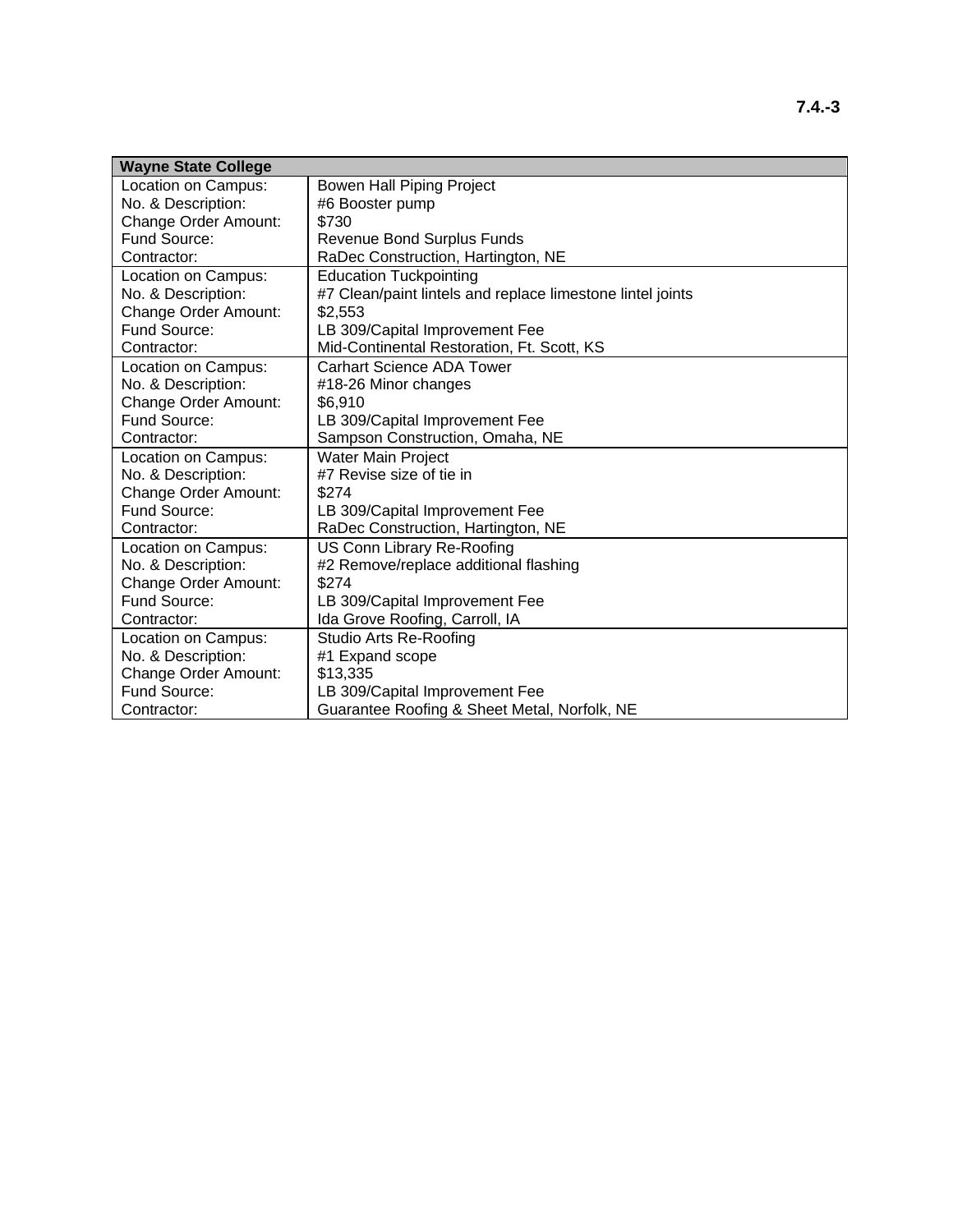| Wayne State College | |
|---|---|
| Location on Campus: | Bowen Hall Piping Project |
| No. & Description: | #6 Booster pump |
| Change Order Amount: | $730 |
| Fund Source: | Revenue Bond Surplus Funds |
| Contractor: | RaDec Construction, Hartington, NE |
| Location on Campus: | Education Tuckpointing |
| No. & Description: | #7 Clean/paint lintels and replace limestone lintel joints |
| Change Order Amount: | $2,553 |
| Fund Source: | LB 309/Capital Improvement Fee |
| Contractor: | Mid-Continental Restoration, Ft. Scott, KS |
| Location on Campus: | Carhart Science ADA Tower |
| No. & Description: | #18-26 Minor changes |
| Change Order Amount: | $6,910 |
| Fund Source: | LB 309/Capital Improvement Fee |
| Contractor: | Sampson Construction, Omaha, NE |
| Location on Campus: | Water Main Project |
| No. & Description: | #7 Revise size of tie in |
| Change Order Amount: | $274 |
| Fund Source: | LB 309/Capital Improvement Fee |
| Contractor: | RaDec Construction, Hartington, NE |
| Location on Campus: | US Conn Library Re-Roofing |
| No. & Description: | #2 Remove/replace additional flashing |
| Change Order Amount: | $274 |
| Fund Source: | LB 309/Capital Improvement Fee |
| Contractor: | Ida Grove Roofing, Carroll, IA |
| Location on Campus: | Studio Arts Re-Roofing |
| No. & Description: | #1 Expand scope |
| Change Order Amount: | $13,335 |
| Fund Source: | LB 309/Capital Improvement Fee |
| Contractor: | Guarantee Roofing & Sheet Metal, Norfolk, NE |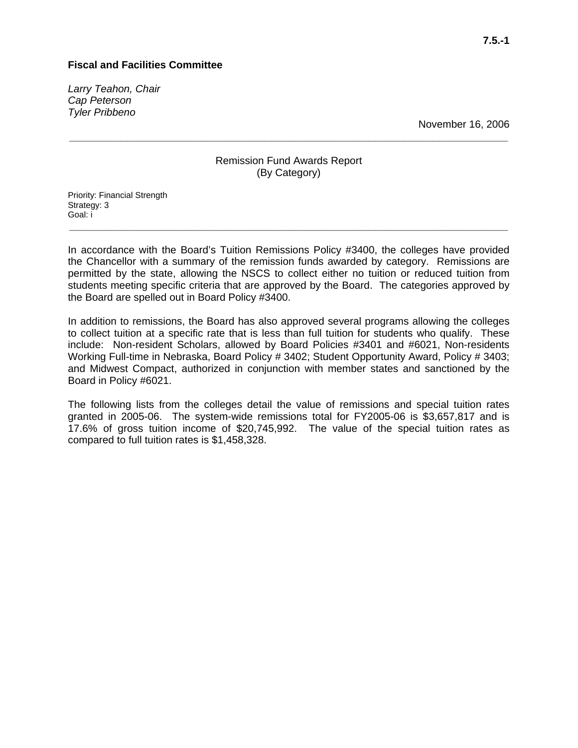**7.5.-1**

**Fiscal and Facilities Committee**

*Larry Teahon, Chair*
*Cap Peterson*
*Tyler Pribbeno*

November 16, 2006

---

Remission Fund Awards Report
(By Category)

Priority: Financial Strength
Strategy: 3
Goal: i

---

In accordance with the Board's Tuition Remissions Policy #3400, the colleges have provided the Chancellor with a summary of the remission funds awarded by category. Remissions are permitted by the state, allowing the NSCS to collect either no tuition or reduced tuition from students meeting specific criteria that are approved by the Board. The categories approved by the Board are spelled out in Board Policy #3400.

In addition to remissions, the Board has also approved several programs allowing the colleges to collect tuition at a specific rate that is less than full tuition for students who qualify. These include: Non-resident Scholars, allowed by Board Policies #3401 and #6021, Non-residents Working Full-time in Nebraska, Board Policy # 3402; Student Opportunity Award, Policy # 3403; and Midwest Compact, authorized in conjunction with member states and sanctioned by the Board in Policy #6021.

The following lists from the colleges detail the value of remissions and special tuition rates granted in 2005-06. The system-wide remissions total for FY2005-06 is $3,657,817 and is 17.6% of gross tuition income of $20,745,992. The value of the special tuition rates as compared to full tuition rates is $1,458,328.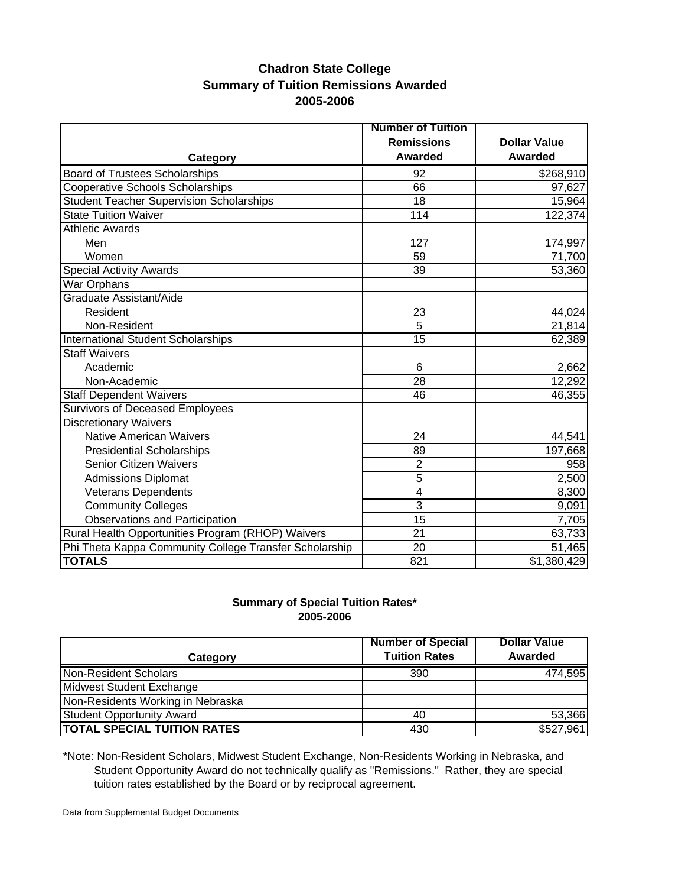# Chadron State College
## Summary of Tuition Remissions Awarded
## 2005-2006

| Category | Number of Tuition Remissions Awarded | Dollar Value Awarded |
|---|---|---|
| Board of Trustees Scholarships | 92 | $268,910 |
| Cooperative Schools Scholarships | 66 | 97,627 |
| Student Teacher Supervision Scholarships | 18 | 15,964 |
| State Tuition Waiver | 114 | 122,374 |
| Athletic Awards | | |
| Men | 127 | 174,997 |
| Women | 59 | 71,700 |
| Special Activity Awards | 39 | 53,360 |
| War Orphans | | |
| Graduate Assistant/Aide | | |
| Resident | 23 | 44,024 |
| Non-Resident | 5 | 21,814 |
| International Student Scholarships | 15 | 62,389 |
| Staff Waivers | | |
| Academic | 6 | 2,662 |
| Non-Academic | 28 | 12,292 |
| Staff Dependent Waivers | 46 | 46,355 |
| Survivors of Deceased Employees | | |
| Discretionary Waivers | | |
| Native American Waivers | 24 | 44,541 |
| Presidential Scholarships | 89 | 197,668 |
| Senior Citizen Waivers | 2 | 958 |
| Admissions Diplomat | 5 | 2,500 |
| Veterans Dependents | 4 | 8,300 |
| Community Colleges | 3 | 9,091 |
| Observations and Participation | 15 | 7,705 |
| Rural Health Opportunities Program (RHOP) Waivers | 21 | 63,733 |
| Phi Theta Kappa Community College Transfer Scholarship | 20 | 51,465 |
| **TOTALS** | 821 | $1,380,429 |

### Summary of Special Tuition Rates*
### 2005-2006

| Category | Number of Special Tuition Rates | Dollar Value Awarded |
|---|---|---|
| Non-Resident Scholars | 390 | 474,595 |
| Midwest Student Exchange | | |
| Non-Residents Working in Nebraska | | |
| Student Opportunity Award | 40 | 53,366 |
| **TOTAL SPECIAL TUITION RATES** | 430 | $527,961 |

*Note: Non-Resident Scholars, Midwest Student Exchange, Non-Residents Working in Nebraska, and Student Opportunity Award do not technically qualify as "Remissions." Rather, they are special tuition rates established by the Board or by reciprocal agreement.

Data from Supplemental Budget Documents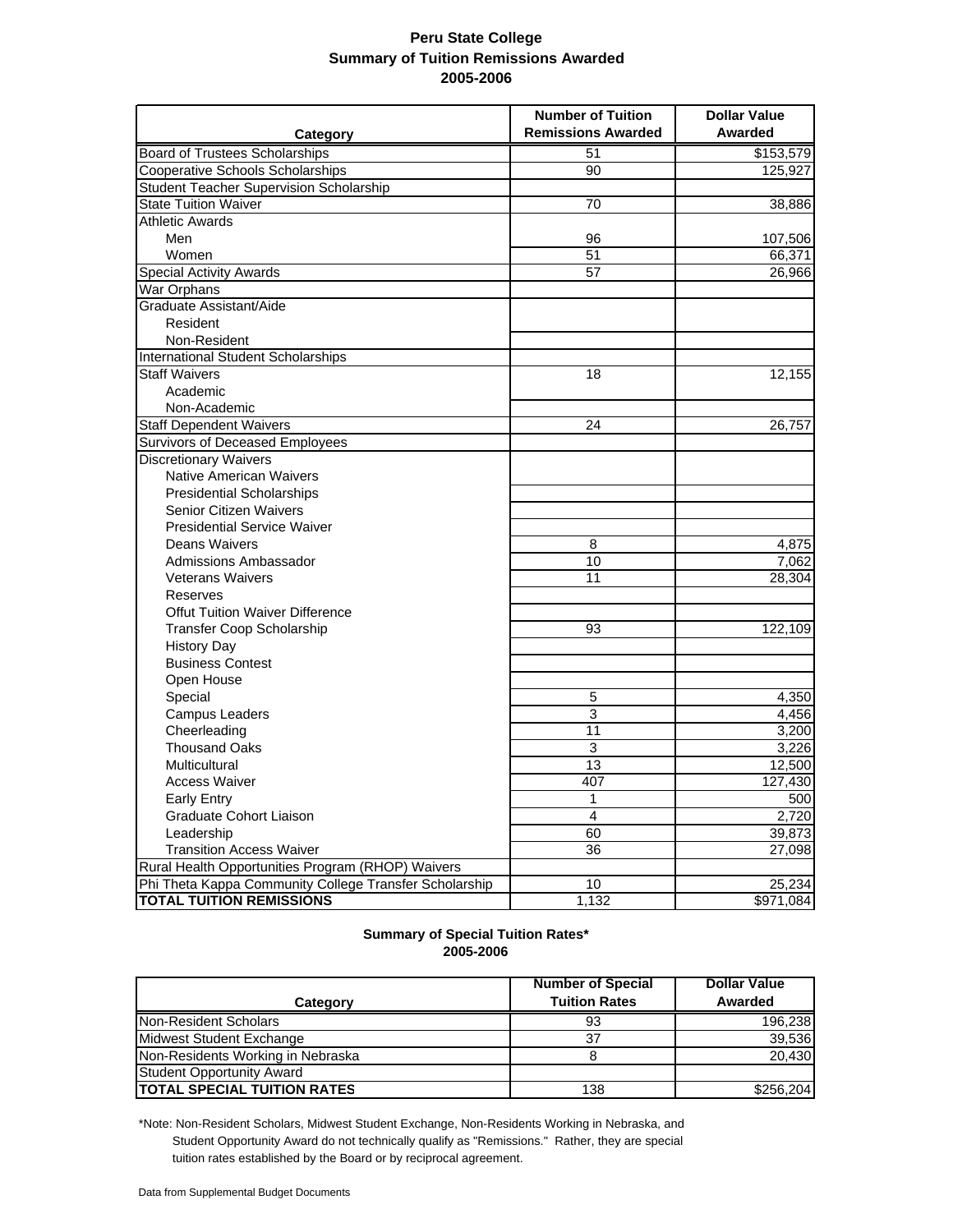# Peru State College
## Summary of Tuition Remissions Awarded
### 2005-2006

| Category | Number of Tuition Remissions Awarded | Dollar Value Awarded |
|---|---|---|
| Board of Trustees Scholarships | 51 | $153,579 |
| Cooperative Schools Scholarships | 90 | 125,927 |
| Student Teacher Supervision Scholarship | | |
| State Tuition Waiver | 70 | 38,886 |
| Athletic Awards | | |
| Men | 96 | 107,506 |
| Women | 51 | 66,371 |
| Special Activity Awards | 57 | 26,966 |
| War Orphans | | |
| Graduate Assistant/Aide | | |
| Resident | | |
| Non-Resident | | |
| International Student Scholarships | | |
| Staff Waivers | 18 | 12,155 |
| Academic | | |
| Non-Academic | | |
| Staff Dependent Waivers | 24 | 26,757 |
| Survivors of Deceased Employees | | |
| Discretionary Waivers | | |
| Native American Waivers | | |
| Presidential Scholarships | | |
| Senior Citizen Waivers | | |
| Presidential Service Waiver | | |
| Deans Waivers | 8 | 4,875 |
| Admissions Ambassador | 10 | 7,062 |
| Veterans Waivers | 11 | 28,304 |
| Reserves | | |
| Offut Tuition Waiver Difference | | |
| Transfer Coop Scholarship | 93 | 122,109 |
| History Day | | |
| Business Contest | | |
| Open House | | |
| Special | 5 | 4,350 |
| Campus Leaders | 3 | 4,456 |
| Cheerleading | 11 | 3,200 |
| Thousand Oaks | 3 | 3,226 |
| Multicultural | 13 | 12,500 |
| Access Waiver | 407 | 127,430 |
| Early Entry | 1 | 500 |
| Graduate Cohort Liaison | 4 | 2,720 |
| Leadership | 60 | 39,873 |
| Transition Access Waiver | 36 | 27,098 |
| Rural Health Opportunities Program (RHOP) Waivers | | |
| Phi Theta Kappa Community College Transfer Scholarship | 10 | 25,234 |
| **TOTAL TUITION REMISSIONS** | 1,132 | $971,084 |

### Summary of Special Tuition Rates*
### 2005-2006

| Category | Number of Special Tuition Rates | Dollar Value Awarded |
|---|---|---|
| Non-Resident Scholars | 93 | 196,238 |
| Midwest Student Exchange | 37 | 39,536 |
| Non-Residents Working in Nebraska | 8 | 20,430 |
| Student Opportunity Award | | |
| **TOTAL SPECIAL TUITION RATES** | 138 | $256,204 |

*Note: Non-Resident Scholars, Midwest Student Exchange, Non-Residents Working in Nebraska, and Student Opportunity Award do not technically qualify as "Remissions." Rather, they are special tuition rates established by the Board or by reciprocal agreement.

Data from Supplemental Budget Documents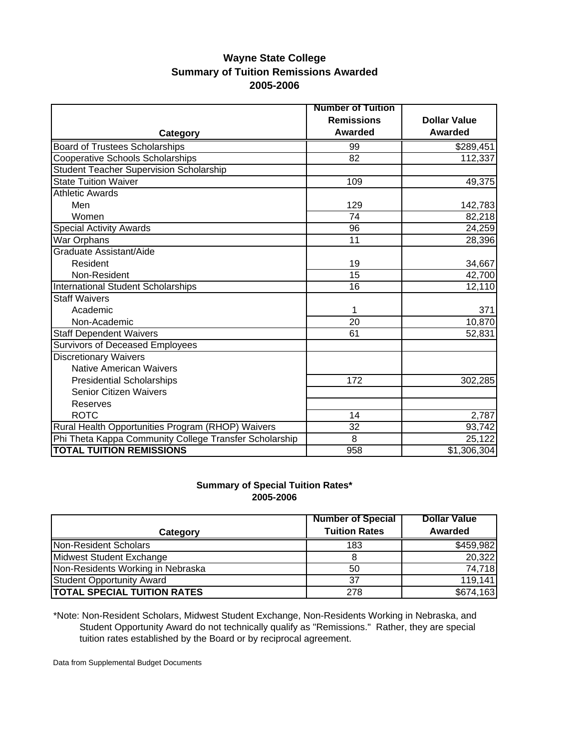# Wayne State College
## Summary of Tuition Remissions Awarded
## 2005-2006

| Category | Number of Tuition Remissions Awarded | Dollar Value Awarded |
|---|---|---|
| Board of Trustees Scholarships | 99 | $289,451 |
| Cooperative Schools Scholarships | 82 | 112,337 |
| Student Teacher Supervision Scholarship | | |
| State Tuition Waiver | 109 | 49,375 |
| Athletic Awards | | |
| Men | 129 | 142,783 |
| Women | 74 | 82,218 |
| Special Activity Awards | 96 | 24,259 |
| War Orphans | 11 | 28,396 |
| Graduate Assistant/Aide | | |
| Resident | 19 | 34,667 |
| Non-Resident | 15 | 42,700 |
| International Student Scholarships | 16 | 12,110 |
| Staff Waivers | | |
| Academic | 1 | 371 |
| Non-Academic | 20 | 10,870 |
| Staff Dependent Waivers | 61 | 52,831 |
| Survivors of Deceased Employees | | |
| Discretionary Waivers | | |
| Native American Waivers | | |
| Presidential Scholarships | 172 | 302,285 |
| Senior Citizen Waivers | | |
| Reserves | | |
| ROTC | 14 | 2,787 |
| Rural Health Opportunities Program (RHOP) Waivers | 32 | 93,742 |
| Phi Theta Kappa Community College Transfer Scholarship | 8 | 25,122 |
| **TOTAL TUITION REMISSIONS** | 958 | $1,306,304 |

### Summary of Special Tuition Rates*
### 2005-2006

| Category | Number of Special Tuition Rates | Dollar Value Awarded |
|---|---|---|
| Non-Resident Scholars | 183 | $459,982 |
| Midwest Student Exchange | 8 | 20,322 |
| Non-Residents Working in Nebraska | 50 | 74,718 |
| Student Opportunity Award | 37 | 119,141 |
| **TOTAL SPECIAL TUITION RATES** | 278 | $674,163 |

*Note: Non-Resident Scholars, Midwest Student Exchange, Non-Residents Working in Nebraska, and Student Opportunity Award do not technically qualify as "Remissions." Rather, they are special tuition rates established by the Board or by reciprocal agreement.

Data from Supplemental Budget Documents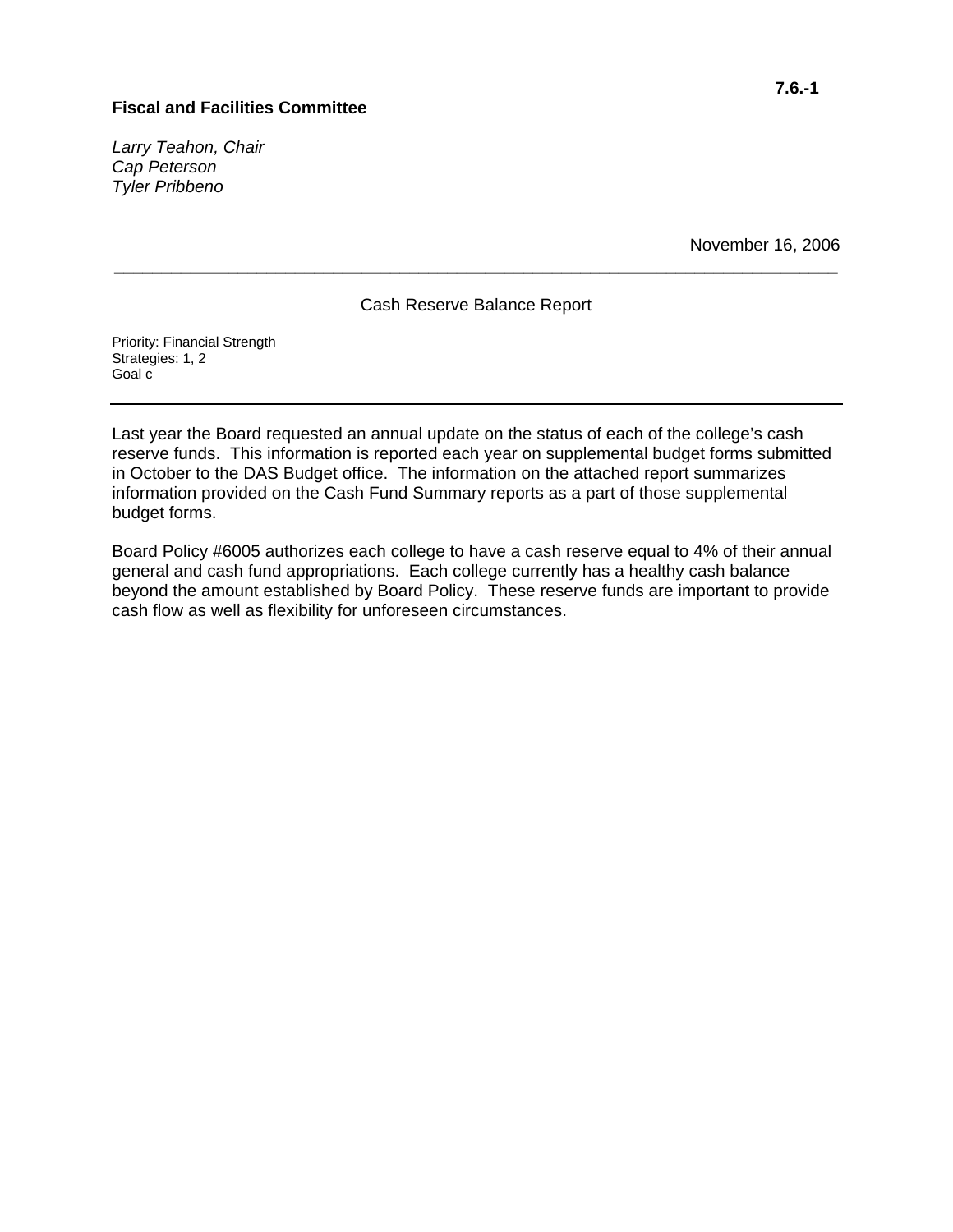**7.6.-1**

**Fiscal and Facilities Committee**

*Larry Teahon, Chair*
*Cap Peterson*
*Tyler Pribbeno*

November 16, 2006

---

Cash Reserve Balance Report

Priority: Financial Strength
Strategies: 1, 2
Goal c

---

Last year the Board requested an annual update on the status of each of the college's cash reserve funds. This information is reported each year on supplemental budget forms submitted in October to the DAS Budget office. The information on the attached report summarizes information provided on the Cash Fund Summary reports as a part of those supplemental budget forms.

Board Policy #6005 authorizes each college to have a cash reserve equal to 4% of their annual general and cash fund appropriations. Each college currently has a healthy cash balance beyond the amount established by Board Policy. These reserve funds are important to provide cash flow as well as flexibility for unforeseen circumstances.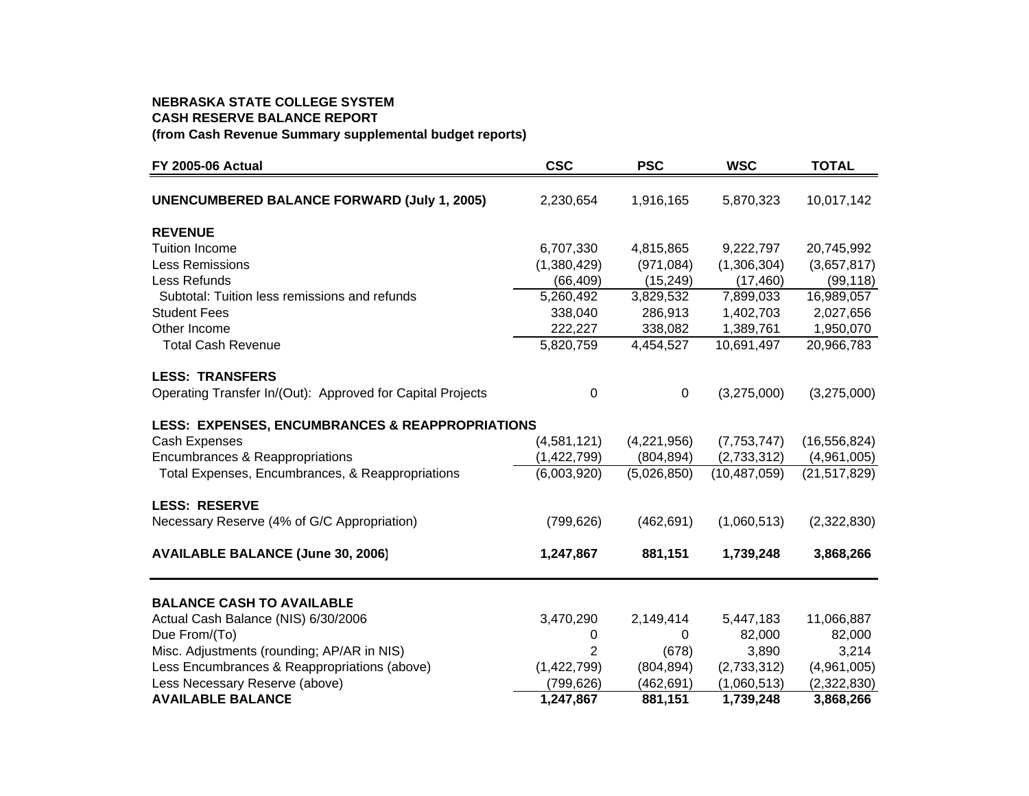**NEBRASKA STATE COLLEGE SYSTEM**
**CASH RESERVE BALANCE REPORT**
**(from Cash Revenue Summary supplemental budget reports)**

| **FY 2005-06 Actual** | **CSC** | **PSC** | **WSC** | **TOTAL** |
|---|---|---|---|---|
| **UNENCUMBERED BALANCE FORWARD (July 1, 2005)** | 2,230,654 | 1,916,165 | 5,870,323 | 10,017,142 |
| **REVENUE** | | | | |
| Tuition Income | 6,707,330 | 4,815,865 | 9,222,797 | 20,745,992 |
| Less Remissions | (1,380,429) | (971,084) | (1,306,304) | (3,657,817) |
| Less Refunds | (66,409) | (15,249) | (17,460) | (99,118) |
| Subtotal: Tuition less remissions and refunds | 5,260,492 | 3,829,532 | 7,899,033 | 16,989,057 |
| Student Fees | 338,040 | 286,913 | 1,402,703 | 2,027,656 |
| Other Income | 222,227 | 338,082 | 1,389,761 | 1,950,070 |
| Total Cash Revenue | 5,820,759 | 4,454,527 | 10,691,497 | 20,966,783 |
| **LESS: TRANSFERS** | | | | |
| Operating Transfer In/(Out): Approved for Capital Projects | 0 | 0 | (3,275,000) | (3,275,000) |
| **LESS: EXPENSES, ENCUMBRANCES & REAPPROPRIATIONS** | | | | |
| Cash Expenses | (4,581,121) | (4,221,956) | (7,753,747) | (16,556,824) |
| Encumbrances & Reappropriations | (1,422,799) | (804,894) | (2,733,312) | (4,961,005) |
| Total Expenses, Encumbrances, & Reappropriations | (6,003,920) | (5,026,850) | (10,487,059) | (21,517,829) |
| **LESS: RESERVE** | | | | |
| Necessary Reserve (4% of G/C Appropriation) | (799,626) | (462,691) | (1,060,513) | (2,322,830) |
| **AVAILABLE BALANCE (June 30, 2006)** | **1,247,867** | **881,151** | **1,739,248** | **3,868,266** |

| | | | | |
|---|---|---|---|---|
| **BALANCE CASH TO AVAILABLE** | | | | |
| Actual Cash Balance (NIS) 6/30/2006 | 3,470,290 | 2,149,414 | 5,447,183 | 11,066,887 |
| Due From/(To) | 0 | 0 | 82,000 | 82,000 |
| Misc. Adjustments (rounding; AP/AR in NIS) | 2 | (678) | 3,890 | 3,214 |
| Less Encumbrances & Reappropriations (above) | (1,422,799) | (804,894) | (2,733,312) | (4,961,005) |
| Less Necessary Reserve (above) | (799,626) | (462,691) | (1,060,513) | (2,322,830) |
| **AVAILABLE BALANCE** | **1,247,867** | **881,151** | **1,739,248** | **3,868,266** |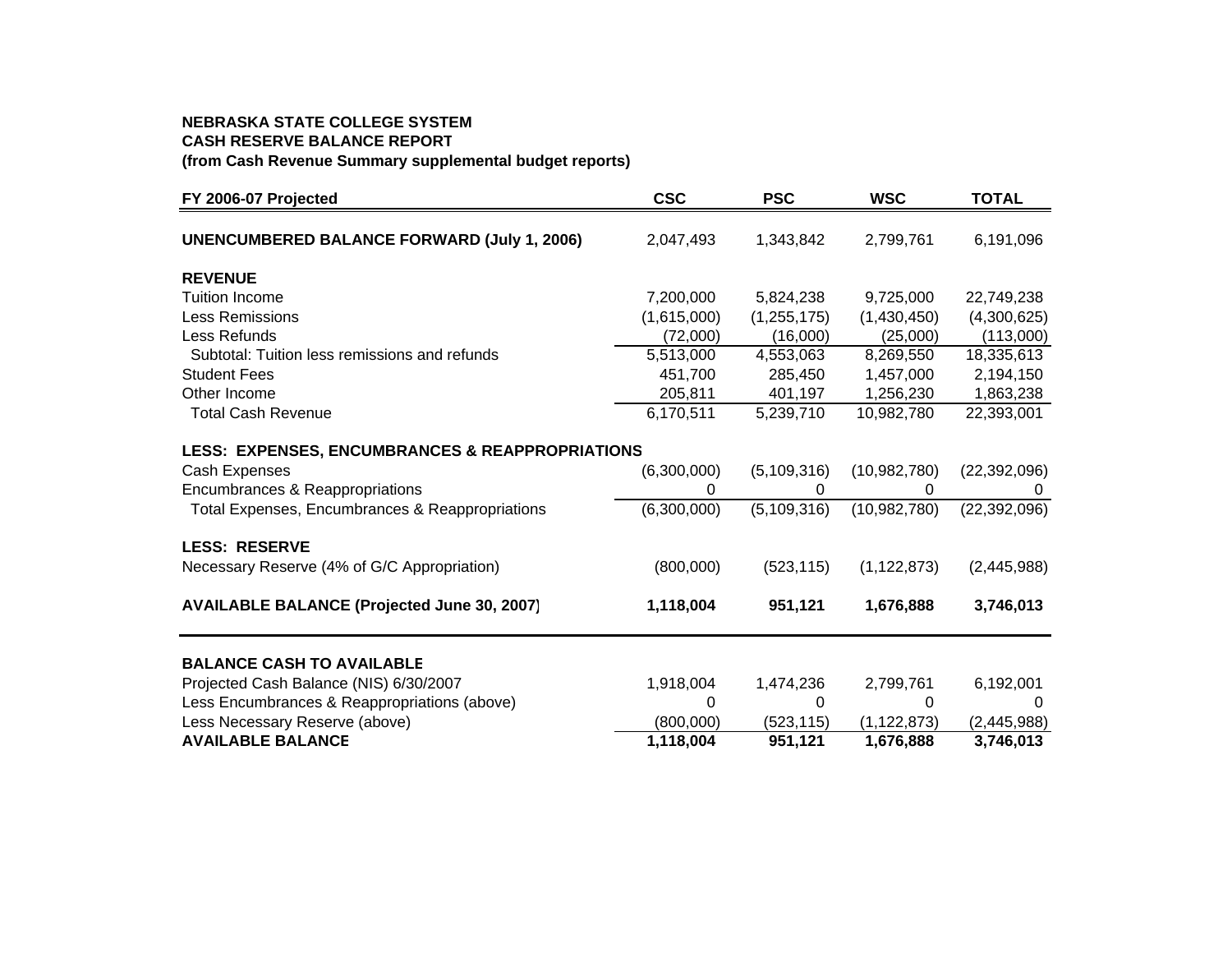**NEBRASKA STATE COLLEGE SYSTEM**
**CASH RESERVE BALANCE REPORT**
**(from Cash Revenue Summary supplemental budget reports)**

| FY 2006-07 Projected | CSC | PSC | WSC | TOTAL |
|---|---|---|---|---|
| **UNENCUMBERED BALANCE FORWARD (July 1, 2006)** | 2,047,493 | 1,343,842 | 2,799,761 | 6,191,096 |
| **REVENUE** | | | | |
| Tuition Income | 7,200,000 | 5,824,238 | 9,725,000 | 22,749,238 |
| Less Remissions | (1,615,000) | (1,255,175) | (1,430,450) | (4,300,625) |
| Less Refunds | (72,000) | (16,000) | (25,000) | (113,000) |
| Subtotal: Tuition less remissions and refunds | 5,513,000 | 4,553,063 | 8,269,550 | 18,335,613 |
| Student Fees | 451,700 | 285,450 | 1,457,000 | 2,194,150 |
| Other Income | 205,811 | 401,197 | 1,256,230 | 1,863,238 |
| Total Cash Revenue | 6,170,511 | 5,239,710 | 10,982,780 | 22,393,001 |
| **LESS: EXPENSES, ENCUMBRANCES & REAPPROPRIATIONS** | | | | |
| Cash Expenses | (6,300,000) | (5,109,316) | (10,982,780) | (22,392,096) |
| Encumbrances & Reappropriations | 0 | 0 | 0 | 0 |
| Total Expenses, Encumbrances & Reappropriations | (6,300,000) | (5,109,316) | (10,982,780) | (22,392,096) |
| **LESS: RESERVE** | | | | |
| Necessary Reserve (4% of G/C Appropriation) | (800,000) | (523,115) | (1,122,873) | (2,445,988) |
| **AVAILABLE BALANCE (Projected June 30, 2007)** | **1,118,004** | **951,121** | **1,676,888** | **3,746,013** |
| **BALANCE CASH TO AVAILABLE** | | | | |
| Projected Cash Balance (NIS) 6/30/2007 | 1,918,004 | 1,474,236 | 2,799,761 | 6,192,001 |
| Less Encumbrances & Reappropriations (above) | 0 | 0 | 0 | 0 |
| Less Necessary Reserve (above) | (800,000) | (523,115) | (1,122,873) | (2,445,988) |
| **AVAILABLE BALANCE** | **1,118,004** | **951,121** | **1,676,888** | **3,746,013** |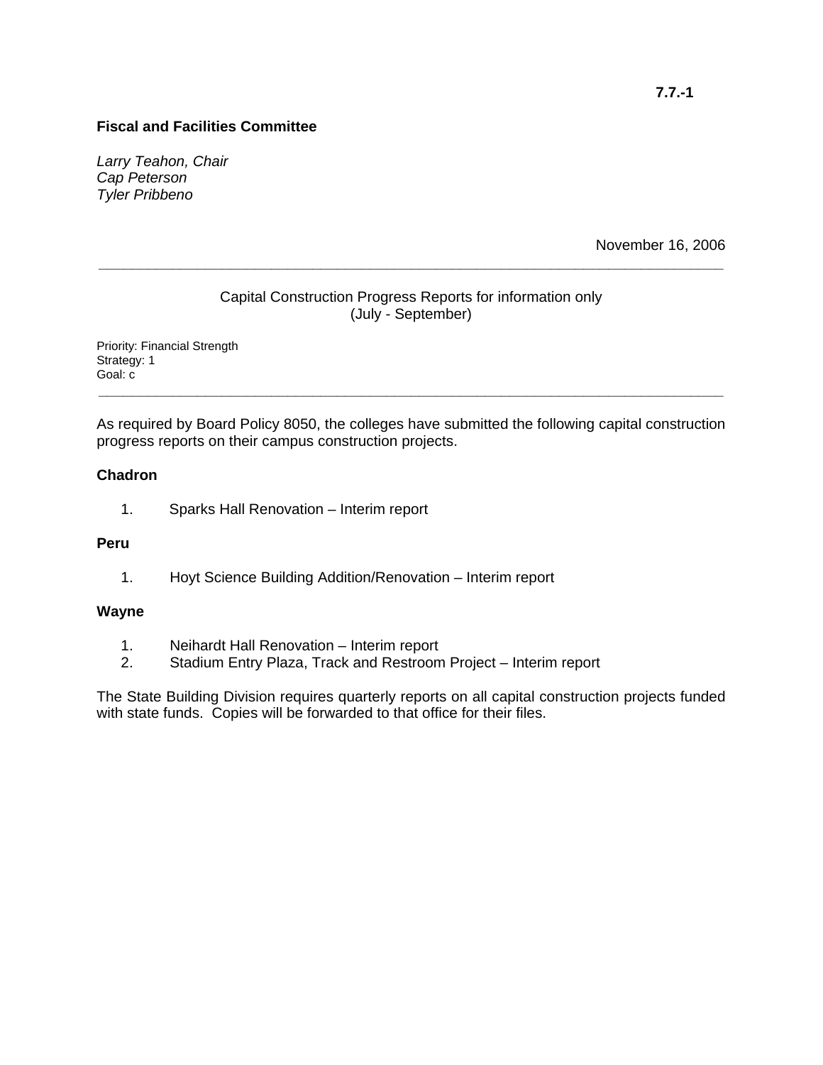**7.7.-1**

**Fiscal and Facilities Committee**

*Larry Teahon, Chair*
*Cap Peterson*
*Tyler Pribbeno*

November 16, 2006

---

Capital Construction Progress Reports for information only
(July - September)

Priority: Financial Strength
Strategy: 1
Goal: c

---

As required by Board Policy 8050, the colleges have submitted the following capital construction progress reports on their campus construction projects.

**Chadron**

1. Sparks Hall Renovation – Interim report

**Peru**

1. Hoyt Science Building Addition/Renovation – Interim report

**Wayne**

1. Neihardt Hall Renovation – Interim report
2. Stadium Entry Plaza, Track and Restroom Project – Interim report

The State Building Division requires quarterly reports on all capital construction projects funded with state funds. Copies will be forwarded to that office for their files.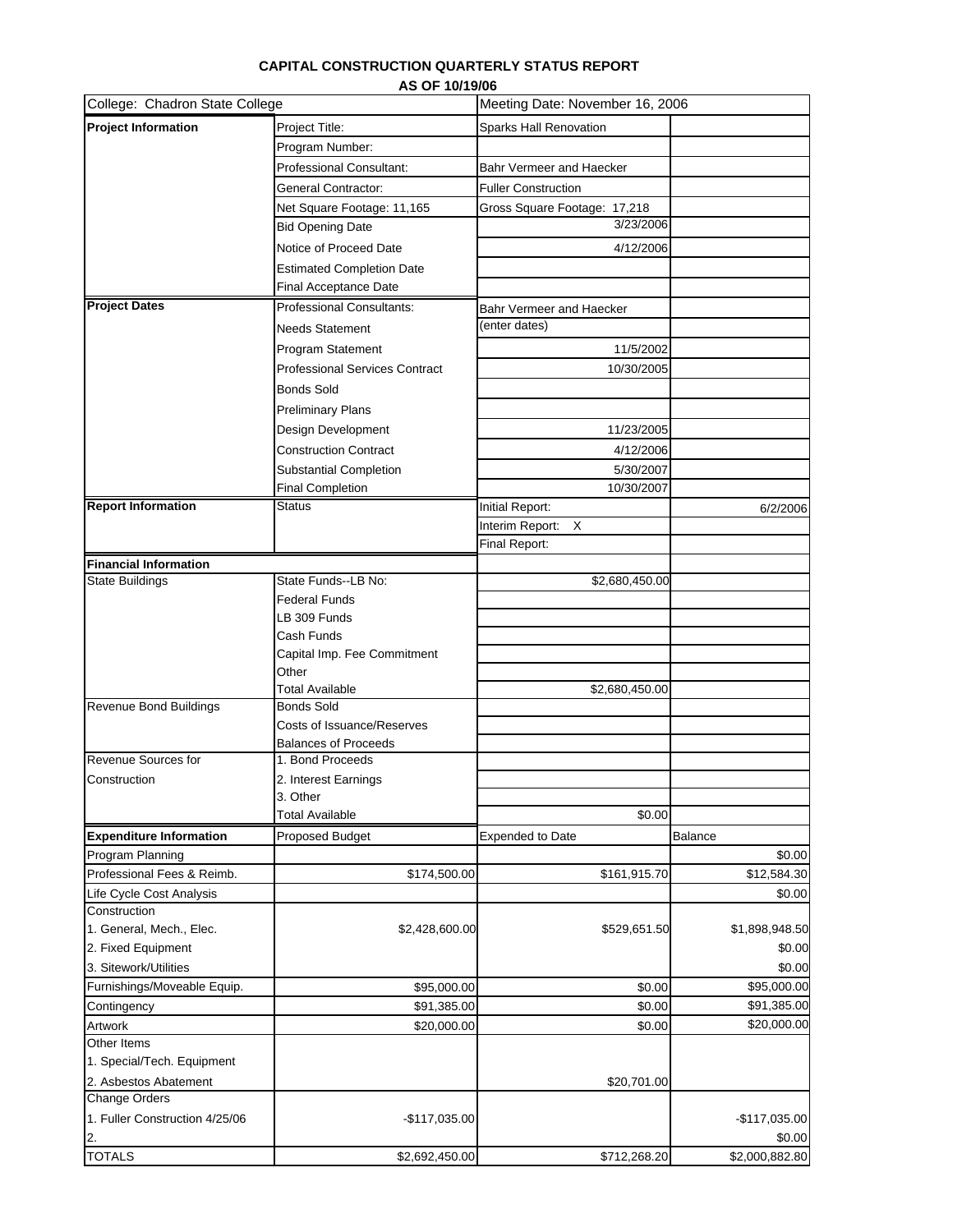## CAPITAL CONSTRUCTION QUARTERLY STATUS REPORT

**AS OF 10/19/06**

| | | | |
|---|---|---|---|
| College: Chadron State College | | Meeting Date: November 16, 2006 | |
| **Project Information** | Project Title: | Sparks Hall Renovation | |
| | Program Number: | | |
| | Professional Consultant: | Bahr Vermeer and Haecker | |
| | General Contractor: | Fuller Construction | |
| | Net Square Footage: 11,165 | Gross Square Footage: 17,218 | |
| | Bid Opening Date | 3/23/2006 | |
| | Notice of Proceed Date | 4/12/2006 | |
| | Estimated Completion Date | | |
| | Final Acceptance Date | | |
| **Project Dates** | Professional Consultants: | Bahr Vermeer and Haecker | |
| | Needs Statement | (enter dates) | |
| | Program Statement | 11/5/2002 | |
| | Professional Services Contract | 10/30/2005 | |
| | Bonds Sold | | |
| | Preliminary Plans | | |
| | Design Development | 11/23/2005 | |
| | Construction Contract | 4/12/2006 | |
| | Substantial Completion | 5/30/2007 | |
| | Final Completion | 10/30/2007 | |
| **Report Information** | Status | Initial Report: | 6/2/2006 |
| | | Interim Report: X | |
| | | Final Report: | |
| **Financial Information** | | | |
| State Buildings | State Funds--LB No: | $2,680,450.00 | |
| | Federal Funds | | |
| | LB 309 Funds | | |
| | Cash Funds | | |
| | Capital Imp. Fee Commitment | | |
| | Other | | |
| | Total Available | $2,680,450.00 | |
| Revenue Bond Buildings | Bonds Sold | | |
| | Costs of Issuance/Reserves | | |
| | Balances of Proceeds | | |
| Revenue Sources for Construction | 1. Bond Proceeds | | |
| | 2. Interest Earnings | | |
| | 3. Other | | |
| | Total Available | $0.00 | |
| **Expenditure Information** | Proposed Budget | Expended to Date | Balance |
| Program Planning | | | $0.00 |
| Professional Fees & Reimb. | $174,500.00 | $161,915.70 | $12,584.30 |
| Life Cycle Cost Analysis | | | $0.00 |
| Construction | | | |
| 1. General, Mech., Elec. | $2,428,600.00 | $529,651.50 | $1,898,948.50 |
| 2. Fixed Equipment | | | $0.00 |
| 3. Sitework/Utilities | | | $0.00 |
| Furnishings/Moveable Equip. | $95,000.00 | $0.00 | $95,000.00 |
| Contingency | $91,385.00 | $0.00 | $91,385.00 |
| Artwork | $20,000.00 | $0.00 | $20,000.00 |
| Other Items | | | |
| 1. Special/Tech. Equipment | | | |
| 2. Asbestos Abatement | | $20,701.00 | |
| Change Orders | | | |
| 1. Fuller Construction 4/25/06 | -$117,035.00 | | -$117,035.00 |
| 2. | | | $0.00 |
| TOTALS | $2,692,450.00 | $712,268.20 | $2,000,882.80 |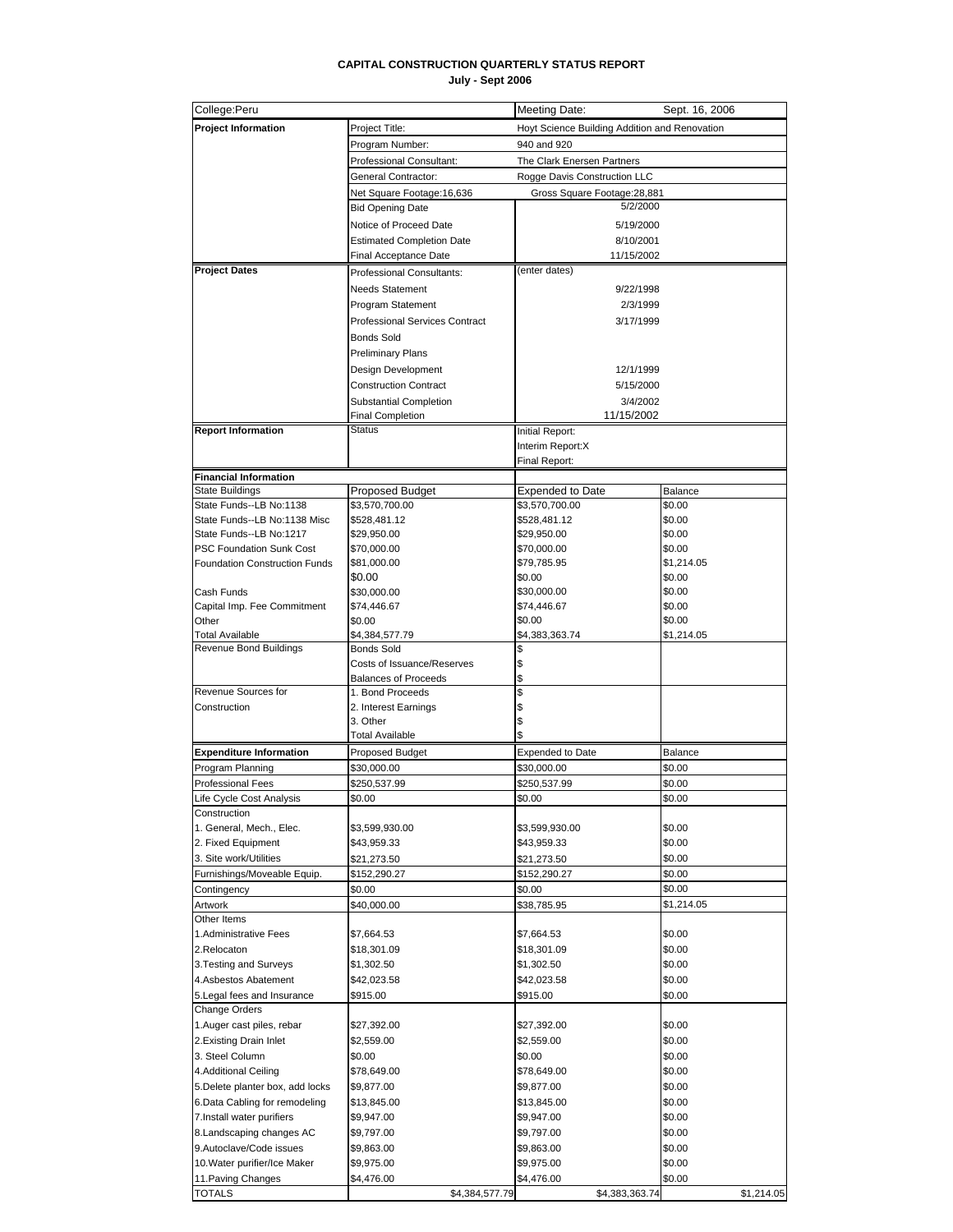**CAPITAL CONSTRUCTION QUARTERLY STATUS REPORT**
**July - Sept 2006**

| | | | |
|---|---|---|---|
| College:Peru | | Meeting Date: | Sept. 16, 2006 |
| **Project Information** | Project Title: | Hoyt Science Building Addition and Renovation | |
| | Program Number: | 940 and 920 | |
| | Professional Consultant: | The Clark Enersen Partners | |
| | General Contractor: | Rogge Davis Construction LLC | |
| | Net Square Footage:16,636 | Gross Square Footage:28,881 | |
| | Bid Opening Date | 5/2/2000 | |
| | Notice of Proceed Date | 5/19/2000 | |
| | Estimated Completion Date | 8/10/2001 | |
| | Final Acceptance Date | 11/15/2002 | |
| **Project Dates** | Professional Consultants: | (enter dates) | |
| | Needs Statement | 9/22/1998 | |
| | Program Statement | 2/3/1999 | |
| | Professional Services Contract | 3/17/1999 | |
| | Bonds Sold | | |
| | Preliminary Plans | | |
| | Design Development | 12/1/1999 | |
| | Construction Contract | 5/15/2000 | |
| | Substantial Completion | 3/4/2002 | |
| | Final Completion | 11/15/2002 | |
| **Report Information** | Status | Initial Report: | |
| | | Interim Report:X | |
| | | Final Report: | |
| **Financial Information** | | | |
| State Buildings | Proposed Budget | Expended to Date | Balance |
| State Funds--LB No:1138 | $3,570,700.00 | $3,570,700.00 | $0.00 |
| State Funds--LB No:1138 Misc | $528,481.12 | $528,481.12 | $0.00 |
| State Funds--LB No:1217 | $29,950.00 | $29,950.00 | $0.00 |
| PSC Foundation Sunk Cost | $70,000.00 | $70,000.00 | $0.00 |
| Foundation Construction Funds | $81,000.00 | $79,785.95 | $1,214.05 |
| | $0.00 | $0.00 | $0.00 |
| Cash Funds | $30,000.00 | $30,000.00 | $0.00 |
| Capital Imp. Fee Commitment | $74,446.67 | $74,446.67 | $0.00 |
| Other | $0.00 | $0.00 | $0.00 |
| Total Available | $4,384,577.79 | $4,383,363.74 | $1,214.05 |
| Revenue Bond Buildings | Bonds Sold | $ | |
| | Costs of Issuance/Reserves | $ | |
| | Balances of Proceeds | $ | |
| Revenue Sources for Construction | 1. Bond Proceeds | $ | |
| | 2. Interest Earnings | $ | |
| | 3. Other | $ | |
| | Total Available | $ | |
| **Expenditure Information** | Proposed Budget | Expended to Date | Balance |
| Program Planning | $30,000.00 | $30,000.00 | $0.00 |
| Professional Fees | $250,537.99 | $250,537.99 | $0.00 |
| Life Cycle Cost Analysis | $0.00 | $0.00 | $0.00 |
| Construction | | | |
| 1. General, Mech., Elec. | $3,599,930.00 | $3,599,930.00 | $0.00 |
| 2. Fixed Equipment | $43,959.33 | $43,959.33 | $0.00 |
| 3. Site work/Utilities | $21,273.50 | $21,273.50 | $0.00 |
| Furnishings/Moveable Equip. | $152,290.27 | $152,290.27 | $0.00 |
| Contingency | $0.00 | $0.00 | $0.00 |
| Artwork | $40,000.00 | $38,785.95 | $1,214.05 |
| Other Items | | | |
| 1.Administrative Fees | $7,664.53 | $7,664.53 | $0.00 |
| 2.Relocaton | $18,301.09 | $18,301.09 | $0.00 |
| 3.Testing and Surveys | $1,302.50 | $1,302.50 | $0.00 |
| 4.Asbestos Abatement | $42,023.58 | $42,023.58 | $0.00 |
| 5.Legal fees and Insurance | $915.00 | $915.00 | $0.00 |
| Change Orders | | | |
| 1.Auger cast piles, rebar | $27,392.00 | $27,392.00 | $0.00 |
| 2.Existing Drain Inlet | $2,559.00 | $2,559.00 | $0.00 |
| 3. Steel Column | $0.00 | $0.00 | $0.00 |
| 4.Additional Ceiling | $78,649.00 | $78,649.00 | $0.00 |
| 5.Delete planter box, add locks | $9,877.00 | $9,877.00 | $0.00 |
| 6.Data Cabling for remodeling | $13,845.00 | $13,845.00 | $0.00 |
| 7.Install water purifiers | $9,947.00 | $9,947.00 | $0.00 |
| 8.Landscaping changes AC | $9,797.00 | $9,797.00 | $0.00 |
| 9.Autoclave/Code issues | $9,863.00 | $9,863.00 | $0.00 |
| 10.Water purifier/Ice Maker | $9,975.00 | $9,975.00 | $0.00 |
| 11.Paving Changes | $4,476.00 | $4,476.00 | $0.00 |
| TOTALS | $4,384,577.79 | $4,383,363.74 | $1,214.05 |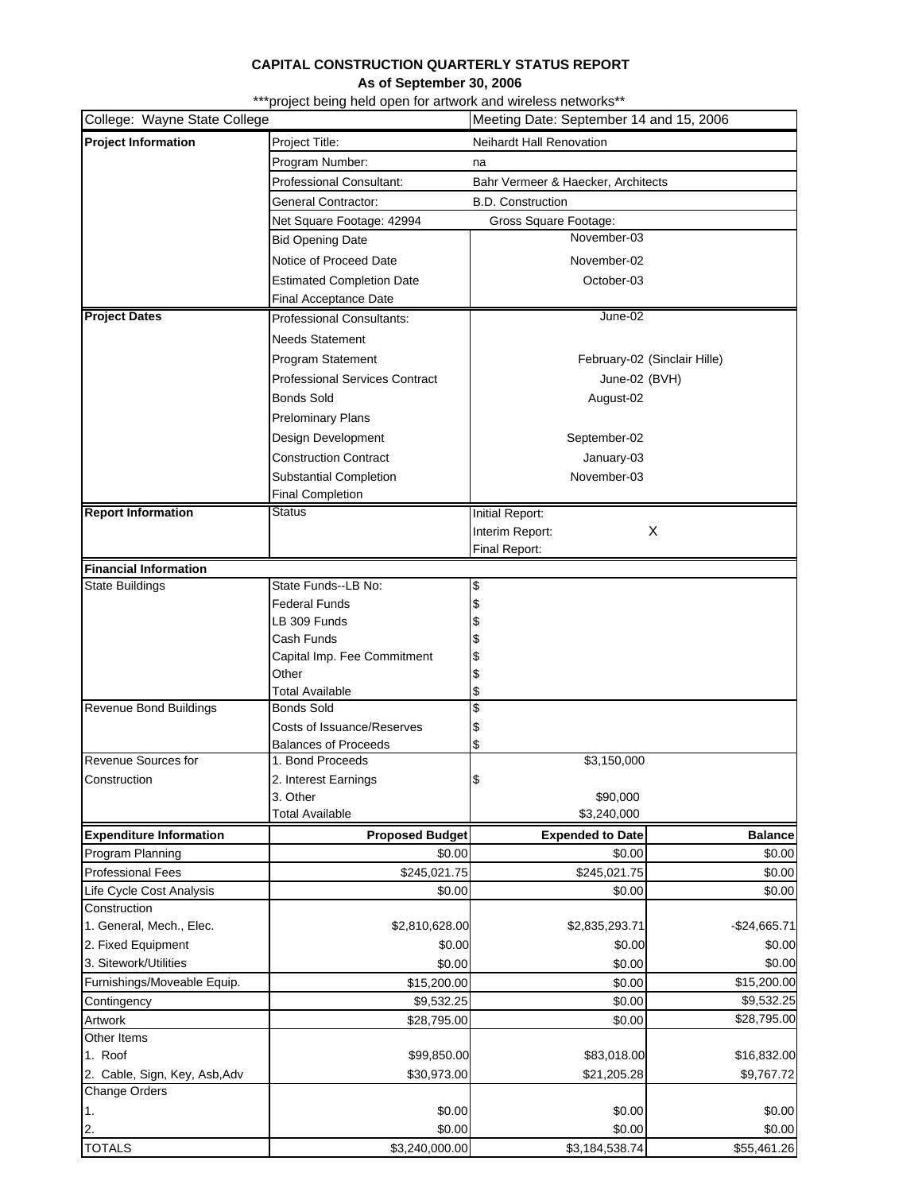**CAPITAL CONSTRUCTION QUARTERLY STATUS REPORT**

**As of September 30, 2006**

***project being held open for artwork and wireless networks**

| College: Wayne State College | | Meeting Date: September 14 and 15, 2006 | |
|---|---|---|---|
| **Project Information** | Project Title: | Neihardt Hall Renovation | |
| | Program Number: | na | |
| | Professional Consultant: | Bahr Vermeer & Haecker, Architects | |
| | General Contractor: | B.D. Construction | |
| | Net Square Footage: 42994 | Gross Square Footage: | |
| | Bid Opening Date | November-03 | |
| | Notice of Proceed Date | November-02 | |
| | Estimated Completion Date | October-03 | |
| | Final Acceptance Date | | |
| **Project Dates** | Professional Consultants: | June-02 | |
| | Needs Statement | | |
| | Program Statement | February-02 (Sinclair Hille) | |
| | Professional Services Contract | June-02 (BVH) | |
| | Bonds Sold | August-02 | |
| | Prelominary Plans | | |
| | Design Development | September-02 | |
| | Construction Contract | January-03 | |
| | Substantial Completion | November-03 | |
| | Final Completion | | |
| **Report Information** | Status | Initial Report: | |
| | | Interim Report: | X |
| | | Final Report: | |
| **Financial Information** | | | |
| State Buildings | State Funds--LB No: | $ | |
| | Federal Funds | $ | |
| | LB 309 Funds | $ | |
| | Cash Funds | $ | |
| | Capital Imp. Fee Commitment | $ | |
| | Other | $ | |
| | Total Available | $ | |
| Revenue Bond Buildings | Bonds Sold | $ | |
| | Costs of Issuance/Reserves | $ | |
| | Balances of Proceeds | $ | |
| Revenue Sources for | 1. Bond Proceeds | $3,150,000 | |
| Construction | 2. Interest Earnings | $ | |
| | 3. Other | $90,000 | |
| | Total Available | $3,240,000 | |
| **Expenditure Information** | **Proposed Budget** | **Expended to Date** | **Balance** |
| Program Planning | $0.00 | $0.00 | $0.00 |
| Professional Fees | $245,021.75 | $245,021.75 | $0.00 |
| Life Cycle Cost Analysis | $0.00 | $0.00 | $0.00 |
| Construction | | | |
| 1. General, Mech., Elec. | $2,810,628.00 | $2,835,293.71 | -$24,665.71 |
| 2. Fixed Equipment | $0.00 | $0.00 | $0.00 |
| 3. Sitework/Utilities | $0.00 | $0.00 | $0.00 |
| Furnishings/Moveable Equip. | $15,200.00 | $0.00 | $15,200.00 |
| Contingency | $9,532.25 | $0.00 | $9,532.25 |
| Artwork | $28,795.00 | $0.00 | $28,795.00 |
| Other Items | | | |
| 1. Roof | $99,850.00 | $83,018.00 | $16,832.00 |
| 2. Cable, Sign, Key, Asb,Adv | $30,973.00 | $21,205.28 | $9,767.72 |
| Change Orders | | | |
| 1. | $0.00 | $0.00 | $0.00 |
| 2. | $0.00 | $0.00 | $0.00 |
| TOTALS | $3,240,000.00 | $3,184,538.74 | $55,461.26 |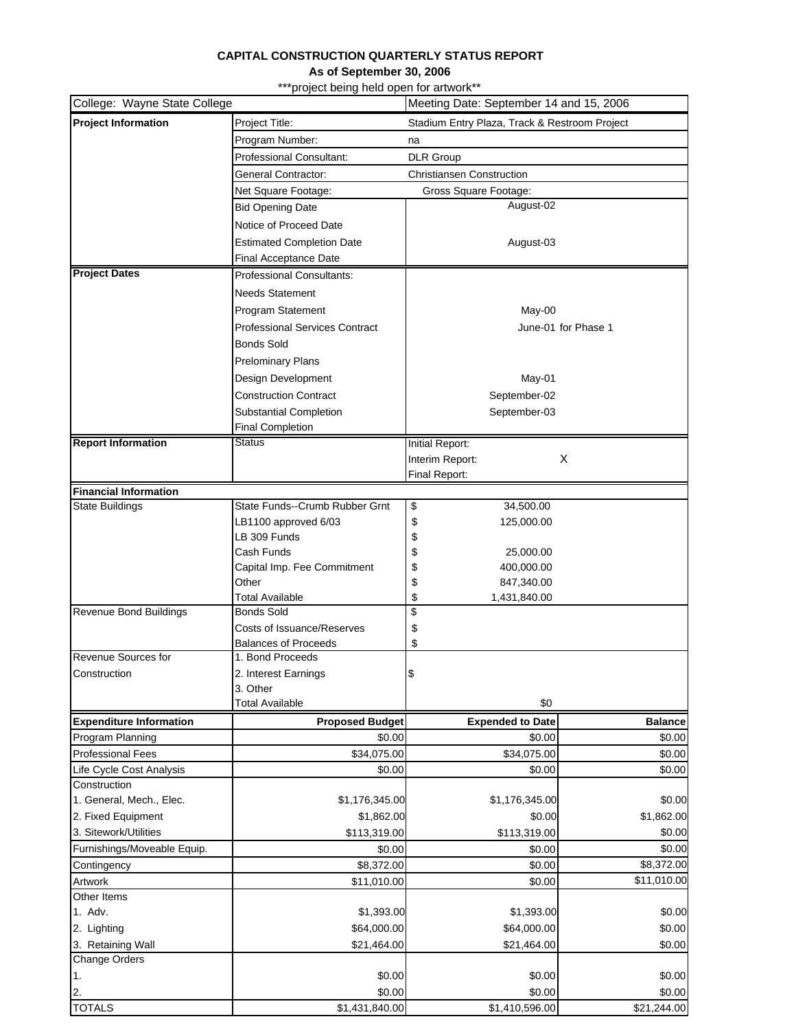**CAPITAL CONSTRUCTION QUARTERLY STATUS REPORT**

**As of September 30, 2006**

***project being held open for artwork**

| College: Wayne State College | | Meeting Date: September 14 and 15, 2006 | |
|---|---|---|---|
| **Project Information** | Project Title: | Stadium Entry Plaza, Track & Restroom Project | |
| | Program Number: | na | |
| | Professional Consultant: | DLR Group | |
| | General Contractor: | Christiansen Construction | |
| | Net Square Footage: | Gross Square Footage: | |
| | Bid Opening Date | August-02 | |
| | Notice of Proceed Date | | |
| | Estimated Completion Date | August-03 | |
| | Final Acceptance Date | | |
| **Project Dates** | Professional Consultants: | | |
| | Needs Statement | | |
| | Program Statement | May-00 | |
| | Professional Services Contract | June-01 for Phase 1 | |
| | Bonds Sold | | |
| | Preliminary Plans | | |
| | Design Development | May-01 | |
| | Construction Contract | September-02 | |
| | Substantial Completion | September-03 | |
| | Final Completion | | |
| **Report Information** | Status | Initial Report: | |
| | | Interim Report: | X |
| | | Final Report: | |
| **Financial Information** | | | |
| State Buildings | State Funds--Crumb Rubber Grnt | $ 34,500.00 | |
| | LB1100 approved 6/03 | $ 125,000.00 | |
| | LB 309 Funds | $ | |
| | Cash Funds | $ 25,000.00 | |
| | Capital Imp. Fee Commitment | $ 400,000.00 | |
| | Other | $ 847,340.00 | |
| | Total Available | $ 1,431,840.00 | |
| Revenue Bond Buildings | Bonds Sold | $ | |
| | Costs of Issuance/Reserves | $ | |
| | Balances of Proceeds | $ | |
| Revenue Sources for Construction | 1. Bond Proceeds | | |
| | 2. Interest Earnings | $ | |
| | 3. Other | | |
| | Total Available | $0 | |
| **Expenditure Information** | **Proposed Budget** | **Expended to Date** | **Balance** |
| Program Planning | $0.00 | $0.00 | $0.00 |
| Professional Fees | $34,075.00 | $34,075.00 | $0.00 |
| Life Cycle Cost Analysis | $0.00 | $0.00 | $0.00 |
| Construction | | | |
| 1. General, Mech., Elec. | $1,176,345.00 | $1,176,345.00 | $0.00 |
| 2. Fixed Equipment | $1,862.00 | $0.00 | $1,862.00 |
| 3. Sitework/Utilities | $113,319.00 | $113,319.00 | $0.00 |
| Furnishings/Moveable Equip. | $0.00 | $0.00 | $0.00 |
| Contingency | $8,372.00 | $0.00 | $8,372.00 |
| Artwork | $11,010.00 | $0.00 | $11,010.00 |
| Other Items | | | |
| 1. Adv. | $1,393.00 | $1,393.00 | $0.00 |
| 2. Lighting | $64,000.00 | $64,000.00 | $0.00 |
| 3. Retaining Wall | $21,464.00 | $21,464.00 | $0.00 |
| Change Orders | | | |
| 1. | $0.00 | $0.00 | $0.00 |
| 2. | $0.00 | $0.00 | $0.00 |
| TOTALS | $1,431,840.00 | $1,410,596.00 | $21,244.00 |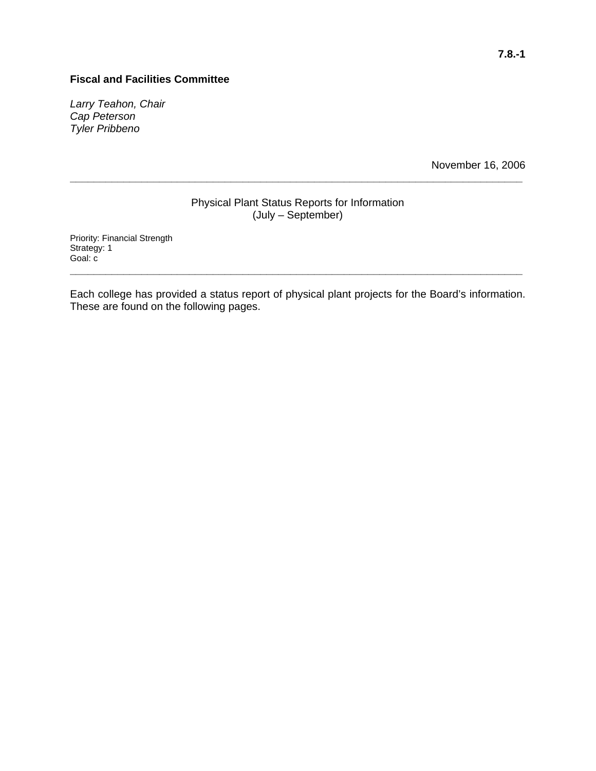**7.8.-1**

**Fiscal and Facilities Committee**

*Larry Teahon, Chair*
*Cap Peterson*
*Tyler Pribbeno*

November 16, 2006

---

Physical Plant Status Reports for Information
(July – September)

Priority: Financial Strength
Strategy: 1
Goal: c

---

Each college has provided a status report of physical plant projects for the Board's information. These are found on the following pages.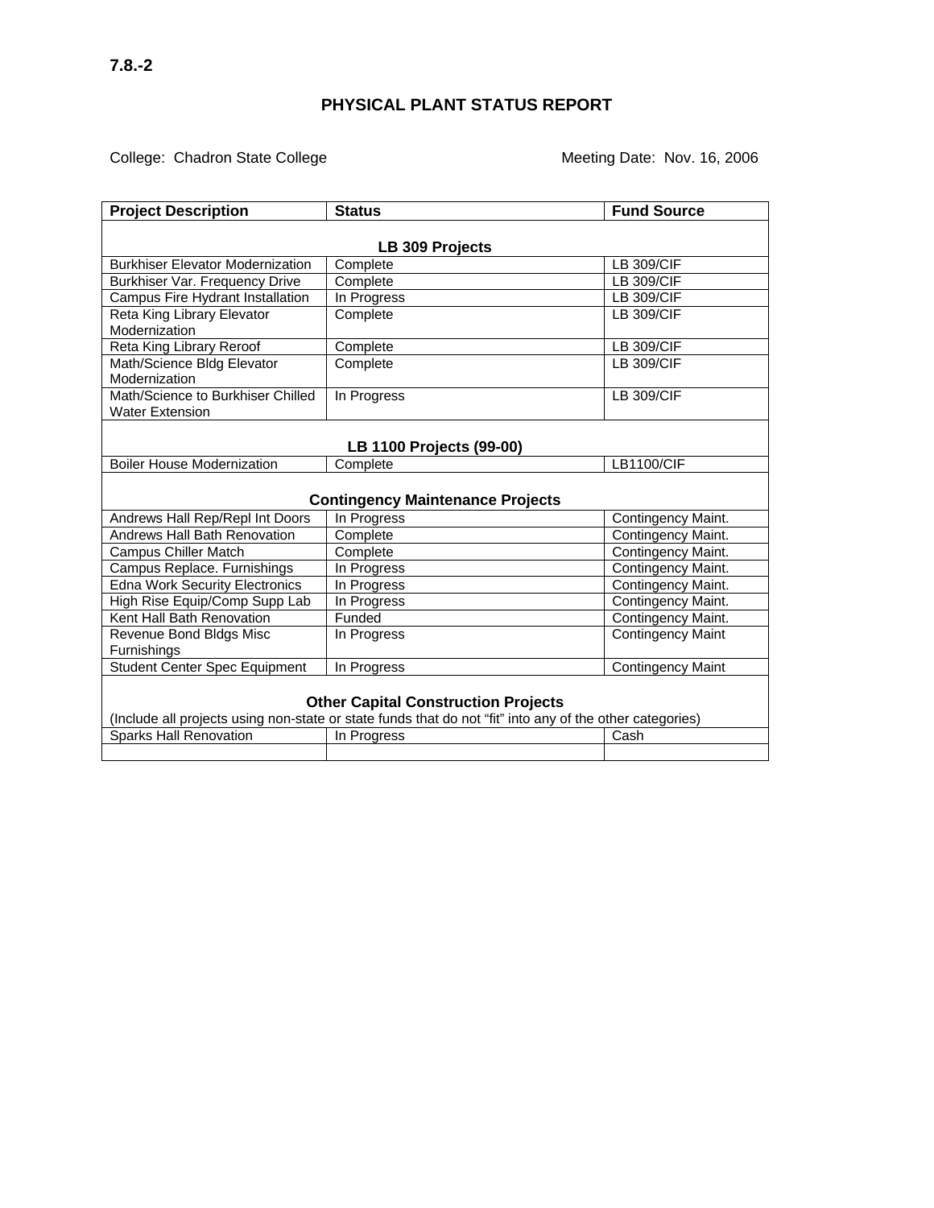7.8.-2

# PHYSICAL PLANT STATUS REPORT

College: Chadron State College

Meeting Date: Nov. 16, 2006

| Project Description | Status | Fund Source |
|---|---|---|
| **LB 309 Projects** | | |
| Burkhiser Elevator Modernization | Complete | LB 309/CIF |
| Burkhiser Var. Frequency Drive | Complete | LB 309/CIF |
| Campus Fire Hydrant Installation | In Progress | LB 309/CIF |
| Reta King Library Elevator Modernization | Complete | LB 309/CIF |
| Reta King Library Reroof | Complete | LB 309/CIF |
| Math/Science Bldg Elevator Modernization | Complete | LB 309/CIF |
| Math/Science to Burkhiser Chilled Water Extension | In Progress | LB 309/CIF |
| **LB 1100 Projects (99-00)** | | |
| Boiler House Modernization | Complete | LB1100/CIF |
| **Contingency Maintenance Projects** | | |
| Andrews Hall Rep/Repl Int Doors | In Progress | Contingency Maint. |
| Andrews Hall Bath Renovation | Complete | Contingency Maint. |
| Campus Chiller Match | Complete | Contingency Maint. |
| Campus Replace. Furnishings | In Progress | Contingency Maint. |
| Edna Work Security Electronics | In Progress | Contingency Maint. |
| High Rise Equip/Comp Supp Lab | In Progress | Contingency Maint. |
| Kent Hall Bath Renovation | Funded | Contingency Maint. |
| Revenue Bond Bldgs Misc Furnishings | In Progress | Contingency Maint |
| Student Center Spec Equipment | In Progress | Contingency Maint |
| **Other Capital Construction Projects** (Include all projects using non-state or state funds that do not "fit" into any of the other categories) | | |
| Sparks Hall Renovation | In Progress | Cash |
| | | |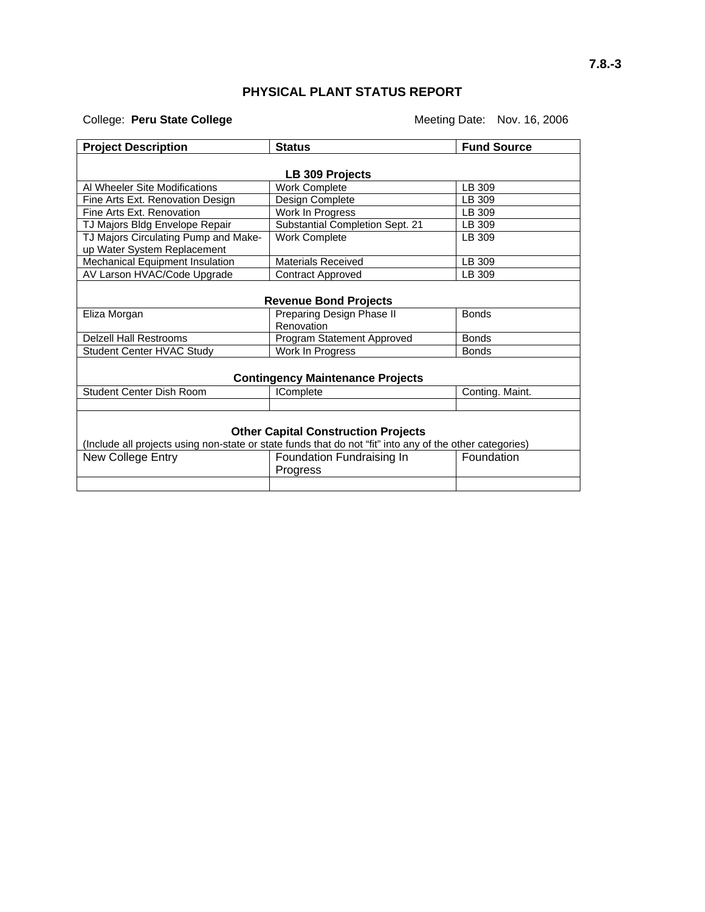# PHYSICAL PLANT STATUS REPORT

College: **Peru State College** Meeting Date: Nov. 16, 2006

| Project Description | Status | Fund Source |
|---|---|---|
| **LB 309 Projects** | | |
| Al Wheeler Site Modifications | Work Complete | LB 309 |
| Fine Arts Ext. Renovation Design | Design Complete | LB 309 |
| Fine Arts Ext. Renovation | Work In Progress | LB 309 |
| TJ Majors Bldg Envelope Repair | Substantial Completion Sept. 21 | LB 309 |
| TJ Majors Circulating Pump and Make-up Water System Replacement | Work Complete | LB 309 |
| Mechanical Equipment Insulation | Materials Received | LB 309 |
| AV Larson HVAC/Code Upgrade | Contract Approved | LB 309 |
| **Revenue Bond Projects** | | |
| Eliza Morgan | Preparing Design Phase II Renovation | Bonds |
| Delzell Hall Restrooms | Program Statement Approved | Bonds |
| Student Center HVAC Study | Work In Progress | Bonds |
| **Contingency Maintenance Projects** | | |
| Student Center Dish Room | IComplete | Conting. Maint. |
| | | |
| **Other Capital Construction Projects** (Include all projects using non-state or state funds that do not "fit" into any of the other categories) | | |
| New College Entry | Foundation Fundraising In Progress | Foundation |
| | | |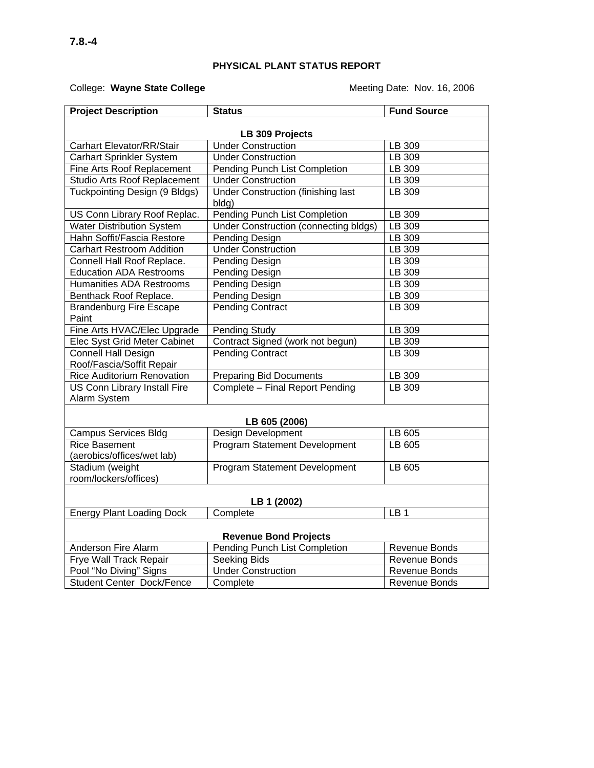7.8.-4

# PHYSICAL PLANT STATUS REPORT

College: **Wayne State College** Meeting Date: Nov. 16, 2006

| Project Description | Status | Fund Source |
|---|---|---|
| **LB 309 Projects** | | |
| Carhart Elevator/RR/Stair | Under Construction | LB 309 |
| Carhart Sprinkler System | Under Construction | LB 309 |
| Fine Arts Roof Replacement | Pending Punch List Completion | LB 309 |
| Studio Arts Roof Replacement | Under Construction | LB 309 |
| Tuckpointing Design (9 Bldgs) | Under Construction (finishing last bldg) | LB 309 |
| US Conn Library Roof Replac. | Pending Punch List Completion | LB 309 |
| Water Distribution System | Under Construction (connecting bldgs) | LB 309 |
| Hahn Soffit/Fascia Restore | Pending Design | LB 309 |
| Carhart Restroom Addition | Under Construction | LB 309 |
| Connell Hall Roof Replace. | Pending Design | LB 309 |
| Education ADA Restrooms | Pending Design | LB 309 |
| Humanities ADA Restrooms | Pending Design | LB 309 |
| Benthack Roof Replace. | Pending Design | LB 309 |
| Brandenburg Fire Escape Paint | Pending Contract | LB 309 |
| Fine Arts HVAC/Elec Upgrade | Pending Study | LB 309 |
| Elec Syst Grid Meter Cabinet | Contract Signed (work not begun) | LB 309 |
| Connell Hall Design Roof/Fascia/Soffit Repair | Pending Contract | LB 309 |
| Rice Auditorium Renovation | Preparing Bid Documents | LB 309 |
| US Conn Library Install Fire Alarm System | Complete – Final Report Pending | LB 309 |
| **LB 605 (2006)** | | |
| Campus Services Bldg | Design Development | LB 605 |
| Rice Basement (aerobics/offices/wet lab) | Program Statement Development | LB 605 |
| Stadium (weight room/lockers/offices) | Program Statement Development | LB 605 |
| **LB 1 (2002)** | | |
| Energy Plant Loading Dock | Complete | LB 1 |
| **Revenue Bond Projects** | | |
| Anderson Fire Alarm | Pending Punch List Completion | Revenue Bonds |
| Frye Wall Track Repair | Seeking Bids | Revenue Bonds |
| Pool "No Diving" Signs | Under Construction | Revenue Bonds |
| Student Center Dock/Fence | Complete | Revenue Bonds |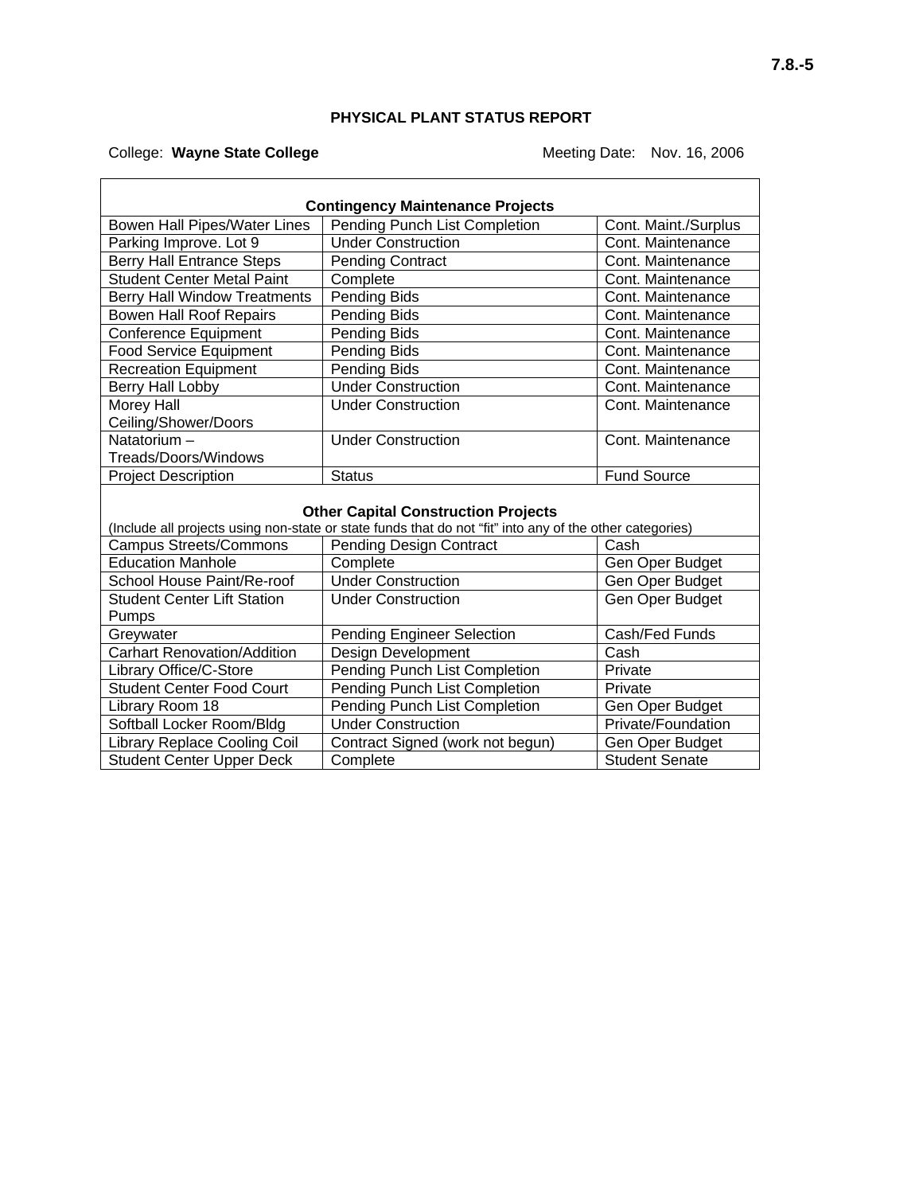7.8.-5

## PHYSICAL PLANT STATUS REPORT

College: **Wayne State College** Meeting Date: Nov. 16, 2006

| | | |
|---|---|---|
| **Contingency Maintenance Projects** | | |
| Bowen Hall Pipes/Water Lines | Pending Punch List Completion | Cont. Maint./Surplus |
| Parking Improve. Lot 9 | Under Construction | Cont. Maintenance |
| Berry Hall Entrance Steps | Pending Contract | Cont. Maintenance |
| Student Center Metal Paint | Complete | Cont. Maintenance |
| Berry Hall Window Treatments | Pending Bids | Cont. Maintenance |
| Bowen Hall Roof Repairs | Pending Bids | Cont. Maintenance |
| Conference Equipment | Pending Bids | Cont. Maintenance |
| Food Service Equipment | Pending Bids | Cont. Maintenance |
| Recreation Equipment | Pending Bids | Cont. Maintenance |
| Berry Hall Lobby | Under Construction | Cont. Maintenance |
| Morey Hall Ceiling/Shower/Doors | Under Construction | Cont. Maintenance |
| Natatorium – Treads/Doors/Windows | Under Construction | Cont. Maintenance |
| Project Description | Status | Fund Source |
| **Other Capital Construction Projects** (Include all projects using non-state or state funds that do not "fit" into any of the other categories) | | |
| Campus Streets/Commons | Pending Design Contract | Cash |
| Education Manhole | Complete | Gen Oper Budget |
| School House Paint/Re-roof | Under Construction | Gen Oper Budget |
| Student Center Lift Station Pumps | Under Construction | Gen Oper Budget |
| Greywater | Pending Engineer Selection | Cash/Fed Funds |
| Carhart Renovation/Addition | Design Development | Cash |
| Library Office/C-Store | Pending Punch List Completion | Private |
| Student Center Food Court | Pending Punch List Completion | Private |
| Library Room 18 | Pending Punch List Completion | Gen Oper Budget |
| Softball Locker Room/Bldg | Under Construction | Private/Foundation |
| Library Replace Cooling Coil | Contract Signed (work not begun) | Gen Oper Budget |
| Student Center Upper Deck | Complete | Student Senate |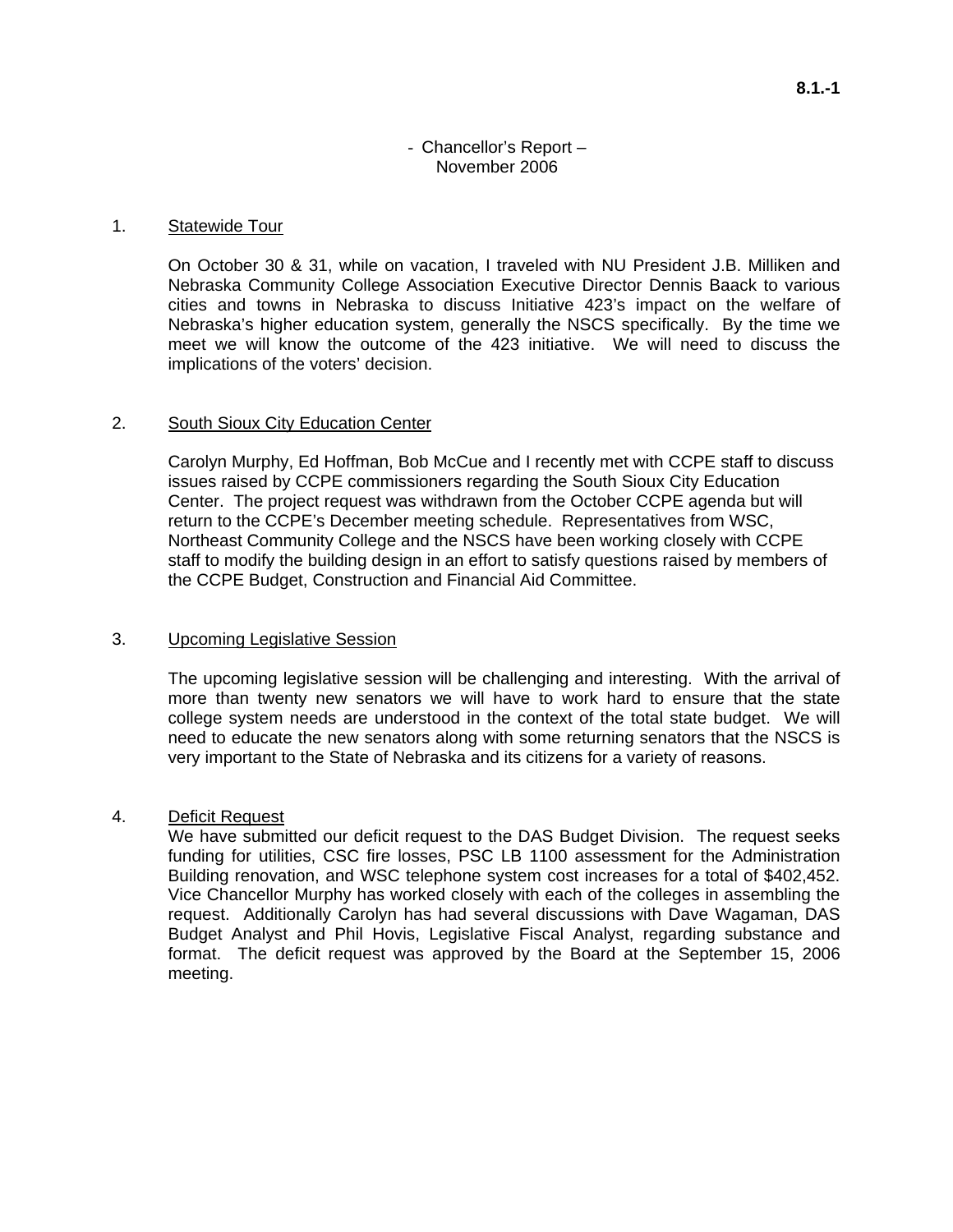**8.1.-1**

- Chancellor's Report –
November 2006

1. <u>Statewide Tour</u>

   On October 30 & 31, while on vacation, I traveled with NU President J.B. Milliken and Nebraska Community College Association Executive Director Dennis Baack to various cities and towns in Nebraska to discuss Initiative 423's impact on the welfare of Nebraska's higher education system, generally the NSCS specifically. By the time we meet we will know the outcome of the 423 initiative. We will need to discuss the implications of the voters' decision.

2. <u>South Sioux City Education Center</u>

   Carolyn Murphy, Ed Hoffman, Bob McCue and I recently met with CCPE staff to discuss issues raised by CCPE commissioners regarding the South Sioux City Education Center. The project request was withdrawn from the October CCPE agenda but will return to the CCPE's December meeting schedule. Representatives from WSC, Northeast Community College and the NSCS have been working closely with CCPE staff to modify the building design in an effort to satisfy questions raised by members of the CCPE Budget, Construction and Financial Aid Committee.

3. <u>Upcoming Legislative Session</u>

   The upcoming legislative session will be challenging and interesting. With the arrival of more than twenty new senators we will have to work hard to ensure that the state college system needs are understood in the context of the total state budget. We will need to educate the new senators along with some returning senators that the NSCS is very important to the State of Nebraska and its citizens for a variety of reasons.

4. <u>Deficit Request</u>

   We have submitted our deficit request to the DAS Budget Division. The request seeks funding for utilities, CSC fire losses, PSC LB 1100 assessment for the Administration Building renovation, and WSC telephone system cost increases for a total of $402,452. Vice Chancellor Murphy has worked closely with each of the colleges in assembling the request. Additionally Carolyn has had several discussions with Dave Wagaman, DAS Budget Analyst and Phil Hovis, Legislative Fiscal Analyst, regarding substance and format. The deficit request was approved by the Board at the September 15, 2006 meeting.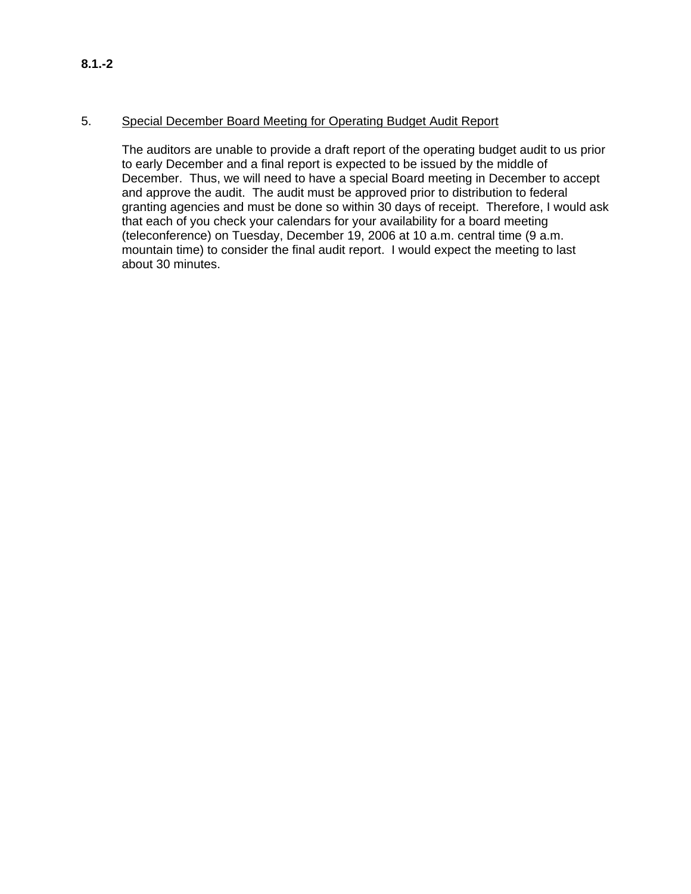**8.1.-2**

5. <u>Special December Board Meeting for Operating Budget Audit Report</u>

   The auditors are unable to provide a draft report of the operating budget audit to us prior to early December and a final report is expected to be issued by the middle of December. Thus, we will need to have a special Board meeting in December to accept and approve the audit. The audit must be approved prior to distribution to federal granting agencies and must be done so within 30 days of receipt. Therefore, I would ask that each of you check your calendars for your availability for a board meeting (teleconference) on Tuesday, December 19, 2006 at 10 a.m. central time (9 a.m. mountain time) to consider the final audit report. I would expect the meeting to last about 30 minutes.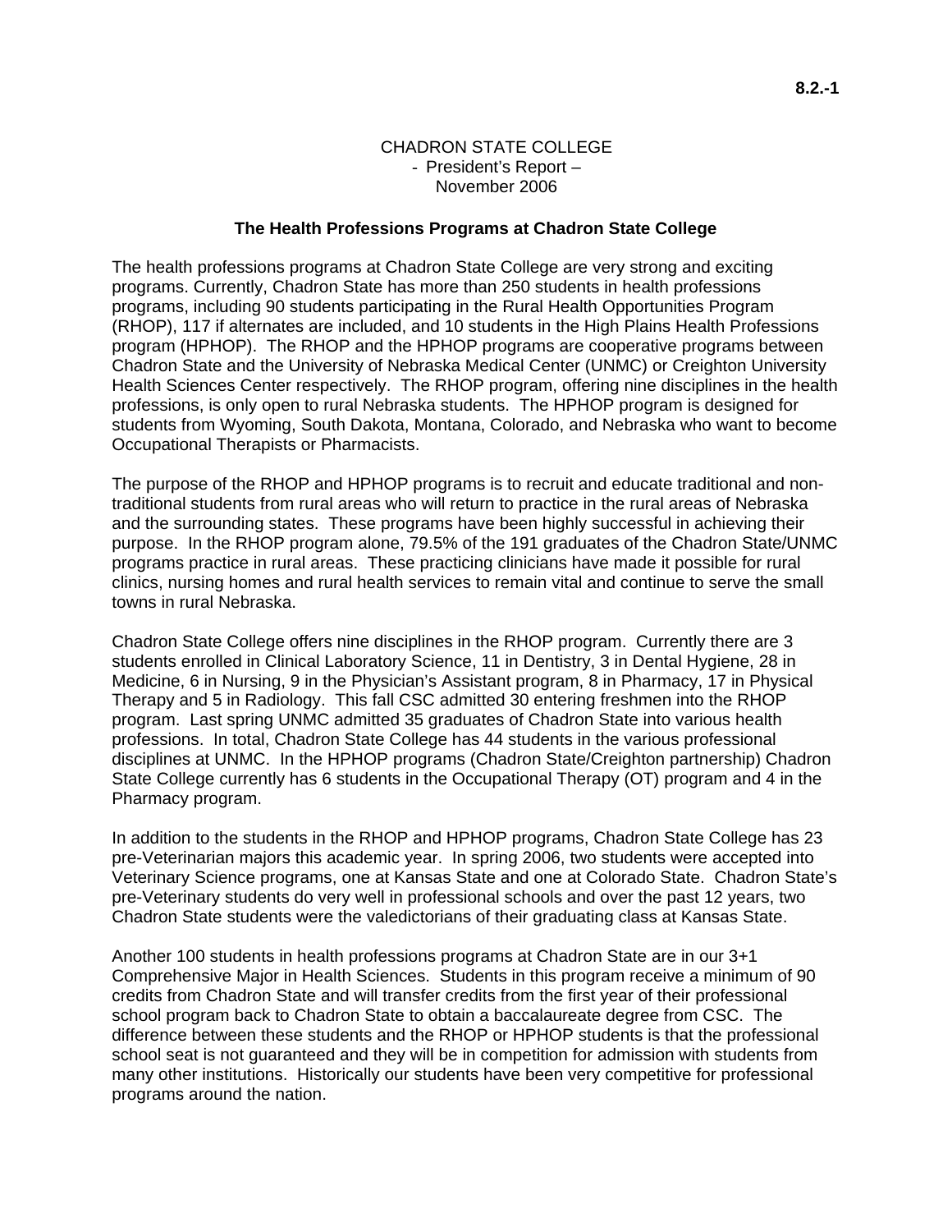**8.2.-1**

CHADRON STATE COLLEGE
- President's Report –
November 2006

### The Health Professions Programs at Chadron State College

The health professions programs at Chadron State College are very strong and exciting programs. Currently, Chadron State has more than 250 students in health professions programs, including 90 students participating in the Rural Health Opportunities Program (RHOP), 117 if alternates are included, and 10 students in the High Plains Health Professions program (HPHOP). The RHOP and the HPHOP programs are cooperative programs between Chadron State and the University of Nebraska Medical Center (UNMC) or Creighton University Health Sciences Center respectively. The RHOP program, offering nine disciplines in the health professions, is only open to rural Nebraska students. The HPHOP program is designed for students from Wyoming, South Dakota, Montana, Colorado, and Nebraska who want to become Occupational Therapists or Pharmacists.

The purpose of the RHOP and HPHOP programs is to recruit and educate traditional and non-traditional students from rural areas who will return to practice in the rural areas of Nebraska and the surrounding states. These programs have been highly successful in achieving their purpose. In the RHOP program alone, 79.5% of the 191 graduates of the Chadron State/UNMC programs practice in rural areas. These practicing clinicians have made it possible for rural clinics, nursing homes and rural health services to remain vital and continue to serve the small towns in rural Nebraska.

Chadron State College offers nine disciplines in the RHOP program. Currently there are 3 students enrolled in Clinical Laboratory Science, 11 in Dentistry, 3 in Dental Hygiene, 28 in Medicine, 6 in Nursing, 9 in the Physician's Assistant program, 8 in Pharmacy, 17 in Physical Therapy and 5 in Radiology. This fall CSC admitted 30 entering freshmen into the RHOP program. Last spring UNMC admitted 35 graduates of Chadron State into various health professions. In total, Chadron State College has 44 students in the various professional disciplines at UNMC. In the HPHOP programs (Chadron State/Creighton partnership) Chadron State College currently has 6 students in the Occupational Therapy (OT) program and 4 in the Pharmacy program.

In addition to the students in the RHOP and HPHOP programs, Chadron State College has 23 pre-Veterinarian majors this academic year. In spring 2006, two students were accepted into Veterinary Science programs, one at Kansas State and one at Colorado State. Chadron State's pre-Veterinary students do very well in professional schools and over the past 12 years, two Chadron State students were the valedictorians of their graduating class at Kansas State.

Another 100 students in health professions programs at Chadron State are in our 3+1 Comprehensive Major in Health Sciences. Students in this program receive a minimum of 90 credits from Chadron State and will transfer credits from the first year of their professional school program back to Chadron State to obtain a baccalaureate degree from CSC. The difference between these students and the RHOP or HPHOP students is that the professional school seat is not guaranteed and they will be in competition for admission with students from many other institutions. Historically our students have been very competitive for professional programs around the nation.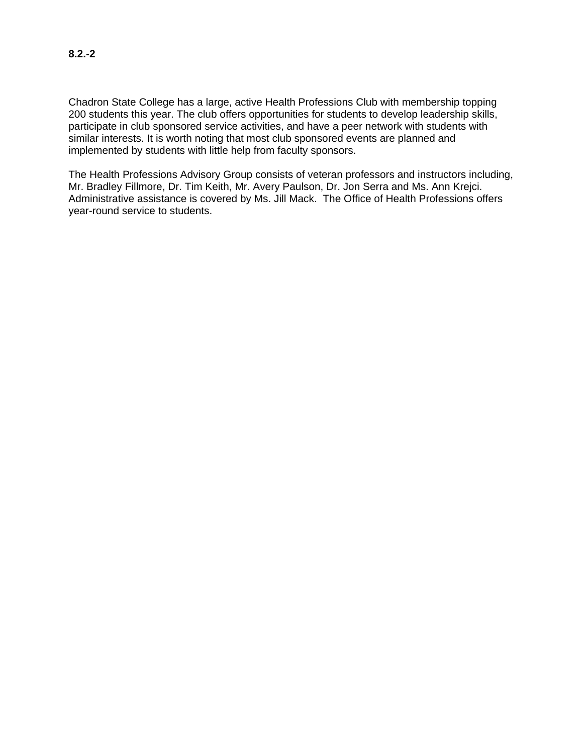**8.2.-2**

Chadron State College has a large, active Health Professions Club with membership topping 200 students this year. The club offers opportunities for students to develop leadership skills, participate in club sponsored service activities, and have a peer network with students with similar interests. It is worth noting that most club sponsored events are planned and implemented by students with little help from faculty sponsors.

The Health Professions Advisory Group consists of veteran professors and instructors including, Mr. Bradley Fillmore, Dr. Tim Keith, Mr. Avery Paulson, Dr. Jon Serra and Ms. Ann Krejci. Administrative assistance is covered by Ms. Jill Mack. The Office of Health Professions offers year-round service to students.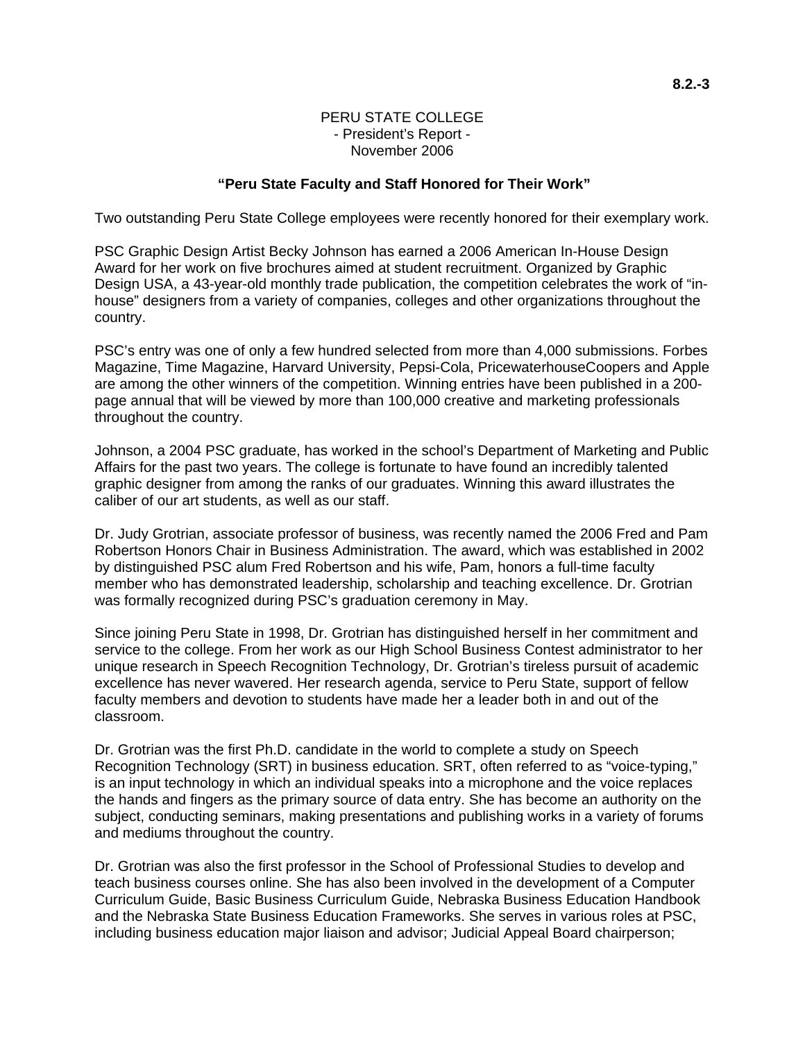8.2.-3

PERU STATE COLLEGE
- President's Report -
November 2006

**"Peru State Faculty and Staff Honored for Their Work"**

Two outstanding Peru State College employees were recently honored for their exemplary work.

PSC Graphic Design Artist Becky Johnson has earned a 2006 American In-House Design Award for her work on five brochures aimed at student recruitment. Organized by Graphic Design USA, a 43-year-old monthly trade publication, the competition celebrates the work of "in-house" designers from a variety of companies, colleges and other organizations throughout the country.

PSC's entry was one of only a few hundred selected from more than 4,000 submissions. Forbes Magazine, Time Magazine, Harvard University, Pepsi-Cola, PricewaterhouseCoopers and Apple are among the other winners of the competition. Winning entries have been published in a 200-page annual that will be viewed by more than 100,000 creative and marketing professionals throughout the country.

Johnson, a 2004 PSC graduate, has worked in the school's Department of Marketing and Public Affairs for the past two years. The college is fortunate to have found an incredibly talented graphic designer from among the ranks of our graduates. Winning this award illustrates the caliber of our art students, as well as our staff.

Dr. Judy Grotrian, associate professor of business, was recently named the 2006 Fred and Pam Robertson Honors Chair in Business Administration. The award, which was established in 2002 by distinguished PSC alum Fred Robertson and his wife, Pam, honors a full-time faculty member who has demonstrated leadership, scholarship and teaching excellence. Dr. Grotrian was formally recognized during PSC's graduation ceremony in May.

Since joining Peru State in 1998, Dr. Grotrian has distinguished herself in her commitment and service to the college. From her work as our High School Business Contest administrator to her unique research in Speech Recognition Technology, Dr. Grotrian's tireless pursuit of academic excellence has never wavered. Her research agenda, service to Peru State, support of fellow faculty members and devotion to students have made her a leader both in and out of the classroom.

Dr. Grotrian was the first Ph.D. candidate in the world to complete a study on Speech Recognition Technology (SRT) in business education. SRT, often referred to as "voice-typing," is an input technology in which an individual speaks into a microphone and the voice replaces the hands and fingers as the primary source of data entry. She has become an authority on the subject, conducting seminars, making presentations and publishing works in a variety of forums and mediums throughout the country.

Dr. Grotrian was also the first professor in the School of Professional Studies to develop and teach business courses online. She has also been involved in the development of a Computer Curriculum Guide, Basic Business Curriculum Guide, Nebraska Business Education Handbook and the Nebraska State Business Education Frameworks. She serves in various roles at PSC, including business education major liaison and advisor; Judicial Appeal Board chairperson;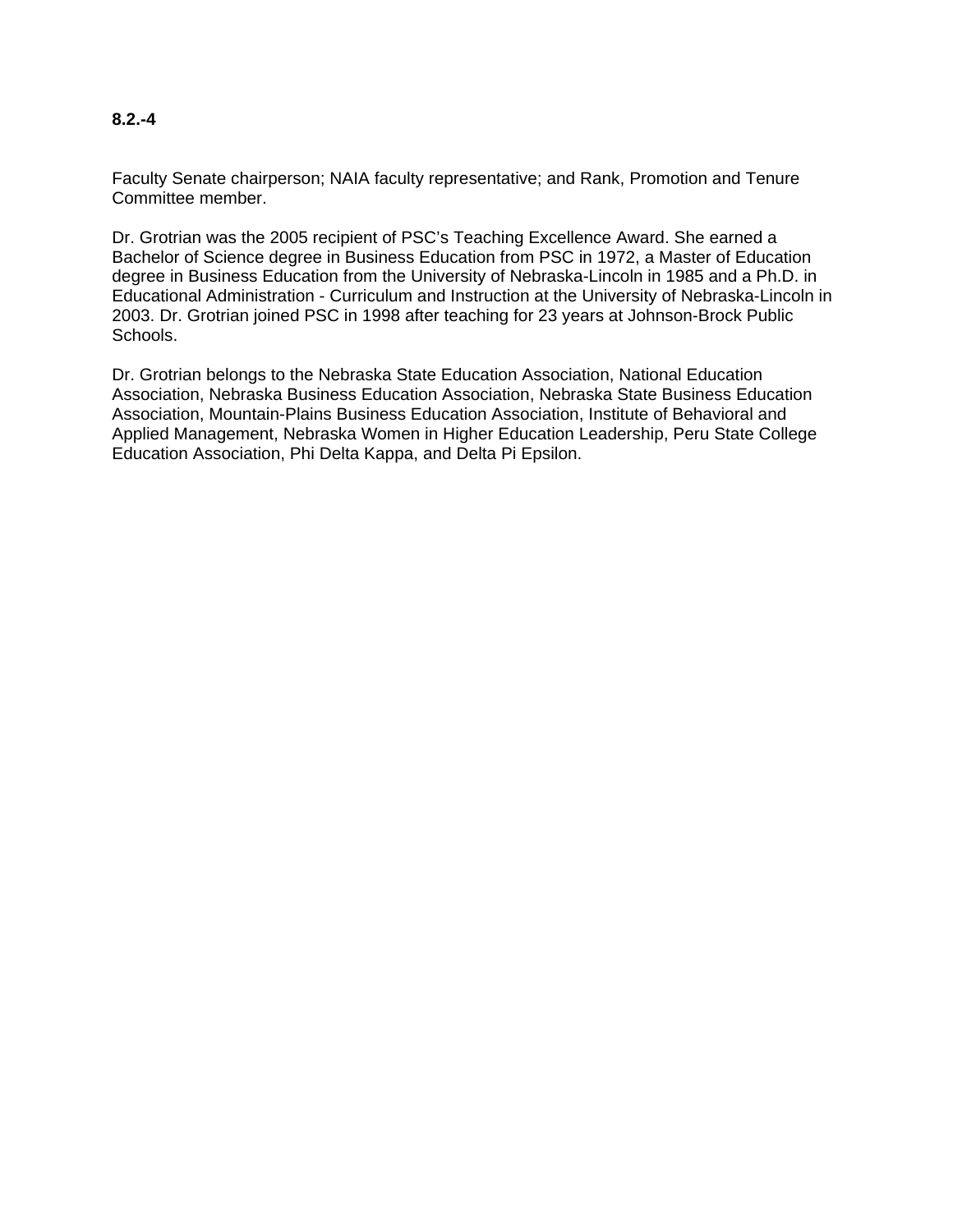**8.2.-4**

Faculty Senate chairperson; NAIA faculty representative; and Rank, Promotion and Tenure Committee member.

Dr. Grotrian was the 2005 recipient of PSC's Teaching Excellence Award. She earned a Bachelor of Science degree in Business Education from PSC in 1972, a Master of Education degree in Business Education from the University of Nebraska-Lincoln in 1985 and a Ph.D. in Educational Administration - Curriculum and Instruction at the University of Nebraska-Lincoln in 2003. Dr. Grotrian joined PSC in 1998 after teaching for 23 years at Johnson-Brock Public Schools.

Dr. Grotrian belongs to the Nebraska State Education Association, National Education Association, Nebraska Business Education Association, Nebraska State Business Education Association, Mountain-Plains Business Education Association, Institute of Behavioral and Applied Management, Nebraska Women in Higher Education Leadership, Peru State College Education Association, Phi Delta Kappa, and Delta Pi Epsilon.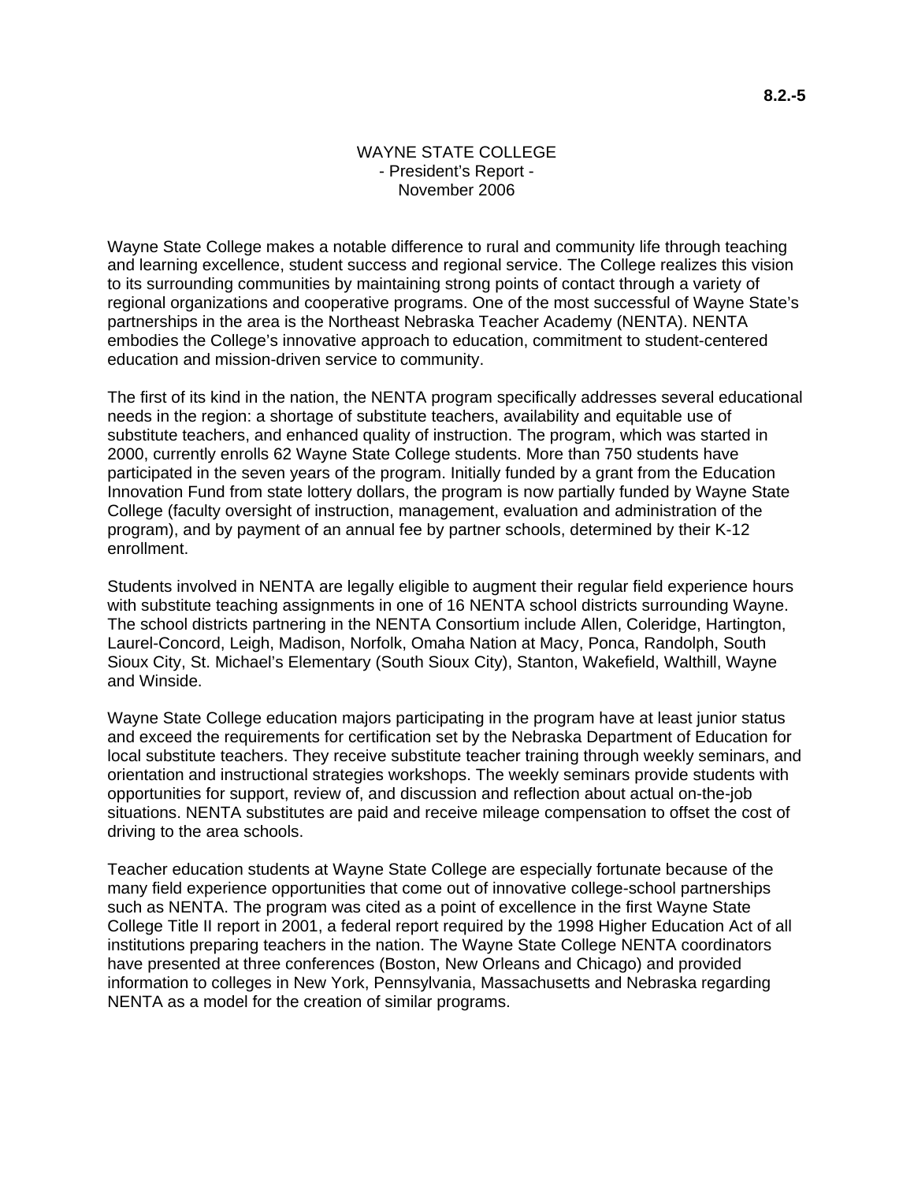WAYNE STATE COLLEGE
- President's Report -
November 2006

Wayne State College makes a notable difference to rural and community life through teaching and learning excellence, student success and regional service. The College realizes this vision to its surrounding communities by maintaining strong points of contact through a variety of regional organizations and cooperative programs. One of the most successful of Wayne State's partnerships in the area is the Northeast Nebraska Teacher Academy (NENTA). NENTA embodies the College's innovative approach to education, commitment to student-centered education and mission-driven service to community.

The first of its kind in the nation, the NENTA program specifically addresses several educational needs in the region: a shortage of substitute teachers, availability and equitable use of substitute teachers, and enhanced quality of instruction. The program, which was started in 2000, currently enrolls 62 Wayne State College students. More than 750 students have participated in the seven years of the program. Initially funded by a grant from the Education Innovation Fund from state lottery dollars, the program is now partially funded by Wayne State College (faculty oversight of instruction, management, evaluation and administration of the program), and by payment of an annual fee by partner schools, determined by their K-12 enrollment.

Students involved in NENTA are legally eligible to augment their regular field experience hours with substitute teaching assignments in one of 16 NENTA school districts surrounding Wayne. The school districts partnering in the NENTA Consortium include Allen, Coleridge, Hartington, Laurel-Concord, Leigh, Madison, Norfolk, Omaha Nation at Macy, Ponca, Randolph, South Sioux City, St. Michael's Elementary (South Sioux City), Stanton, Wakefield, Walthill, Wayne and Winside.

Wayne State College education majors participating in the program have at least junior status and exceed the requirements for certification set by the Nebraska Department of Education for local substitute teachers. They receive substitute teacher training through weekly seminars, and orientation and instructional strategies workshops. The weekly seminars provide students with opportunities for support, review of, and discussion and reflection about actual on-the-job situations. NENTA substitutes are paid and receive mileage compensation to offset the cost of driving to the area schools.

Teacher education students at Wayne State College are especially fortunate because of the many field experience opportunities that come out of innovative college-school partnerships such as NENTA. The program was cited as a point of excellence in the first Wayne State College Title II report in 2001, a federal report required by the 1998 Higher Education Act of all institutions preparing teachers in the nation. The Wayne State College NENTA coordinators have presented at three conferences (Boston, New Orleans and Chicago) and provided information to colleges in New York, Pennsylvania, Massachusetts and Nebraska regarding NENTA as a model for the creation of similar programs.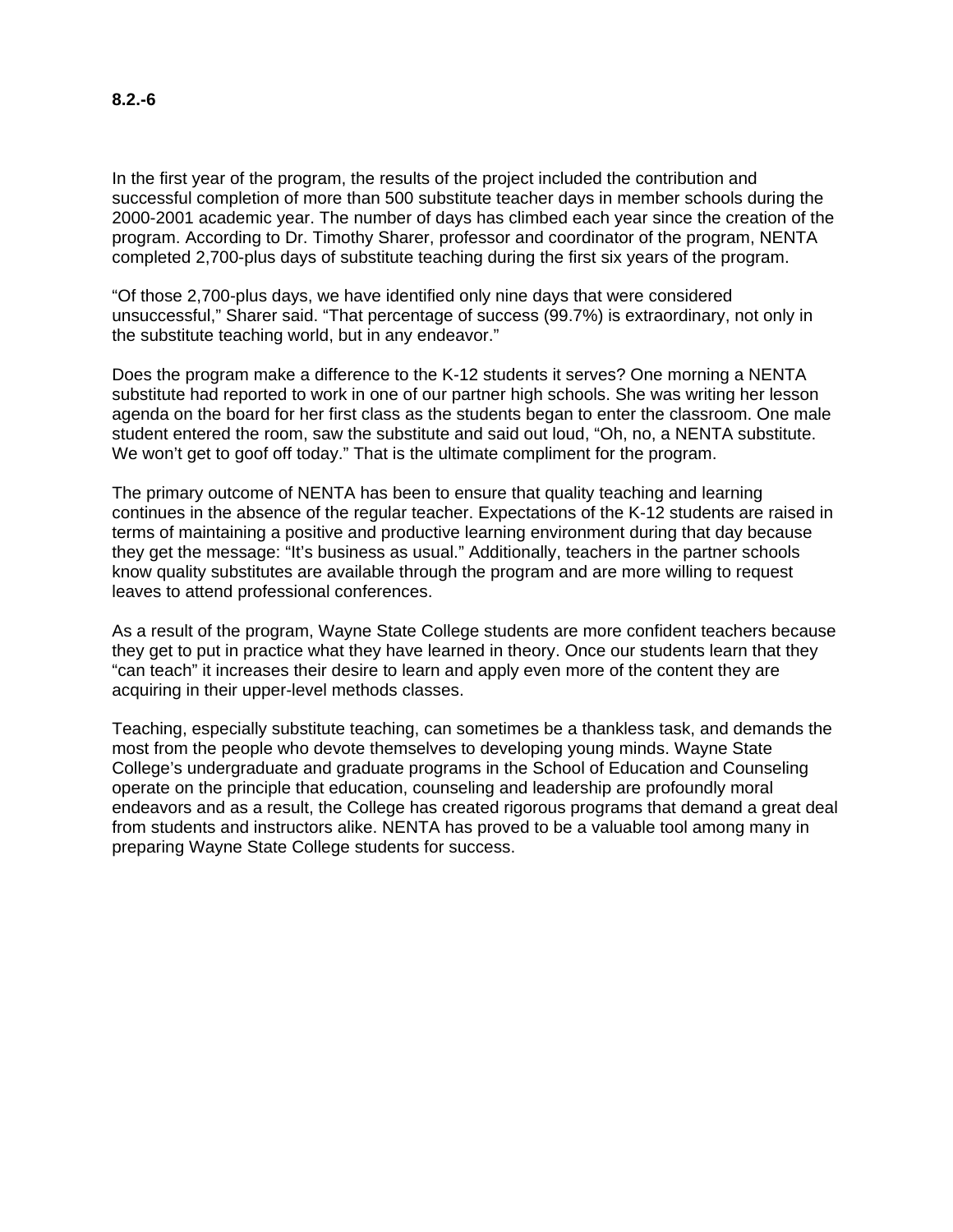**8.2.-6**

In the first year of the program, the results of the project included the contribution and successful completion of more than 500 substitute teacher days in member schools during the 2000-2001 academic year. The number of days has climbed each year since the creation of the program. According to Dr. Timothy Sharer, professor and coordinator of the program, NENTA completed 2,700-plus days of substitute teaching during the first six years of the program.

"Of those 2,700-plus days, we have identified only nine days that were considered unsuccessful," Sharer said. "That percentage of success (99.7%) is extraordinary, not only in the substitute teaching world, but in any endeavor."

Does the program make a difference to the K-12 students it serves? One morning a NENTA substitute had reported to work in one of our partner high schools. She was writing her lesson agenda on the board for her first class as the students began to enter the classroom. One male student entered the room, saw the substitute and said out loud, "Oh, no, a NENTA substitute. We won't get to goof off today." That is the ultimate compliment for the program.

The primary outcome of NENTA has been to ensure that quality teaching and learning continues in the absence of the regular teacher. Expectations of the K-12 students are raised in terms of maintaining a positive and productive learning environment during that day because they get the message: "It's business as usual." Additionally, teachers in the partner schools know quality substitutes are available through the program and are more willing to request leaves to attend professional conferences.

As a result of the program, Wayne State College students are more confident teachers because they get to put in practice what they have learned in theory. Once our students learn that they "can teach" it increases their desire to learn and apply even more of the content they are acquiring in their upper-level methods classes.

Teaching, especially substitute teaching, can sometimes be a thankless task, and demands the most from the people who devote themselves to developing young minds. Wayne State College's undergraduate and graduate programs in the School of Education and Counseling operate on the principle that education, counseling and leadership are profoundly moral endeavors and as a result, the College has created rigorous programs that demand a great deal from students and instructors alike. NENTA has proved to be a valuable tool among many in preparing Wayne State College students for success.